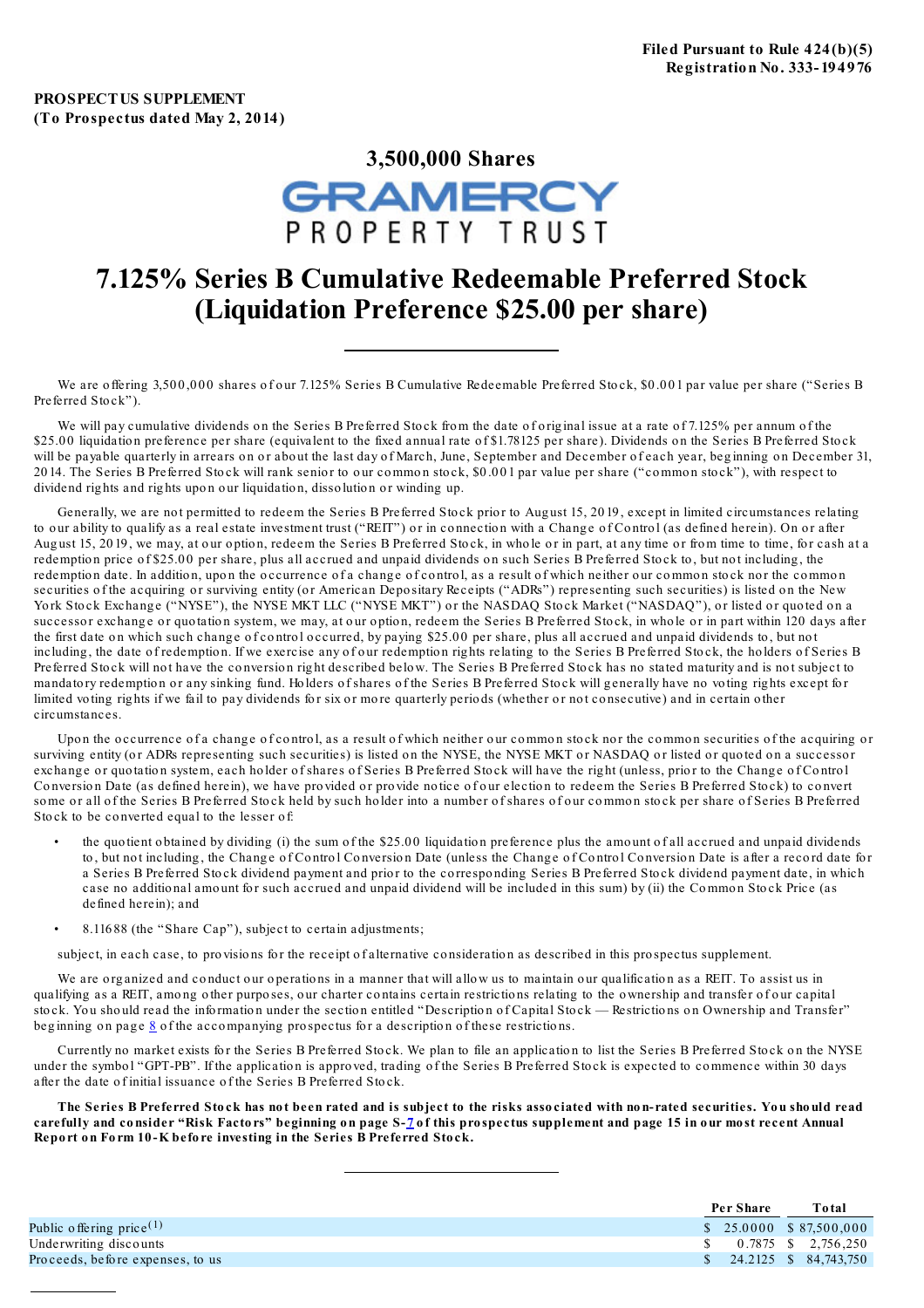**Filed Pursuant to Rule 424(b)(5)**
**Registration No. 333-194976**

**PROSPECTUS SUPPLEMENT**
**(To Prospectus dated May 2, 2014)**

## 3,500,000 Shares

GRAMERCY PROPERTY TRUST

# 7.125% Series B Cumulative Redeemable Preferred Stock (Liquidation Preference $25.00 per share)

We are offering 3,500,000 shares of our 7.125% Series B Cumulative Redeemable Preferred Stock, $0.001 par value per share ("Series B Preferred Stock").

We will pay cumulative dividends on the Series B Preferred Stock from the date of original issue at a rate of 7.125% per annum of the $25.00 liquidation preference per share (equivalent to the fixed annual rate of $1.78125 per share). Dividends on the Series B Preferred Stock will be payable quarterly in arrears on or about the last day of March, June, September and December of each year, beginning on December 31, 2014. The Series B Preferred Stock will rank senior to our common stock, $0.001 par value per share ("common stock"), with respect to dividend rights and rights upon our liquidation, dissolution or winding up.

Generally, we are not permitted to redeem the Series B Preferred Stock prior to August 15, 2019, except in limited circumstances relating to our ability to qualify as a real estate investment trust ("REIT") or in connection with a Change of Control (as defined herein). On or after August 15, 2019, we may, at our option, redeem the Series B Preferred Stock, in whole or in part, at any time or from time to time, for cash at a redemption price of $25.00 per share, plus all accrued and unpaid dividends on such Series B Preferred Stock to, but not including, the redemption date. In addition, upon the occurrence of a change of control, as a result of which neither our common stock nor the common securities of the acquiring or surviving entity (or American Depositary Receipts ("ADRs") representing such securities) is listed on the New York Stock Exchange ("NYSE"), the NYSE MKT LLC ("NYSE MKT") or the NASDAQ Stock Market ("NASDAQ"), or listed or quoted on a successor exchange or quotation system, we may, at our option, redeem the Series B Preferred Stock, in whole or in part within 120 days after the first date on which such change of control occurred, by paying $25.00 per share, plus all accrued and unpaid dividends to, but not including, the date of redemption. If we exercise any of our redemption rights relating to the Series B Preferred Stock, the holders of Series B Preferred Stock will not have the conversion right described below. The Series B Preferred Stock has no stated maturity and is not subject to mandatory redemption or any sinking fund. Holders of shares of the Series B Preferred Stock will generally have no voting rights except for limited voting rights if we fail to pay dividends for six or more quarterly periods (whether or not consecutive) and in certain other circumstances.

Upon the occurrence of a change of control, as a result of which neither our common stock nor the common securities of the acquiring or surviving entity (or ADRs representing such securities) is listed on the NYSE, the NYSE MKT or NASDAQ or listed or quoted on a successor exchange or quotation system, each holder of shares of Series B Preferred Stock will have the right (unless, prior to the Change of Control Conversion Date (as defined herein), we have provided or provide notice of our election to redeem the Series B Preferred Stock) to convert some or all of the Series B Preferred Stock held by such holder into a number of shares of our common stock per share of Series B Preferred Stock to be converted equal to the lesser of:

- the quotient obtained by dividing (i) the sum of the $25.00 liquidation preference plus the amount of all accrued and unpaid dividends to, but not including, the Change of Control Conversion Date (unless the Change of Control Conversion Date is after a record date for a Series B Preferred Stock dividend payment and prior to the corresponding Series B Preferred Stock dividend payment date, in which case no additional amount for such accrued and unpaid dividend will be included in this sum) by (ii) the Common Stock Price (as defined herein); and
- 8.11688 (the "Share Cap"), subject to certain adjustments;

subject, in each case, to provisions for the receipt of alternative consideration as described in this prospectus supplement.

We are organized and conduct our operations in a manner that will allow us to maintain our qualification as a REIT. To assist us in qualifying as a REIT, among other purposes, our charter contains certain restrictions relating to the ownership and transfer of our capital stock. You should read the information under the section entitled "Description of Capital Stock — Restrictions on Ownership and Transfer" beginning on page 8 of the accompanying prospectus for a description of these restrictions.

Currently no market exists for the Series B Preferred Stock. We plan to file an application to list the Series B Preferred Stock on the NYSE under the symbol "GPT-PB". If the application is approved, trading of the Series B Preferred Stock is expected to commence within 30 days after the date of initial issuance of the Series B Preferred Stock.

**The Series B Preferred Stock has not been rated and is subject to the risks associated with non-rated securities. You should read carefully and consider "Risk Factors" beginning on page S-7 of this prospectus supplement and page 15 in our most recent Annual Report on Form 10-K before investing in the Series B Preferred Stock.**

| | Per Share | Total |
|---|---|---|
| Public offering price[(1)] | $ 25.0000 | $ 87,500,000 |
| Underwriting discounts | $ 0.7875 | $ 2,756,250 |
| Proceeds, before expenses, to us | $ 24.2125 | $ 84,743,750 |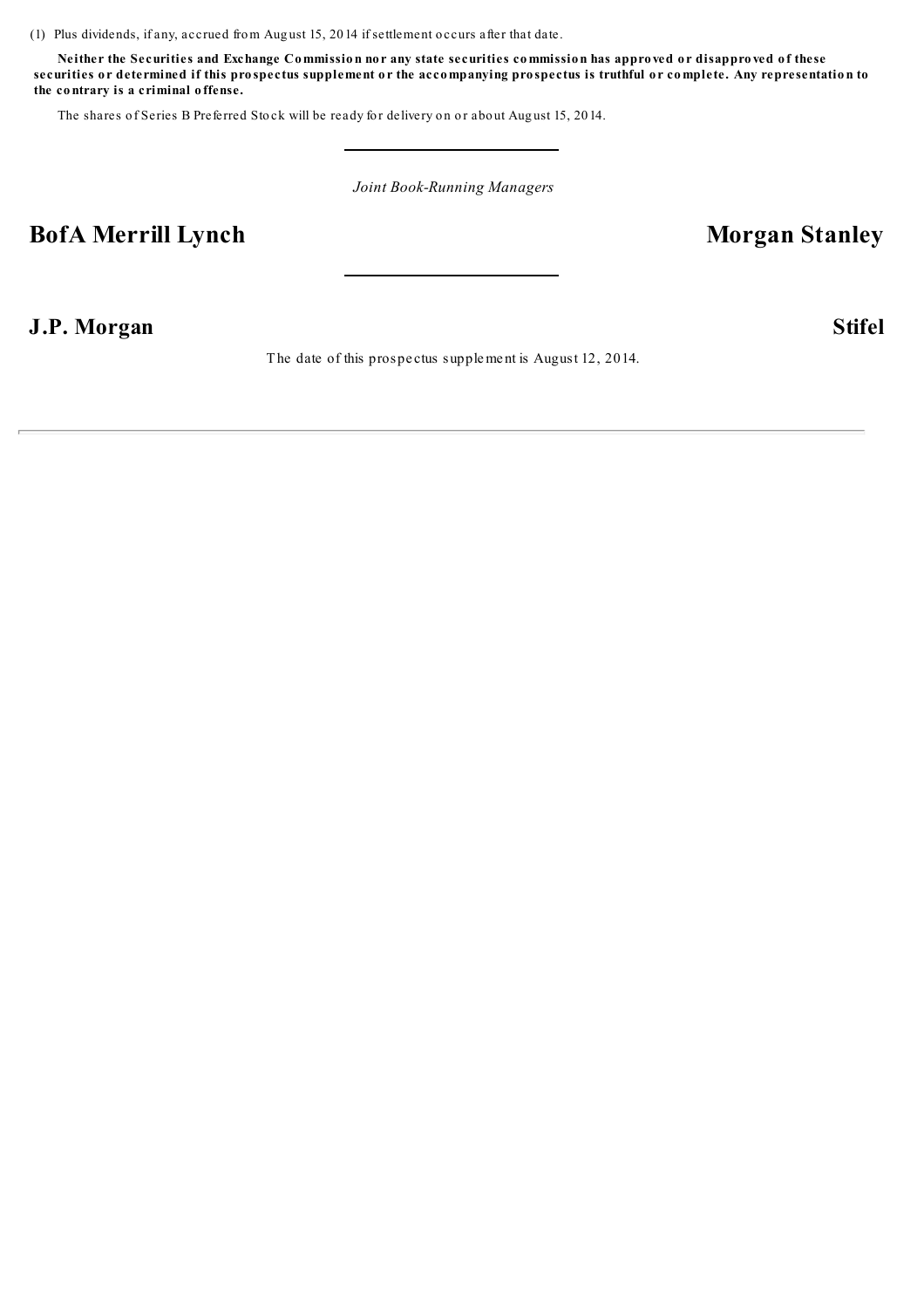(1) Plus dividends, if any, accrued from August 15, 2014 if settlement occurs after that date.

**Neither the Securities and Exchange Commission nor any state securities commission has approved or disapproved of these securities or determined if this prospectus supplement or the accompanying prospectus is truthful or complete. Any representation to the contrary is a criminal offense.**

The shares of Series B Preferred Stock will be ready for delivery on or about August 15, 2014.

---

*Joint Book-Running Managers*

**BofA Merrill Lynch** **Morgan Stanley**

---

**J.P. Morgan** **Stifel**

The date of this prospectus supplement is August 12, 2014.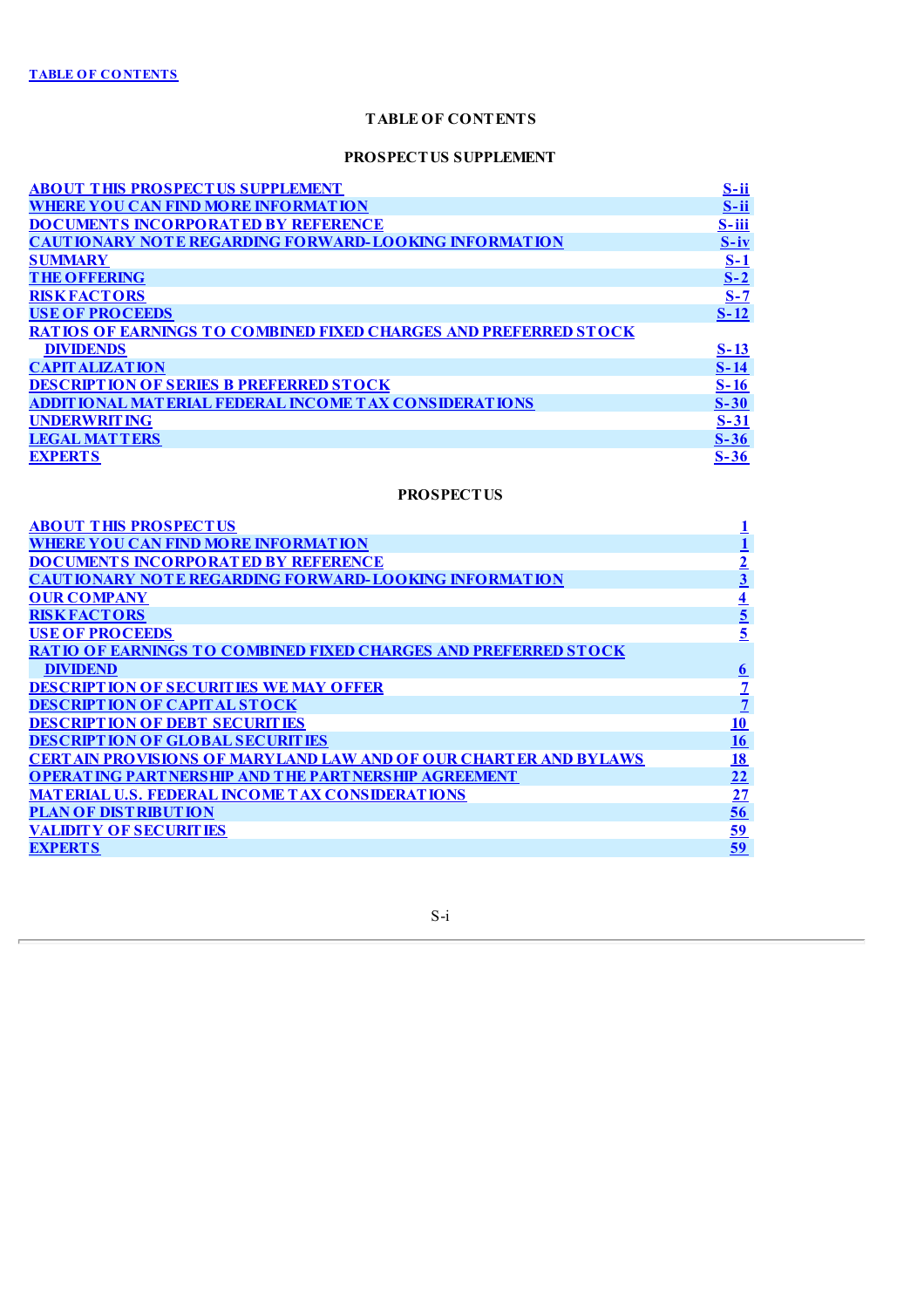TABLE OF CONTENTS

## TABLE OF CONTENTS

### PROSPECTUS SUPPLEMENT

| | |
|---|---|
| ABOUT THIS PROSPECTUS SUPPLEMENT | S-ii |
| WHERE YOU CAN FIND MORE INFORMATION | S-ii |
| DOCUMENTS INCORPORATED BY REFERENCE | S-iii |
| CAUTIONARY NOTE REGARDING FORWARD-LOOKING INFORMATION | S-iv |
| SUMMARY | S-1 |
| THE OFFERING | S-2 |
| RISK FACTORS | S-7 |
| USE OF PROCEEDS | S-12 |
| RATIOS OF EARNINGS TO COMBINED FIXED CHARGES AND PREFERRED STOCK DIVIDENDS | S-13 |
| CAPITALIZATION | S-14 |
| DESCRIPTION OF SERIES B PREFERRED STOCK | S-16 |
| ADDITIONAL MATERIAL FEDERAL INCOME TAX CONSIDERATIONS | S-30 |
| UNDERWRITING | S-31 |
| LEGAL MATTERS | S-36 |
| EXPERTS | S-36 |

### PROSPECTUS

| | |
|---|---|
| ABOUT THIS PROSPECTUS | 1 |
| WHERE YOU CAN FIND MORE INFORMATION | 1 |
| DOCUMENTS INCORPORATED BY REFERENCE | 2 |
| CAUTIONARY NOTE REGARDING FORWARD-LOOKING INFORMATION | 3 |
| OUR COMPANY | 4 |
| RISK FACTORS | 5 |
| USE OF PROCEEDS | 5 |
| RATIO OF EARNINGS TO COMBINED FIXED CHARGES AND PREFERRED STOCK DIVIDEND | 6 |
| DESCRIPTION OF SECURITIES WE MAY OFFER | 7 |
| DESCRIPTION OF CAPITAL STOCK | 7 |
| DESCRIPTION OF DEBT SECURITIES | 10 |
| DESCRIPTION OF GLOBAL SECURITIES | 16 |
| CERTAIN PROVISIONS OF MARYLAND LAW AND OF OUR CHARTER AND BYLAWS | 18 |
| OPERATING PARTNERSHIP AND THE PARTNERSHIP AGREEMENT | 22 |
| MATERIAL U.S. FEDERAL INCOME TAX CONSIDERATIONS | 27 |
| PLAN OF DISTRIBUTION | 56 |
| VALIDITY OF SECURITIES | 59 |
| EXPERTS | 59 |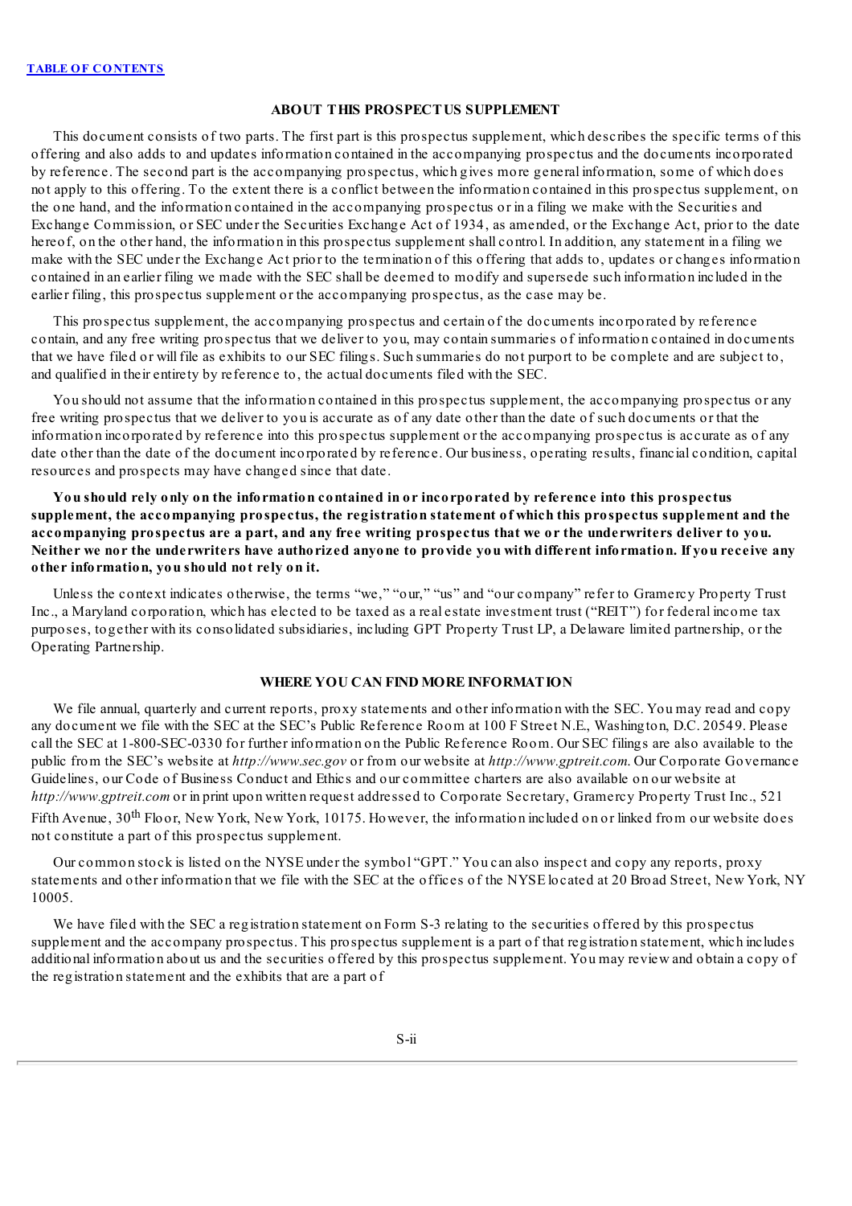## ABOUT THIS PROSPECTUS SUPPLEMENT

This document consists of two parts. The first part is this prospectus supplement, which describes the specific terms of this offering and also adds to and updates information contained in the accompanying prospectus and the documents incorporated by reference. The second part is the accompanying prospectus, which gives more general information, some of which does not apply to this offering. To the extent there is a conflict between the information contained in this prospectus supplement, on the one hand, and the information contained in the accompanying prospectus or in a filing we make with the Securities and Exchange Commission, or SEC under the Securities Exchange Act of 1934, as amended, or the Exchange Act, prior to the date hereof, on the other hand, the information in this prospectus supplement shall control. In addition, any statement in a filing we make with the SEC under the Exchange Act prior to the termination of this offering that adds to, updates or changes information contained in an earlier filing we made with the SEC shall be deemed to modify and supersede such information included in the earlier filing, this prospectus supplement or the accompanying prospectus, as the case may be.

This prospectus supplement, the accompanying prospectus and certain of the documents incorporated by reference contain, and any free writing prospectus that we deliver to you, may contain summaries of information contained in documents that we have filed or will file as exhibits to our SEC filings. Such summaries do not purport to be complete and are subject to, and qualified in their entirety by reference to, the actual documents filed with the SEC.

You should not assume that the information contained in this prospectus supplement, the accompanying prospectus or any free writing prospectus that we deliver to you is accurate as of any date other than the date of such documents or that the information incorporated by reference into this prospectus supplement or the accompanying prospectus is accurate as of any date other than the date of the document incorporated by reference. Our business, operating results, financial condition, capital resources and prospects may have changed since that date.

**You should rely only on the information contained in or incorporated by reference into this prospectus supplement, the accompanying prospectus, the registration statement of which this prospectus supplement and the accompanying prospectus are a part, and any free writing prospectus that we or the underwriters deliver to you. Neither we nor the underwriters have authorized anyone to provide you with different information. If you receive any other information, you should not rely on it.**

Unless the context indicates otherwise, the terms "we," "our," "us" and "our company" refer to Gramercy Property Trust Inc., a Maryland corporation, which has elected to be taxed as a real estate investment trust ("REIT") for federal income tax purposes, together with its consolidated subsidiaries, including GPT Property Trust LP, a Delaware limited partnership, or the Operating Partnership.

## WHERE YOU CAN FIND MORE INFORMATION

We file annual, quarterly and current reports, proxy statements and other information with the SEC. You may read and copy any document we file with the SEC at the SEC's Public Reference Room at 100 F Street N.E., Washington, D.C. 20549. Please call the SEC at 1-800-SEC-0330 for further information on the Public Reference Room. Our SEC filings are also available to the public from the SEC's website at *http://www.sec.gov* or from our website at *http://www.gptreit.com*. Our Corporate Governance Guidelines, our Code of Business Conduct and Ethics and our committee charters are also available on our website at *http://www.gptreit.com* or in print upon written request addressed to Corporate Secretary, Gramercy Property Trust Inc., 521 Fifth Avenue, 30th Floor, New York, New York, 10175. However, the information included on or linked from our website does not constitute a part of this prospectus supplement.

Our common stock is listed on the NYSE under the symbol "GPT." You can also inspect and copy any reports, proxy statements and other information that we file with the SEC at the offices of the NYSE located at 20 Broad Street, New York, NY 10005.

We have filed with the SEC a registration statement on Form S-3 relating to the securities offered by this prospectus supplement and the accompany prospectus. This prospectus supplement is a part of that registration statement, which includes additional information about us and the securities offered by this prospectus supplement. You may review and obtain a copy of the registration statement and the exhibits that are a part of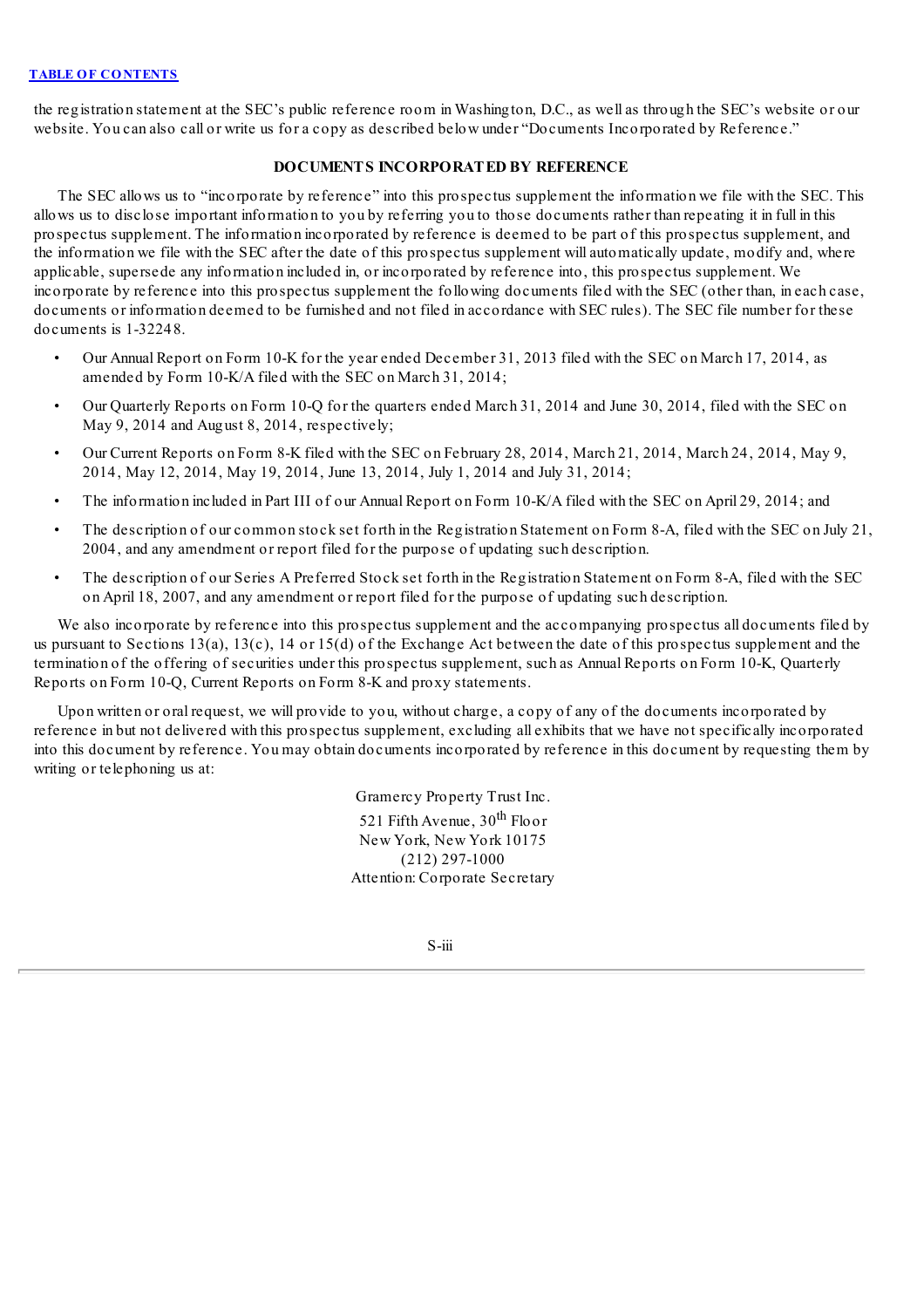the registration statement at the SEC's public reference room in Washington, D.C., as well as through the SEC's website or our website. You can also call or write us for a copy as described below under "Documents Incorporated by Reference."

## DOCUMENTS INCORPORATED BY REFERENCE

The SEC allows us to "incorporate by reference" into this prospectus supplement the information we file with the SEC. This allows us to disclose important information to you by referring you to those documents rather than repeating it in full in this prospectus supplement. The information incorporated by reference is deemed to be part of this prospectus supplement, and the information we file with the SEC after the date of this prospectus supplement will automatically update, modify and, where applicable, supersede any information included in, or incorporated by reference into, this prospectus supplement. We incorporate by reference into this prospectus supplement the following documents filed with the SEC (other than, in each case, documents or information deemed to be furnished and not filed in accordance with SEC rules). The SEC file number for these documents is 1-32248.

- Our Annual Report on Form 10-K for the year ended December 31, 2013 filed with the SEC on March 17, 2014, as amended by Form 10-K/A filed with the SEC on March 31, 2014;
- Our Quarterly Reports on Form 10-Q for the quarters ended March 31, 2014 and June 30, 2014, filed with the SEC on May 9, 2014 and August 8, 2014, respectively;
- Our Current Reports on Form 8-K filed with the SEC on February 28, 2014, March 21, 2014, March 24, 2014, May 9, 2014, May 12, 2014, May 19, 2014, June 13, 2014, July 1, 2014 and July 31, 2014;
- The information included in Part III of our Annual Report on Form 10-K/A filed with the SEC on April 29, 2014; and
- The description of our common stock set forth in the Registration Statement on Form 8-A, filed with the SEC on July 21, 2004, and any amendment or report filed for the purpose of updating such description.
- The description of our Series A Preferred Stock set forth in the Registration Statement on Form 8-A, filed with the SEC on April 18, 2007, and any amendment or report filed for the purpose of updating such description.

We also incorporate by reference into this prospectus supplement and the accompanying prospectus all documents filed by us pursuant to Sections 13(a), 13(c), 14 or 15(d) of the Exchange Act between the date of this prospectus supplement and the termination of the offering of securities under this prospectus supplement, such as Annual Reports on Form 10-K, Quarterly Reports on Form 10-Q, Current Reports on Form 8-K and proxy statements.

Upon written or oral request, we will provide to you, without charge, a copy of any of the documents incorporated by reference in but not delivered with this prospectus supplement, excluding all exhibits that we have not specifically incorporated into this document by reference. You may obtain documents incorporated by reference in this document by requesting them by writing or telephoning us at:

Gramercy Property Trust Inc.
521 Fifth Avenue, 30th Floor
New York, New York 10175
(212) 297-1000
Attention: Corporate Secretary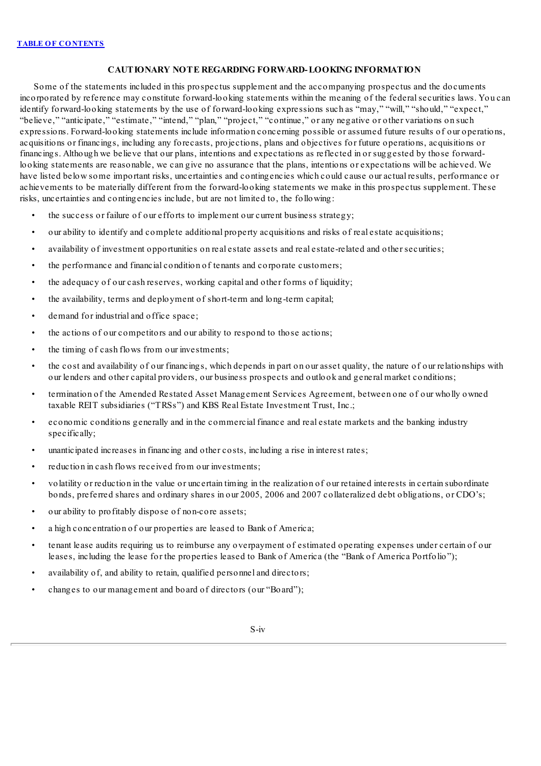[TABLE OF CONTENTS](#)

## CAUTIONARY NOTE REGARDING FORWARD-LOOKING INFORMATION

Some of the statements included in this prospectus supplement and the accompanying prospectus and the documents incorporated by reference may constitute forward-looking statements within the meaning of the federal securities laws. You can identify forward-looking statements by the use of forward-looking expressions such as "may," "will," "should," "expect," "believe," "anticipate," "estimate," "intend," "plan," "project," "continue," or any negative or other variations on such expressions. Forward-looking statements include information concerning possible or assumed future results of our operations, acquisitions or financings, including any forecasts, projections, plans and objectives for future operations, acquisitions or financings. Although we believe that our plans, intentions and expectations as reflected in or suggested by those forward-looking statements are reasonable, we can give no assurance that the plans, intentions or expectations will be achieved. We have listed below some important risks, uncertainties and contingencies which could cause our actual results, performance or achievements to be materially different from the forward-looking statements we make in this prospectus supplement. These risks, uncertainties and contingencies include, but are not limited to, the following:

- the success or failure of our efforts to implement our current business strategy;
- our ability to identify and complete additional property acquisitions and risks of real estate acquisitions;
- availability of investment opportunities on real estate assets and real estate-related and other securities;
- the performance and financial condition of tenants and corporate customers;
- the adequacy of our cash reserves, working capital and other forms of liquidity;
- the availability, terms and deployment of short-term and long-term capital;
- demand for industrial and office space;
- the actions of our competitors and our ability to respond to those actions;
- the timing of cash flows from our investments;
- the cost and availability of our financings, which depends in part on our asset quality, the nature of our relationships with our lenders and other capital providers, our business prospects and outlook and general market conditions;
- termination of the Amended Restated Asset Management Services Agreement, between one of our wholly owned taxable REIT subsidiaries ("TRSs") and KBS Real Estate Investment Trust, Inc.;
- economic conditions generally and in the commercial finance and real estate markets and the banking industry specifically;
- unanticipated increases in financing and other costs, including a rise in interest rates;
- reduction in cash flows received from our investments;
- volatility or reduction in the value or uncertain timing in the realization of our retained interests in certain subordinate bonds, preferred shares and ordinary shares in our 2005, 2006 and 2007 collateralized debt obligations, or CDO's;
- our ability to profitably dispose of non-core assets;
- a high concentration of our properties are leased to Bank of America;
- tenant lease audits requiring us to reimburse any overpayment of estimated operating expenses under certain of our leases, including the lease for the properties leased to Bank of America (the "Bank of America Portfolio");
- availability of, and ability to retain, qualified personnel and directors;
- changes to our management and board of directors (our "Board");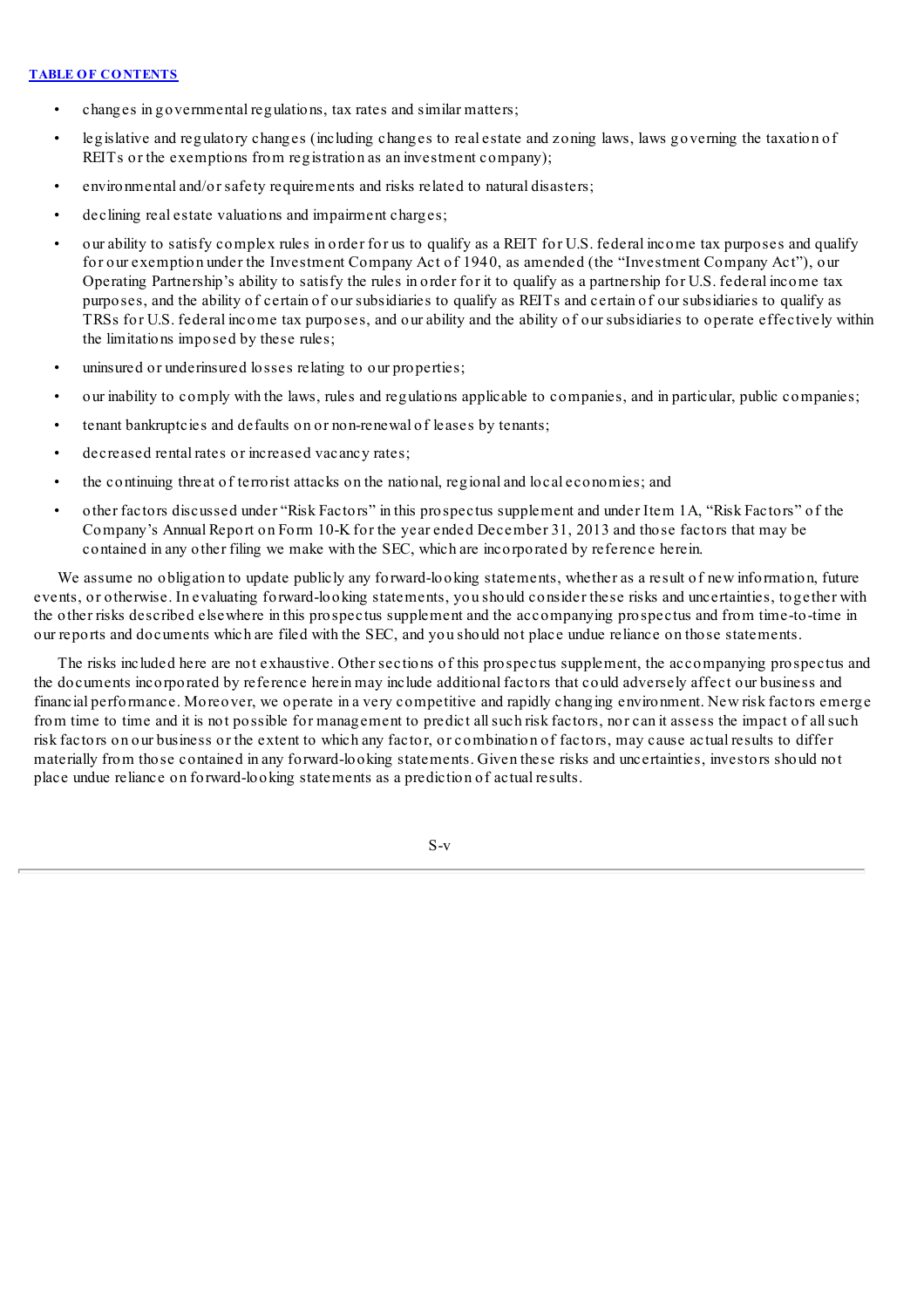- changes in governmental regulations, tax rates and similar matters;
- legislative and regulatory changes (including changes to real estate and zoning laws, laws governing the taxation of REITs or the exemptions from registration as an investment company);
- environmental and/or safety requirements and risks related to natural disasters;
- declining real estate valuations and impairment charges;
- our ability to satisfy complex rules in order for us to qualify as a REIT for U.S. federal income tax purposes and qualify for our exemption under the Investment Company Act of 1940, as amended (the "Investment Company Act"), our Operating Partnership's ability to satisfy the rules in order for it to qualify as a partnership for U.S. federal income tax purposes, and the ability of certain of our subsidiaries to qualify as REITs and certain of our subsidiaries to qualify as TRSs for U.S. federal income tax purposes, and our ability and the ability of our subsidiaries to operate effectively within the limitations imposed by these rules;
- uninsured or underinsured losses relating to our properties;
- our inability to comply with the laws, rules and regulations applicable to companies, and in particular, public companies;
- tenant bankruptcies and defaults on or non-renewal of leases by tenants;
- decreased rental rates or increased vacancy rates;
- the continuing threat of terrorist attacks on the national, regional and local economies; and
- other factors discussed under "Risk Factors" in this prospectus supplement and under Item 1A, "Risk Factors" of the Company's Annual Report on Form 10-K for the year ended December 31, 2013 and those factors that may be contained in any other filing we make with the SEC, which are incorporated by reference herein.

We assume no obligation to update publicly any forward-looking statements, whether as a result of new information, future events, or otherwise. In evaluating forward-looking statements, you should consider these risks and uncertainties, together with the other risks described elsewhere in this prospectus supplement and the accompanying prospectus and from time-to-time in our reports and documents which are filed with the SEC, and you should not place undue reliance on those statements.

The risks included here are not exhaustive. Other sections of this prospectus supplement, the accompanying prospectus and the documents incorporated by reference herein may include additional factors that could adversely affect our business and financial performance. Moreover, we operate in a very competitive and rapidly changing environment. New risk factors emerge from time to time and it is not possible for management to predict all such risk factors, nor can it assess the impact of all such risk factors on our business or the extent to which any factor, or combination of factors, may cause actual results to differ materially from those contained in any forward-looking statements. Given these risks and uncertainties, investors should not place undue reliance on forward-looking statements as a prediction of actual results.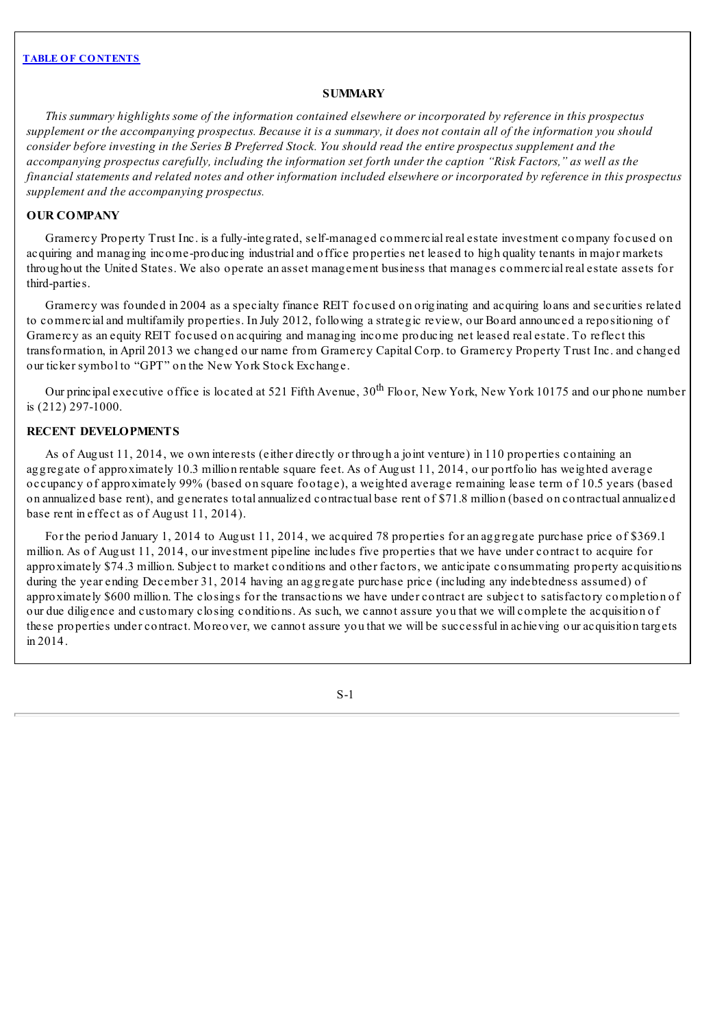## SUMMARY

*This summary highlights some of the information contained elsewhere or incorporated by reference in this prospectus supplement or the accompanying prospectus. Because it is a summary, it does not contain all of the information you should consider before investing in the Series B Preferred Stock. You should read the entire prospectus supplement and the accompanying prospectus carefully, including the information set forth under the caption "Risk Factors," as well as the financial statements and related notes and other information included elsewhere or incorporated by reference in this prospectus supplement and the accompanying prospectus.*

### OUR COMPANY

Gramercy Property Trust Inc. is a fully-integrated, self-managed commercial real estate investment company focused on acquiring and managing income-producing industrial and office properties net leased to high quality tenants in major markets throughout the United States. We also operate an asset management business that manages commercial real estate assets for third-parties.

Gramercy was founded in 2004 as a specialty finance REIT focused on originating and acquiring loans and securities related to commercial and multifamily properties. In July 2012, following a strategic review, our Board announced a repositioning of Gramercy as an equity REIT focused on acquiring and managing income producing net leased real estate. To reflect this transformation, in April 2013 we changed our name from Gramercy Capital Corp. to Gramercy Property Trust Inc. and changed our ticker symbol to "GPT" on the New York Stock Exchange.

Our principal executive office is located at 521 Fifth Avenue, 30th Floor, New York, New York 10175 and our phone number is (212) 297-1000.

### RECENT DEVELOPMENTS

As of August 11, 2014, we own interests (either directly or through a joint venture) in 110 properties containing an aggregate of approximately 10.3 million rentable square feet. As of August 11, 2014, our portfolio has weighted average occupancy of approximately 99% (based on square footage), a weighted average remaining lease term of 10.5 years (based on annualized base rent), and generates total annualized contractual base rent of $71.8 million (based on contractual annualized base rent in effect as of August 11, 2014).

For the period January 1, 2014 to August 11, 2014, we acquired 78 properties for an aggregate purchase price of $369.1 million. As of August 11, 2014, our investment pipeline includes five properties that we have under contract to acquire for approximately $74.3 million. Subject to market conditions and other factors, we anticipate consummating property acquisitions during the year ending December 31, 2014 having an aggregate purchase price (including any indebtedness assumed) of approximately $600 million. The closings for the transactions we have under contract are subject to satisfactory completion of our due diligence and customary closing conditions. As such, we cannot assure you that we will complete the acquisition of these properties under contract. Moreover, we cannot assure you that we will be successful in achieving our acquisition targets in 2014.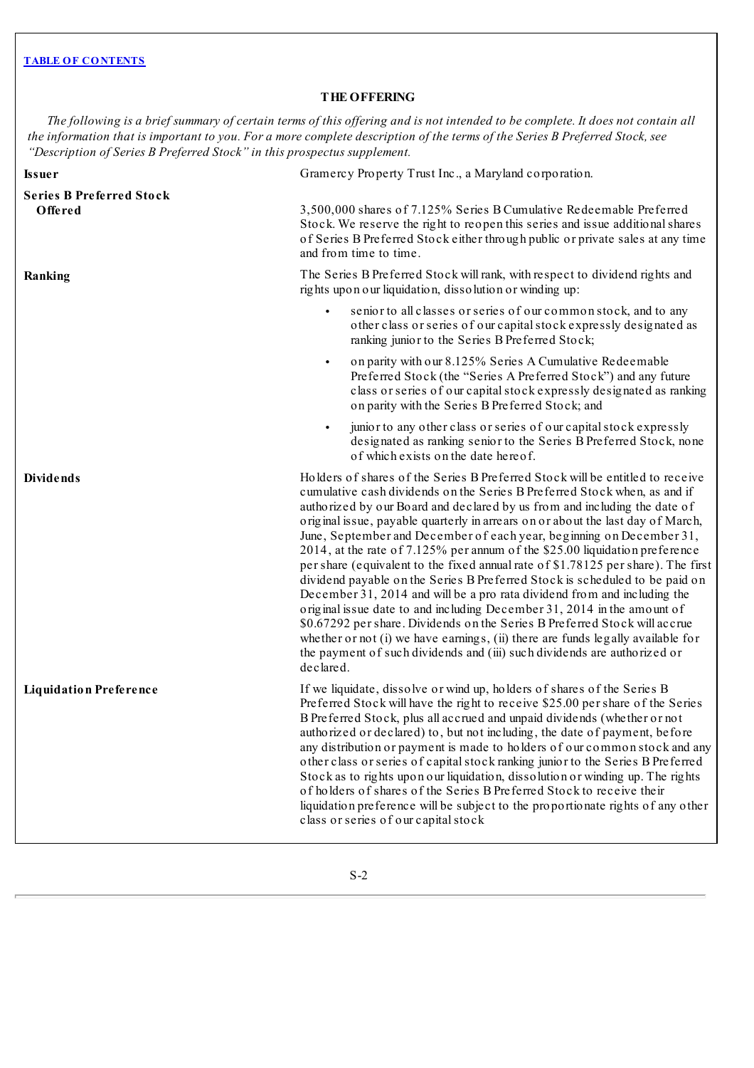## THE OFFERING

*The following is a brief summary of certain terms of this offering and is not intended to be complete. It does not contain all the information that is important to you. For a more complete description of the terms of the Series B Preferred Stock, see "Description of Series B Preferred Stock" in this prospectus supplement.*

| | |
|---|---|
| **Issuer** | Gramercy Property Trust Inc., a Maryland corporation. |
| **Series B Preferred Stock Offered** | 3,500,000 shares of 7.125% Series B Cumulative Redeemable Preferred Stock. We reserve the right to reopen this series and issue additional shares of Series B Preferred Stock either through public or private sales at any time and from time to time. |
| **Ranking** | The Series B Preferred Stock will rank, with respect to dividend rights and rights upon our liquidation, dissolution or winding up:<br>• senior to all classes or series of our common stock, and to any other class or series of our capital stock expressly designated as ranking junior to the Series B Preferred Stock;<br>• on parity with our 8.125% Series A Cumulative Redeemable Preferred Stock (the "Series A Preferred Stock") and any future class or series of our capital stock expressly designated as ranking on parity with the Series B Preferred Stock; and<br>• junior to any other class or series of our capital stock expressly designated as ranking senior to the Series B Preferred Stock, none of which exists on the date hereof. |
| **Dividends** | Holders of shares of the Series B Preferred Stock will be entitled to receive cumulative cash dividends on the Series B Preferred Stock when, as and if authorized by our Board and declared by us from and including the date of original issue, payable quarterly in arrears on or about the last day of March, June, September and December of each year, beginning on December 31, 2014, at the rate of 7.125% per annum of the $25.00 liquidation preference per share (equivalent to the fixed annual rate of $1.78125 per share). The first dividend payable on the Series B Preferred Stock is scheduled to be paid on December 31, 2014 and will be a pro rata dividend from and including the original issue date to and including December 31, 2014 in the amount of $0.67292 per share. Dividends on the Series B Preferred Stock will accrue whether or not (i) we have earnings, (ii) there are funds legally available for the payment of such dividends and (iii) such dividends are authorized or declared. |
| **Liquidation Preference** | If we liquidate, dissolve or wind up, holders of shares of the Series B Preferred Stock will have the right to receive $25.00 per share of the Series B Preferred Stock, plus all accrued and unpaid dividends (whether or not authorized or declared) to, but not including, the date of payment, before any distribution or payment is made to holders of our common stock and any other class or series of capital stock ranking junior to the Series B Preferred Stock as to rights upon our liquidation, dissolution or winding up. The rights of holders of shares of the Series B Preferred Stock to receive their liquidation preference will be subject to the proportionate rights of any other class or series of our capital stock |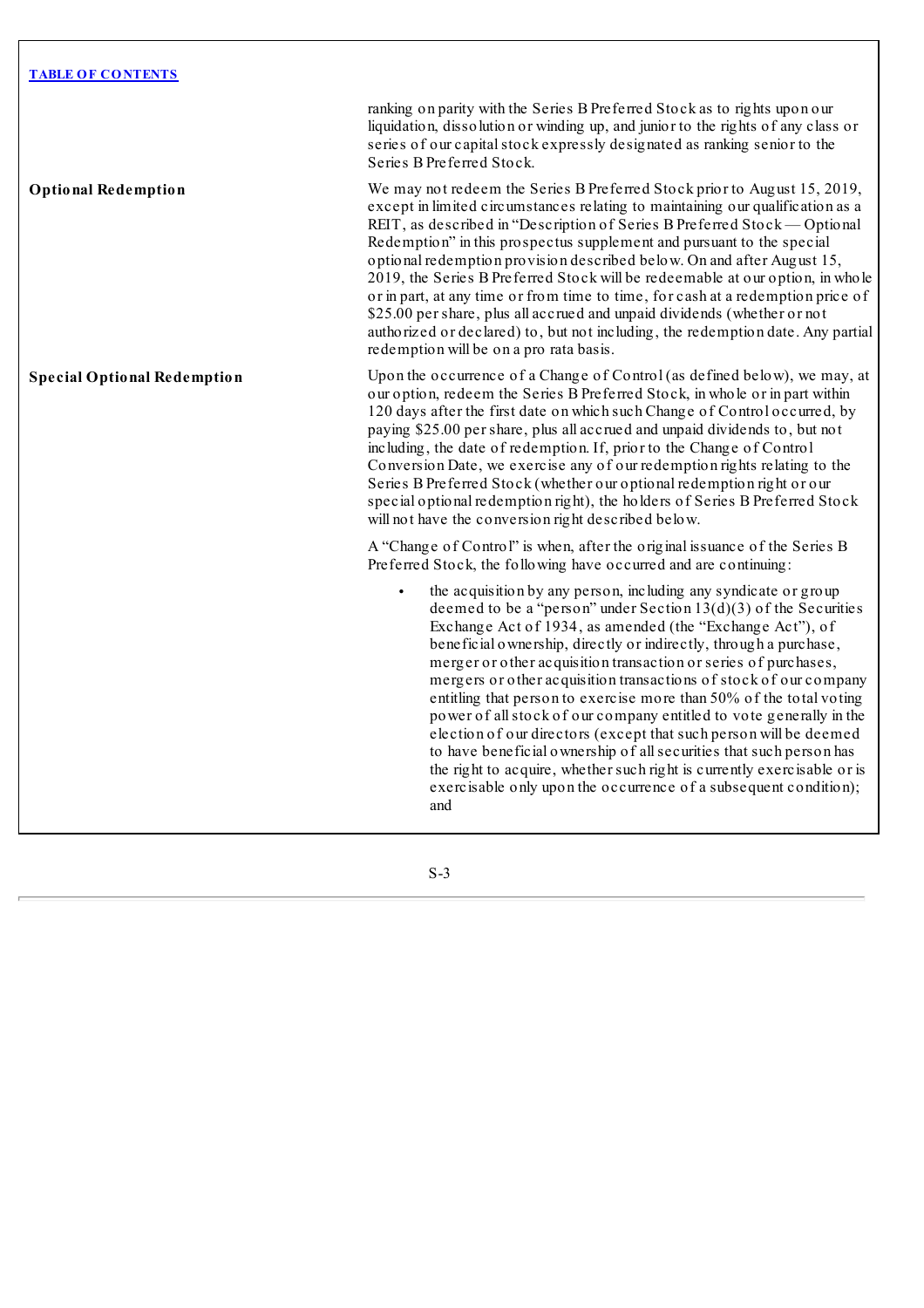| | |
|---|---|
| | ranking on parity with the Series B Preferred Stock as to rights upon our liquidation, dissolution or winding up, and junior to the rights of any class or series of our capital stock expressly designated as ranking senior to the Series B Preferred Stock. |
| **Optional Redemption** | We may not redeem the Series B Preferred Stock prior to August 15, 2019, except in limited circumstances relating to maintaining our qualification as a REIT, as described in "Description of Series B Preferred Stock — Optional Redemption" in this prospectus supplement and pursuant to the special optional redemption provision described below. On and after August 15, 2019, the Series B Preferred Stock will be redeemable at our option, in whole or in part, at any time or from time to time, for cash at a redemption price of $25.00 per share, plus all accrued and unpaid dividends (whether or not authorized or declared) to, but not including, the redemption date. Any partial redemption will be on a pro rata basis. |
| **Special Optional Redemption** | Upon the occurrence of a Change of Control (as defined below), we may, at our option, redeem the Series B Preferred Stock, in whole or in part within 120 days after the first date on which such Change of Control occurred, by paying $25.00 per share, plus all accrued and unpaid dividends to, but not including, the date of redemption. If, prior to the Change of Control Conversion Date, we exercise any of our redemption rights relating to the Series B Preferred Stock (whether our optional redemption right or our special optional redemption right), the holders of Series B Preferred Stock will not have the conversion right described below. |
| | A "Change of Control" is when, after the original issuance of the Series B Preferred Stock, the following have occurred and are continuing: |
| | • the acquisition by any person, including any syndicate or group deemed to be a "person" under Section 13(d)(3) of the Securities Exchange Act of 1934, as amended (the "Exchange Act"), of beneficial ownership, directly or indirectly, through a purchase, merger or other acquisition transaction or series of purchases, mergers or other acquisition transactions of stock of our company entitling that person to exercise more than 50% of the total voting power of all stock of our company entitled to vote generally in the election of our directors (except that such person will be deemed to have beneficial ownership of all securities that such person has the right to acquire, whether such right is currently exercisable or is exercisable only upon the occurrence of a subsequent condition); and |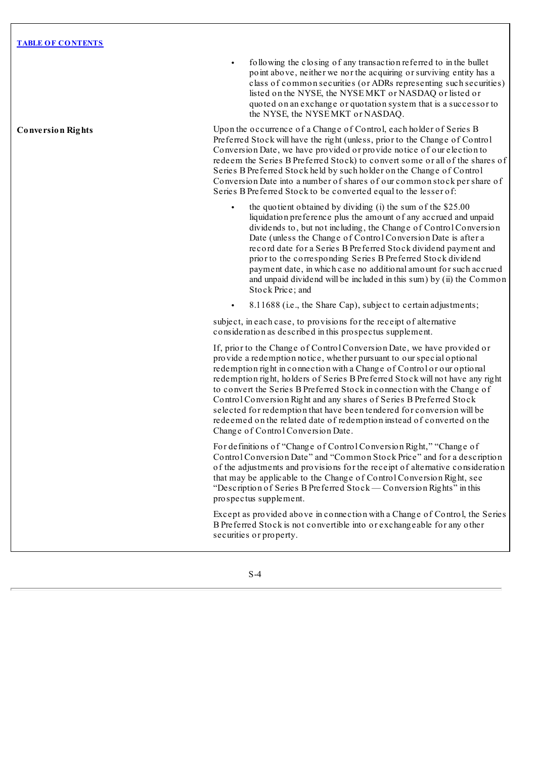- following the closing of any transaction referred to in the bullet point above, neither we nor the acquiring or surviving entity has a class of common securities (or ADRs representing such securities) listed on the NYSE, the NYSE MKT or NASDAQ or listed or quoted on an exchange or quotation system that is a successor to the NYSE, the NYSE MKT or NASDAQ.

**Conversion Rights**

Upon the occurrence of a Change of Control, each holder of Series B Preferred Stock will have the right (unless, prior to the Change of Control Conversion Date, we have provided or provide notice of our election to redeem the Series B Preferred Stock) to convert some or all of the shares of Series B Preferred Stock held by such holder on the Change of Control Conversion Date into a number of shares of our common stock per share of Series B Preferred Stock to be converted equal to the lesser of:

- the quotient obtained by dividing (i) the sum of the $25.00 liquidation preference plus the amount of any accrued and unpaid dividends to, but not including, the Change of Control Conversion Date (unless the Change of Control Conversion Date is after a record date for a Series B Preferred Stock dividend payment and prior to the corresponding Series B Preferred Stock dividend payment date, in which case no additional amount for such accrued and unpaid dividend will be included in this sum) by (ii) the Common Stock Price; and
- 8.11688 (i.e., the Share Cap), subject to certain adjustments;

subject, in each case, to provisions for the receipt of alternative consideration as described in this prospectus supplement.

If, prior to the Change of Control Conversion Date, we have provided or provide a redemption notice, whether pursuant to our special optional redemption right in connection with a Change of Control or our optional redemption right, holders of Series B Preferred Stock will not have any right to convert the Series B Preferred Stock in connection with the Change of Control Conversion Right and any shares of Series B Preferred Stock selected for redemption that have been tendered for conversion will be redeemed on the related date of redemption instead of converted on the Change of Control Conversion Date.

For definitions of "Change of Control Conversion Right," "Change of Control Conversion Date" and "Common Stock Price" and for a description of the adjustments and provisions for the receipt of alternative consideration that may be applicable to the Change of Control Conversion Right, see "Description of Series B Preferred Stock — Conversion Rights" in this prospectus supplement.

Except as provided above in connection with a Change of Control, the Series B Preferred Stock is not convertible into or exchangeable for any other securities or property.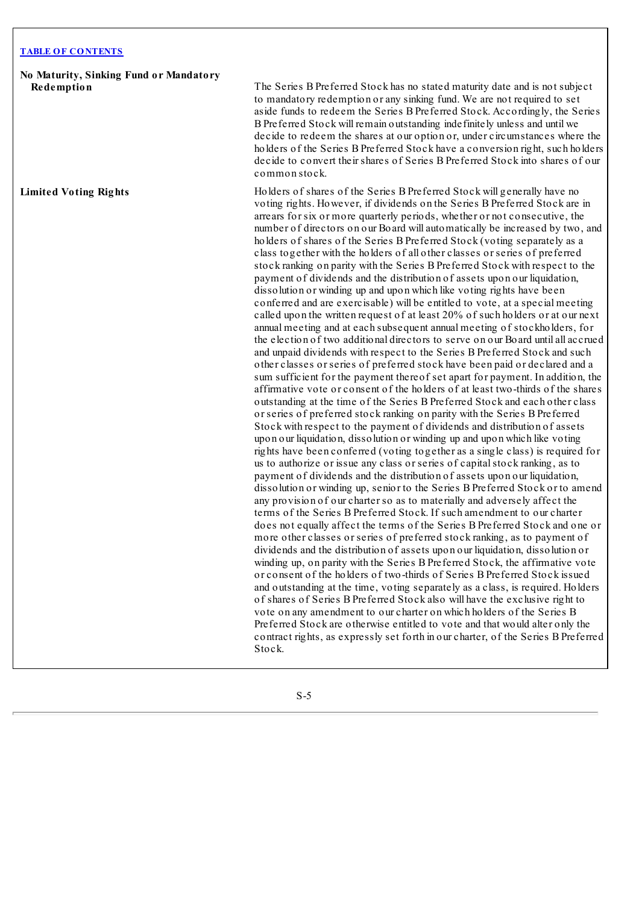**No Maturity, Sinking Fund or Mandatory Redemption**

The Series B Preferred Stock has no stated maturity date and is not subject to mandatory redemption or any sinking fund. We are not required to set aside funds to redeem the Series B Preferred Stock. Accordingly, the Series B Preferred Stock will remain outstanding indefinitely unless and until we decide to redeem the shares at our option or, under circumstances where the holders of the Series B Preferred Stock have a conversion right, such holders decide to convert their shares of Series B Preferred Stock into shares of our common stock.

**Limited Voting Rights**

Holders of shares of the Series B Preferred Stock will generally have no voting rights. However, if dividends on the Series B Preferred Stock are in arrears for six or more quarterly periods, whether or not consecutive, the number of directors on our Board will automatically be increased by two, and holders of shares of the Series B Preferred Stock (voting separately as a class together with the holders of all other classes or series of preferred stock ranking on parity with the Series B Preferred Stock with respect to the payment of dividends and the distribution of assets upon our liquidation, dissolution or winding up and upon which like voting rights have been conferred and are exercisable) will be entitled to vote, at a special meeting called upon the written request of at least 20% of such holders or at our next annual meeting and at each subsequent annual meeting of stockholders, for the election of two additional directors to serve on our Board until all accrued and unpaid dividends with respect to the Series B Preferred Stock and such other classes or series of preferred stock have been paid or declared and a sum sufficient for the payment thereof set apart for payment. In addition, the affirmative vote or consent of the holders of at least two-thirds of the shares outstanding at the time of the Series B Preferred Stock and each other class or series of preferred stock ranking on parity with the Series B Preferred Stock with respect to the payment of dividends and distribution of assets upon our liquidation, dissolution or winding up and upon which like voting rights have been conferred (voting together as a single class) is required for us to authorize or issue any class or series of capital stock ranking, as to payment of dividends and the distribution of assets upon our liquidation, dissolution or winding up, senior to the Series B Preferred Stock or to amend any provision of our charter so as to materially and adversely affect the terms of the Series B Preferred Stock. If such amendment to our charter does not equally affect the terms of the Series B Preferred Stock and one or more other classes or series of preferred stock ranking, as to payment of dividends and the distribution of assets upon our liquidation, dissolution or winding up, on parity with the Series B Preferred Stock, the affirmative vote or consent of the holders of two-thirds of Series B Preferred Stock issued and outstanding at the time, voting separately as a class, is required. Holders of shares of Series B Preferred Stock also will have the exclusive right to vote on any amendment to our charter on which holders of the Series B Preferred Stock are otherwise entitled to vote and that would alter only the contract rights, as expressly set forth in our charter, of the Series B Preferred Stock.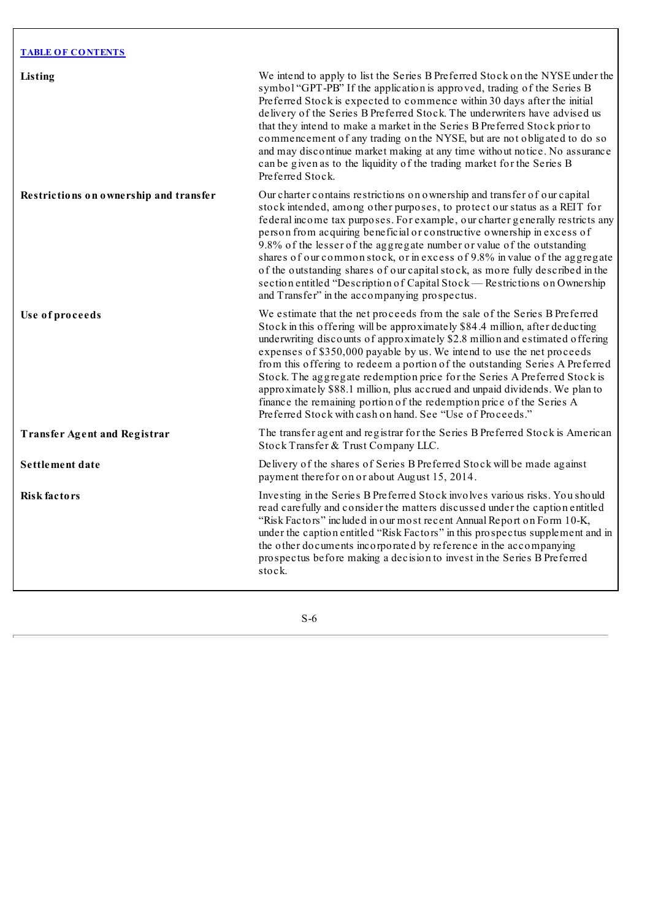| | |
|---|---|
| **Listing** | We intend to apply to list the Series B Preferred Stock on the NYSE under the symbol "GPT-PB" If the application is approved, trading of the Series B Preferred Stock is expected to commence within 30 days after the initial delivery of the Series B Preferred Stock. The underwriters have advised us that they intend to make a market in the Series B Preferred Stock prior to commencement of any trading on the NYSE, but are not obligated to do so and may discontinue market making at any time without notice. No assurance can be given as to the liquidity of the trading market for the Series B Preferred Stock. |
| **Restrictions on ownership and transfer** | Our charter contains restrictions on ownership and transfer of our capital stock intended, among other purposes, to protect our status as a REIT for federal income tax purposes. For example, our charter generally restricts any person from acquiring beneficial or constructive ownership in excess of 9.8% of the lesser of the aggregate number or value of the outstanding shares of our common stock, or in excess of 9.8% in value of the aggregate of the outstanding shares of our capital stock, as more fully described in the section entitled "Description of Capital Stock — Restrictions on Ownership and Transfer" in the accompanying prospectus. |
| **Use of proceeds** | We estimate that the net proceeds from the sale of the Series B Preferred Stock in this offering will be approximately $84.4 million, after deducting underwriting discounts of approximately $2.8 million and estimated offering expenses of $350,000 payable by us. We intend to use the net proceeds from this offering to redeem a portion of the outstanding Series A Preferred Stock. The aggregate redemption price for the Series A Preferred Stock is approximately $88.1 million, plus accrued and unpaid dividends. We plan to finance the remaining portion of the redemption price of the Series A Preferred Stock with cash on hand. See "Use of Proceeds." |
| **Transfer Agent and Registrar** | The transfer agent and registrar for the Series B Preferred Stock is American Stock Transfer & Trust Company LLC. |
| **Settlement date** | Delivery of the shares of Series B Preferred Stock will be made against payment therefor on or about August 15, 2014. |
| **Risk factors** | Investing in the Series B Preferred Stock involves various risks. You should read carefully and consider the matters discussed under the caption entitled "Risk Factors" included in our most recent Annual Report on Form 10-K, under the caption entitled "Risk Factors" in this prospectus supplement and in the other documents incorporated by reference in the accompanying prospectus before making a decision to invest in the Series B Preferred stock. |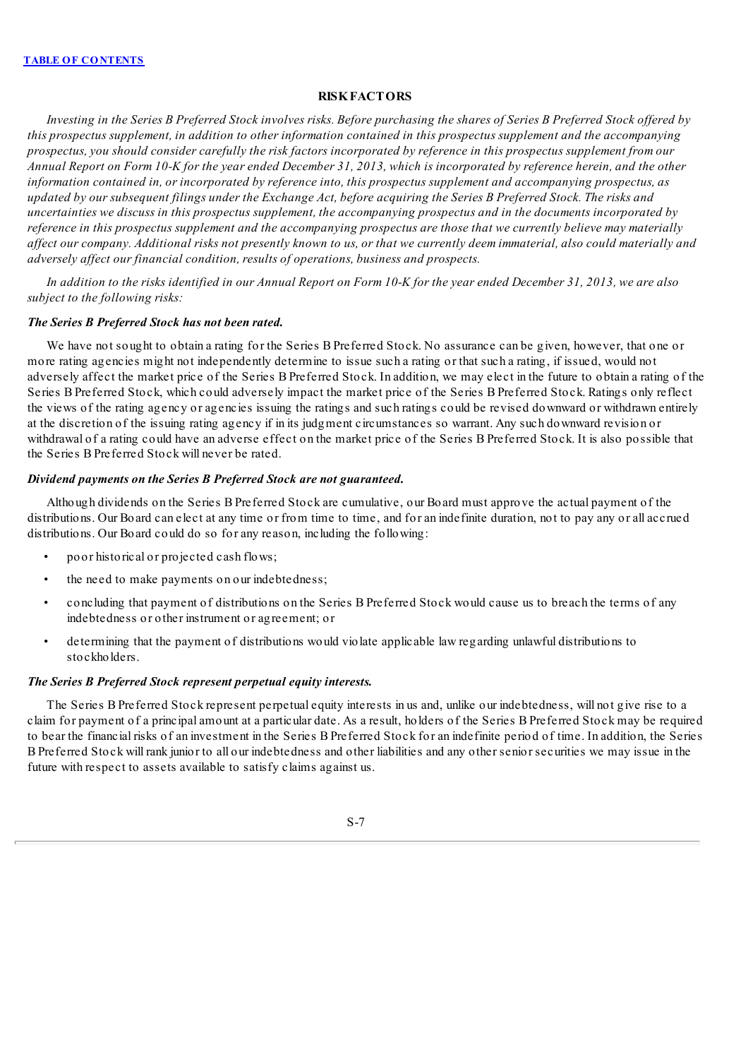## RISK FACTORS

*Investing in the Series B Preferred Stock involves risks. Before purchasing the shares of Series B Preferred Stock offered by this prospectus supplement, in addition to other information contained in this prospectus supplement and the accompanying prospectus, you should consider carefully the risk factors incorporated by reference in this prospectus supplement from our Annual Report on Form 10-K for the year ended December 31, 2013, which is incorporated by reference herein, and the other information contained in, or incorporated by reference into, this prospectus supplement and accompanying prospectus, as updated by our subsequent filings under the Exchange Act, before acquiring the Series B Preferred Stock. The risks and uncertainties we discuss in this prospectus supplement, the accompanying prospectus and in the documents incorporated by reference in this prospectus supplement and the accompanying prospectus are those that we currently believe may materially affect our company. Additional risks not presently known to us, or that we currently deem immaterial, also could materially and adversely affect our financial condition, results of operations, business and prospects.*

*In addition to the risks identified in our Annual Report on Form 10-K for the year ended December 31, 2013, we are also subject to the following risks:*

***The Series B Preferred Stock has not been rated.***

We have not sought to obtain a rating for the Series B Preferred Stock. No assurance can be given, however, that one or more rating agencies might not independently determine to issue such a rating or that such a rating, if issued, would not adversely affect the market price of the Series B Preferred Stock. In addition, we may elect in the future to obtain a rating of the Series B Preferred Stock, which could adversely impact the market price of the Series B Preferred Stock. Ratings only reflect the views of the rating agency or agencies issuing the ratings and such ratings could be revised downward or withdrawn entirely at the discretion of the issuing rating agency if in its judgment circumstances so warrant. Any such downward revision or withdrawal of a rating could have an adverse effect on the market price of the Series B Preferred Stock. It is also possible that the Series B Preferred Stock will never be rated.

***Dividend payments on the Series B Preferred Stock are not guaranteed.***

Although dividends on the Series B Preferred Stock are cumulative, our Board must approve the actual payment of the distributions. Our Board can elect at any time or from time to time, and for an indefinite duration, not to pay any or all accrued distributions. Our Board could do so for any reason, including the following:

- poor historical or projected cash flows;
- the need to make payments on our indebtedness;
- concluding that payment of distributions on the Series B Preferred Stock would cause us to breach the terms of any indebtedness or other instrument or agreement; or
- determining that the payment of distributions would violate applicable law regarding unlawful distributions to stockholders.

***The Series B Preferred Stock represent perpetual equity interests.***

The Series B Preferred Stock represent perpetual equity interests in us and, unlike our indebtedness, will not give rise to a claim for payment of a principal amount at a particular date. As a result, holders of the Series B Preferred Stock may be required to bear the financial risks of an investment in the Series B Preferred Stock for an indefinite period of time. In addition, the Series B Preferred Stock will rank junior to all our indebtedness and other liabilities and any other senior securities we may issue in the future with respect to assets available to satisfy claims against us.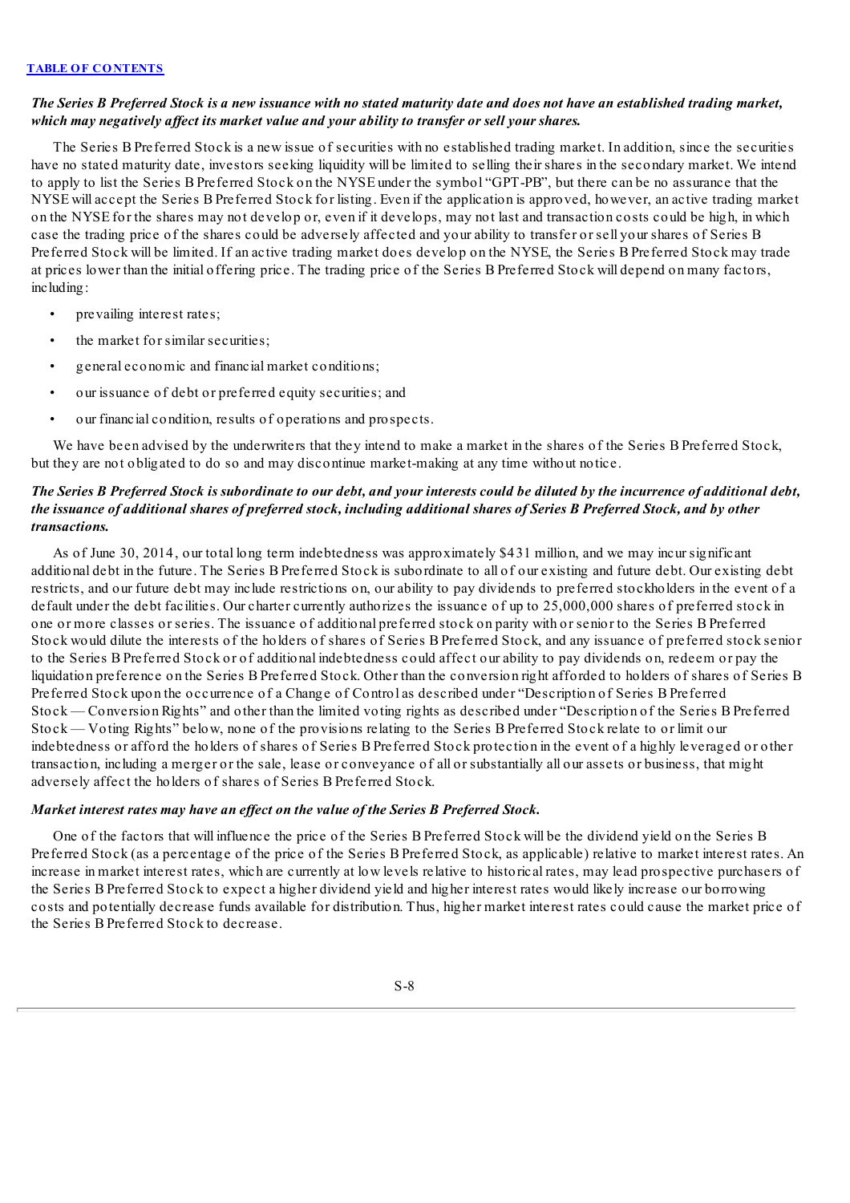*The Series B Preferred Stock is a new issuance with no stated maturity date and does not have an established trading market, which may negatively affect its market value and your ability to transfer or sell your shares.*

The Series B Preferred Stock is a new issue of securities with no established trading market. In addition, since the securities have no stated maturity date, investors seeking liquidity will be limited to selling their shares in the secondary market. We intend to apply to list the Series B Preferred Stock on the NYSE under the symbol "GPT-PB", but there can be no assurance that the NYSE will accept the Series B Preferred Stock for listing. Even if the application is approved, however, an active trading market on the NYSE for the shares may not develop or, even if it develops, may not last and transaction costs could be high, in which case the trading price of the shares could be adversely affected and your ability to transfer or sell your shares of Series B Preferred Stock will be limited. If an active trading market does develop on the NYSE, the Series B Preferred Stock may trade at prices lower than the initial offering price. The trading price of the Series B Preferred Stock will depend on many factors, including:

- prevailing interest rates;
- the market for similar securities;
- general economic and financial market conditions;
- our issuance of debt or preferred equity securities; and
- our financial condition, results of operations and prospects.

We have been advised by the underwriters that they intend to make a market in the shares of the Series B Preferred Stock, but they are not obligated to do so and may discontinue market-making at any time without notice.

*The Series B Preferred Stock is subordinate to our debt, and your interests could be diluted by the incurrence of additional debt, the issuance of additional shares of preferred stock, including additional shares of Series B Preferred Stock, and by other transactions.*

As of June 30, 2014, our total long term indebtedness was approximately $431 million, and we may incur significant additional debt in the future. The Series B Preferred Stock is subordinate to all of our existing and future debt. Our existing debt restricts, and our future debt may include restrictions on, our ability to pay dividends to preferred stockholders in the event of a default under the debt facilities. Our charter currently authorizes the issuance of up to 25,000,000 shares of preferred stock in one or more classes or series. The issuance of additional preferred stock on parity with or senior to the Series B Preferred Stock would dilute the interests of the holders of shares of Series B Preferred Stock, and any issuance of preferred stock senior to the Series B Preferred Stock or of additional indebtedness could affect our ability to pay dividends on, redeem or pay the liquidation preference on the Series B Preferred Stock. Other than the conversion right afforded to holders of shares of Series B Preferred Stock upon the occurrence of a Change of Control as described under "Description of Series B Preferred Stock — Conversion Rights" and other than the limited voting rights as described under "Description of the Series B Preferred Stock — Voting Rights" below, none of the provisions relating to the Series B Preferred Stock relate to or limit our indebtedness or afford the holders of shares of Series B Preferred Stock protection in the event of a highly leveraged or other transaction, including a merger or the sale, lease or conveyance of all or substantially all our assets or business, that might adversely affect the holders of shares of Series B Preferred Stock.

*Market interest rates may have an effect on the value of the Series B Preferred Stock.*

One of the factors that will influence the price of the Series B Preferred Stock will be the dividend yield on the Series B Preferred Stock (as a percentage of the price of the Series B Preferred Stock, as applicable) relative to market interest rates. An increase in market interest rates, which are currently at low levels relative to historical rates, may lead prospective purchasers of the Series B Preferred Stock to expect a higher dividend yield and higher interest rates would likely increase our borrowing costs and potentially decrease funds available for distribution. Thus, higher market interest rates could cause the market price of the Series B Preferred Stock to decrease.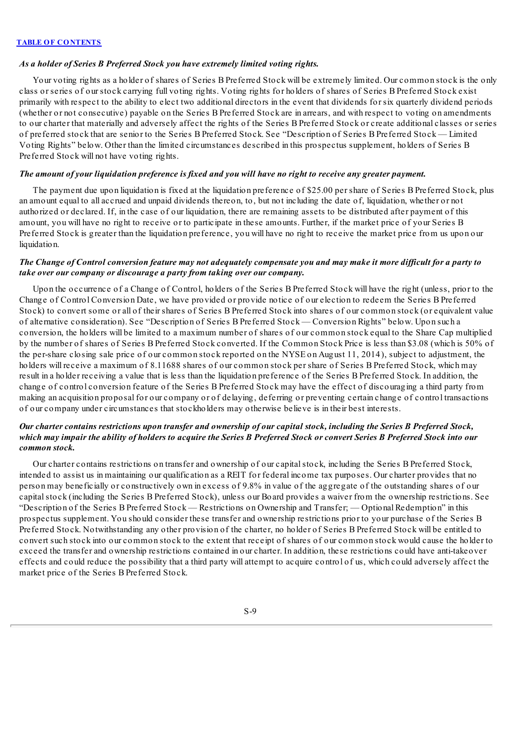*As a holder of Series B Preferred Stock you have extremely limited voting rights.*

Your voting rights as a holder of shares of Series B Preferred Stock will be extremely limited. Our common stock is the only class or series of our stock carrying full voting rights. Voting rights for holders of shares of Series B Preferred Stock exist primarily with respect to the ability to elect two additional directors in the event that dividends for six quarterly dividend periods (whether or not consecutive) payable on the Series B Preferred Stock are in arrears, and with respect to voting on amendments to our charter that materially and adversely affect the rights of the Series B Preferred Stock or create additional classes or series of preferred stock that are senior to the Series B Preferred Stock. See "Description of Series B Preferred Stock — Limited Voting Rights" below. Other than the limited circumstances described in this prospectus supplement, holders of Series B Preferred Stock will not have voting rights.

*The amount of your liquidation preference is fixed and you will have no right to receive any greater payment.*

The payment due upon liquidation is fixed at the liquidation preference of $25.00 per share of Series B Preferred Stock, plus an amount equal to all accrued and unpaid dividends thereon, to, but not including the date of, liquidation, whether or not authorized or declared. If, in the case of our liquidation, there are remaining assets to be distributed after payment of this amount, you will have no right to receive or to participate in these amounts. Further, if the market price of your Series B Preferred Stock is greater than the liquidation preference, you will have no right to receive the market price from us upon our liquidation.

*The Change of Control conversion feature may not adequately compensate you and may make it more difficult for a party to take over our company or discourage a party from taking over our company.*

Upon the occurrence of a Change of Control, holders of the Series B Preferred Stock will have the right (unless, prior to the Change of Control Conversion Date, we have provided or provide notice of our election to redeem the Series B Preferred Stock) to convert some or all of their shares of Series B Preferred Stock into shares of our common stock (or equivalent value of alternative consideration). See "Description of Series B Preferred Stock — Conversion Rights" below. Upon such a conversion, the holders will be limited to a maximum number of shares of our common stock equal to the Share Cap multiplied by the number of shares of Series B Preferred Stock converted. If the Common Stock Price is less than $3.08 (which is 50% of the per-share closing sale price of our common stock reported on the NYSE on August 11, 2014), subject to adjustment, the holders will receive a maximum of 8.11688 shares of our common stock per share of Series B Preferred Stock, which may result in a holder receiving a value that is less than the liquidation preference of the Series B Preferred Stock. In addition, the change of control conversion feature of the Series B Preferred Stock may have the effect of discouraging a third party from making an acquisition proposal for our company or of delaying, deferring or preventing certain change of control transactions of our company under circumstances that stockholders may otherwise believe is in their best interests.

*Our charter contains restrictions upon transfer and ownership of our capital stock, including the Series B Preferred Stock, which may impair the ability of holders to acquire the Series B Preferred Stock or convert Series B Preferred Stock into our common stock.*

Our charter contains restrictions on transfer and ownership of our capital stock, including the Series B Preferred Stock, intended to assist us in maintaining our qualification as a REIT for federal income tax purposes. Our charter provides that no person may beneficially or constructively own in excess of 9.8% in value of the aggregate of the outstanding shares of our capital stock (including the Series B Preferred Stock), unless our Board provides a waiver from the ownership restrictions. See "Description of the Series B Preferred Stock — Restrictions on Ownership and Transfer; — Optional Redemption" in this prospectus supplement. You should consider these transfer and ownership restrictions prior to your purchase of the Series B Preferred Stock. Notwithstanding any other provision of the charter, no holder of Series B Preferred Stock will be entitled to convert such stock into our common stock to the extent that receipt of shares of our common stock would cause the holder to exceed the transfer and ownership restrictions contained in our charter. In addition, these restrictions could have anti-takeover effects and could reduce the possibility that a third party will attempt to acquire control of us, which could adversely affect the market price of the Series B Preferred Stock.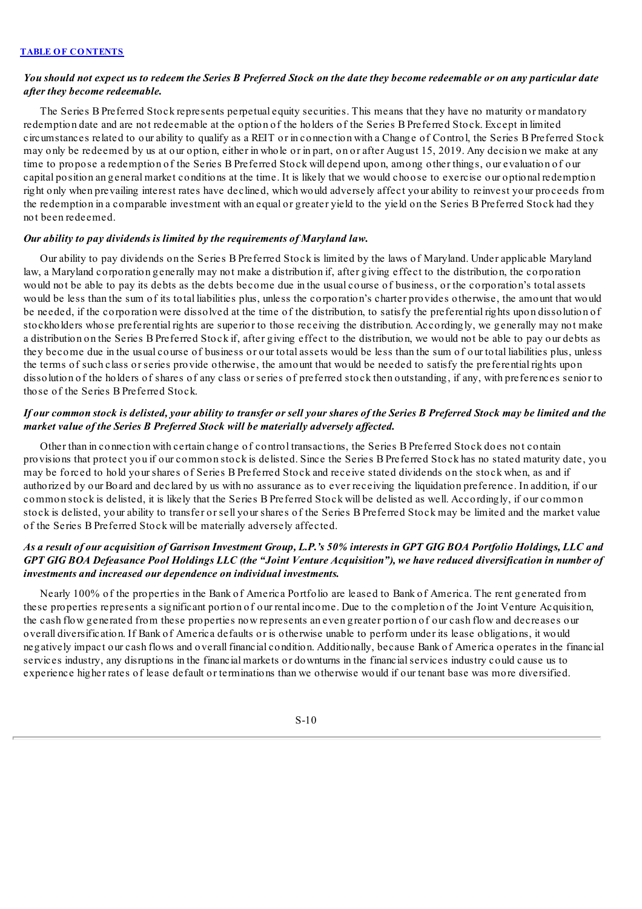***You should not expect us to redeem the Series B Preferred Stock on the date they become redeemable or on any particular date after they become redeemable.***

The Series B Preferred Stock represents perpetual equity securities. This means that they have no maturity or mandatory redemption date and are not redeemable at the option of the holders of the Series B Preferred Stock. Except in limited circumstances related to our ability to qualify as a REIT or in connection with a Change of Control, the Series B Preferred Stock may only be redeemed by us at our option, either in whole or in part, on or after August 15, 2019. Any decision we make at any time to propose a redemption of the Series B Preferred Stock will depend upon, among other things, our evaluation of our capital position an general market conditions at the time. It is likely that we would choose to exercise our optional redemption right only when prevailing interest rates have declined, which would adversely affect your ability to reinvest your proceeds from the redemption in a comparable investment with an equal or greater yield to the yield on the Series B Preferred Stock had they not been redeemed.

***Our ability to pay dividends is limited by the requirements of Maryland law.***

Our ability to pay dividends on the Series B Preferred Stock is limited by the laws of Maryland. Under applicable Maryland law, a Maryland corporation generally may not make a distribution if, after giving effect to the distribution, the corporation would not be able to pay its debts as the debts become due in the usual course of business, or the corporation's total assets would be less than the sum of its total liabilities plus, unless the corporation's charter provides otherwise, the amount that would be needed, if the corporation were dissolved at the time of the distribution, to satisfy the preferential rights upon dissolution of stockholders whose preferential rights are superior to those receiving the distribution. Accordingly, we generally may not make a distribution on the Series B Preferred Stock if, after giving effect to the distribution, we would not be able to pay our debts as they become due in the usual course of business or our total assets would be less than the sum of our total liabilities plus, unless the terms of such class or series provide otherwise, the amount that would be needed to satisfy the preferential rights upon dissolution of the holders of shares of any class or series of preferred stock then outstanding, if any, with preferences senior to those of the Series B Preferred Stock.

***If our common stock is delisted, your ability to transfer or sell your shares of the Series B Preferred Stock may be limited and the market value of the Series B Preferred Stock will be materially adversely affected.***

Other than in connection with certain change of control transactions, the Series B Preferred Stock does not contain provisions that protect you if our common stock is delisted. Since the Series B Preferred Stock has no stated maturity date, you may be forced to hold your shares of Series B Preferred Stock and receive stated dividends on the stock when, as and if authorized by our Board and declared by us with no assurance as to ever receiving the liquidation preference. In addition, if our common stock is delisted, it is likely that the Series B Preferred Stock will be delisted as well. Accordingly, if our common stock is delisted, your ability to transfer or sell your shares of the Series B Preferred Stock may be limited and the market value of the Series B Preferred Stock will be materially adversely affected.

***As a result of our acquisition of Garrison Investment Group, L.P.'s 50% interests in GPT GIG BOA Portfolio Holdings, LLC and GPT GIG BOA Defeasance Pool Holdings LLC (the "Joint Venture Acquisition"), we have reduced diversification in number of investments and increased our dependence on individual investments.***

Nearly 100% of the properties in the Bank of America Portfolio are leased to Bank of America. The rent generated from these properties represents a significant portion of our rental income. Due to the completion of the Joint Venture Acquisition, the cash flow generated from these properties now represents an even greater portion of our cash flow and decreases our overall diversification. If Bank of America defaults or is otherwise unable to perform under its lease obligations, it would negatively impact our cash flows and overall financial condition. Additionally, because Bank of America operates in the financial services industry, any disruptions in the financial markets or downturns in the financial services industry could cause us to experience higher rates of lease default or terminations than we otherwise would if our tenant base was more diversified.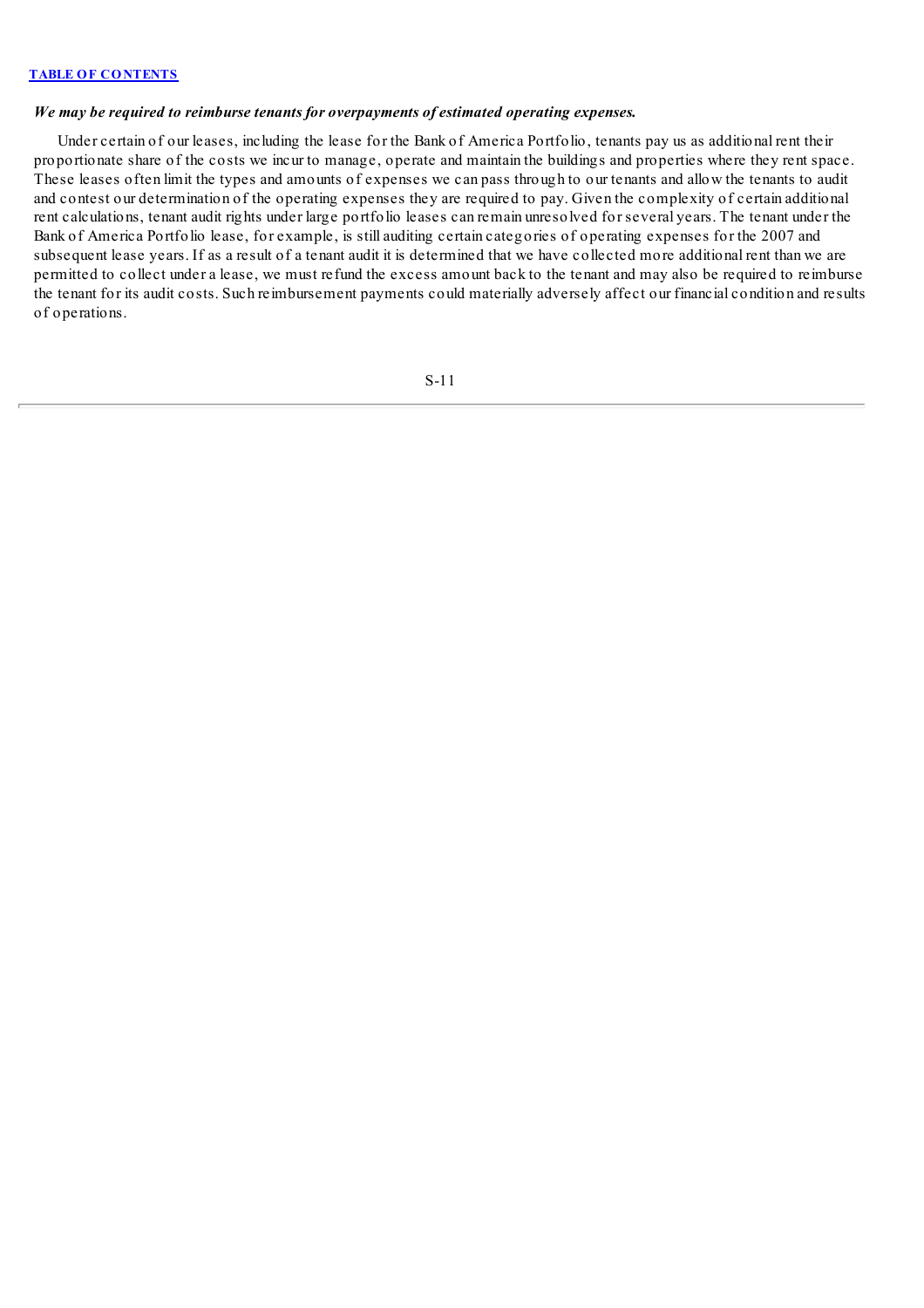*We may be required to reimburse tenants for overpayments of estimated operating expenses.*

Under certain of our leases, including the lease for the Bank of America Portfolio, tenants pay us as additional rent their proportionate share of the costs we incur to manage, operate and maintain the buildings and properties where they rent space. These leases often limit the types and amounts of expenses we can pass through to our tenants and allow the tenants to audit and contest our determination of the operating expenses they are required to pay. Given the complexity of certain additional rent calculations, tenant audit rights under large portfolio leases can remain unresolved for several years. The tenant under the Bank of America Portfolio lease, for example, is still auditing certain categories of operating expenses for the 2007 and subsequent lease years. If as a result of a tenant audit it is determined that we have collected more additional rent than we are permitted to collect under a lease, we must refund the excess amount back to the tenant and may also be required to reimburse the tenant for its audit costs. Such reimbursement payments could materially adversely affect our financial condition and results of operations.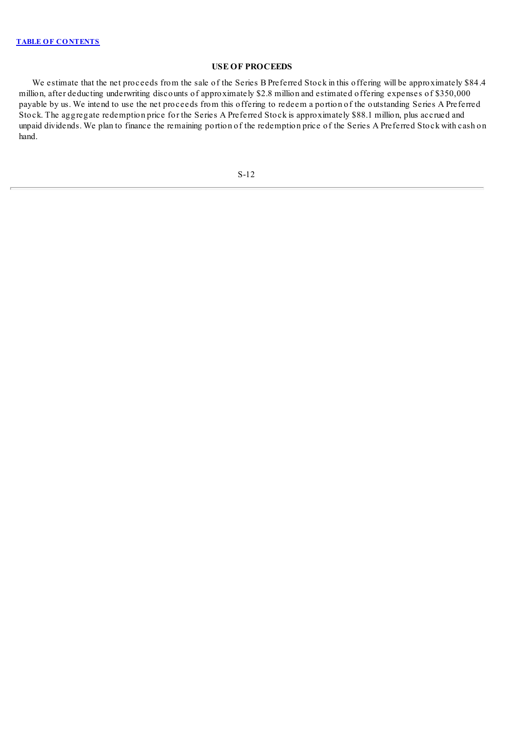## USE OF PROCEEDS

We estimate that the net proceeds from the sale of the Series B Preferred Stock in this offering will be approximately $84.4 million, after deducting underwriting discounts of approximately $2.8 million and estimated offering expenses of $350,000 payable by us. We intend to use the net proceeds from this offering to redeem a portion of the outstanding Series A Preferred Stock. The aggregate redemption price for the Series A Preferred Stock is approximately $88.1 million, plus accrued and unpaid dividends. We plan to finance the remaining portion of the redemption price of the Series A Preferred Stock with cash on hand.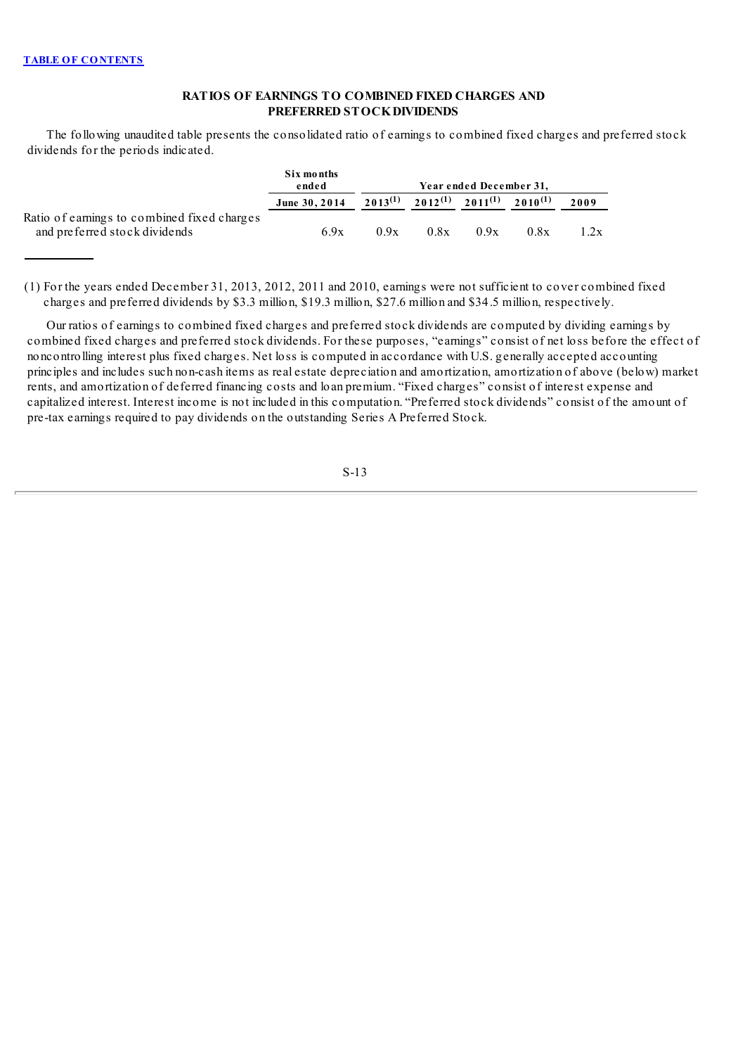[TABLE OF CONTENTS](#)

## RATIOS OF EARNINGS TO COMBINED FIXED CHARGES AND PREFERRED STOCK DIVIDENDS

The following unaudited table presents the consolidated ratio of earnings to combined fixed charges and preferred stock dividends for the periods indicated.

| | Six months ended | Year ended December 31, | | | | |
|---|---|---|---|---|---|---|
| | June 30, 2014 | 2013[(1)] | 2012[(1)] | 2011[(1)] | 2010[(1)] | 2009 |
| Ratio of earnings to combined fixed charges and preferred stock dividends | 6.9x | 0.9x | 0.8x | 0.9x | 0.8x | 1.2x |

(1) For the years ended December 31, 2013, 2012, 2011 and 2010, earnings were not sufficient to cover combined fixed charges and preferred dividends by $3.3 million, $19.3 million, $27.6 million and $34.5 million, respectively.

Our ratios of earnings to combined fixed charges and preferred stock dividends are computed by dividing earnings by combined fixed charges and preferred stock dividends. For these purposes, "earnings" consist of net loss before the effect of noncontrolling interest plus fixed charges. Net loss is computed in accordance with U.S. generally accepted accounting principles and includes such non-cash items as real estate depreciation and amortization, amortization of above (below) market rents, and amortization of deferred financing costs and loan premium. "Fixed charges" consist of interest expense and capitalized interest. Interest income is not included in this computation. "Preferred stock dividends" consist of the amount of pre-tax earnings required to pay dividends on the outstanding Series A Preferred Stock.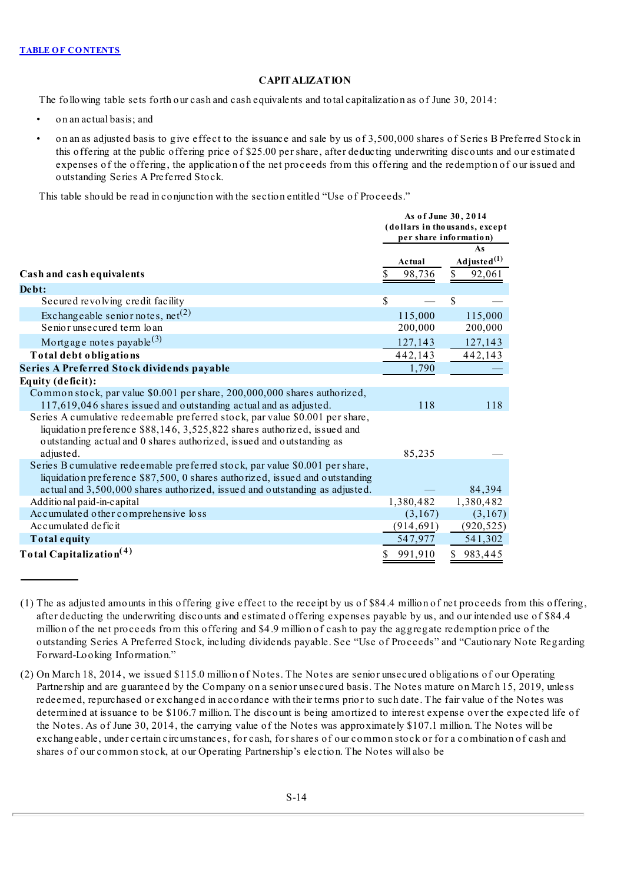[TABLE OF CONTENTS](#)

## CAPITALIZATION

The following table sets forth our cash and cash equivalents and total capitalization as of June 30, 2014:

- on an actual basis; and
- on an as adjusted basis to give effect to the issuance and sale by us of 3,500,000 shares of Series B Preferred Stock in this offering at the public offering price of $25.00 per share, after deducting underwriting discounts and our estimated expenses of the offering, the application of the net proceeds from this offering and the redemption of our issued and outstanding Series A Preferred Stock.

This table should be read in conjunction with the section entitled "Use of Proceeds."

| | As of June 30, 2014 (dollars in thousands, except per share information) | |
|---|---|---|
| | **Actual** | **As Adjusted[(1)]** |
| **Cash and cash equivalents** | $ 98,736 | $ 92,061 |
| **Debt:** | | |
| Secured revolving credit facility | $ — | $ — |
| Exchangeable senior notes, net[(2)] | 115,000 | 115,000 |
| Senior unsecured term loan | 200,000 | 200,000 |
| Mortgage notes payable[(3)] | 127,143 | 127,143 |
| **Total debt obligations** | 442,143 | 442,143 |
| **Series A Preferred Stock dividends payable** | 1,790 | — |
| **Equity (deficit):** | | |
| Common stock, par value $0.001 per share, 200,000,000 shares authorized, 117,619,046 shares issued and outstanding actual and as adjusted. | 118 | 118 |
| Series A cumulative redeemable preferred stock, par value $0.001 per share, liquidation preference $88,146, 3,525,822 shares authorized, issued and outstanding actual and 0 shares authorized, issued and outstanding as adjusted. | 85,235 | — |
| Series B cumulative redeemable preferred stock, par value $0.001 per share, liquidation preference $87,500, 0 shares authorized, issued and outstanding actual and 3,500,000 shares authorized, issued and outstanding as adjusted. | — | 84,394 |
| Additional paid-in-capital | 1,380,482 | 1,380,482 |
| Accumulated other comprehensive loss | (3,167) | (3,167) |
| Accumulated deficit | (914,691) | (920,525) |
| **Total equity** | 547,977 | 541,302 |
| **Total Capitalization[(4)]** | $ 991,910 | $ 983,445 |

(1) The as adjusted amounts in this offering give effect to the receipt by us of $84.4 million of net proceeds from this offering, after deducting the underwriting discounts and estimated offering expenses payable by us, and our intended use of $84.4 million of the net proceeds from this offering and $4.9 million of cash to pay the aggregate redemption price of the outstanding Series A Preferred Stock, including dividends payable. See "Use of Proceeds" and "Cautionary Note Regarding Forward-Looking Information."

(2) On March 18, 2014, we issued $115.0 million of Notes. The Notes are senior unsecured obligations of our Operating Partnership and are guaranteed by the Company on a senior unsecured basis. The Notes mature on March 15, 2019, unless redeemed, repurchased or exchanged in accordance with their terms prior to such date. The fair value of the Notes was determined at issuance to be $106.7 million. The discount is being amortized to interest expense over the expected life of the Notes. As of June 30, 2014, the carrying value of the Notes was approximately $107.1 million. The Notes will be exchangeable, under certain circumstances, for cash, for shares of our common stock or for a combination of cash and shares of our common stock, at our Operating Partnership's election. The Notes will also be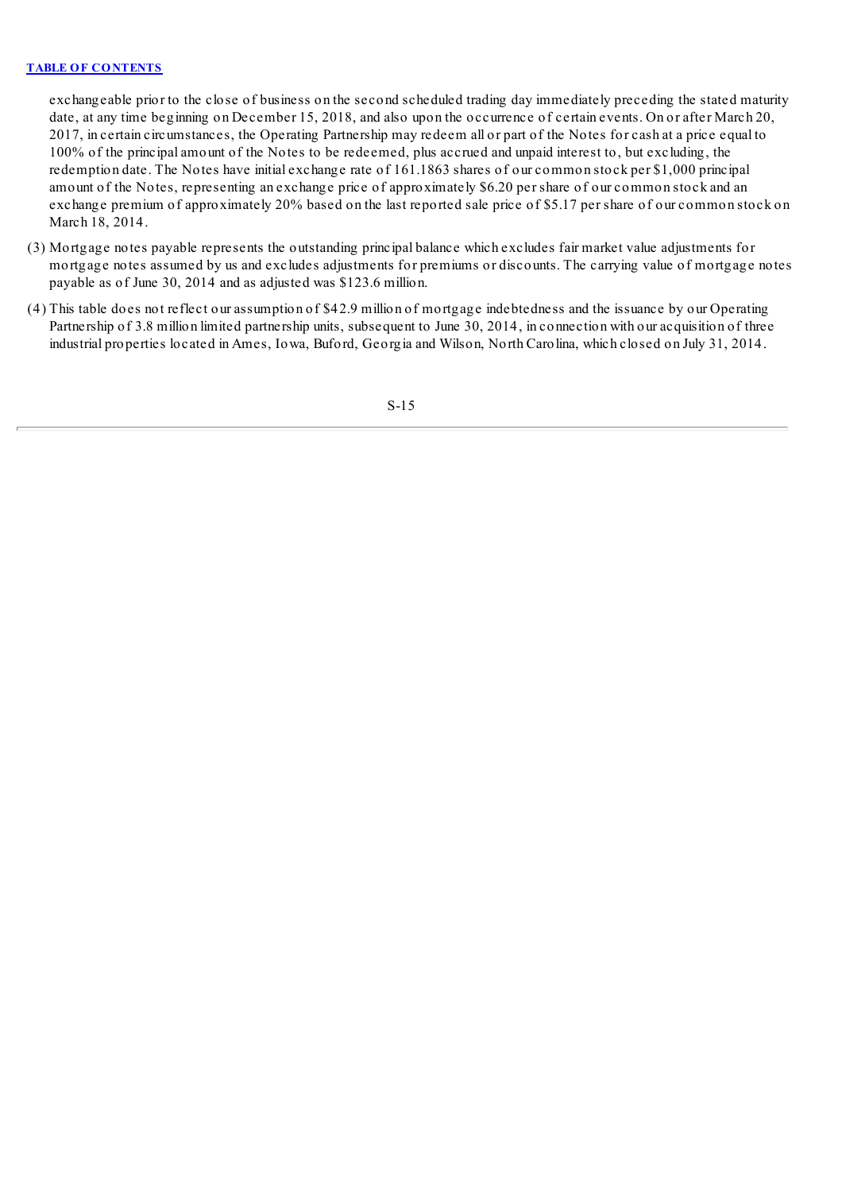exchangeable prior to the close of business on the second scheduled trading day immediately preceding the stated maturity date, at any time beginning on December 15, 2018, and also upon the occurrence of certain events. On or after March 20, 2017, in certain circumstances, the Operating Partnership may redeem all or part of the Notes for cash at a price equal to 100% of the principal amount of the Notes to be redeemed, plus accrued and unpaid interest to, but excluding, the redemption date. The Notes have initial exchange rate of 161.1863 shares of our common stock per $1,000 principal amount of the Notes, representing an exchange price of approximately $6.20 per share of our common stock and an exchange premium of approximately 20% based on the last reported sale price of $5.17 per share of our common stock on March 18, 2014.

(3) Mortgage notes payable represents the outstanding principal balance which excludes fair market value adjustments for mortgage notes assumed by us and excludes adjustments for premiums or discounts. The carrying value of mortgage notes payable as of June 30, 2014 and as adjusted was $123.6 million.

(4) This table does not reflect our assumption of $42.9 million of mortgage indebtedness and the issuance by our Operating Partnership of 3.8 million limited partnership units, subsequent to June 30, 2014, in connection with our acquisition of three industrial properties located in Ames, Iowa, Buford, Georgia and Wilson, North Carolina, which closed on July 31, 2014.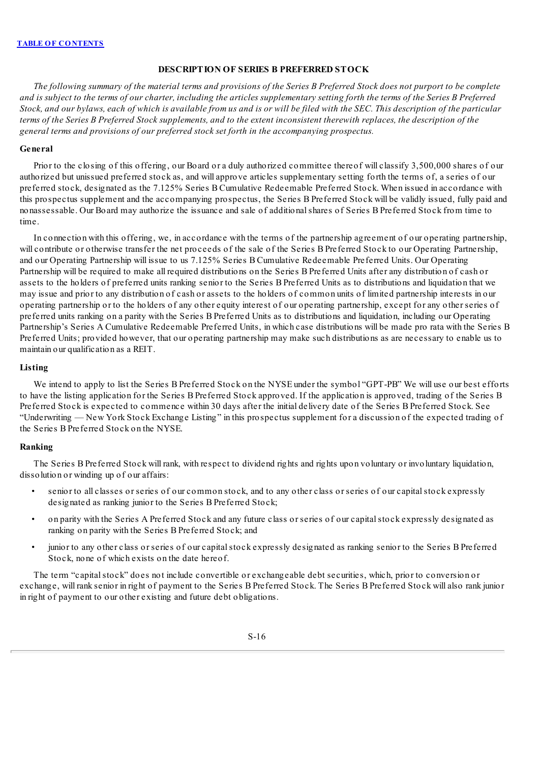## DESCRIPTION OF SERIES B PREFERRED STOCK

*The following summary of the material terms and provisions of the Series B Preferred Stock does not purport to be complete and is subject to the terms of our charter, including the articles supplementary setting forth the terms of the Series B Preferred Stock, and our bylaws, each of which is available from us and is or will be filed with the SEC. This description of the particular terms of the Series B Preferred Stock supplements, and to the extent inconsistent therewith replaces, the description of the general terms and provisions of our preferred stock set forth in the accompanying prospectus.*

### General

Prior to the closing of this offering, our Board or a duly authorized committee thereof will classify 3,500,000 shares of our authorized but unissued preferred stock as, and will approve articles supplementary setting forth the terms of, a series of our preferred stock, designated as the 7.125% Series B Cumulative Redeemable Preferred Stock. When issued in accordance with this prospectus supplement and the accompanying prospectus, the Series B Preferred Stock will be validly issued, fully paid and nonassessable. Our Board may authorize the issuance and sale of additional shares of Series B Preferred Stock from time to time.

In connection with this offering, we, in accordance with the terms of the partnership agreement of our operating partnership, will contribute or otherwise transfer the net proceeds of the sale of the Series B Preferred Stock to our Operating Partnership, and our Operating Partnership will issue to us 7.125% Series B Cumulative Redeemable Preferred Units. Our Operating Partnership will be required to make all required distributions on the Series B Preferred Units after any distribution of cash or assets to the holders of preferred units ranking senior to the Series B Preferred Units as to distributions and liquidation that we may issue and prior to any distribution of cash or assets to the holders of common units of limited partnership interests in our operating partnership or to the holders of any other equity interest of our operating partnership, except for any other series of preferred units ranking on a parity with the Series B Preferred Units as to distributions and liquidation, including our Operating Partnership's Series A Cumulative Redeemable Preferred Units, in which case distributions will be made pro rata with the Series B Preferred Units; provided however, that our operating partnership may make such distributions as are necessary to enable us to maintain our qualification as a REIT.

### Listing

We intend to apply to list the Series B Preferred Stock on the NYSE under the symbol "GPT-PB" We will use our best efforts to have the listing application for the Series B Preferred Stock approved. If the application is approved, trading of the Series B Preferred Stock is expected to commence within 30 days after the initial delivery date of the Series B Preferred Stock. See "Underwriting — New York Stock Exchange Listing" in this prospectus supplement for a discussion of the expected trading of the Series B Preferred Stock on the NYSE.

### Ranking

The Series B Preferred Stock will rank, with respect to dividend rights and rights upon voluntary or involuntary liquidation, dissolution or winding up of our affairs:

- senior to all classes or series of our common stock, and to any other class or series of our capital stock expressly designated as ranking junior to the Series B Preferred Stock;
- on parity with the Series A Preferred Stock and any future class or series of our capital stock expressly designated as ranking on parity with the Series B Preferred Stock; and
- junior to any other class or series of our capital stock expressly designated as ranking senior to the Series B Preferred Stock, none of which exists on the date hereof.

The term "capital stock" does not include convertible or exchangeable debt securities, which, prior to conversion or exchange, will rank senior in right of payment to the Series B Preferred Stock. The Series B Preferred Stock will also rank junior in right of payment to our other existing and future debt obligations.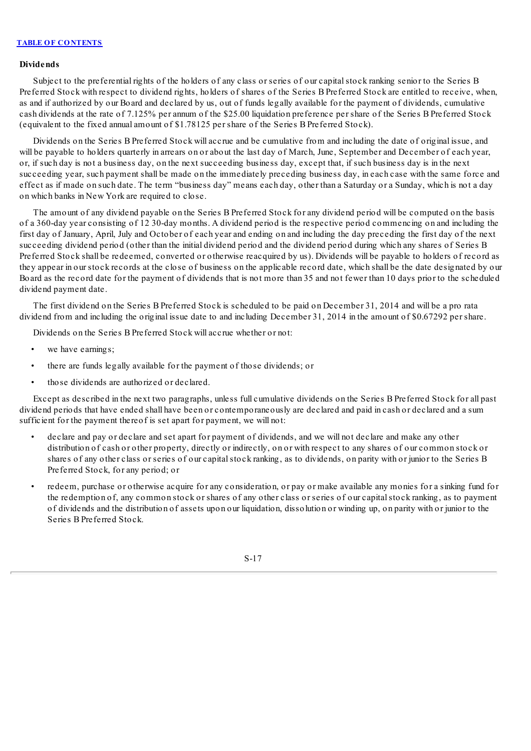### Dividends

Subject to the preferential rights of the holders of any class or series of our capital stock ranking senior to the Series B Preferred Stock with respect to dividend rights, holders of shares of the Series B Preferred Stock are entitled to receive, when, as and if authorized by our Board and declared by us, out of funds legally available for the payment of dividends, cumulative cash dividends at the rate of 7.125% per annum of the $25.00 liquidation preference per share of the Series B Preferred Stock (equivalent to the fixed annual amount of $1.78125 per share of the Series B Preferred Stock).

Dividends on the Series B Preferred Stock will accrue and be cumulative from and including the date of original issue, and will be payable to holders quarterly in arrears on or about the last day of March, June, September and December of each year, or, if such day is not a business day, on the next succeeding business day, except that, if such business day is in the next succeeding year, such payment shall be made on the immediately preceding business day, in each case with the same force and effect as if made on such date. The term "business day" means each day, other than a Saturday or a Sunday, which is not a day on which banks in New York are required to close.

The amount of any dividend payable on the Series B Preferred Stock for any dividend period will be computed on the basis of a 360-day year consisting of 12 30-day months. A dividend period is the respective period commencing on and including the first day of January, April, July and October of each year and ending on and including the day preceding the first day of the next succeeding dividend period (other than the initial dividend period and the dividend period during which any shares of Series B Preferred Stock shall be redeemed, converted or otherwise reacquired by us). Dividends will be payable to holders of record as they appear in our stock records at the close of business on the applicable record date, which shall be the date designated by our Board as the record date for the payment of dividends that is not more than 35 and not fewer than 10 days prior to the scheduled dividend payment date.

The first dividend on the Series B Preferred Stock is scheduled to be paid on December 31, 2014 and will be a pro rata dividend from and including the original issue date to and including December 31, 2014 in the amount of $0.67292 per share.

Dividends on the Series B Preferred Stock will accrue whether or not:

- we have earnings;
- there are funds legally available for the payment of those dividends; or
- those dividends are authorized or declared.

Except as described in the next two paragraphs, unless full cumulative dividends on the Series B Preferred Stock for all past dividend periods that have ended shall have been or contemporaneously are declared and paid in cash or declared and a sum sufficient for the payment thereof is set apart for payment, we will not:

- declare and pay or declare and set apart for payment of dividends, and we will not declare and make any other distribution of cash or other property, directly or indirectly, on or with respect to any shares of our common stock or shares of any other class or series of our capital stock ranking, as to dividends, on parity with or junior to the Series B Preferred Stock, for any period; or
- redeem, purchase or otherwise acquire for any consideration, or pay or make available any monies for a sinking fund for the redemption of, any common stock or shares of any other class or series of our capital stock ranking, as to payment of dividends and the distribution of assets upon our liquidation, dissolution or winding up, on parity with or junior to the Series B Preferred Stock.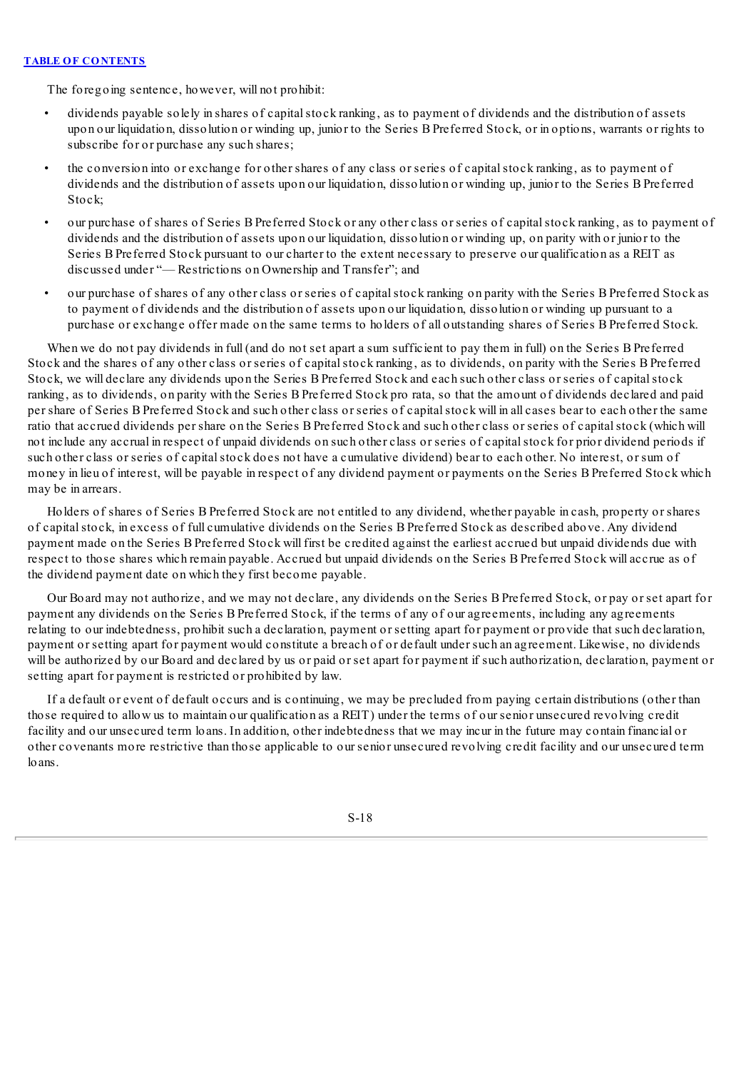The foregoing sentence, however, will not prohibit:

- dividends payable solely in shares of capital stock ranking, as to payment of dividends and the distribution of assets upon our liquidation, dissolution or winding up, junior to the Series B Preferred Stock, or in options, warrants or rights to subscribe for or purchase any such shares;
- the conversion into or exchange for other shares of any class or series of capital stock ranking, as to payment of dividends and the distribution of assets upon our liquidation, dissolution or winding up, junior to the Series B Preferred Stock;
- our purchase of shares of Series B Preferred Stock or any other class or series of capital stock ranking, as to payment of dividends and the distribution of assets upon our liquidation, dissolution or winding up, on parity with or junior to the Series B Preferred Stock pursuant to our charter to the extent necessary to preserve our qualification as a REIT as discussed under "— Restrictions on Ownership and Transfer"; and
- our purchase of shares of any other class or series of capital stock ranking on parity with the Series B Preferred Stock as to payment of dividends and the distribution of assets upon our liquidation, dissolution or winding up pursuant to a purchase or exchange offer made on the same terms to holders of all outstanding shares of Series B Preferred Stock.

When we do not pay dividends in full (and do not set apart a sum sufficient to pay them in full) on the Series B Preferred Stock and the shares of any other class or series of capital stock ranking, as to dividends, on parity with the Series B Preferred Stock, we will declare any dividends upon the Series B Preferred Stock and each such other class or series of capital stock ranking, as to dividends, on parity with the Series B Preferred Stock pro rata, so that the amount of dividends declared and paid per share of Series B Preferred Stock and such other class or series of capital stock will in all cases bear to each other the same ratio that accrued dividends per share on the Series B Preferred Stock and such other class or series of capital stock (which will not include any accrual in respect of unpaid dividends on such other class or series of capital stock for prior dividend periods if such other class or series of capital stock does not have a cumulative dividend) bear to each other. No interest, or sum of money in lieu of interest, will be payable in respect of any dividend payment or payments on the Series B Preferred Stock which may be in arrears.

Holders of shares of Series B Preferred Stock are not entitled to any dividend, whether payable in cash, property or shares of capital stock, in excess of full cumulative dividends on the Series B Preferred Stock as described above. Any dividend payment made on the Series B Preferred Stock will first be credited against the earliest accrued but unpaid dividends due with respect to those shares which remain payable. Accrued but unpaid dividends on the Series B Preferred Stock will accrue as of the dividend payment date on which they first become payable.

Our Board may not authorize, and we may not declare, any dividends on the Series B Preferred Stock, or pay or set apart for payment any dividends on the Series B Preferred Stock, if the terms of any of our agreements, including any agreements relating to our indebtedness, prohibit such a declaration, payment or setting apart for payment or provide that such declaration, payment or setting apart for payment would constitute a breach of or default under such an agreement. Likewise, no dividends will be authorized by our Board and declared by us or paid or set apart for payment if such authorization, declaration, payment or setting apart for payment is restricted or prohibited by law.

If a default or event of default occurs and is continuing, we may be precluded from paying certain distributions (other than those required to allow us to maintain our qualification as a REIT) under the terms of our senior unsecured revolving credit facility and our unsecured term loans. In addition, other indebtedness that we may incur in the future may contain financial or other covenants more restrictive than those applicable to our senior unsecured revolving credit facility and our unsecured term loans.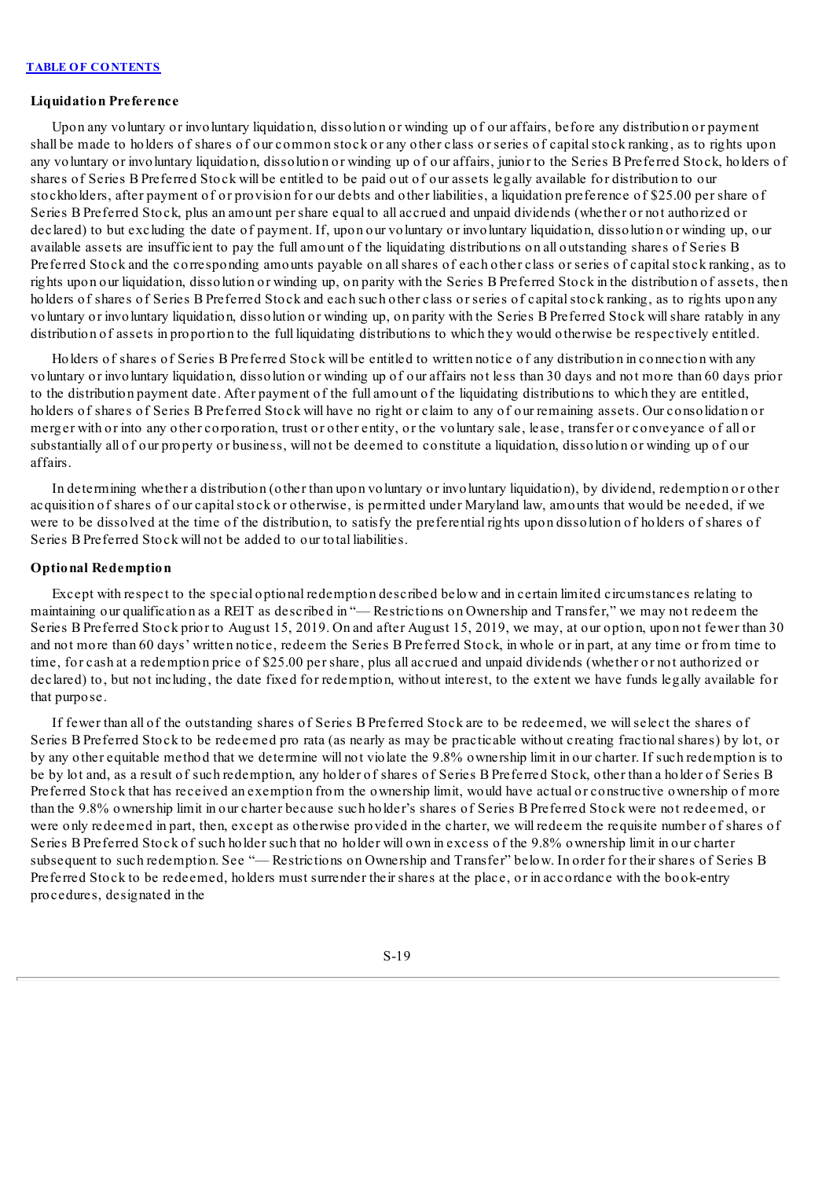### Liquidation Preference

Upon any voluntary or involuntary liquidation, dissolution or winding up of our affairs, before any distribution or payment shall be made to holders of shares of our common stock or any other class or series of capital stock ranking, as to rights upon any voluntary or involuntary liquidation, dissolution or winding up of our affairs, junior to the Series B Preferred Stock, holders of shares of Series B Preferred Stock will be entitled to be paid out of our assets legally available for distribution to our stockholders, after payment of or provision for our debts and other liabilities, a liquidation preference of $25.00 per share of Series B Preferred Stock, plus an amount per share equal to all accrued and unpaid dividends (whether or not authorized or declared) to but excluding the date of payment. If, upon our voluntary or involuntary liquidation, dissolution or winding up, our available assets are insufficient to pay the full amount of the liquidating distributions on all outstanding shares of Series B Preferred Stock and the corresponding amounts payable on all shares of each other class or series of capital stock ranking, as to rights upon our liquidation, dissolution or winding up, on parity with the Series B Preferred Stock in the distribution of assets, then holders of shares of Series B Preferred Stock and each such other class or series of capital stock ranking, as to rights upon any voluntary or involuntary liquidation, dissolution or winding up, on parity with the Series B Preferred Stock will share ratably in any distribution of assets in proportion to the full liquidating distributions to which they would otherwise be respectively entitled.

Holders of shares of Series B Preferred Stock will be entitled to written notice of any distribution in connection with any voluntary or involuntary liquidation, dissolution or winding up of our affairs not less than 30 days and not more than 60 days prior to the distribution payment date. After payment of the full amount of the liquidating distributions to which they are entitled, holders of shares of Series B Preferred Stock will have no right or claim to any of our remaining assets. Our consolidation or merger with or into any other corporation, trust or other entity, or the voluntary sale, lease, transfer or conveyance of all or substantially all of our property or business, will not be deemed to constitute a liquidation, dissolution or winding up of our affairs.

In determining whether a distribution (other than upon voluntary or involuntary liquidation), by dividend, redemption or other acquisition of shares of our capital stock or otherwise, is permitted under Maryland law, amounts that would be needed, if we were to be dissolved at the time of the distribution, to satisfy the preferential rights upon dissolution of holders of shares of Series B Preferred Stock will not be added to our total liabilities.

### Optional Redemption

Except with respect to the special optional redemption described below and in certain limited circumstances relating to maintaining our qualification as a REIT as described in "— Restrictions on Ownership and Transfer," we may not redeem the Series B Preferred Stock prior to August 15, 2019. On and after August 15, 2019, we may, at our option, upon not fewer than 30 and not more than 60 days' written notice, redeem the Series B Preferred Stock, in whole or in part, at any time or from time to time, for cash at a redemption price of $25.00 per share, plus all accrued and unpaid dividends (whether or not authorized or declared) to, but not including, the date fixed for redemption, without interest, to the extent we have funds legally available for that purpose.

If fewer than all of the outstanding shares of Series B Preferred Stock are to be redeemed, we will select the shares of Series B Preferred Stock to be redeemed pro rata (as nearly as may be practicable without creating fractional shares) by lot, or by any other equitable method that we determine will not violate the 9.8% ownership limit in our charter. If such redemption is to be by lot and, as a result of such redemption, any holder of shares of Series B Preferred Stock, other than a holder of Series B Preferred Stock that has received an exemption from the ownership limit, would have actual or constructive ownership of more than the 9.8% ownership limit in our charter because such holder's shares of Series B Preferred Stock were not redeemed, or were only redeemed in part, then, except as otherwise provided in the charter, we will redeem the requisite number of shares of Series B Preferred Stock of such holder such that no holder will own in excess of the 9.8% ownership limit in our charter subsequent to such redemption. See "— Restrictions on Ownership and Transfer" below. In order for their shares of Series B Preferred Stock to be redeemed, holders must surrender their shares at the place, or in accordance with the book-entry procedures, designated in the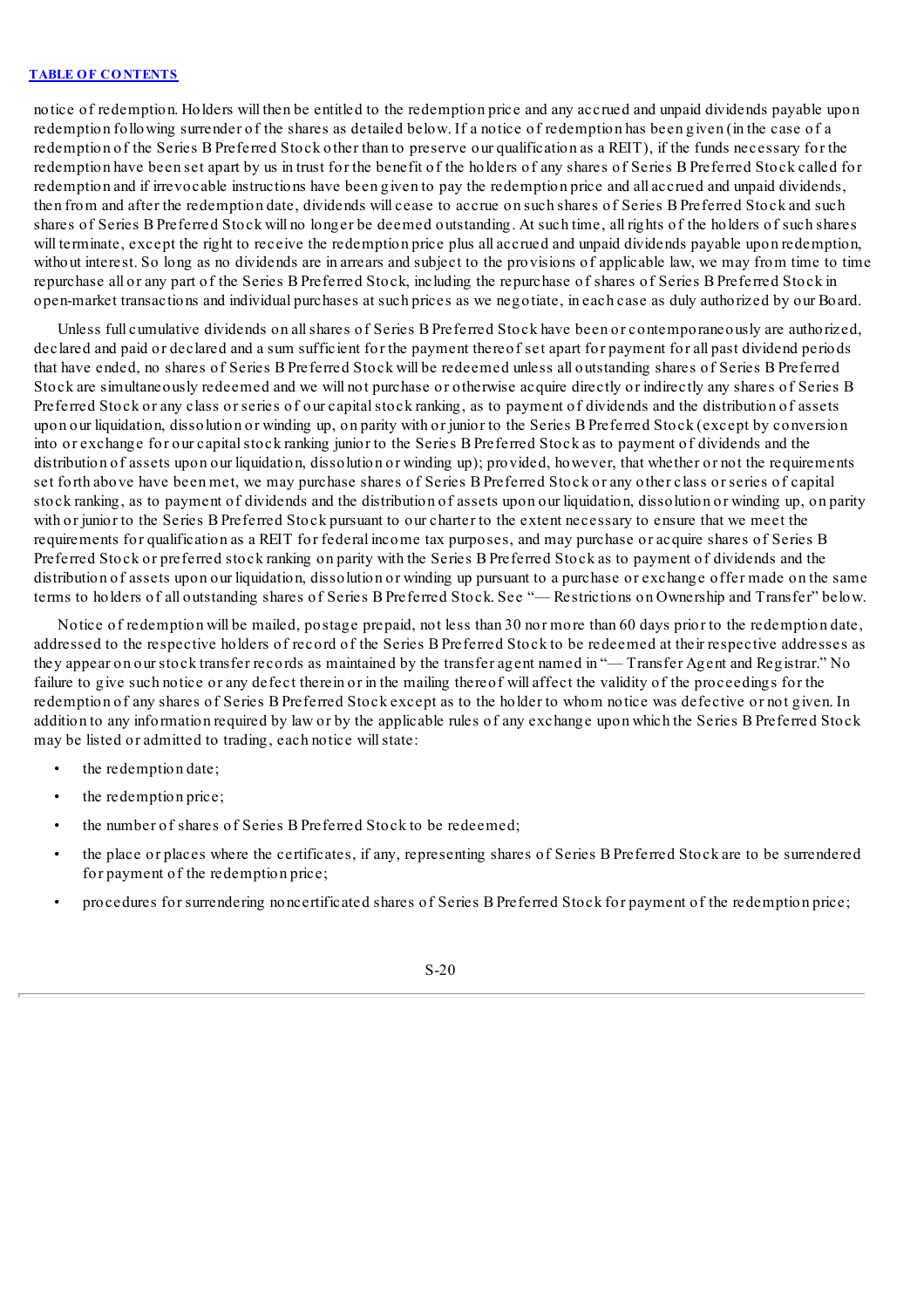notice of redemption. Holders will then be entitled to the redemption price and any accrued and unpaid dividends payable upon redemption following surrender of the shares as detailed below. If a notice of redemption has been given (in the case of a redemption of the Series B Preferred Stock other than to preserve our qualification as a REIT), if the funds necessary for the redemption have been set apart by us in trust for the benefit of the holders of any shares of Series B Preferred Stock called for redemption and if irrevocable instructions have been given to pay the redemption price and all accrued and unpaid dividends, then from and after the redemption date, dividends will cease to accrue on such shares of Series B Preferred Stock and such shares of Series B Preferred Stock will no longer be deemed outstanding. At such time, all rights of the holders of such shares will terminate, except the right to receive the redemption price plus all accrued and unpaid dividends payable upon redemption, without interest. So long as no dividends are in arrears and subject to the provisions of applicable law, we may from time to time repurchase all or any part of the Series B Preferred Stock, including the repurchase of shares of Series B Preferred Stock in open-market transactions and individual purchases at such prices as we negotiate, in each case as duly authorized by our Board.

Unless full cumulative dividends on all shares of Series B Preferred Stock have been or contemporaneously are authorized, declared and paid or declared and a sum sufficient for the payment thereof set apart for payment for all past dividend periods that have ended, no shares of Series B Preferred Stock will be redeemed unless all outstanding shares of Series B Preferred Stock are simultaneously redeemed and we will not purchase or otherwise acquire directly or indirectly any shares of Series B Preferred Stock or any class or series of our capital stock ranking, as to payment of dividends and the distribution of assets upon our liquidation, dissolution or winding up, on parity with or junior to the Series B Preferred Stock (except by conversion into or exchange for our capital stock ranking junior to the Series B Preferred Stock as to payment of dividends and the distribution of assets upon our liquidation, dissolution or winding up); provided, however, that whether or not the requirements set forth above have been met, we may purchase shares of Series B Preferred Stock or any other class or series of capital stock ranking, as to payment of dividends and the distribution of assets upon our liquidation, dissolution or winding up, on parity with or junior to the Series B Preferred Stock pursuant to our charter to the extent necessary to ensure that we meet the requirements for qualification as a REIT for federal income tax purposes, and may purchase or acquire shares of Series B Preferred Stock or preferred stock ranking on parity with the Series B Preferred Stock as to payment of dividends and the distribution of assets upon our liquidation, dissolution or winding up pursuant to a purchase or exchange offer made on the same terms to holders of all outstanding shares of Series B Preferred Stock. See "— Restrictions on Ownership and Transfer" below.

Notice of redemption will be mailed, postage prepaid, not less than 30 nor more than 60 days prior to the redemption date, addressed to the respective holders of record of the Series B Preferred Stock to be redeemed at their respective addresses as they appear on our stock transfer records as maintained by the transfer agent named in "— Transfer Agent and Registrar." No failure to give such notice or any defect therein or in the mailing thereof will affect the validity of the proceedings for the redemption of any shares of Series B Preferred Stock except as to the holder to whom notice was defective or not given. In addition to any information required by law or by the applicable rules of any exchange upon which the Series B Preferred Stock may be listed or admitted to trading, each notice will state:

- the redemption date;
- the redemption price;
- the number of shares of Series B Preferred Stock to be redeemed;
- the place or places where the certificates, if any, representing shares of Series B Preferred Stock are to be surrendered for payment of the redemption price;
- procedures for surrendering noncertificated shares of Series B Preferred Stock for payment of the redemption price;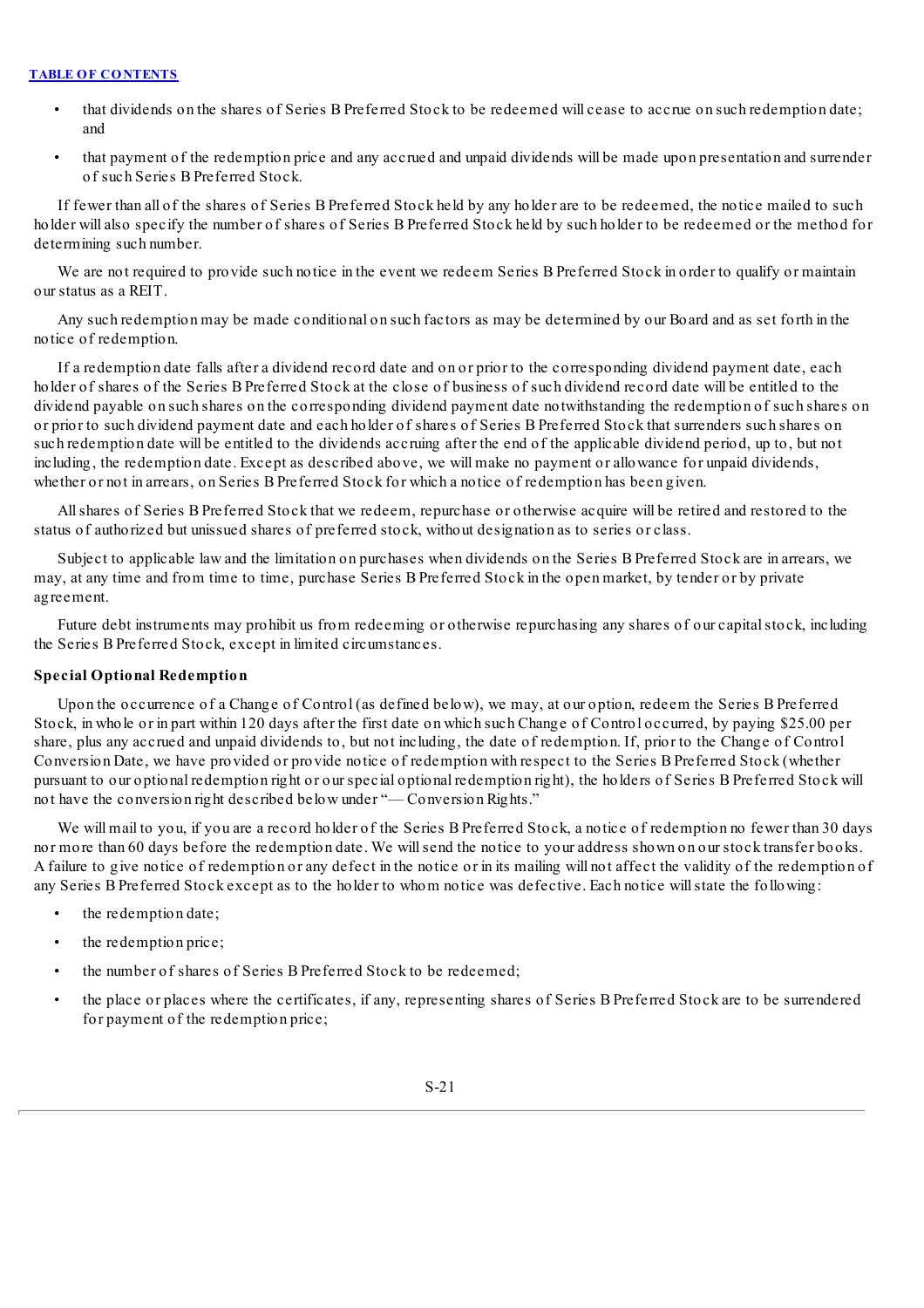- that dividends on the shares of Series B Preferred Stock to be redeemed will cease to accrue on such redemption date; and
- that payment of the redemption price and any accrued and unpaid dividends will be made upon presentation and surrender of such Series B Preferred Stock.

If fewer than all of the shares of Series B Preferred Stock held by any holder are to be redeemed, the notice mailed to such holder will also specify the number of shares of Series B Preferred Stock held by such holder to be redeemed or the method for determining such number.

We are not required to provide such notice in the event we redeem Series B Preferred Stock in order to qualify or maintain our status as a REIT.

Any such redemption may be made conditional on such factors as may be determined by our Board and as set forth in the notice of redemption.

If a redemption date falls after a dividend record date and on or prior to the corresponding dividend payment date, each holder of shares of the Series B Preferred Stock at the close of business of such dividend record date will be entitled to the dividend payable on such shares on the corresponding dividend payment date notwithstanding the redemption of such shares on or prior to such dividend payment date and each holder of shares of Series B Preferred Stock that surrenders such shares on such redemption date will be entitled to the dividends accruing after the end of the applicable dividend period, up to, but not including, the redemption date. Except as described above, we will make no payment or allowance for unpaid dividends, whether or not in arrears, on Series B Preferred Stock for which a notice of redemption has been given.

All shares of Series B Preferred Stock that we redeem, repurchase or otherwise acquire will be retired and restored to the status of authorized but unissued shares of preferred stock, without designation as to series or class.

Subject to applicable law and the limitation on purchases when dividends on the Series B Preferred Stock are in arrears, we may, at any time and from time to time, purchase Series B Preferred Stock in the open market, by tender or by private agreement.

Future debt instruments may prohibit us from redeeming or otherwise repurchasing any shares of our capital stock, including the Series B Preferred Stock, except in limited circumstances.

**Special Optional Redemption**

Upon the occurrence of a Change of Control (as defined below), we may, at our option, redeem the Series B Preferred Stock, in whole or in part within 120 days after the first date on which such Change of Control occurred, by paying $25.00 per share, plus any accrued and unpaid dividends to, but not including, the date of redemption. If, prior to the Change of Control Conversion Date, we have provided or provide notice of redemption with respect to the Series B Preferred Stock (whether pursuant to our optional redemption right or our special optional redemption right), the holders of Series B Preferred Stock will not have the conversion right described below under "— Conversion Rights."

We will mail to you, if you are a record holder of the Series B Preferred Stock, a notice of redemption no fewer than 30 days nor more than 60 days before the redemption date. We will send the notice to your address shown on our stock transfer books. A failure to give notice of redemption or any defect in the notice or in its mailing will not affect the validity of the redemption of any Series B Preferred Stock except as to the holder to whom notice was defective. Each notice will state the following:

- the redemption date;
- the redemption price;
- the number of shares of Series B Preferred Stock to be redeemed;
- the place or places where the certificates, if any, representing shares of Series B Preferred Stock are to be surrendered for payment of the redemption price;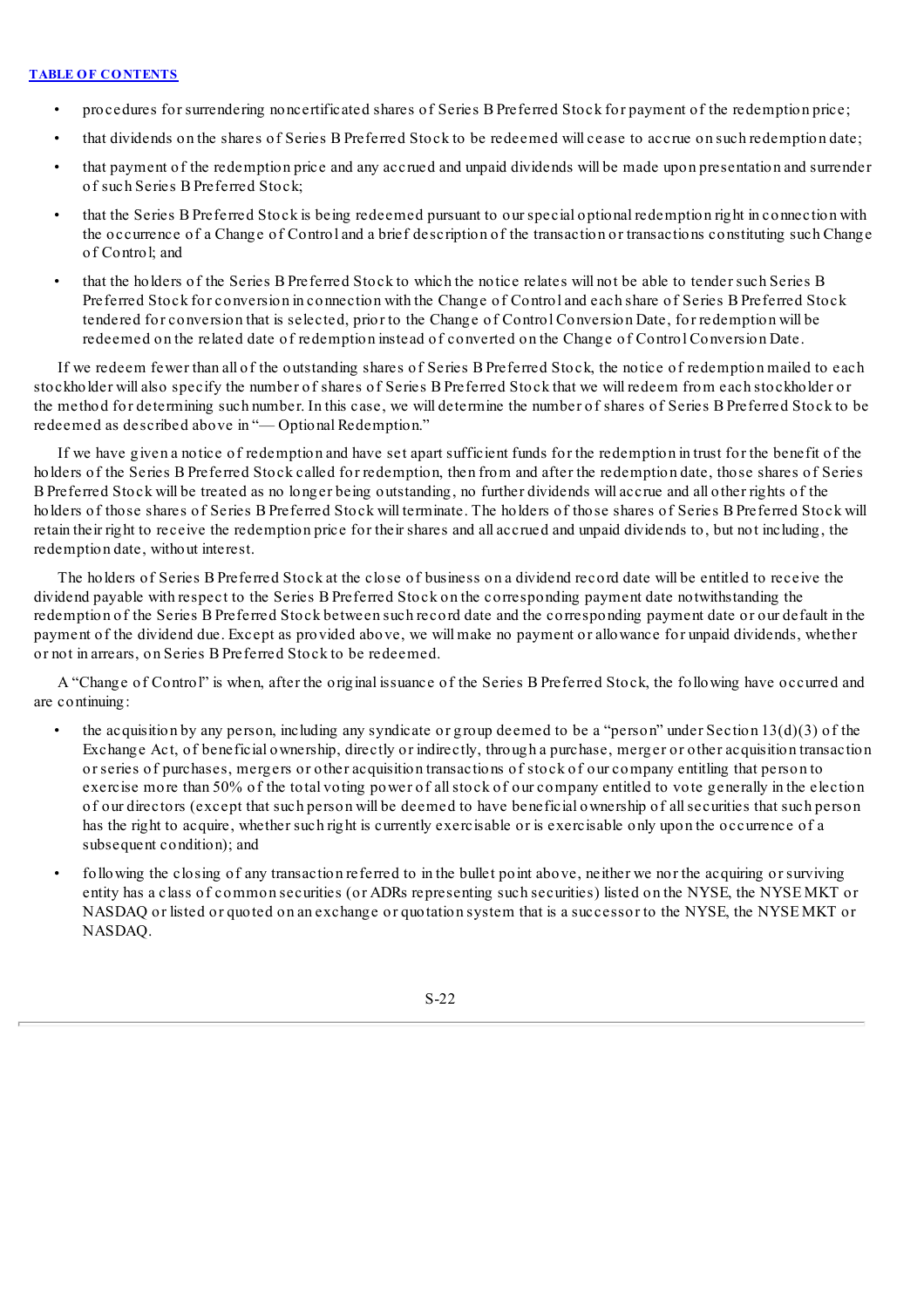- procedures for surrendering noncertificated shares of Series B Preferred Stock for payment of the redemption price;
- that dividends on the shares of Series B Preferred Stock to be redeemed will cease to accrue on such redemption date;
- that payment of the redemption price and any accrued and unpaid dividends will be made upon presentation and surrender of such Series B Preferred Stock;
- that the Series B Preferred Stock is being redeemed pursuant to our special optional redemption right in connection with the occurrence of a Change of Control and a brief description of the transaction or transactions constituting such Change of Control; and
- that the holders of the Series B Preferred Stock to which the notice relates will not be able to tender such Series B Preferred Stock for conversion in connection with the Change of Control and each share of Series B Preferred Stock tendered for conversion that is selected, prior to the Change of Control Conversion Date, for redemption will be redeemed on the related date of redemption instead of converted on the Change of Control Conversion Date.

If we redeem fewer than all of the outstanding shares of Series B Preferred Stock, the notice of redemption mailed to each stockholder will also specify the number of shares of Series B Preferred Stock that we will redeem from each stockholder or the method for determining such number. In this case, we will determine the number of shares of Series B Preferred Stock to be redeemed as described above in "— Optional Redemption."

If we have given a notice of redemption and have set apart sufficient funds for the redemption in trust for the benefit of the holders of the Series B Preferred Stock called for redemption, then from and after the redemption date, those shares of Series B Preferred Stock will be treated as no longer being outstanding, no further dividends will accrue and all other rights of the holders of those shares of Series B Preferred Stock will terminate. The holders of those shares of Series B Preferred Stock will retain their right to receive the redemption price for their shares and all accrued and unpaid dividends to, but not including, the redemption date, without interest.

The holders of Series B Preferred Stock at the close of business on a dividend record date will be entitled to receive the dividend payable with respect to the Series B Preferred Stock on the corresponding payment date notwithstanding the redemption of the Series B Preferred Stock between such record date and the corresponding payment date or our default in the payment of the dividend due. Except as provided above, we will make no payment or allowance for unpaid dividends, whether or not in arrears, on Series B Preferred Stock to be redeemed.

A "Change of Control" is when, after the original issuance of the Series B Preferred Stock, the following have occurred and are continuing:

- the acquisition by any person, including any syndicate or group deemed to be a "person" under Section 13(d)(3) of the Exchange Act, of beneficial ownership, directly or indirectly, through a purchase, merger or other acquisition transaction or series of purchases, mergers or other acquisition transactions of stock of our company entitling that person to exercise more than 50% of the total voting power of all stock of our company entitled to vote generally in the election of our directors (except that such person will be deemed to have beneficial ownership of all securities that such person has the right to acquire, whether such right is currently exercisable or is exercisable only upon the occurrence of a subsequent condition); and
- following the closing of any transaction referred to in the bullet point above, neither we nor the acquiring or surviving entity has a class of common securities (or ADRs representing such securities) listed on the NYSE, the NYSE MKT or NASDAQ or listed or quoted on an exchange or quotation system that is a successor to the NYSE, the NYSE MKT or NASDAQ.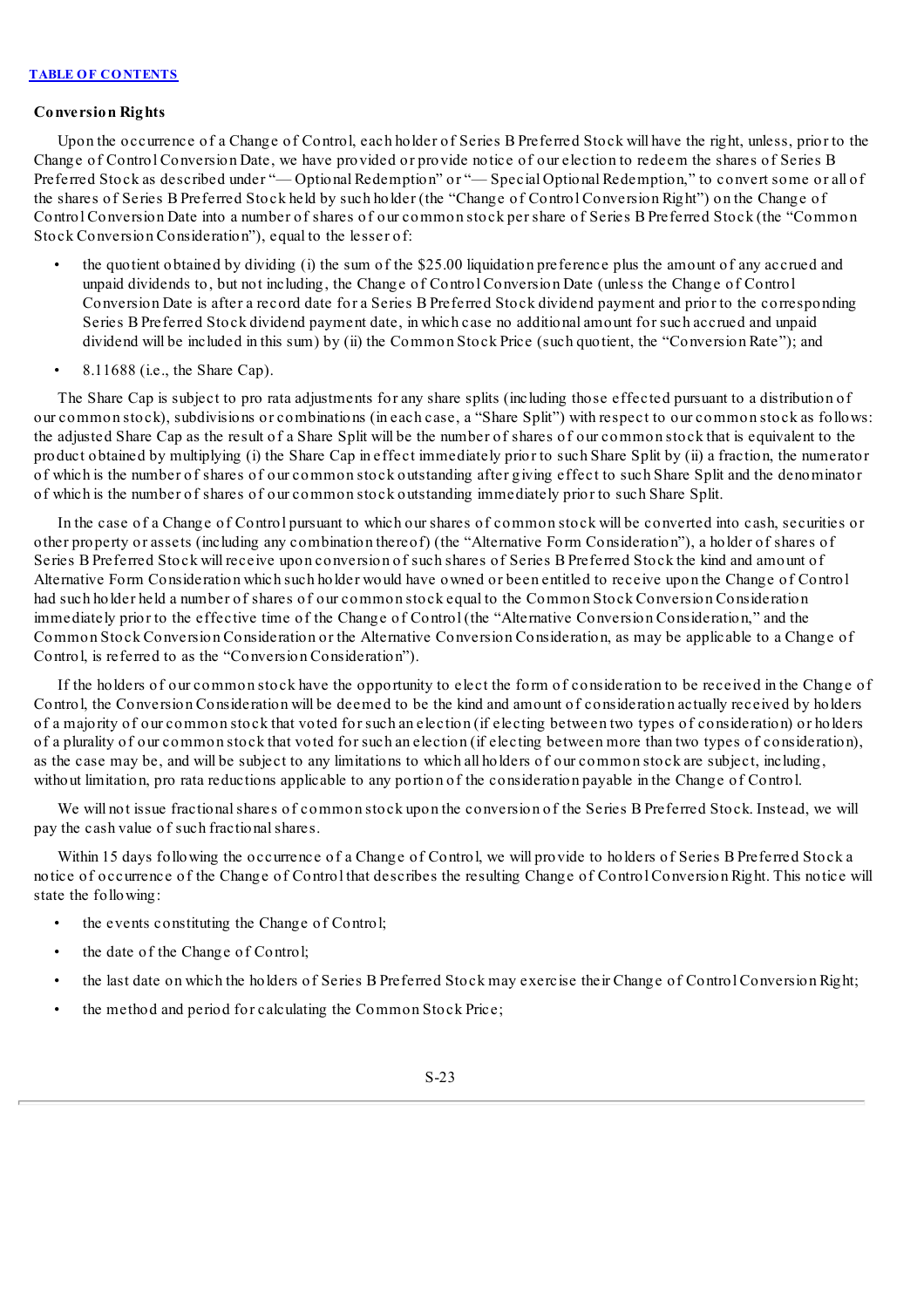**Conversion Rights**

Upon the occurrence of a Change of Control, each holder of Series B Preferred Stock will have the right, unless, prior to the Change of Control Conversion Date, we have provided or provide notice of our election to redeem the shares of Series B Preferred Stock as described under "— Optional Redemption" or "— Special Optional Redemption," to convert some or all of the shares of Series B Preferred Stock held by such holder (the "Change of Control Conversion Right") on the Change of Control Conversion Date into a number of shares of our common stock per share of Series B Preferred Stock (the "Common Stock Conversion Consideration"), equal to the lesser of:

- the quotient obtained by dividing (i) the sum of the $25.00 liquidation preference plus the amount of any accrued and unpaid dividends to, but not including, the Change of Control Conversion Date (unless the Change of Control Conversion Date is after a record date for a Series B Preferred Stock dividend payment and prior to the corresponding Series B Preferred Stock dividend payment date, in which case no additional amount for such accrued and unpaid dividend will be included in this sum) by (ii) the Common Stock Price (such quotient, the "Conversion Rate"); and
- 8.11688 (i.e., the Share Cap).

The Share Cap is subject to pro rata adjustments for any share splits (including those effected pursuant to a distribution of our common stock), subdivisions or combinations (in each case, a "Share Split") with respect to our common stock as follows: the adjusted Share Cap as the result of a Share Split will be the number of shares of our common stock that is equivalent to the product obtained by multiplying (i) the Share Cap in effect immediately prior to such Share Split by (ii) a fraction, the numerator of which is the number of shares of our common stock outstanding after giving effect to such Share Split and the denominator of which is the number of shares of our common stock outstanding immediately prior to such Share Split.

In the case of a Change of Control pursuant to which our shares of common stock will be converted into cash, securities or other property or assets (including any combination thereof) (the "Alternative Form Consideration"), a holder of shares of Series B Preferred Stock will receive upon conversion of such shares of Series B Preferred Stock the kind and amount of Alternative Form Consideration which such holder would have owned or been entitled to receive upon the Change of Control had such holder held a number of shares of our common stock equal to the Common Stock Conversion Consideration immediately prior to the effective time of the Change of Control (the "Alternative Conversion Consideration," and the Common Stock Conversion Consideration or the Alternative Conversion Consideration, as may be applicable to a Change of Control, is referred to as the "Conversion Consideration").

If the holders of our common stock have the opportunity to elect the form of consideration to be received in the Change of Control, the Conversion Consideration will be deemed to be the kind and amount of consideration actually received by holders of a majority of our common stock that voted for such an election (if electing between two types of consideration) or holders of a plurality of our common stock that voted for such an election (if electing between more than two types of consideration), as the case may be, and will be subject to any limitations to which all holders of our common stock are subject, including, without limitation, pro rata reductions applicable to any portion of the consideration payable in the Change of Control.

We will not issue fractional shares of common stock upon the conversion of the Series B Preferred Stock. Instead, we will pay the cash value of such fractional shares.

Within 15 days following the occurrence of a Change of Control, we will provide to holders of Series B Preferred Stock a notice of occurrence of the Change of Control that describes the resulting Change of Control Conversion Right. This notice will state the following:

- the events constituting the Change of Control;
- the date of the Change of Control;
- the last date on which the holders of Series B Preferred Stock may exercise their Change of Control Conversion Right;
- the method and period for calculating the Common Stock Price;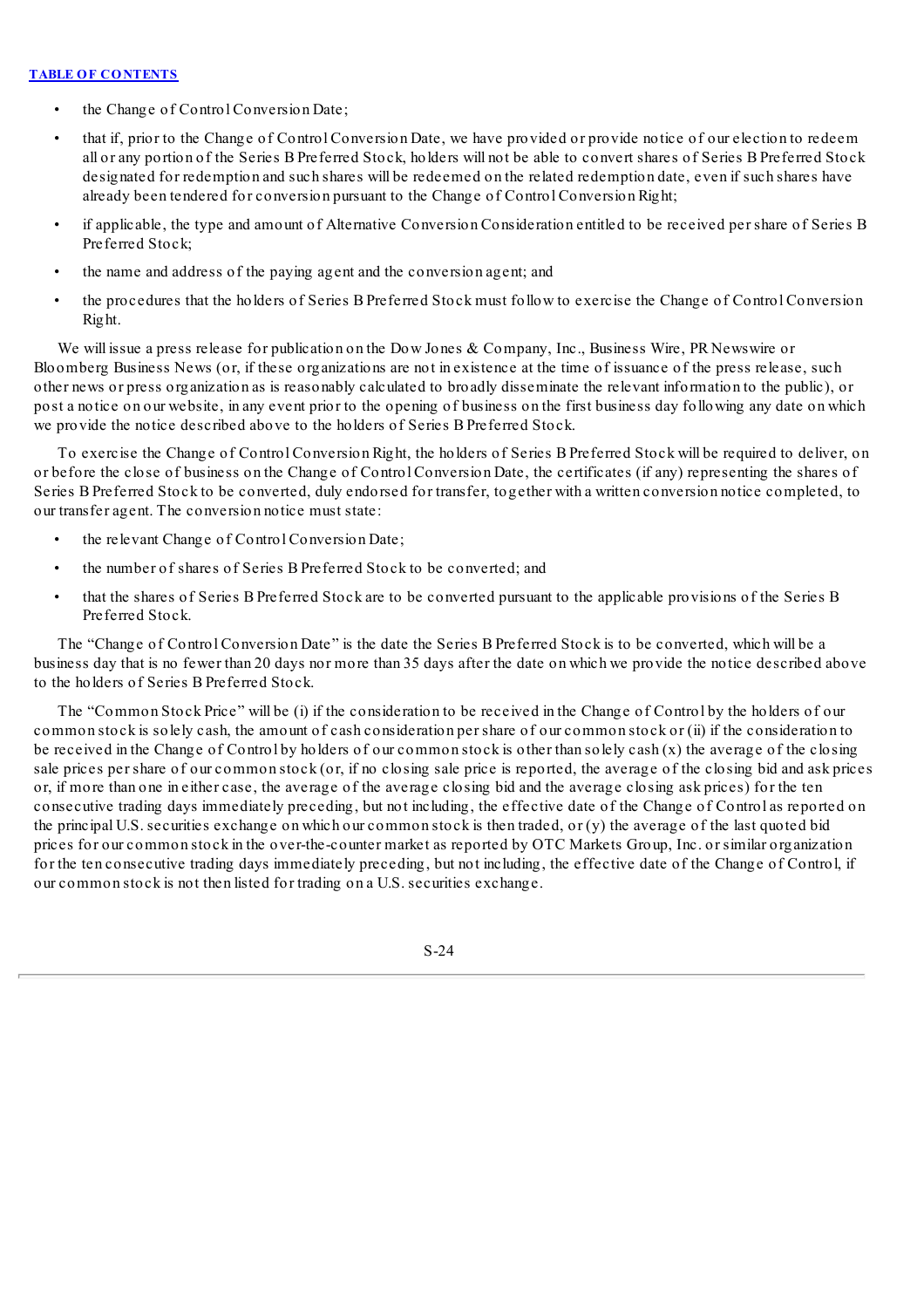- the Change of Control Conversion Date;
- that if, prior to the Change of Control Conversion Date, we have provided or provide notice of our election to redeem all or any portion of the Series B Preferred Stock, holders will not be able to convert shares of Series B Preferred Stock designated for redemption and such shares will be redeemed on the related redemption date, even if such shares have already been tendered for conversion pursuant to the Change of Control Conversion Right;
- if applicable, the type and amount of Alternative Conversion Consideration entitled to be received per share of Series B Preferred Stock;
- the name and address of the paying agent and the conversion agent; and
- the procedures that the holders of Series B Preferred Stock must follow to exercise the Change of Control Conversion Right.

We will issue a press release for publication on the Dow Jones & Company, Inc., Business Wire, PR Newswire or Bloomberg Business News (or, if these organizations are not in existence at the time of issuance of the press release, such other news or press organization as is reasonably calculated to broadly disseminate the relevant information to the public), or post a notice on our website, in any event prior to the opening of business on the first business day following any date on which we provide the notice described above to the holders of Series B Preferred Stock.

To exercise the Change of Control Conversion Right, the holders of Series B Preferred Stock will be required to deliver, on or before the close of business on the Change of Control Conversion Date, the certificates (if any) representing the shares of Series B Preferred Stock to be converted, duly endorsed for transfer, together with a written conversion notice completed, to our transfer agent. The conversion notice must state:

- the relevant Change of Control Conversion Date;
- the number of shares of Series B Preferred Stock to be converted; and
- that the shares of Series B Preferred Stock are to be converted pursuant to the applicable provisions of the Series B Preferred Stock.

The "Change of Control Conversion Date" is the date the Series B Preferred Stock is to be converted, which will be a business day that is no fewer than 20 days nor more than 35 days after the date on which we provide the notice described above to the holders of Series B Preferred Stock.

The "Common Stock Price" will be (i) if the consideration to be received in the Change of Control by the holders of our common stock is solely cash, the amount of cash consideration per share of our common stock or (ii) if the consideration to be received in the Change of Control by holders of our common stock is other than solely cash (x) the average of the closing sale prices per share of our common stock (or, if no closing sale price is reported, the average of the closing bid and ask prices or, if more than one in either case, the average of the average closing bid and the average closing ask prices) for the ten consecutive trading days immediately preceding, but not including, the effective date of the Change of Control as reported on the principal U.S. securities exchange on which our common stock is then traded, or (y) the average of the last quoted bid prices for our common stock in the over-the-counter market as reported by OTC Markets Group, Inc. or similar organization for the ten consecutive trading days immediately preceding, but not including, the effective date of the Change of Control, if our common stock is not then listed for trading on a U.S. securities exchange.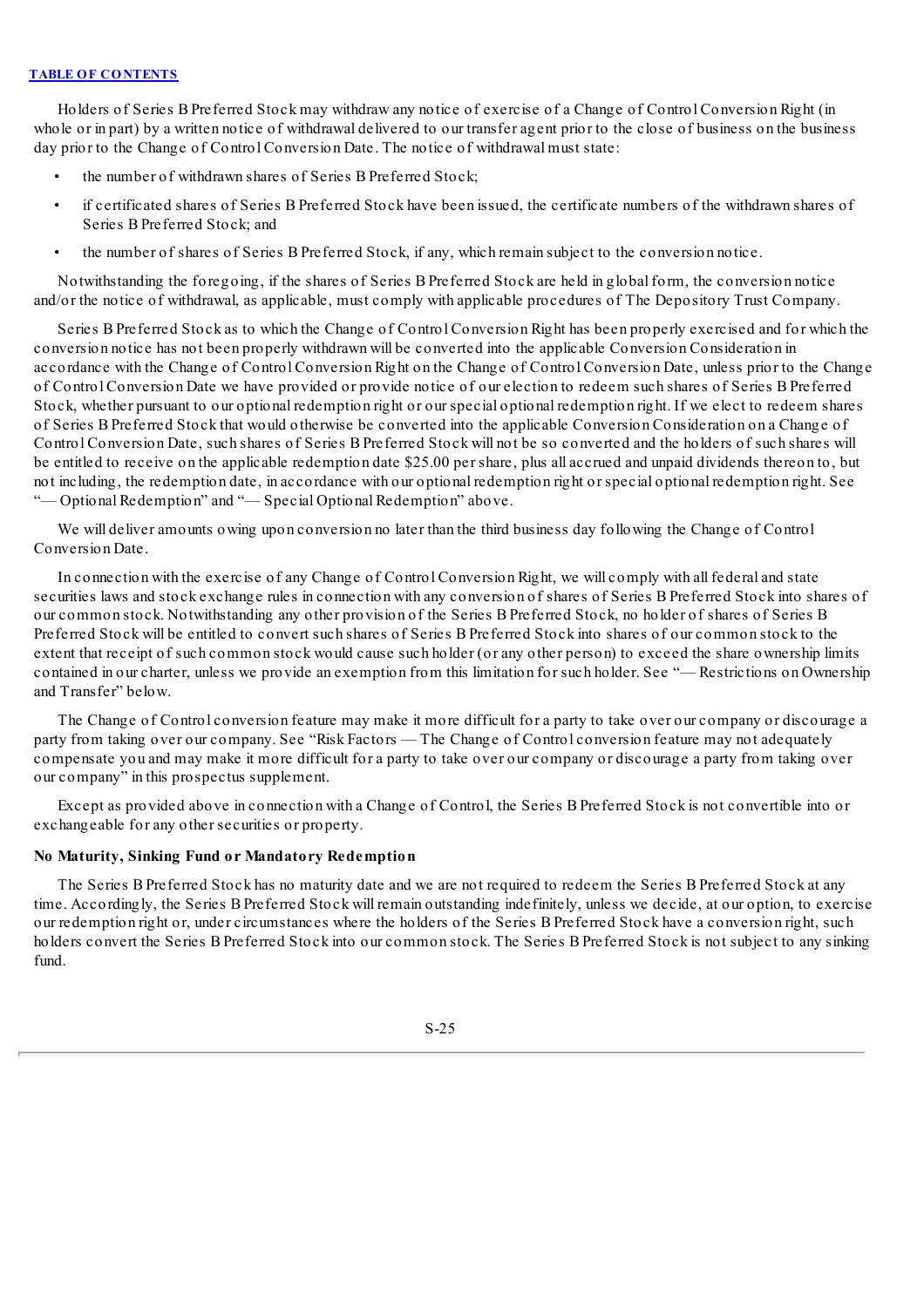Holders of Series B Preferred Stock may withdraw any notice of exercise of a Change of Control Conversion Right (in whole or in part) by a written notice of withdrawal delivered to our transfer agent prior to the close of business on the business day prior to the Change of Control Conversion Date. The notice of withdrawal must state:

- the number of withdrawn shares of Series B Preferred Stock;
- if certificated shares of Series B Preferred Stock have been issued, the certificate numbers of the withdrawn shares of Series B Preferred Stock; and
- the number of shares of Series B Preferred Stock, if any, which remain subject to the conversion notice.

Notwithstanding the foregoing, if the shares of Series B Preferred Stock are held in global form, the conversion notice and/or the notice of withdrawal, as applicable, must comply with applicable procedures of The Depository Trust Company.

Series B Preferred Stock as to which the Change of Control Conversion Right has been properly exercised and for which the conversion notice has not been properly withdrawn will be converted into the applicable Conversion Consideration in accordance with the Change of Control Conversion Right on the Change of Control Conversion Date, unless prior to the Change of Control Conversion Date we have provided or provide notice of our election to redeem such shares of Series B Preferred Stock, whether pursuant to our optional redemption right or our special optional redemption right. If we elect to redeem shares of Series B Preferred Stock that would otherwise be converted into the applicable Conversion Consideration on a Change of Control Conversion Date, such shares of Series B Preferred Stock will not be so converted and the holders of such shares will be entitled to receive on the applicable redemption date $25.00 per share, plus all accrued and unpaid dividends thereon to, but not including, the redemption date, in accordance with our optional redemption right or special optional redemption right. See "— Optional Redemption" and "— Special Optional Redemption" above.

We will deliver amounts owing upon conversion no later than the third business day following the Change of Control Conversion Date.

In connection with the exercise of any Change of Control Conversion Right, we will comply with all federal and state securities laws and stock exchange rules in connection with any conversion of shares of Series B Preferred Stock into shares of our common stock. Notwithstanding any other provision of the Series B Preferred Stock, no holder of shares of Series B Preferred Stock will be entitled to convert such shares of Series B Preferred Stock into shares of our common stock to the extent that receipt of such common stock would cause such holder (or any other person) to exceed the share ownership limits contained in our charter, unless we provide an exemption from this limitation for such holder. See "— Restrictions on Ownership and Transfer" below.

The Change of Control conversion feature may make it more difficult for a party to take over our company or discourage a party from taking over our company. See "Risk Factors — The Change of Control conversion feature may not adequately compensate you and may make it more difficult for a party to take over our company or discourage a party from taking over our company" in this prospectus supplement.

Except as provided above in connection with a Change of Control, the Series B Preferred Stock is not convertible into or exchangeable for any other securities or property.

**No Maturity, Sinking Fund or Mandatory Redemption**

The Series B Preferred Stock has no maturity date and we are not required to redeem the Series B Preferred Stock at any time. Accordingly, the Series B Preferred Stock will remain outstanding indefinitely, unless we decide, at our option, to exercise our redemption right or, under circumstances where the holders of the Series B Preferred Stock have a conversion right, such holders convert the Series B Preferred Stock into our common stock. The Series B Preferred Stock is not subject to any sinking fund.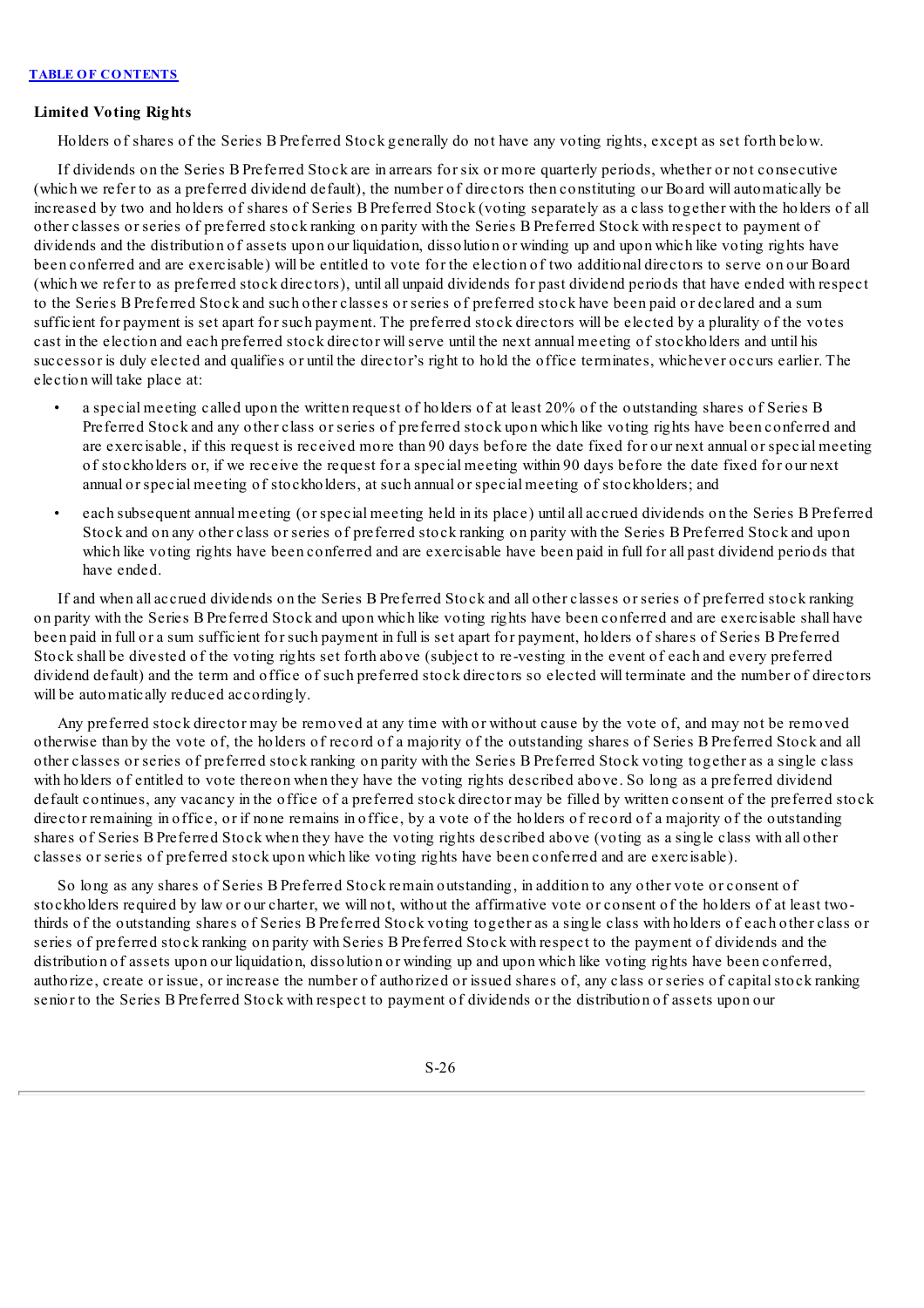**Limited Voting Rights**

Holders of shares of the Series B Preferred Stock generally do not have any voting rights, except as set forth below.

If dividends on the Series B Preferred Stock are in arrears for six or more quarterly periods, whether or not consecutive (which we refer to as a preferred dividend default), the number of directors then constituting our Board will automatically be increased by two and holders of shares of Series B Preferred Stock (voting separately as a class together with the holders of all other classes or series of preferred stock ranking on parity with the Series B Preferred Stock with respect to payment of dividends and the distribution of assets upon our liquidation, dissolution or winding up and upon which like voting rights have been conferred and are exercisable) will be entitled to vote for the election of two additional directors to serve on our Board (which we refer to as preferred stock directors), until all unpaid dividends for past dividend periods that have ended with respect to the Series B Preferred Stock and such other classes or series of preferred stock have been paid or declared and a sum sufficient for payment is set apart for such payment. The preferred stock directors will be elected by a plurality of the votes cast in the election and each preferred stock director will serve until the next annual meeting of stockholders and until his successor is duly elected and qualifies or until the director's right to hold the office terminates, whichever occurs earlier. The election will take place at:

- a special meeting called upon the written request of holders of at least 20% of the outstanding shares of Series B Preferred Stock and any other class or series of preferred stock upon which like voting rights have been conferred and are exercisable, if this request is received more than 90 days before the date fixed for our next annual or special meeting of stockholders or, if we receive the request for a special meeting within 90 days before the date fixed for our next annual or special meeting of stockholders, at such annual or special meeting of stockholders; and
- each subsequent annual meeting (or special meeting held in its place) until all accrued dividends on the Series B Preferred Stock and on any other class or series of preferred stock ranking on parity with the Series B Preferred Stock and upon which like voting rights have been conferred and are exercisable have been paid in full for all past dividend periods that have ended.

If and when all accrued dividends on the Series B Preferred Stock and all other classes or series of preferred stock ranking on parity with the Series B Preferred Stock and upon which like voting rights have been conferred and are exercisable shall have been paid in full or a sum sufficient for such payment in full is set apart for payment, holders of shares of Series B Preferred Stock shall be divested of the voting rights set forth above (subject to re-vesting in the event of each and every preferred dividend default) and the term and office of such preferred stock directors so elected will terminate and the number of directors will be automatically reduced accordingly.

Any preferred stock director may be removed at any time with or without cause by the vote of, and may not be removed otherwise than by the vote of, the holders of record of a majority of the outstanding shares of Series B Preferred Stock and all other classes or series of preferred stock ranking on parity with the Series B Preferred Stock voting together as a single class with holders of entitled to vote thereon when they have the voting rights described above. So long as a preferred dividend default continues, any vacancy in the office of a preferred stock director may be filled by written consent of the preferred stock director remaining in office, or if none remains in office, by a vote of the holders of record of a majority of the outstanding shares of Series B Preferred Stock when they have the voting rights described above (voting as a single class with all other classes or series of preferred stock upon which like voting rights have been conferred and are exercisable).

So long as any shares of Series B Preferred Stock remain outstanding, in addition to any other vote or consent of stockholders required by law or our charter, we will not, without the affirmative vote or consent of the holders of at least two-thirds of the outstanding shares of Series B Preferred Stock voting together as a single class with holders of each other class or series of preferred stock ranking on parity with Series B Preferred Stock with respect to the payment of dividends and the distribution of assets upon our liquidation, dissolution or winding up and upon which like voting rights have been conferred, authorize, create or issue, or increase the number of authorized or issued shares of, any class or series of capital stock ranking senior to the Series B Preferred Stock with respect to payment of dividends or the distribution of assets upon our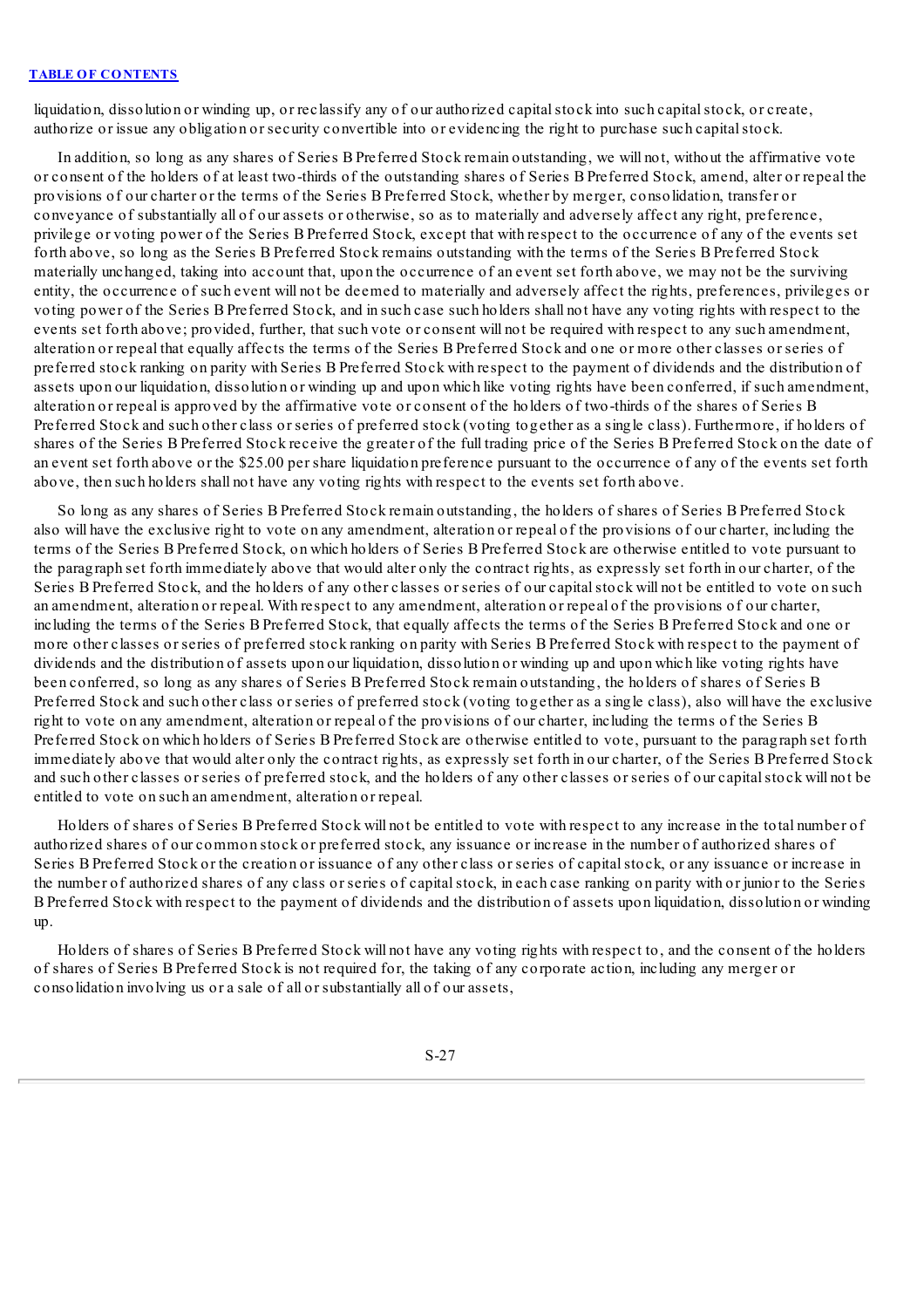liquidation, dissolution or winding up, or reclassify any of our authorized capital stock into such capital stock, or create, authorize or issue any obligation or security convertible into or evidencing the right to purchase such capital stock.

In addition, so long as any shares of Series B Preferred Stock remain outstanding, we will not, without the affirmative vote or consent of the holders of at least two-thirds of the outstanding shares of Series B Preferred Stock, amend, alter or repeal the provisions of our charter or the terms of the Series B Preferred Stock, whether by merger, consolidation, transfer or conveyance of substantially all of our assets or otherwise, so as to materially and adversely affect any right, preference, privilege or voting power of the Series B Preferred Stock, except that with respect to the occurrence of any of the events set forth above, so long as the Series B Preferred Stock remains outstanding with the terms of the Series B Preferred Stock materially unchanged, taking into account that, upon the occurrence of an event set forth above, we may not be the surviving entity, the occurrence of such event will not be deemed to materially and adversely affect the rights, preferences, privileges or voting power of the Series B Preferred Stock, and in such case such holders shall not have any voting rights with respect to the events set forth above; provided, further, that such vote or consent will not be required with respect to any such amendment, alteration or repeal that equally affects the terms of the Series B Preferred Stock and one or more other classes or series of preferred stock ranking on parity with Series B Preferred Stock with respect to the payment of dividends and the distribution of assets upon our liquidation, dissolution or winding up and upon which like voting rights have been conferred, if such amendment, alteration or repeal is approved by the affirmative vote or consent of the holders of two-thirds of the shares of Series B Preferred Stock and such other class or series of preferred stock (voting together as a single class). Furthermore, if holders of shares of the Series B Preferred Stock receive the greater of the full trading price of the Series B Preferred Stock on the date of an event set forth above or the $25.00 per share liquidation preference pursuant to the occurrence of any of the events set forth above, then such holders shall not have any voting rights with respect to the events set forth above.

So long as any shares of Series B Preferred Stock remain outstanding, the holders of shares of Series B Preferred Stock also will have the exclusive right to vote on any amendment, alteration or repeal of the provisions of our charter, including the terms of the Series B Preferred Stock, on which holders of Series B Preferred Stock are otherwise entitled to vote pursuant to the paragraph set forth immediately above that would alter only the contract rights, as expressly set forth in our charter, of the Series B Preferred Stock, and the holders of any other classes or series of our capital stock will not be entitled to vote on such an amendment, alteration or repeal. With respect to any amendment, alteration or repeal of the provisions of our charter, including the terms of the Series B Preferred Stock, that equally affects the terms of the Series B Preferred Stock and one or more other classes or series of preferred stock ranking on parity with Series B Preferred Stock with respect to the payment of dividends and the distribution of assets upon our liquidation, dissolution or winding up and upon which like voting rights have been conferred, so long as any shares of Series B Preferred Stock remain outstanding, the holders of shares of Series B Preferred Stock and such other class or series of preferred stock (voting together as a single class), also will have the exclusive right to vote on any amendment, alteration or repeal of the provisions of our charter, including the terms of the Series B Preferred Stock on which holders of Series B Preferred Stock are otherwise entitled to vote, pursuant to the paragraph set forth immediately above that would alter only the contract rights, as expressly set forth in our charter, of the Series B Preferred Stock and such other classes or series of preferred stock, and the holders of any other classes or series of our capital stock will not be entitled to vote on such an amendment, alteration or repeal.

Holders of shares of Series B Preferred Stock will not be entitled to vote with respect to any increase in the total number of authorized shares of our common stock or preferred stock, any issuance or increase in the number of authorized shares of Series B Preferred Stock or the creation or issuance of any other class or series of capital stock, or any issuance or increase in the number of authorized shares of any class or series of capital stock, in each case ranking on parity with or junior to the Series B Preferred Stock with respect to the payment of dividends and the distribution of assets upon liquidation, dissolution or winding up.

Holders of shares of Series B Preferred Stock will not have any voting rights with respect to, and the consent of the holders of shares of Series B Preferred Stock is not required for, the taking of any corporate action, including any merger or consolidation involving us or a sale of all or substantially all of our assets,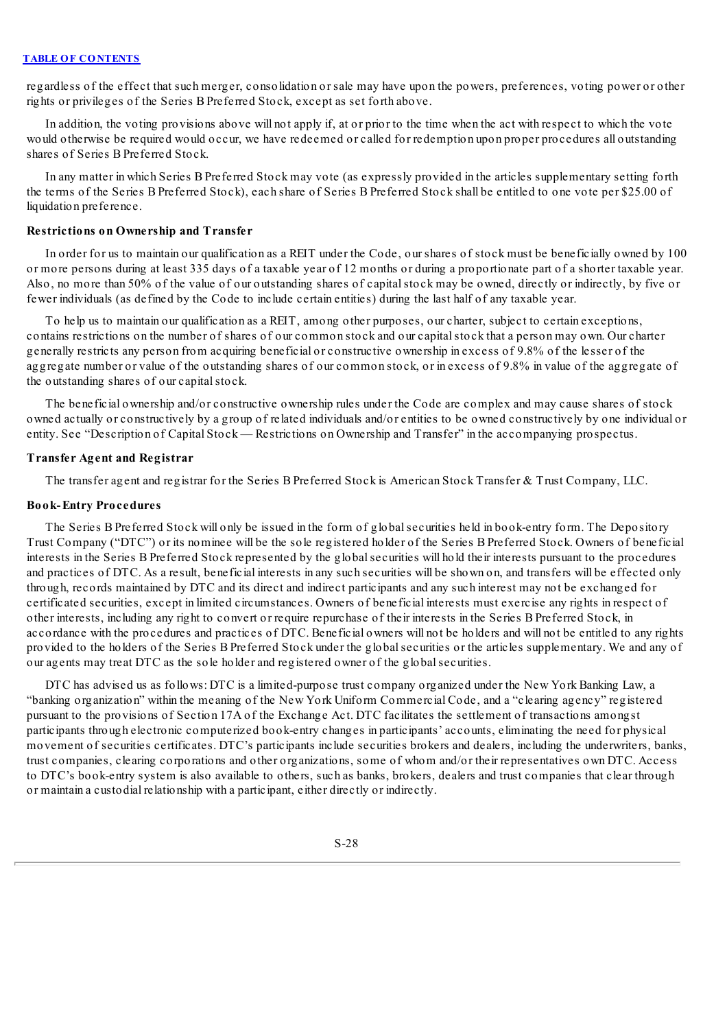regardless of the effect that such merger, consolidation or sale may have upon the powers, preferences, voting power or other rights or privileges of the Series B Preferred Stock, except as set forth above.

In addition, the voting provisions above will not apply if, at or prior to the time when the act with respect to which the vote would otherwise be required would occur, we have redeemed or called for redemption upon proper procedures all outstanding shares of Series B Preferred Stock.

In any matter in which Series B Preferred Stock may vote (as expressly provided in the articles supplementary setting forth the terms of the Series B Preferred Stock), each share of Series B Preferred Stock shall be entitled to one vote per $25.00 of liquidation preference.

**Restrictions on Ownership and Transfer**

In order for us to maintain our qualification as a REIT under the Code, our shares of stock must be beneficially owned by 100 or more persons during at least 335 days of a taxable year of 12 months or during a proportionate part of a shorter taxable year. Also, no more than 50% of the value of our outstanding shares of capital stock may be owned, directly or indirectly, by five or fewer individuals (as defined by the Code to include certain entities) during the last half of any taxable year.

To help us to maintain our qualification as a REIT, among other purposes, our charter, subject to certain exceptions, contains restrictions on the number of shares of our common stock and our capital stock that a person may own. Our charter generally restricts any person from acquiring beneficial or constructive ownership in excess of 9.8% of the lesser of the aggregate number or value of the outstanding shares of our common stock, or in excess of 9.8% in value of the aggregate of the outstanding shares of our capital stock.

The beneficial ownership and/or constructive ownership rules under the Code are complex and may cause shares of stock owned actually or constructively by a group of related individuals and/or entities to be owned constructively by one individual or entity. See "Description of Capital Stock — Restrictions on Ownership and Transfer" in the accompanying prospectus.

**Transfer Agent and Registrar**

The transfer agent and registrar for the Series B Preferred Stock is American Stock Transfer & Trust Company, LLC.

**Book-Entry Procedures**

The Series B Preferred Stock will only be issued in the form of global securities held in book-entry form. The Depository Trust Company ("DTC") or its nominee will be the sole registered holder of the Series B Preferred Stock. Owners of beneficial interests in the Series B Preferred Stock represented by the global securities will hold their interests pursuant to the procedures and practices of DTC. As a result, beneficial interests in any such securities will be shown on, and transfers will be effected only through, records maintained by DTC and its direct and indirect participants and any such interest may not be exchanged for certificated securities, except in limited circumstances. Owners of beneficial interests must exercise any rights in respect of other interests, including any right to convert or require repurchase of their interests in the Series B Preferred Stock, in accordance with the procedures and practices of DTC. Beneficial owners will not be holders and will not be entitled to any rights provided to the holders of the Series B Preferred Stock under the global securities or the articles supplementary. We and any of our agents may treat DTC as the sole holder and registered owner of the global securities.

DTC has advised us as follows: DTC is a limited-purpose trust company organized under the New York Banking Law, a "banking organization" within the meaning of the New York Uniform Commercial Code, and a "clearing agency" registered pursuant to the provisions of Section 17A of the Exchange Act. DTC facilitates the settlement of transactions amongst participants through electronic computerized book-entry changes in participants' accounts, eliminating the need for physical movement of securities certificates. DTC's participants include securities brokers and dealers, including the underwriters, banks, trust companies, clearing corporations and other organizations, some of whom and/or their representatives own DTC. Access to DTC's book-entry system is also available to others, such as banks, brokers, dealers and trust companies that clear through or maintain a custodial relationship with a participant, either directly or indirectly.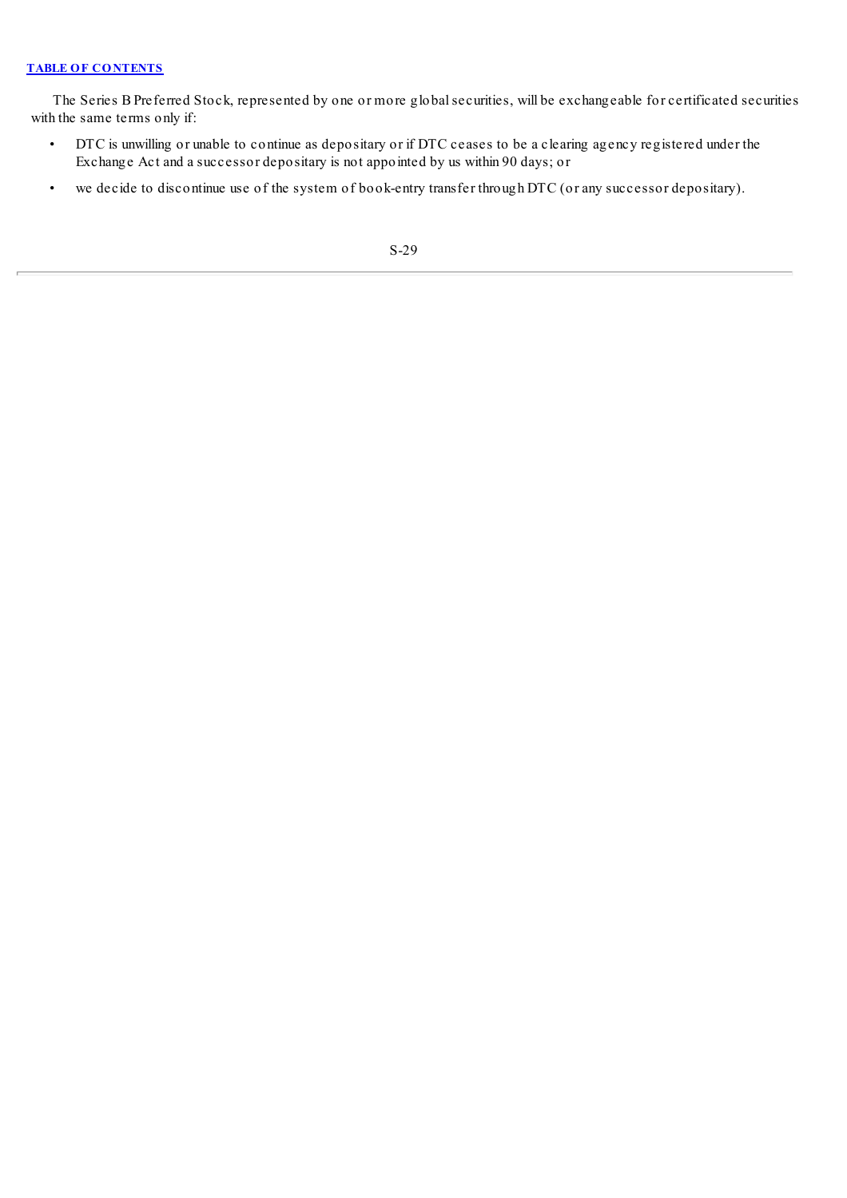The Series B Preferred Stock, represented by one or more global securities, will be exchangeable for certificated securities with the same terms only if:

- DTC is unwilling or unable to continue as depositary or if DTC ceases to be a clearing agency registered under the Exchange Act and a successor depositary is not appointed by us within 90 days; or
- we decide to discontinue use of the system of book-entry transfer through DTC (or any successor depositary).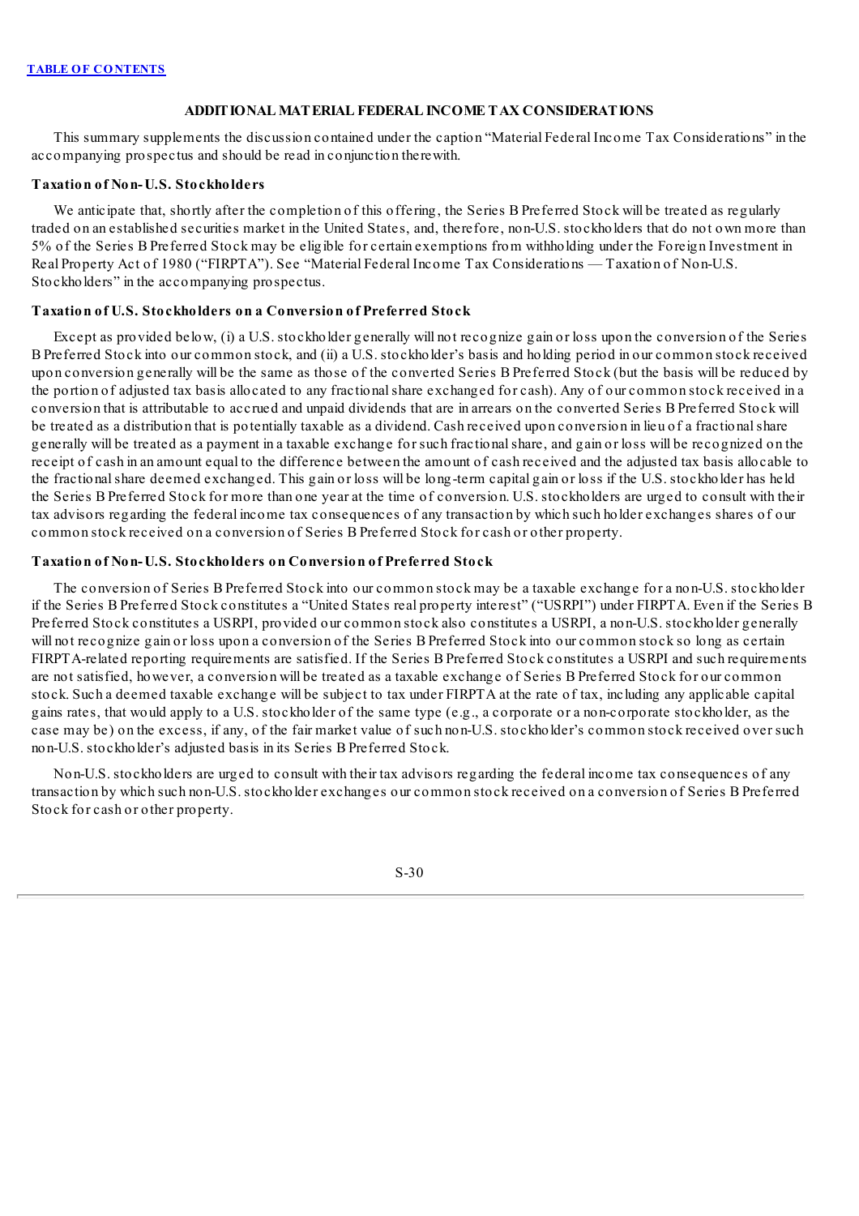## ADDITIONAL MATERIAL FEDERAL INCOME TAX CONSIDERATIONS

This summary supplements the discussion contained under the caption "Material Federal Income Tax Considerations" in the accompanying prospectus and should be read in conjunction therewith.

**Taxation of Non-U.S. Stockholders**

We anticipate that, shortly after the completion of this offering, the Series B Preferred Stock will be treated as regularly traded on an established securities market in the United States, and, therefore, non-U.S. stockholders that do not own more than 5% of the Series B Preferred Stock may be eligible for certain exemptions from withholding under the Foreign Investment in Real Property Act of 1980 ("FIRPTA"). See "Material Federal Income Tax Considerations — Taxation of Non-U.S. Stockholders" in the accompanying prospectus.

**Taxation of U.S. Stockholders on a Conversion of Preferred Stock**

Except as provided below, (i) a U.S. stockholder generally will not recognize gain or loss upon the conversion of the Series B Preferred Stock into our common stock, and (ii) a U.S. stockholder's basis and holding period in our common stock received upon conversion generally will be the same as those of the converted Series B Preferred Stock (but the basis will be reduced by the portion of adjusted tax basis allocated to any fractional share exchanged for cash). Any of our common stock received in a conversion that is attributable to accrued and unpaid dividends that are in arrears on the converted Series B Preferred Stock will be treated as a distribution that is potentially taxable as a dividend. Cash received upon conversion in lieu of a fractional share generally will be treated as a payment in a taxable exchange for such fractional share, and gain or loss will be recognized on the receipt of cash in an amount equal to the difference between the amount of cash received and the adjusted tax basis allocable to the fractional share deemed exchanged. This gain or loss will be long-term capital gain or loss if the U.S. stockholder has held the Series B Preferred Stock for more than one year at the time of conversion. U.S. stockholders are urged to consult with their tax advisors regarding the federal income tax consequences of any transaction by which such holder exchanges shares of our common stock received on a conversion of Series B Preferred Stock for cash or other property.

**Taxation of Non-U.S. Stockholders on Conversion of Preferred Stock**

The conversion of Series B Preferred Stock into our common stock may be a taxable exchange for a non-U.S. stockholder if the Series B Preferred Stock constitutes a "United States real property interest" ("USRPI") under FIRPTA. Even if the Series B Preferred Stock constitutes a USRPI, provided our common stock also constitutes a USRPI, a non-U.S. stockholder generally will not recognize gain or loss upon a conversion of the Series B Preferred Stock into our common stock so long as certain FIRPTA-related reporting requirements are satisfied. If the Series B Preferred Stock constitutes a USRPI and such requirements are not satisfied, however, a conversion will be treated as a taxable exchange of Series B Preferred Stock for our common stock. Such a deemed taxable exchange will be subject to tax under FIRPTA at the rate of tax, including any applicable capital gains rates, that would apply to a U.S. stockholder of the same type (e.g., a corporate or a non-corporate stockholder, as the case may be) on the excess, if any, of the fair market value of such non-U.S. stockholder's common stock received over such non-U.S. stockholder's adjusted basis in its Series B Preferred Stock.

Non-U.S. stockholders are urged to consult with their tax advisors regarding the federal income tax consequences of any transaction by which such non-U.S. stockholder exchanges our common stock received on a conversion of Series B Preferred Stock for cash or other property.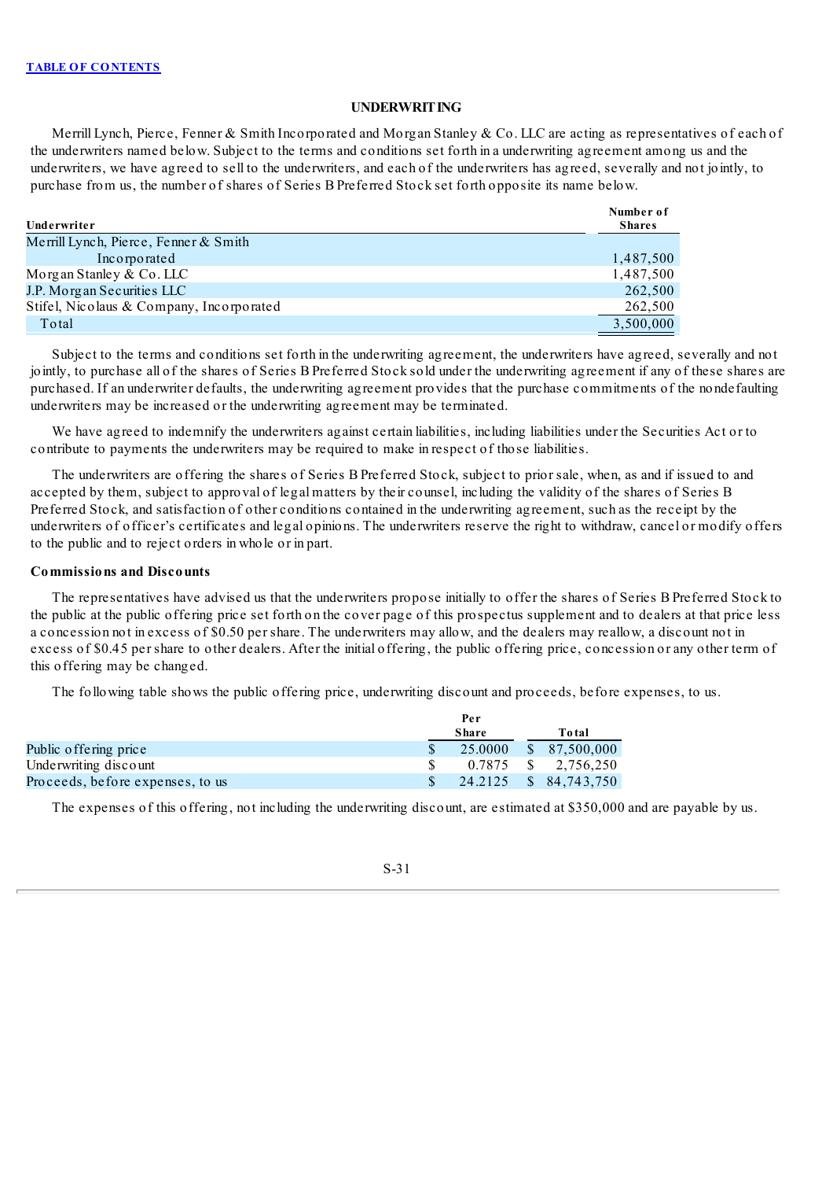[TABLE OF CONTENTS](#)

## UNDERWRITING

Merrill Lynch, Pierce, Fenner & Smith Incorporated and Morgan Stanley & Co. LLC are acting as representatives of each of the underwriters named below. Subject to the terms and conditions set forth in a underwriting agreement among us and the underwriters, we have agreed to sell to the underwriters, and each of the underwriters has agreed, severally and not jointly, to purchase from us, the number of shares of Series B Preferred Stock set forth opposite its name below.

| Underwriter | Number of Shares |
|---|---|
| Merrill Lynch, Pierce, Fenner & Smith Incorporated | 1,487,500 |
| Morgan Stanley & Co. LLC | 1,487,500 |
| J.P. Morgan Securities LLC | 262,500 |
| Stifel, Nicolaus & Company, Incorporated | 262,500 |
| Total | 3,500,000 |

Subject to the terms and conditions set forth in the underwriting agreement, the underwriters have agreed, severally and not jointly, to purchase all of the shares of Series B Preferred Stock sold under the underwriting agreement if any of these shares are purchased. If an underwriter defaults, the underwriting agreement provides that the purchase commitments of the nondefaulting underwriters may be increased or the underwriting agreement may be terminated.

We have agreed to indemnify the underwriters against certain liabilities, including liabilities under the Securities Act or to contribute to payments the underwriters may be required to make in respect of those liabilities.

The underwriters are offering the shares of Series B Preferred Stock, subject to prior sale, when, as and if issued to and accepted by them, subject to approval of legal matters by their counsel, including the validity of the shares of Series B Preferred Stock, and satisfaction of other conditions contained in the underwriting agreement, such as the receipt by the underwriters of officer's certificates and legal opinions. The underwriters reserve the right to withdraw, cancel or modify offers to the public and to reject orders in whole or in part.

### Commissions and Discounts

The representatives have advised us that the underwriters propose initially to offer the shares of Series B Preferred Stock to the public at the public offering price set forth on the cover page of this prospectus supplement and to dealers at that price less a concession not in excess of $0.50 per share. The underwriters may allow, and the dealers may reallow, a discount not in excess of $0.45 per share to other dealers. After the initial offering, the public offering price, concession or any other term of this offering may be changed.

The following table shows the public offering price, underwriting discount and proceeds, before expenses, to us.

| | Per Share | Total |
|---|---|---|
| Public offering price | $ 25.0000 | $ 87,500,000 |
| Underwriting discount | $ 0.7875 | $ 2,756,250 |
| Proceeds, before expenses, to us | $ 24.2125 | $ 84,743,750 |

The expenses of this offering, not including the underwriting discount, are estimated at $350,000 and are payable by us.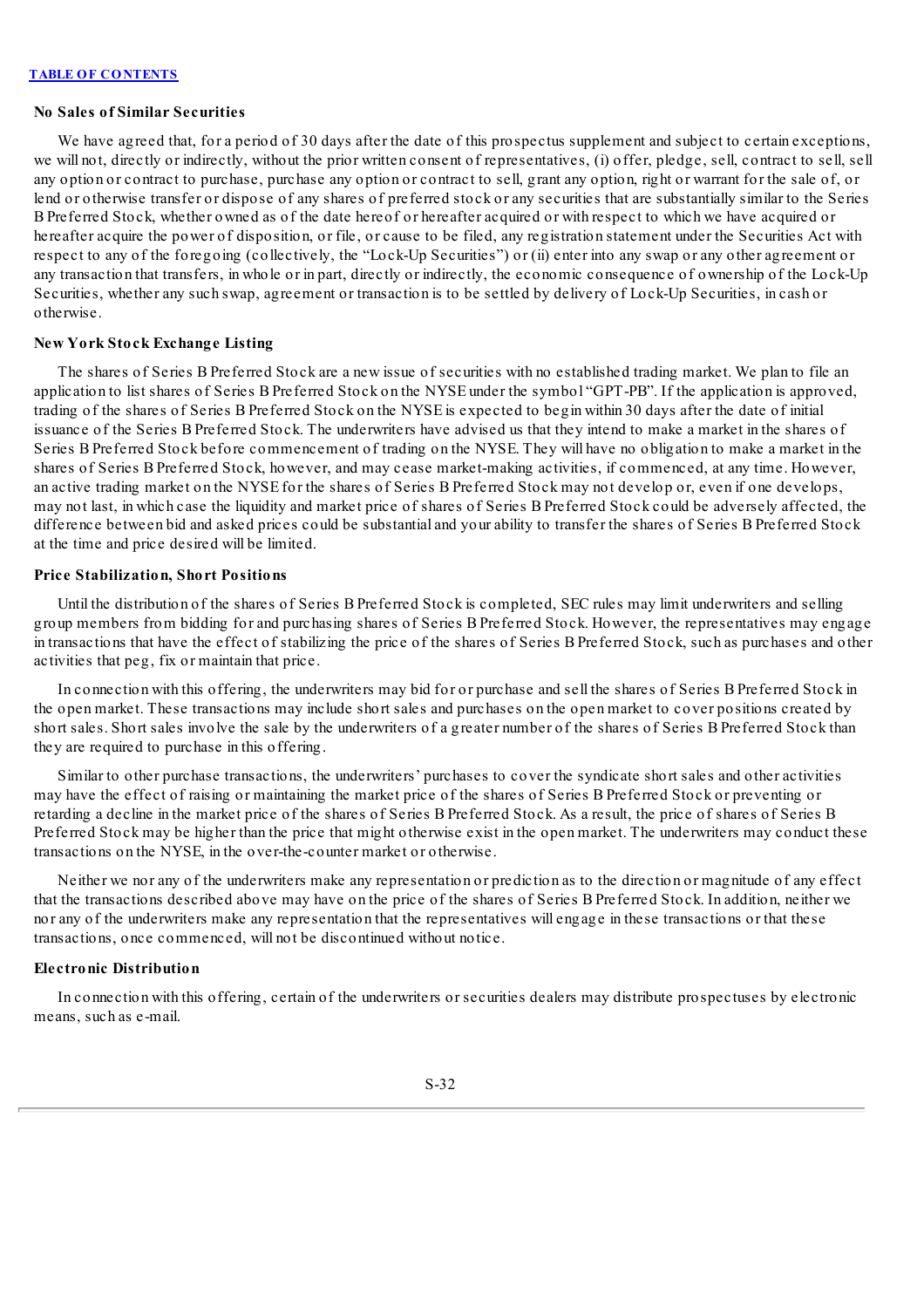### No Sales of Similar Securities

We have agreed that, for a period of 30 days after the date of this prospectus supplement and subject to certain exceptions, we will not, directly or indirectly, without the prior written consent of representatives, (i) offer, pledge, sell, contract to sell, sell any option or contract to purchase, purchase any option or contract to sell, grant any option, right or warrant for the sale of, or lend or otherwise transfer or dispose of any shares of preferred stock or any securities that are substantially similar to the Series B Preferred Stock, whether owned as of the date hereof or hereafter acquired or with respect to which we have acquired or hereafter acquire the power of disposition, or file, or cause to be filed, any registration statement under the Securities Act with respect to any of the foregoing (collectively, the "Lock-Up Securities") or (ii) enter into any swap or any other agreement or any transaction that transfers, in whole or in part, directly or indirectly, the economic consequence of ownership of the Lock-Up Securities, whether any such swap, agreement or transaction is to be settled by delivery of Lock-Up Securities, in cash or otherwise.

### New York Stock Exchange Listing

The shares of Series B Preferred Stock are a new issue of securities with no established trading market. We plan to file an application to list shares of Series B Preferred Stock on the NYSE under the symbol "GPT-PB". If the application is approved, trading of the shares of Series B Preferred Stock on the NYSE is expected to begin within 30 days after the date of initial issuance of the Series B Preferred Stock. The underwriters have advised us that they intend to make a market in the shares of Series B Preferred Stock before commencement of trading on the NYSE. They will have no obligation to make a market in the shares of Series B Preferred Stock, however, and may cease market-making activities, if commenced, at any time. However, an active trading market on the NYSE for the shares of Series B Preferred Stock may not develop or, even if one develops, may not last, in which case the liquidity and market price of shares of Series B Preferred Stock could be adversely affected, the difference between bid and asked prices could be substantial and your ability to transfer the shares of Series B Preferred Stock at the time and price desired will be limited.

### Price Stabilization, Short Positions

Until the distribution of the shares of Series B Preferred Stock is completed, SEC rules may limit underwriters and selling group members from bidding for and purchasing shares of Series B Preferred Stock. However, the representatives may engage in transactions that have the effect of stabilizing the price of the shares of Series B Preferred Stock, such as purchases and other activities that peg, fix or maintain that price.

In connection with this offering, the underwriters may bid for or purchase and sell the shares of Series B Preferred Stock in the open market. These transactions may include short sales and purchases on the open market to cover positions created by short sales. Short sales involve the sale by the underwriters of a greater number of the shares of Series B Preferred Stock than they are required to purchase in this offering.

Similar to other purchase transactions, the underwriters' purchases to cover the syndicate short sales and other activities may have the effect of raising or maintaining the market price of the shares of Series B Preferred Stock or preventing or retarding a decline in the market price of the shares of Series B Preferred Stock. As a result, the price of shares of Series B Preferred Stock may be higher than the price that might otherwise exist in the open market. The underwriters may conduct these transactions on the NYSE, in the over-the-counter market or otherwise.

Neither we nor any of the underwriters make any representation or prediction as to the direction or magnitude of any effect that the transactions described above may have on the price of the shares of Series B Preferred Stock. In addition, neither we nor any of the underwriters make any representation that the representatives will engage in these transactions or that these transactions, once commenced, will not be discontinued without notice.

### Electronic Distribution

In connection with this offering, certain of the underwriters or securities dealers may distribute prospectuses by electronic means, such as e-mail.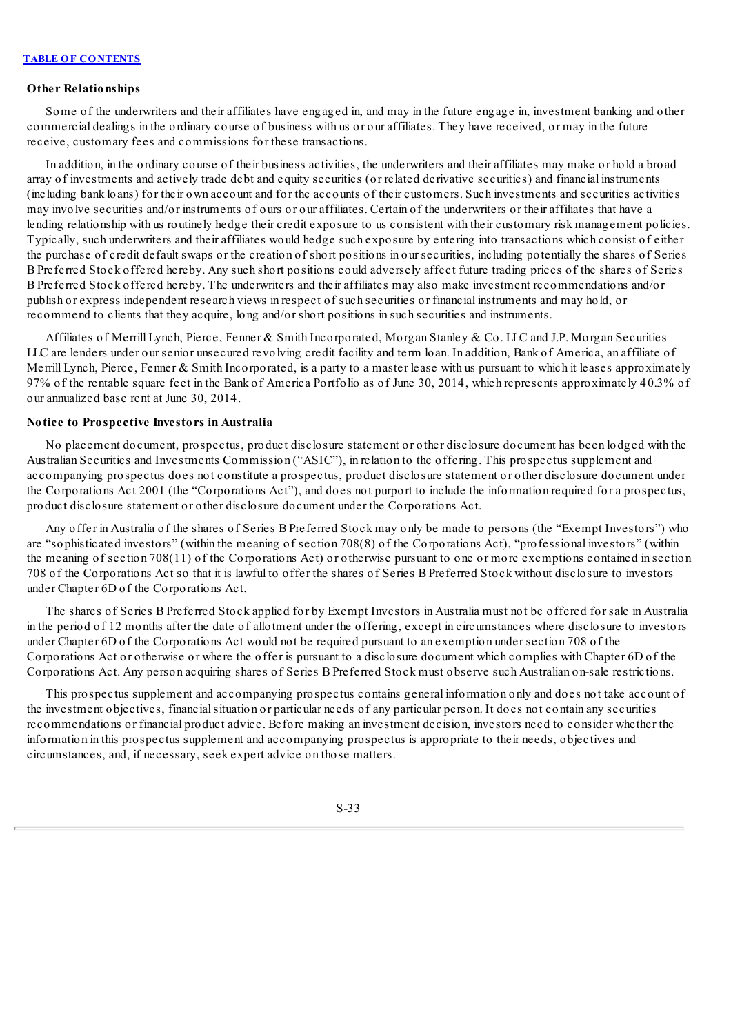### Other Relationships

Some of the underwriters and their affiliates have engaged in, and may in the future engage in, investment banking and other commercial dealings in the ordinary course of business with us or our affiliates. They have received, or may in the future receive, customary fees and commissions for these transactions.

In addition, in the ordinary course of their business activities, the underwriters and their affiliates may make or hold a broad array of investments and actively trade debt and equity securities (or related derivative securities) and financial instruments (including bank loans) for their own account and for the accounts of their customers. Such investments and securities activities may involve securities and/or instruments of ours or our affiliates. Certain of the underwriters or their affiliates that have a lending relationship with us routinely hedge their credit exposure to us consistent with their customary risk management policies. Typically, such underwriters and their affiliates would hedge such exposure by entering into transactions which consist of either the purchase of credit default swaps or the creation of short positions in our securities, including potentially the shares of Series B Preferred Stock offered hereby. Any such short positions could adversely affect future trading prices of the shares of Series B Preferred Stock offered hereby. The underwriters and their affiliates may also make investment recommendations and/or publish or express independent research views in respect of such securities or financial instruments and may hold, or recommend to clients that they acquire, long and/or short positions in such securities and instruments.

Affiliates of Merrill Lynch, Pierce, Fenner & Smith Incorporated, Morgan Stanley & Co. LLC and J.P. Morgan Securities LLC are lenders under our senior unsecured revolving credit facility and term loan. In addition, Bank of America, an affiliate of Merrill Lynch, Pierce, Fenner & Smith Incorporated, is a party to a master lease with us pursuant to which it leases approximately 97% of the rentable square feet in the Bank of America Portfolio as of June 30, 2014, which represents approximately 40.3% of our annualized base rent at June 30, 2014.

### Notice to Prospective Investors in Australia

No placement document, prospectus, product disclosure statement or other disclosure document has been lodged with the Australian Securities and Investments Commission ("ASIC"), in relation to the offering. This prospectus supplement and accompanying prospectus does not constitute a prospectus, product disclosure statement or other disclosure document under the Corporations Act 2001 (the "Corporations Act"), and does not purport to include the information required for a prospectus, product disclosure statement or other disclosure document under the Corporations Act.

Any offer in Australia of the shares of Series B Preferred Stock may only be made to persons (the "Exempt Investors") who are "sophisticated investors" (within the meaning of section 708(8) of the Corporations Act), "professional investors" (within the meaning of section 708(11) of the Corporations Act) or otherwise pursuant to one or more exemptions contained in section 708 of the Corporations Act so that it is lawful to offer the shares of Series B Preferred Stock without disclosure to investors under Chapter 6D of the Corporations Act.

The shares of Series B Preferred Stock applied for by Exempt Investors in Australia must not be offered for sale in Australia in the period of 12 months after the date of allotment under the offering, except in circumstances where disclosure to investors under Chapter 6D of the Corporations Act would not be required pursuant to an exemption under section 708 of the Corporations Act or otherwise or where the offer is pursuant to a disclosure document which complies with Chapter 6D of the Corporations Act. Any person acquiring shares of Series B Preferred Stock must observe such Australian on-sale restrictions.

This prospectus supplement and accompanying prospectus contains general information only and does not take account of the investment objectives, financial situation or particular needs of any particular person. It does not contain any securities recommendations or financial product advice. Before making an investment decision, investors need to consider whether the information in this prospectus supplement and accompanying prospectus is appropriate to their needs, objectives and circumstances, and, if necessary, seek expert advice on those matters.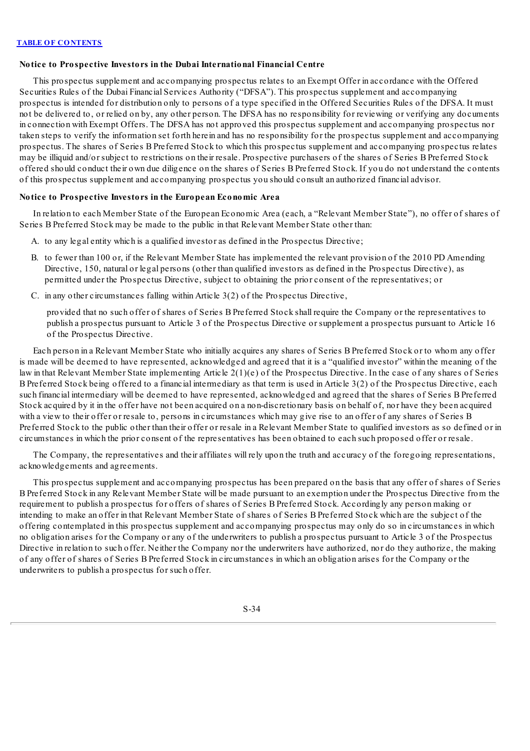**Notice to Prospective Investors in the Dubai International Financial Centre**

This prospectus supplement and accompanying prospectus relates to an Exempt Offer in accordance with the Offered Securities Rules of the Dubai Financial Services Authority ("DFSA"). This prospectus supplement and accompanying prospectus is intended for distribution only to persons of a type specified in the Offered Securities Rules of the DFSA. It must not be delivered to, or relied on by, any other person. The DFSA has no responsibility for reviewing or verifying any documents in connection with Exempt Offers. The DFSA has not approved this prospectus supplement and accompanying prospectus nor taken steps to verify the information set forth herein and has no responsibility for the prospectus supplement and accompanying prospectus. The shares of Series B Preferred Stock to which this prospectus supplement and accompanying prospectus relates may be illiquid and/or subject to restrictions on their resale. Prospective purchasers of the shares of Series B Preferred Stock offered should conduct their own due diligence on the shares of Series B Preferred Stock. If you do not understand the contents of this prospectus supplement and accompanying prospectus you should consult an authorized financial advisor.

**Notice to Prospective Investors in the European Economic Area**

In relation to each Member State of the European Economic Area (each, a "Relevant Member State"), no offer of shares of Series B Preferred Stock may be made to the public in that Relevant Member State other than:

A. to any legal entity which is a qualified investor as defined in the Prospectus Directive;

B. to fewer than 100 or, if the Relevant Member State has implemented the relevant provision of the 2010 PD Amending Directive, 150, natural or legal persons (other than qualified investors as defined in the Prospectus Directive), as permitted under the Prospectus Directive, subject to obtaining the prior consent of the representatives; or

C. in any other circumstances falling within Article 3(2) of the Prospectus Directive,

provided that no such offer of shares of Series B Preferred Stock shall require the Company or the representatives to publish a prospectus pursuant to Article 3 of the Prospectus Directive or supplement a prospectus pursuant to Article 16 of the Prospectus Directive.

Each person in a Relevant Member State who initially acquires any shares of Series B Preferred Stock or to whom any offer is made will be deemed to have represented, acknowledged and agreed that it is a "qualified investor" within the meaning of the law in that Relevant Member State implementing Article 2(1)(e) of the Prospectus Directive. In the case of any shares of Series B Preferred Stock being offered to a financial intermediary as that term is used in Article 3(2) of the Prospectus Directive, each such financial intermediary will be deemed to have represented, acknowledged and agreed that the shares of Series B Preferred Stock acquired by it in the offer have not been acquired on a non-discretionary basis on behalf of, nor have they been acquired with a view to their offer or resale to, persons in circumstances which may give rise to an offer of any shares of Series B Preferred Stock to the public other than their offer or resale in a Relevant Member State to qualified investors as so defined or in circumstances in which the prior consent of the representatives has been obtained to each such proposed offer or resale.

The Company, the representatives and their affiliates will rely upon the truth and accuracy of the foregoing representations, acknowledgements and agreements.

This prospectus supplement and accompanying prospectus has been prepared on the basis that any offer of shares of Series B Preferred Stock in any Relevant Member State will be made pursuant to an exemption under the Prospectus Directive from the requirement to publish a prospectus for offers of shares of Series B Preferred Stock. Accordingly any person making or intending to make an offer in that Relevant Member State of shares of Series B Preferred Stock which are the subject of the offering contemplated in this prospectus supplement and accompanying prospectus may only do so in circumstances in which no obligation arises for the Company or any of the underwriters to publish a prospectus pursuant to Article 3 of the Prospectus Directive in relation to such offer. Neither the Company nor the underwriters have authorized, nor do they authorize, the making of any offer of shares of Series B Preferred Stock in circumstances in which an obligation arises for the Company or the underwriters to publish a prospectus for such offer.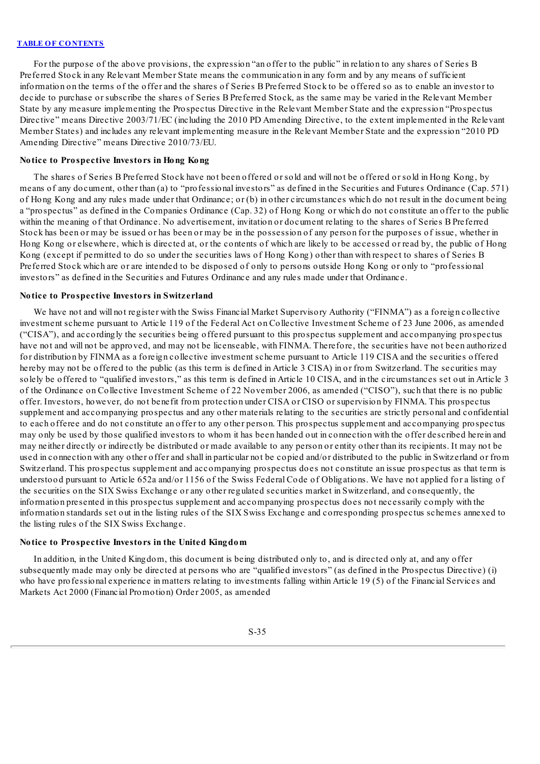For the purpose of the above provisions, the expression "an offer to the public" in relation to any shares of Series B Preferred Stock in any Relevant Member State means the communication in any form and by any means of sufficient information on the terms of the offer and the shares of Series B Preferred Stock to be offered so as to enable an investor to decide to purchase or subscribe the shares of Series B Preferred Stock, as the same may be varied in the Relevant Member State by any measure implementing the Prospectus Directive in the Relevant Member State and the expression "Prospectus Directive" means Directive 2003/71/EC (including the 2010 PD Amending Directive, to the extent implemented in the Relevant Member States) and includes any relevant implementing measure in the Relevant Member State and the expression "2010 PD Amending Directive" means Directive 2010/73/EU.

**Notice to Prospective Investors in Hong Kong**

The shares of Series B Preferred Stock have not been offered or sold and will not be offered or sold in Hong Kong, by means of any document, other than (a) to "professional investors" as defined in the Securities and Futures Ordinance (Cap. 571) of Hong Kong and any rules made under that Ordinance; or (b) in other circumstances which do not result in the document being a "prospectus" as defined in the Companies Ordinance (Cap. 32) of Hong Kong or which do not constitute an offer to the public within the meaning of that Ordinance. No advertisement, invitation or document relating to the shares of Series B Preferred Stock has been or may be issued or has been or may be in the possession of any person for the purposes of issue, whether in Hong Kong or elsewhere, which is directed at, or the contents of which are likely to be accessed or read by, the public of Hong Kong (except if permitted to do so under the securities laws of Hong Kong) other than with respect to shares of Series B Preferred Stock which are or are intended to be disposed of only to persons outside Hong Kong or only to "professional investors" as defined in the Securities and Futures Ordinance and any rules made under that Ordinance.

**Notice to Prospective Investors in Switzerland**

We have not and will not register with the Swiss Financial Market Supervisory Authority ("FINMA") as a foreign collective investment scheme pursuant to Article 119 of the Federal Act on Collective Investment Scheme of 23 June 2006, as amended ("CISA"), and accordingly the securities being offered pursuant to this prospectus supplement and accompanying prospectus have not and will not be approved, and may not be licenseable, with FINMA. Therefore, the securities have not been authorized for distribution by FINMA as a foreign collective investment scheme pursuant to Article 119 CISA and the securities offered hereby may not be offered to the public (as this term is defined in Article 3 CISA) in or from Switzerland. The securities may solely be offered to "qualified investors," as this term is defined in Article 10 CISA, and in the circumstances set out in Article 3 of the Ordinance on Collective Investment Scheme of 22 November 2006, as amended ("CISO"), such that there is no public offer. Investors, however, do not benefit from protection under CISA or CISO or supervision by FINMA. This prospectus supplement and accompanying prospectus and any other materials relating to the securities are strictly personal and confidential to each offeree and do not constitute an offer to any other person. This prospectus supplement and accompanying prospectus may only be used by those qualified investors to whom it has been handed out in connection with the offer described herein and may neither directly or indirectly be distributed or made available to any person or entity other than its recipients. It may not be used in connection with any other offer and shall in particular not be copied and/or distributed to the public in Switzerland or from Switzerland. This prospectus supplement and accompanying prospectus does not constitute an issue prospectus as that term is understood pursuant to Article 652a and/or 1156 of the Swiss Federal Code of Obligations. We have not applied for a listing of the securities on the SIX Swiss Exchange or any other regulated securities market in Switzerland, and consequently, the information presented in this prospectus supplement and accompanying prospectus does not necessarily comply with the information standards set out in the listing rules of the SIX Swiss Exchange and corresponding prospectus schemes annexed to the listing rules of the SIX Swiss Exchange.

**Notice to Prospective Investors in the United Kingdom**

In addition, in the United Kingdom, this document is being distributed only to, and is directed only at, and any offer subsequently made may only be directed at persons who are "qualified investors" (as defined in the Prospectus Directive) (i) who have professional experience in matters relating to investments falling within Article 19 (5) of the Financial Services and Markets Act 2000 (Financial Promotion) Order 2005, as amended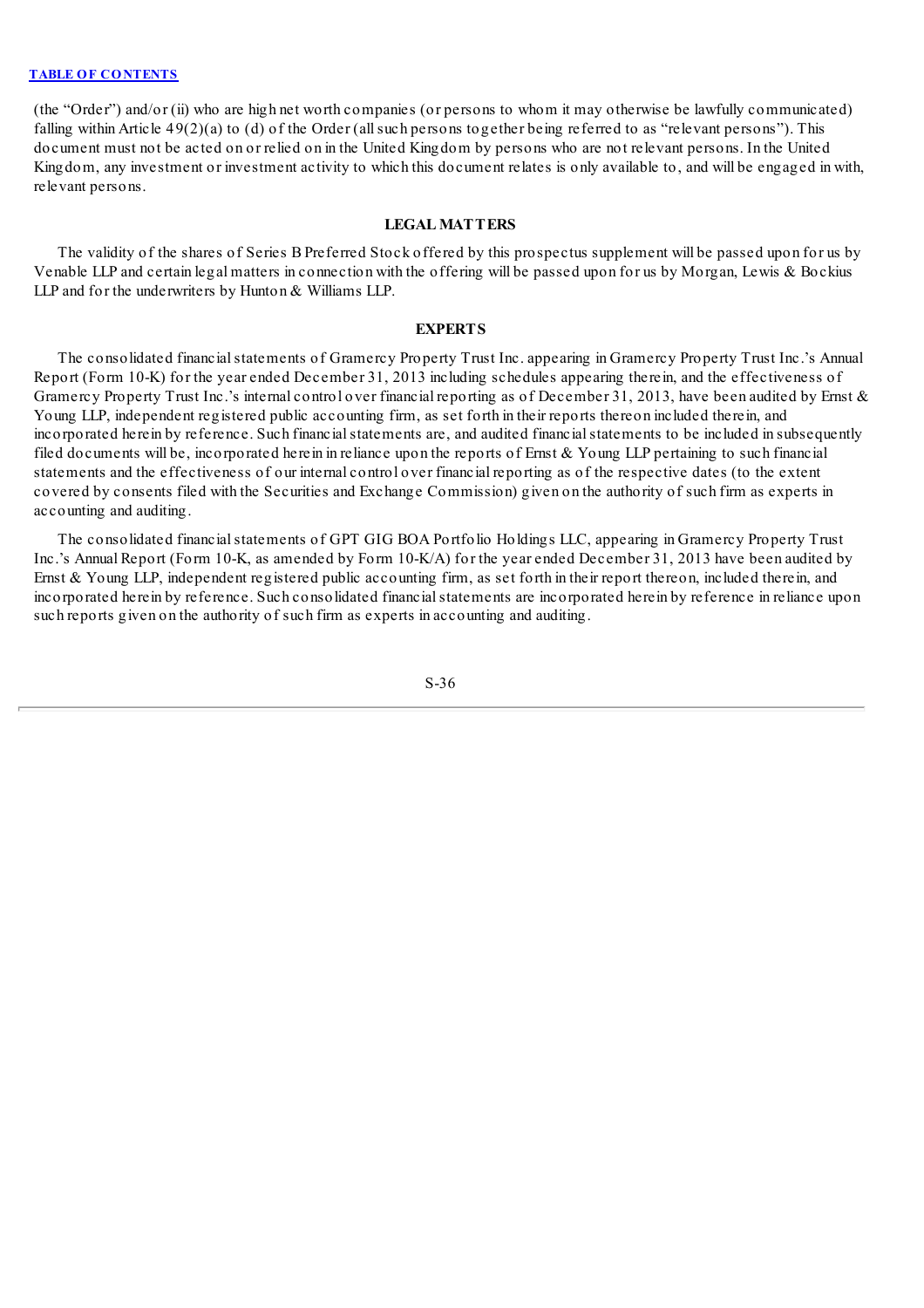(the "Order") and/or (ii) who are high net worth companies (or persons to whom it may otherwise be lawfully communicated) falling within Article 49(2)(a) to (d) of the Order (all such persons together being referred to as "relevant persons"). This document must not be acted on or relied on in the United Kingdom by persons who are not relevant persons. In the United Kingdom, any investment or investment activity to which this document relates is only available to, and will be engaged in with, relevant persons.

## LEGAL MATTERS

The validity of the shares of Series B Preferred Stock offered by this prospectus supplement will be passed upon for us by Venable LLP and certain legal matters in connection with the offering will be passed upon for us by Morgan, Lewis & Bockius LLP and for the underwriters by Hunton & Williams LLP.

## EXPERTS

The consolidated financial statements of Gramercy Property Trust Inc. appearing in Gramercy Property Trust Inc.'s Annual Report (Form 10-K) for the year ended December 31, 2013 including schedules appearing therein, and the effectiveness of Gramercy Property Trust Inc.'s internal control over financial reporting as of December 31, 2013, have been audited by Ernst & Young LLP, independent registered public accounting firm, as set forth in their reports thereon included therein, and incorporated herein by reference. Such financial statements are, and audited financial statements to be included in subsequently filed documents will be, incorporated herein in reliance upon the reports of Ernst & Young LLP pertaining to such financial statements and the effectiveness of our internal control over financial reporting as of the respective dates (to the extent covered by consents filed with the Securities and Exchange Commission) given on the authority of such firm as experts in accounting and auditing.

The consolidated financial statements of GPT GIG BOA Portfolio Holdings LLC, appearing in Gramercy Property Trust Inc.'s Annual Report (Form 10-K, as amended by Form 10-K/A) for the year ended December 31, 2013 have been audited by Ernst & Young LLP, independent registered public accounting firm, as set forth in their report thereon, included therein, and incorporated herein by reference. Such consolidated financial statements are incorporated herein by reference in reliance upon such reports given on the authority of such firm as experts in accounting and auditing.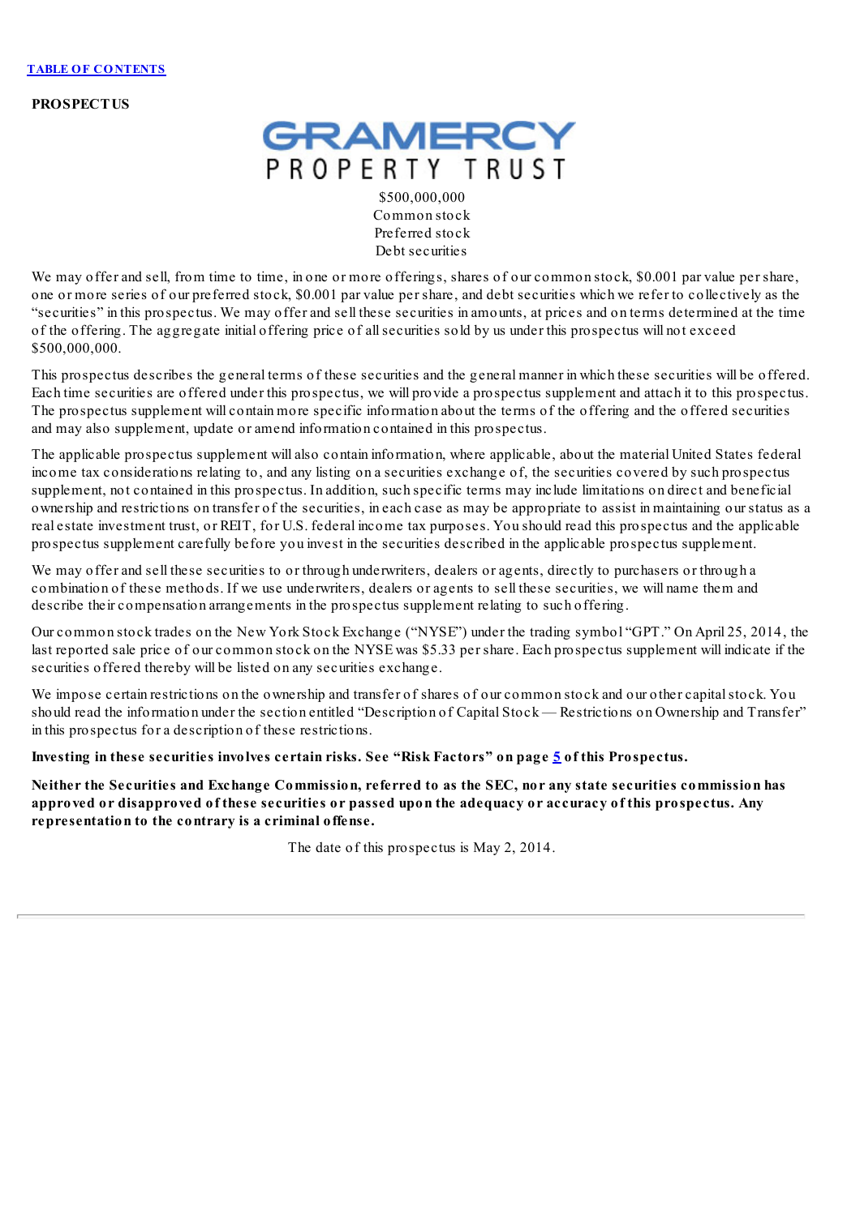TABLE OF CONTENTS

**PROSPECTUS**

GRAMERCY PROPERTY TRUST

$500,000,000
Common stock
Preferred stock
Debt securities

We may offer and sell, from time to time, in one or more offerings, shares of our common stock, $0.001 par value per share, one or more series of our preferred stock, $0.001 par value per share, and debt securities which we refer to collectively as the "securities" in this prospectus. We may offer and sell these securities in amounts, at prices and on terms determined at the time of the offering. The aggregate initial offering price of all securities sold by us under this prospectus will not exceed $500,000,000.

This prospectus describes the general terms of these securities and the general manner in which these securities will be offered. Each time securities are offered under this prospectus, we will provide a prospectus supplement and attach it to this prospectus. The prospectus supplement will contain more specific information about the terms of the offering and the offered securities and may also supplement, update or amend information contained in this prospectus.

The applicable prospectus supplement will also contain information, where applicable, about the material United States federal income tax considerations relating to, and any listing on a securities exchange of, the securities covered by such prospectus supplement, not contained in this prospectus. In addition, such specific terms may include limitations on direct and beneficial ownership and restrictions on transfer of the securities, in each case as may be appropriate to assist in maintaining our status as a real estate investment trust, or REIT, for U.S. federal income tax purposes. You should read this prospectus and the applicable prospectus supplement carefully before you invest in the securities described in the applicable prospectus supplement.

We may offer and sell these securities to or through underwriters, dealers or agents, directly to purchasers or through a combination of these methods. If we use underwriters, dealers or agents to sell these securities, we will name them and describe their compensation arrangements in the prospectus supplement relating to such offering.

Our common stock trades on the New York Stock Exchange ("NYSE") under the trading symbol "GPT." On April 25, 2014, the last reported sale price of our common stock on the NYSE was $5.33 per share. Each prospectus supplement will indicate if the securities offered thereby will be listed on any securities exchange.

We impose certain restrictions on the ownership and transfer of shares of our common stock and our other capital stock. You should read the information under the section entitled "Description of Capital Stock — Restrictions on Ownership and Transfer" in this prospectus for a description of these restrictions.

**Investing in these securities involves certain risks. See "Risk Factors" on page 5 of this Prospectus.**

**Neither the Securities and Exchange Commission, referred to as the SEC, nor any state securities commission has approved or disapproved of these securities or passed upon the adequacy or accuracy of this prospectus. Any representation to the contrary is a criminal offense.**

The date of this prospectus is May 2, 2014.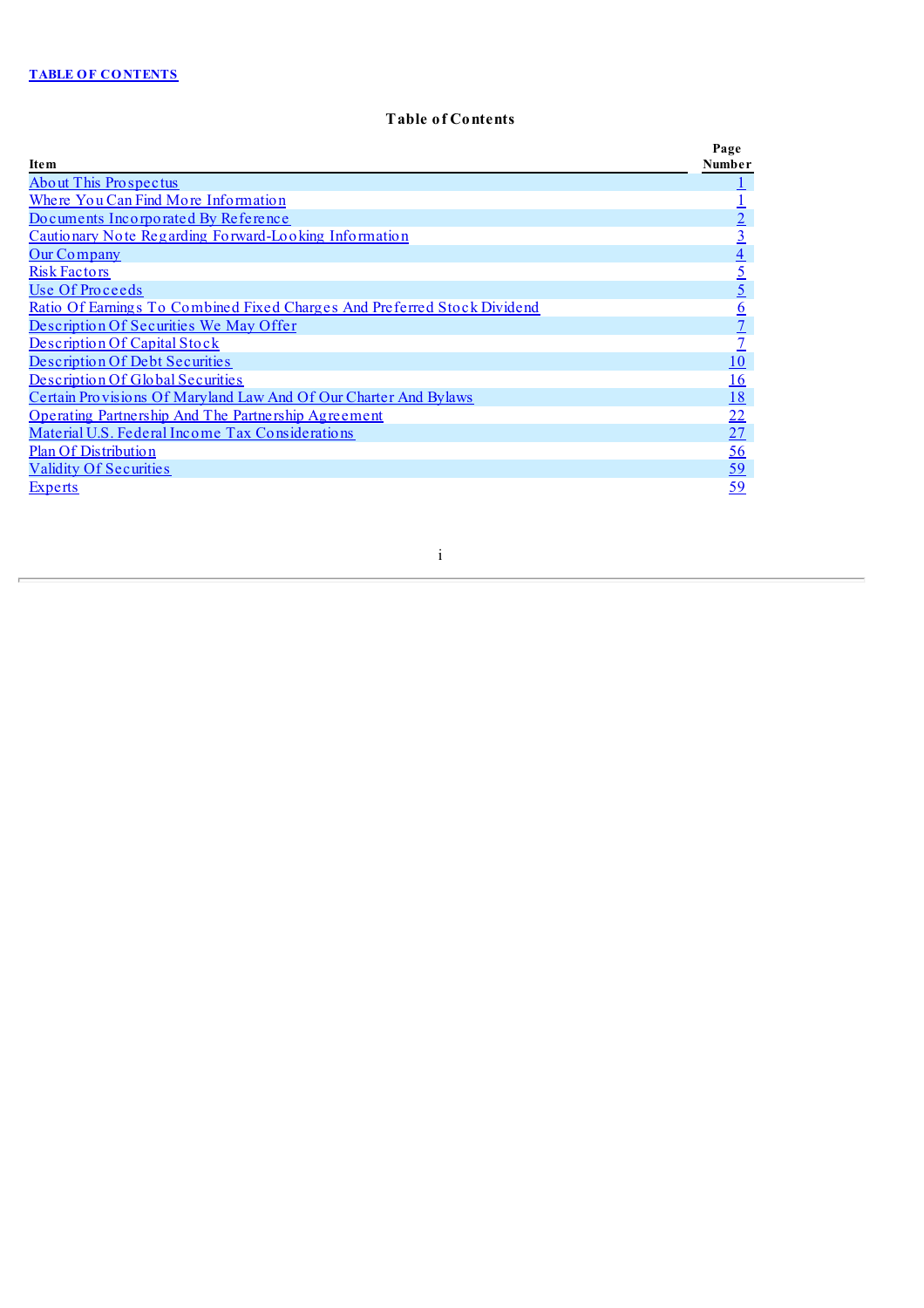[TABLE OF CONTENTS](#)

# Table of Contents

| Item | Page Number |
| --- | --- |
| About This Prospectus | 1 |
| Where You Can Find More Information | 1 |
| Documents Incorporated By Reference | 2 |
| Cautionary Note Regarding Forward-Looking Information | 3 |
| Our Company | 4 |
| Risk Factors | 5 |
| Use Of Proceeds | 5 |
| Ratio Of Earnings To Combined Fixed Charges And Preferred Stock Dividend | 6 |
| Description Of Securities We May Offer | 7 |
| Description Of Capital Stock | 7 |
| Description Of Debt Securities | 10 |
| Description Of Global Securities | 16 |
| Certain Provisions Of Maryland Law And Of Our Charter And Bylaws | 18 |
| Operating Partnership And The Partnership Agreement | 22 |
| Material U.S. Federal Income Tax Considerations | 27 |
| Plan Of Distribution | 56 |
| Validity Of Securities | 59 |
| Experts | 59 |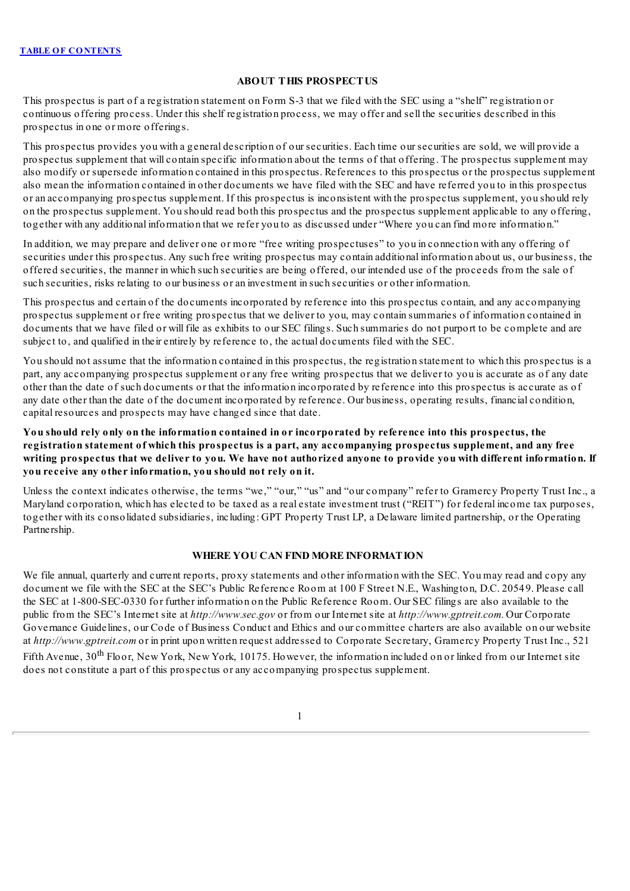[TABLE OF CONTENTS](#)

## ABOUT THIS PROSPECTUS

This prospectus is part of a registration statement on Form S-3 that we filed with the SEC using a "shelf" registration or continuous offering process. Under this shelf registration process, we may offer and sell the securities described in this prospectus in one or more offerings.

This prospectus provides you with a general description of our securities. Each time our securities are sold, we will provide a prospectus supplement that will contain specific information about the terms of that offering. The prospectus supplement may also modify or supersede information contained in this prospectus. References to this prospectus or the prospectus supplement also mean the information contained in other documents we have filed with the SEC and have referred you to in this prospectus or an accompanying prospectus supplement. If this prospectus is inconsistent with the prospectus supplement, you should rely on the prospectus supplement. You should read both this prospectus and the prospectus supplement applicable to any offering, together with any additional information that we refer you to as discussed under "Where you can find more information."

In addition, we may prepare and deliver one or more "free writing prospectuses" to you in connection with any offering of securities under this prospectus. Any such free writing prospectus may contain additional information about us, our business, the offered securities, the manner in which such securities are being offered, our intended use of the proceeds from the sale of such securities, risks relating to our business or an investment in such securities or other information.

This prospectus and certain of the documents incorporated by reference into this prospectus contain, and any accompanying prospectus supplement or free writing prospectus that we deliver to you, may contain summaries of information contained in documents that we have filed or will file as exhibits to our SEC filings. Such summaries do not purport to be complete and are subject to, and qualified in their entirely by reference to, the actual documents filed with the SEC.

You should not assume that the information contained in this prospectus, the registration statement to which this prospectus is a part, any accompanying prospectus supplement or any free writing prospectus that we deliver to you is accurate as of any date other than the date of such documents or that the information incorporated by reference into this prospectus is accurate as of any date other than the date of the document incorporated by reference. Our business, operating results, financial condition, capital resources and prospects may have changed since that date.

**You should rely only on the information contained in or incorporated by reference into this prospectus, the registration statement of which this prospectus is a part, any accompanying prospectus supplement, and any free writing prospectus that we deliver to you. We have not authorized anyone to provide you with different information. If you receive any other information, you should not rely on it.**

Unless the context indicates otherwise, the terms "we," "our," "us" and "our company" refer to Gramercy Property Trust Inc., a Maryland corporation, which has elected to be taxed as a real estate investment trust ("REIT") for federal income tax purposes, together with its consolidated subsidiaries, including: GPT Property Trust LP, a Delaware limited partnership, or the Operating Partnership.

## WHERE YOU CAN FIND MORE INFORMATION

We file annual, quarterly and current reports, proxy statements and other information with the SEC. You may read and copy any document we file with the SEC at the SEC's Public Reference Room at 100 F Street N.E., Washington, D.C. 20549. Please call the SEC at 1-800-SEC-0330 for further information on the Public Reference Room. Our SEC filings are also available to the public from the SEC's Internet site at *http://www.sec.gov* or from our Internet site at *http://www.gptreit.com*. Our Corporate Governance Guidelines, our Code of Business Conduct and Ethics and our committee charters are also available on our website at *http://www.gptreit.com* or in print upon written request addressed to Corporate Secretary, Gramercy Property Trust Inc., 521 Fifth Avenue, 30th Floor, New York, New York, 10175. However, the information included on or linked from our Internet site does not constitute a part of this prospectus or any accompanying prospectus supplement.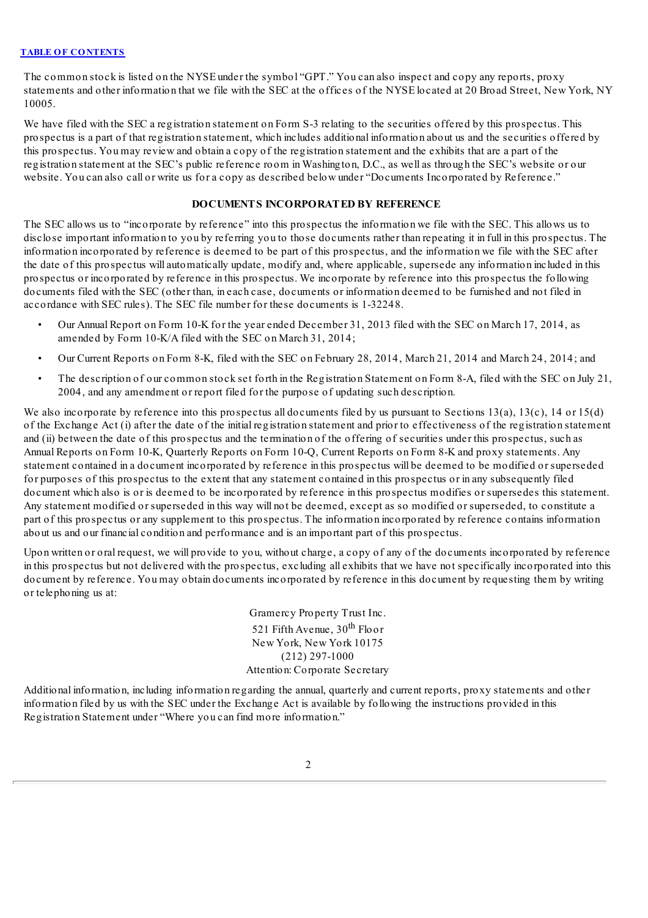The common stock is listed on the NYSE under the symbol "GPT." You can also inspect and copy any reports, proxy statements and other information that we file with the SEC at the offices of the NYSE located at 20 Broad Street, New York, NY 10005.

We have filed with the SEC a registration statement on Form S-3 relating to the securities offered by this prospectus. This prospectus is a part of that registration statement, which includes additional information about us and the securities offered by this prospectus. You may review and obtain a copy of the registration statement and the exhibits that are a part of the registration statement at the SEC's public reference room in Washington, D.C., as well as through the SEC's website or our website. You can also call or write us for a copy as described below under "Documents Incorporated by Reference."

## DOCUMENTS INCORPORATED BY REFERENCE

The SEC allows us to "incorporate by reference" into this prospectus the information we file with the SEC. This allows us to disclose important information to you by referring you to those documents rather than repeating it in full in this prospectus. The information incorporated by reference is deemed to be part of this prospectus, and the information we file with the SEC after the date of this prospectus will automatically update, modify and, where applicable, supersede any information included in this prospectus or incorporated by reference in this prospectus. We incorporate by reference into this prospectus the following documents filed with the SEC (other than, in each case, documents or information deemed to be furnished and not filed in accordance with SEC rules). The SEC file number for these documents is 1-32248.

- Our Annual Report on Form 10-K for the year ended December 31, 2013 filed with the SEC on March 17, 2014, as amended by Form 10-K/A filed with the SEC on March 31, 2014;
- Our Current Reports on Form 8-K, filed with the SEC on February 28, 2014, March 21, 2014 and March 24, 2014; and
- The description of our common stock set forth in the Registration Statement on Form 8-A, filed with the SEC on July 21, 2004, and any amendment or report filed for the purpose of updating such description.

We also incorporate by reference into this prospectus all documents filed by us pursuant to Sections 13(a), 13(c), 14 or 15(d) of the Exchange Act (i) after the date of the initial registration statement and prior to effectiveness of the registration statement and (ii) between the date of this prospectus and the termination of the offering of securities under this prospectus, such as Annual Reports on Form 10-K, Quarterly Reports on Form 10-Q, Current Reports on Form 8-K and proxy statements. Any statement contained in a document incorporated by reference in this prospectus will be deemed to be modified or superseded for purposes of this prospectus to the extent that any statement contained in this prospectus or in any subsequently filed document which also is or is deemed to be incorporated by reference in this prospectus modifies or supersedes this statement. Any statement modified or superseded in this way will not be deemed, except as so modified or superseded, to constitute a part of this prospectus or any supplement to this prospectus. The information incorporated by reference contains information about us and our financial condition and performance and is an important part of this prospectus.

Upon written or oral request, we will provide to you, without charge, a copy of any of the documents incorporated by reference in this prospectus but not delivered with the prospectus, excluding all exhibits that we have not specifically incorporated into this document by reference. You may obtain documents incorporated by reference in this document by requesting them by writing or telephoning us at:

Gramercy Property Trust Inc.
521 Fifth Avenue, 30th Floor
New York, New York 10175
(212) 297-1000
Attention: Corporate Secretary

Additional information, including information regarding the annual, quarterly and current reports, proxy statements and other information filed by us with the SEC under the Exchange Act is available by following the instructions provided in this Registration Statement under "Where you can find more information."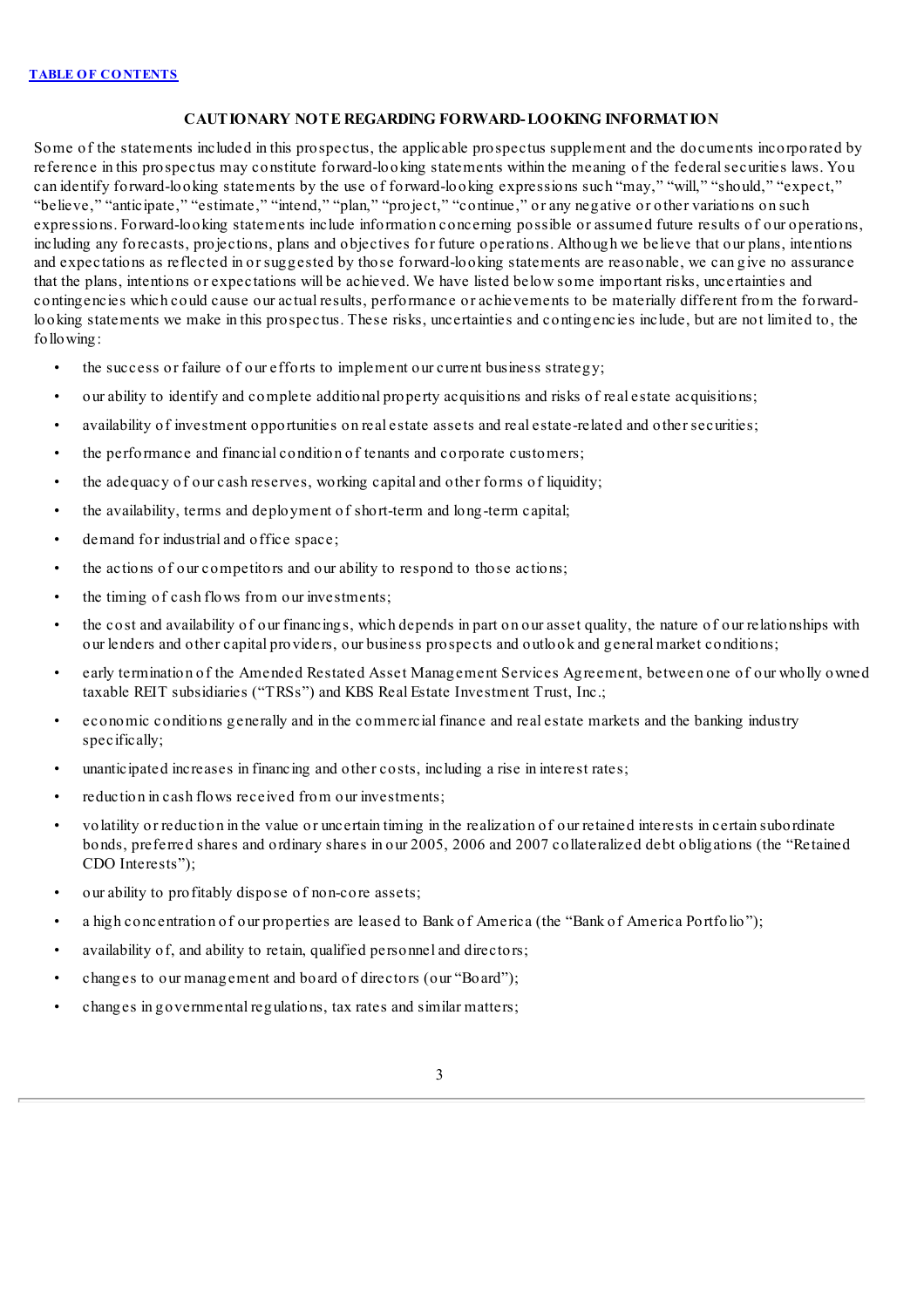## CAUTIONARY NOTE REGARDING FORWARD-LOOKING INFORMATION

Some of the statements included in this prospectus, the applicable prospectus supplement and the documents incorporated by reference in this prospectus may constitute forward-looking statements within the meaning of the federal securities laws. You can identify forward-looking statements by the use of forward-looking expressions such "may," "will," "should," "expect," "believe," "anticipate," "estimate," "intend," "plan," "project," "continue," or any negative or other variations on such expressions. Forward-looking statements include information concerning possible or assumed future results of our operations, including any forecasts, projections, plans and objectives for future operations. Although we believe that our plans, intentions and expectations as reflected in or suggested by those forward-looking statements are reasonable, we can give no assurance that the plans, intentions or expectations will be achieved. We have listed below some important risks, uncertainties and contingencies which could cause our actual results, performance or achievements to be materially different from the forward-looking statements we make in this prospectus. These risks, uncertainties and contingencies include, but are not limited to, the following:

- the success or failure of our efforts to implement our current business strategy;
- our ability to identify and complete additional property acquisitions and risks of real estate acquisitions;
- availability of investment opportunities on real estate assets and real estate-related and other securities;
- the performance and financial condition of tenants and corporate customers;
- the adequacy of our cash reserves, working capital and other forms of liquidity;
- the availability, terms and deployment of short-term and long-term capital;
- demand for industrial and office space;
- the actions of our competitors and our ability to respond to those actions;
- the timing of cash flows from our investments;
- the cost and availability of our financings, which depends in part on our asset quality, the nature of our relationships with our lenders and other capital providers, our business prospects and outlook and general market conditions;
- early termination of the Amended Restated Asset Management Services Agreement, between one of our wholly owned taxable REIT subsidiaries ("TRSs") and KBS Real Estate Investment Trust, Inc.;
- economic conditions generally and in the commercial finance and real estate markets and the banking industry specifically;
- unanticipated increases in financing and other costs, including a rise in interest rates;
- reduction in cash flows received from our investments;
- volatility or reduction in the value or uncertain timing in the realization of our retained interests in certain subordinate bonds, preferred shares and ordinary shares in our 2005, 2006 and 2007 collateralized debt obligations (the "Retained CDO Interests");
- our ability to profitably dispose of non-core assets;
- a high concentration of our properties are leased to Bank of America (the "Bank of America Portfolio");
- availability of, and ability to retain, qualified personnel and directors;
- changes to our management and board of directors (our "Board");
- changes in governmental regulations, tax rates and similar matters;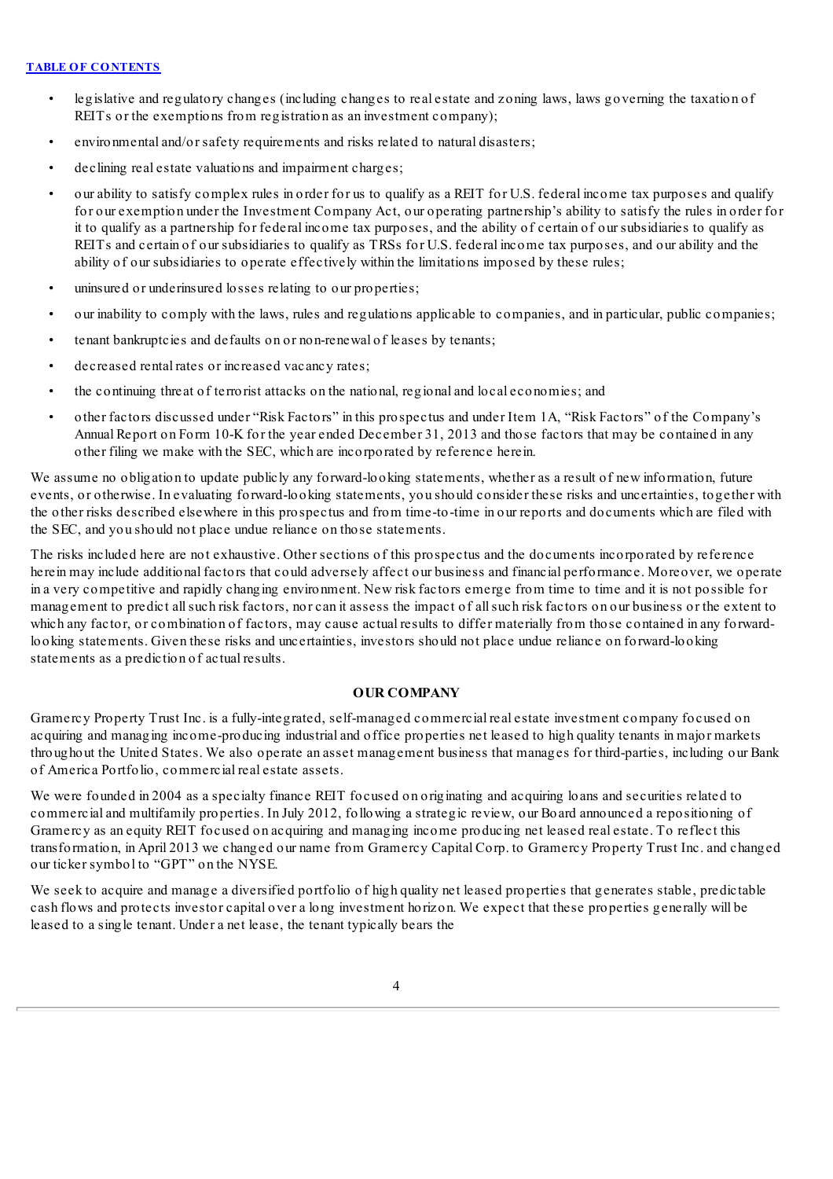- legislative and regulatory changes (including changes to real estate and zoning laws, laws governing the taxation of REITs or the exemptions from registration as an investment company);
- environmental and/or safety requirements and risks related to natural disasters;
- declining real estate valuations and impairment charges;
- our ability to satisfy complex rules in order for us to qualify as a REIT for U.S. federal income tax purposes and qualify for our exemption under the Investment Company Act, our operating partnership's ability to satisfy the rules in order for it to qualify as a partnership for federal income tax purposes, and the ability of certain of our subsidiaries to qualify as REITs and certain of our subsidiaries to qualify as TRSs for U.S. federal income tax purposes, and our ability and the ability of our subsidiaries to operate effectively within the limitations imposed by these rules;
- uninsured or underinsured losses relating to our properties;
- our inability to comply with the laws, rules and regulations applicable to companies, and in particular, public companies;
- tenant bankruptcies and defaults on or non-renewal of leases by tenants;
- decreased rental rates or increased vacancy rates;
- the continuing threat of terrorist attacks on the national, regional and local economies; and
- other factors discussed under "Risk Factors" in this prospectus and under Item 1A, "Risk Factors" of the Company's Annual Report on Form 10-K for the year ended December 31, 2013 and those factors that may be contained in any other filing we make with the SEC, which are incorporated by reference herein.

We assume no obligation to update publicly any forward-looking statements, whether as a result of new information, future events, or otherwise. In evaluating forward-looking statements, you should consider these risks and uncertainties, together with the other risks described elsewhere in this prospectus and from time-to-time in our reports and documents which are filed with the SEC, and you should not place undue reliance on those statements.

The risks included here are not exhaustive. Other sections of this prospectus and the documents incorporated by reference herein may include additional factors that could adversely affect our business and financial performance. Moreover, we operate in a very competitive and rapidly changing environment. New risk factors emerge from time to time and it is not possible for management to predict all such risk factors, nor can it assess the impact of all such risk factors on our business or the extent to which any factor, or combination of factors, may cause actual results to differ materially from those contained in any forward-looking statements. Given these risks and uncertainties, investors should not place undue reliance on forward-looking statements as a prediction of actual results.

## OUR COMPANY

Gramercy Property Trust Inc. is a fully-integrated, self-managed commercial real estate investment company focused on acquiring and managing income-producing industrial and office properties net leased to high quality tenants in major markets throughout the United States. We also operate an asset management business that manages for third-parties, including our Bank of America Portfolio, commercial real estate assets.

We were founded in 2004 as a specialty finance REIT focused on originating and acquiring loans and securities related to commercial and multifamily properties. In July 2012, following a strategic review, our Board announced a repositioning of Gramercy as an equity REIT focused on acquiring and managing income producing net leased real estate. To reflect this transformation, in April 2013 we changed our name from Gramercy Capital Corp. to Gramercy Property Trust Inc. and changed our ticker symbol to "GPT" on the NYSE.

We seek to acquire and manage a diversified portfolio of high quality net leased properties that generates stable, predictable cash flows and protects investor capital over a long investment horizon. We expect that these properties generally will be leased to a single tenant. Under a net lease, the tenant typically bears the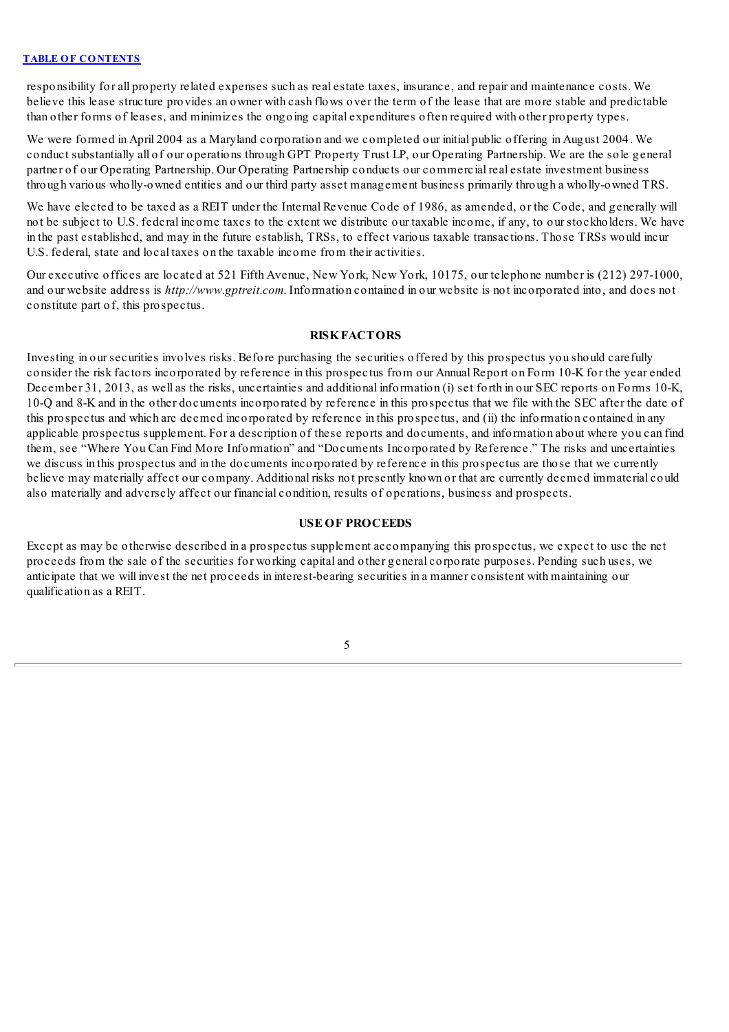responsibility for all property related expenses such as real estate taxes, insurance, and repair and maintenance costs. We believe this lease structure provides an owner with cash flows over the term of the lease that are more stable and predictable than other forms of leases, and minimizes the ongoing capital expenditures often required with other property types.

We were formed in April 2004 as a Maryland corporation and we completed our initial public offering in August 2004. We conduct substantially all of our operations through GPT Property Trust LP, our Operating Partnership. We are the sole general partner of our Operating Partnership. Our Operating Partnership conducts our commercial real estate investment business through various wholly-owned entities and our third party asset management business primarily through a wholly-owned TRS.

We have elected to be taxed as a REIT under the Internal Revenue Code of 1986, as amended, or the Code, and generally will not be subject to U.S. federal income taxes to the extent we distribute our taxable income, if any, to our stockholders. We have in the past established, and may in the future establish, TRSs, to effect various taxable transactions. Those TRSs would incur U.S. federal, state and local taxes on the taxable income from their activities.

Our executive offices are located at 521 Fifth Avenue, New York, New York, 10175, our telephone number is (212) 297-1000, and our website address is *http://www.gptreit.com.* Information contained in our website is not incorporated into, and does not constitute part of, this prospectus.

## RISK FACTORS

Investing in our securities involves risks. Before purchasing the securities offered by this prospectus you should carefully consider the risk factors incorporated by reference in this prospectus from our Annual Report on Form 10-K for the year ended December 31, 2013, as well as the risks, uncertainties and additional information (i) set forth in our SEC reports on Forms 10-K, 10-Q and 8-K and in the other documents incorporated by reference in this prospectus that we file with the SEC after the date of this prospectus and which are deemed incorporated by reference in this prospectus, and (ii) the information contained in any applicable prospectus supplement. For a description of these reports and documents, and information about where you can find them, see "Where You Can Find More Information" and "Documents Incorporated by Reference." The risks and uncertainties we discuss in this prospectus and in the documents incorporated by reference in this prospectus are those that we currently believe may materially affect our company. Additional risks not presently known or that are currently deemed immaterial could also materially and adversely affect our financial condition, results of operations, business and prospects.

## USE OF PROCEEDS

Except as may be otherwise described in a prospectus supplement accompanying this prospectus, we expect to use the net proceeds from the sale of the securities for working capital and other general corporate purposes. Pending such uses, we anticipate that we will invest the net proceeds in interest-bearing securities in a manner consistent with maintaining our qualification as a REIT.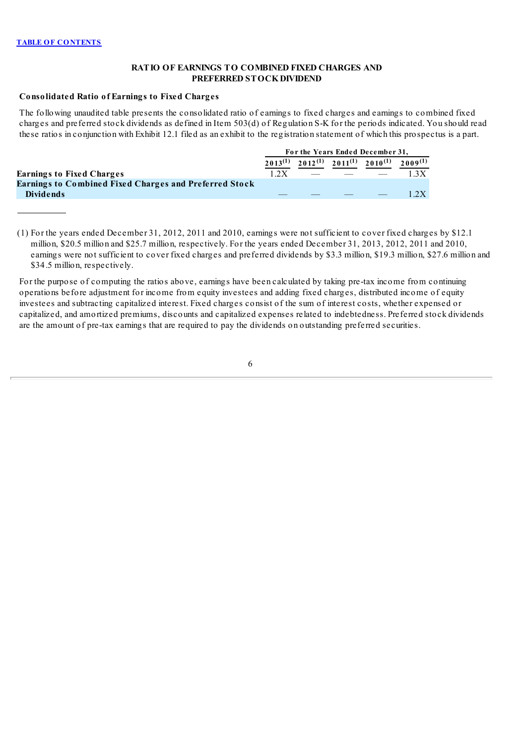## RATIO OF EARNINGS TO COMBINED FIXED CHARGES AND PREFERRED STOCK DIVIDEND

### Consolidated Ratio of Earnings to Fixed Charges

The following unaudited table presents the consolidated ratio of earnings to fixed charges and earnings to combined fixed charges and preferred stock dividends as defined in Item 503(d) of Regulation S-K for the periods indicated. You should read these ratios in conjunction with Exhibit 12.1 filed as an exhibit to the registration statement of which this prospectus is a part.

| | For the Years Ended December 31, | | | | |
|---|---|---|---|---|---|
| | 2013(1) | 2012(1) | 2011(1) | 2010(1) | 2009(1) |
| **Earnings to Fixed Charges** | 1.2X | — | — | — | 1.3X |
| **Earnings to Combined Fixed Charges and Preferred Stock Dividends** | — | — | — | — | 1.2X |

(1) For the years ended December 31, 2012, 2011 and 2010, earnings were not sufficient to cover fixed charges by $12.1 million, $20.5 million and $25.7 million, respectively. For the years ended December 31, 2013, 2012, 2011 and 2010, earnings were not sufficient to cover fixed charges and preferred dividends by $3.3 million, $19.3 million, $27.6 million and $34.5 million, respectively.

For the purpose of computing the ratios above, earnings have been calculated by taking pre-tax income from continuing operations before adjustment for income from equity investees and adding fixed charges, distributed income of equity investees and subtracting capitalized interest. Fixed charges consist of the sum of interest costs, whether expensed or capitalized, and amortized premiums, discounts and capitalized expenses related to indebtedness. Preferred stock dividends are the amount of pre-tax earnings that are required to pay the dividends on outstanding preferred securities.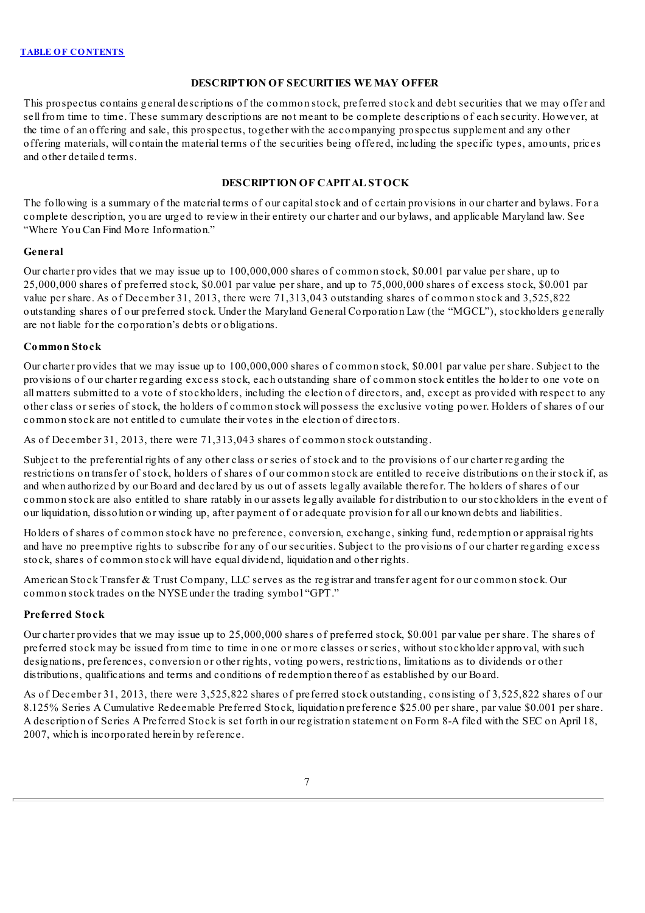## DESCRIPTION OF SECURITIES WE MAY OFFER

This prospectus contains general descriptions of the common stock, preferred stock and debt securities that we may offer and sell from time to time. These summary descriptions are not meant to be complete descriptions of each security. However, at the time of an offering and sale, this prospectus, together with the accompanying prospectus supplement and any other offering materials, will contain the material terms of the securities being offered, including the specific types, amounts, prices and other detailed terms.

## DESCRIPTION OF CAPITAL STOCK

The following is a summary of the material terms of our capital stock and of certain provisions in our charter and bylaws. For a complete description, you are urged to review in their entirety our charter and our bylaws, and applicable Maryland law. See "Where You Can Find More Information."

### General

Our charter provides that we may issue up to 100,000,000 shares of common stock, $0.001 par value per share, up to 25,000,000 shares of preferred stock, $0.001 par value per share, and up to 75,000,000 shares of excess stock, $0.001 par value per share. As of December 31, 2013, there were 71,313,043 outstanding shares of common stock and 3,525,822 outstanding shares of our preferred stock. Under the Maryland General Corporation Law (the "MGCL"), stockholders generally are not liable for the corporation's debts or obligations.

### Common Stock

Our charter provides that we may issue up to 100,000,000 shares of common stock, $0.001 par value per share. Subject to the provisions of our charter regarding excess stock, each outstanding share of common stock entitles the holder to one vote on all matters submitted to a vote of stockholders, including the election of directors, and, except as provided with respect to any other class or series of stock, the holders of common stock will possess the exclusive voting power. Holders of shares of our common stock are not entitled to cumulate their votes in the election of directors.

As of December 31, 2013, there were 71,313,043 shares of common stock outstanding.

Subject to the preferential rights of any other class or series of stock and to the provisions of our charter regarding the restrictions on transfer of stock, holders of shares of our common stock are entitled to receive distributions on their stock if, as and when authorized by our Board and declared by us out of assets legally available therefor. The holders of shares of our common stock are also entitled to share ratably in our assets legally available for distribution to our stockholders in the event of our liquidation, dissolution or winding up, after payment of or adequate provision for all our known debts and liabilities.

Holders of shares of common stock have no preference, conversion, exchange, sinking fund, redemption or appraisal rights and have no preemptive rights to subscribe for any of our securities. Subject to the provisions of our charter regarding excess stock, shares of common stock will have equal dividend, liquidation and other rights.

American Stock Transfer & Trust Company, LLC serves as the registrar and transfer agent for our common stock. Our common stock trades on the NYSE under the trading symbol "GPT."

### Preferred Stock

Our charter provides that we may issue up to 25,000,000 shares of preferred stock, $0.001 par value per share. The shares of preferred stock may be issued from time to time in one or more classes or series, without stockholder approval, with such designations, preferences, conversion or other rights, voting powers, restrictions, limitations as to dividends or other distributions, qualifications and terms and conditions of redemption thereof as established by our Board.

As of December 31, 2013, there were 3,525,822 shares of preferred stock outstanding, consisting of 3,525,822 shares of our 8.125% Series A Cumulative Redeemable Preferred Stock, liquidation preference $25.00 per share, par value $0.001 per share. A description of Series A Preferred Stock is set forth in our registration statement on Form 8-A filed with the SEC on April 18, 2007, which is incorporated herein by reference.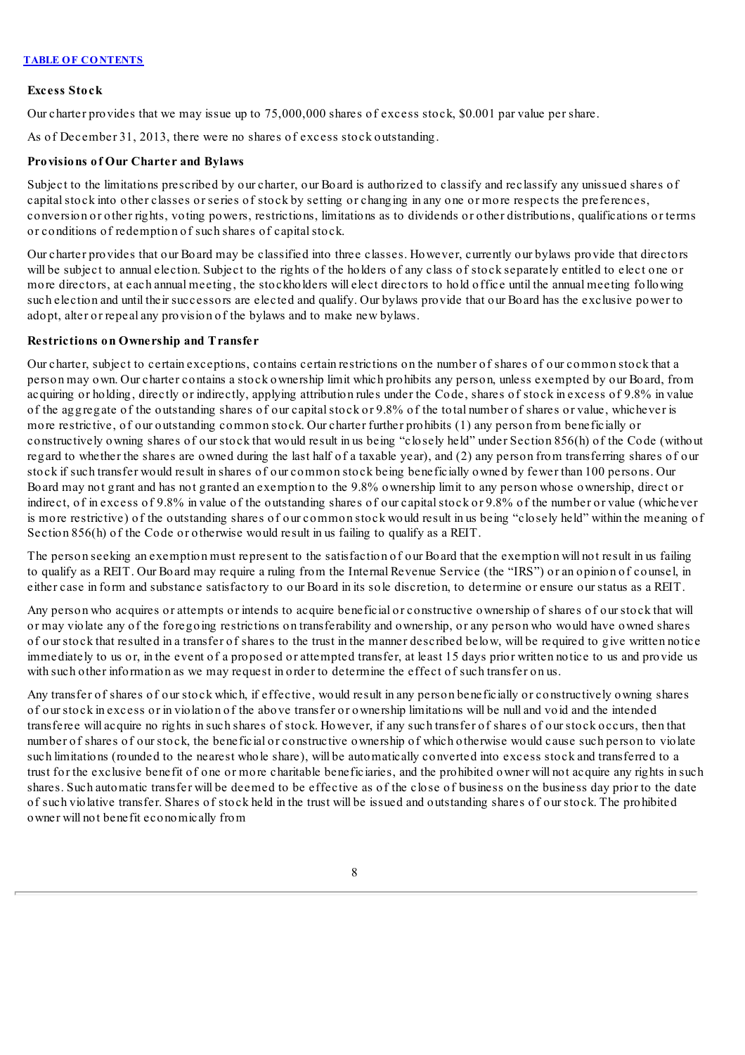**Excess Stock**

Our charter provides that we may issue up to 75,000,000 shares of excess stock, $0.001 par value per share.

As of December 31, 2013, there were no shares of excess stock outstanding.

**Provisions of Our Charter and Bylaws**

Subject to the limitations prescribed by our charter, our Board is authorized to classify and reclassify any unissued shares of capital stock into other classes or series of stock by setting or changing in any one or more respects the preferences, conversion or other rights, voting powers, restrictions, limitations as to dividends or other distributions, qualifications or terms or conditions of redemption of such shares of capital stock.

Our charter provides that our Board may be classified into three classes. However, currently our bylaws provide that directors will be subject to annual election. Subject to the rights of the holders of any class of stock separately entitled to elect one or more directors, at each annual meeting, the stockholders will elect directors to hold office until the annual meeting following such election and until their successors are elected and qualify. Our bylaws provide that our Board has the exclusive power to adopt, alter or repeal any provision of the bylaws and to make new bylaws.

**Restrictions on Ownership and Transfer**

Our charter, subject to certain exceptions, contains certain restrictions on the number of shares of our common stock that a person may own. Our charter contains a stock ownership limit which prohibits any person, unless exempted by our Board, from acquiring or holding, directly or indirectly, applying attribution rules under the Code, shares of stock in excess of 9.8% in value of the aggregate of the outstanding shares of our capital stock or 9.8% of the total number of shares or value, whichever is more restrictive, of our outstanding common stock. Our charter further prohibits (1) any person from beneficially or constructively owning shares of our stock that would result in us being "closely held" under Section 856(h) of the Code (without regard to whether the shares are owned during the last half of a taxable year), and (2) any person from transferring shares of our stock if such transfer would result in shares of our common stock being beneficially owned by fewer than 100 persons. Our Board may not grant and has not granted an exemption to the 9.8% ownership limit to any person whose ownership, direct or indirect, of in excess of 9.8% in value of the outstanding shares of our capital stock or 9.8% of the number or value (whichever is more restrictive) of the outstanding shares of our common stock would result in us being "closely held" within the meaning of Section 856(h) of the Code or otherwise would result in us failing to qualify as a REIT.

The person seeking an exemption must represent to the satisfaction of our Board that the exemption will not result in us failing to qualify as a REIT. Our Board may require a ruling from the Internal Revenue Service (the "IRS") or an opinion of counsel, in either case in form and substance satisfactory to our Board in its sole discretion, to determine or ensure our status as a REIT.

Any person who acquires or attempts or intends to acquire beneficial or constructive ownership of shares of our stock that will or may violate any of the foregoing restrictions on transferability and ownership, or any person who would have owned shares of our stock that resulted in a transfer of shares to the trust in the manner described below, will be required to give written notice immediately to us or, in the event of a proposed or attempted transfer, at least 15 days prior written notice to us and provide us with such other information as we may request in order to determine the effect of such transfer on us.

Any transfer of shares of our stock which, if effective, would result in any person beneficially or constructively owning shares of our stock in excess or in violation of the above transfer or ownership limitations will be null and void and the intended transferee will acquire no rights in such shares of stock. However, if any such transfer of shares of our stock occurs, then that number of shares of our stock, the beneficial or constructive ownership of which otherwise would cause such person to violate such limitations (rounded to the nearest whole share), will be automatically converted into excess stock and transferred to a trust for the exclusive benefit of one or more charitable beneficiaries, and the prohibited owner will not acquire any rights in such shares. Such automatic transfer will be deemed to be effective as of the close of business on the business day prior to the date of such violative transfer. Shares of stock held in the trust will be issued and outstanding shares of our stock. The prohibited owner will not benefit economically from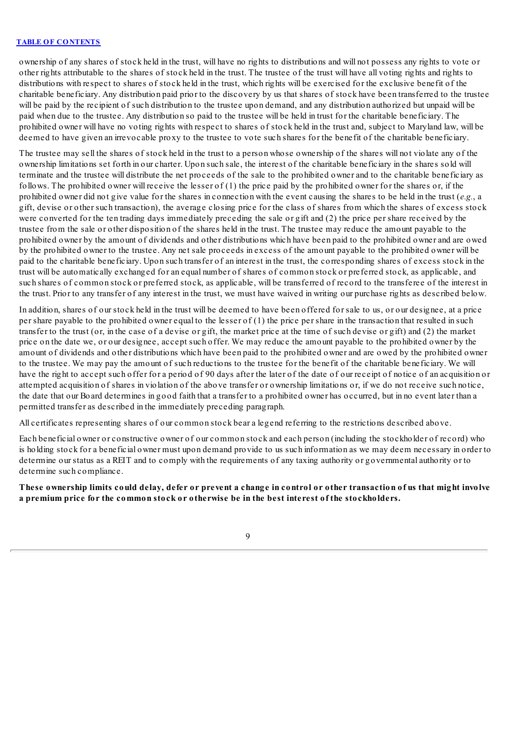ownership of any shares of stock held in the trust, will have no rights to distributions and will not possess any rights to vote or other rights attributable to the shares of stock held in the trust. The trustee of the trust will have all voting rights and rights to distributions with respect to shares of stock held in the trust, which rights will be exercised for the exclusive benefit of the charitable beneficiary. Any distribution paid prior to the discovery by us that shares of stock have been transferred to the trustee will be paid by the recipient of such distribution to the trustee upon demand, and any distribution authorized but unpaid will be paid when due to the trustee. Any distribution so paid to the trustee will be held in trust for the charitable beneficiary. The prohibited owner will have no voting rights with respect to shares of stock held in the trust and, subject to Maryland law, will be deemed to have given an irrevocable proxy to the trustee to vote such shares for the benefit of the charitable beneficiary.

The trustee may sell the shares of stock held in the trust to a person whose ownership of the shares will not violate any of the ownership limitations set forth in our charter. Upon such sale, the interest of the charitable beneficiary in the shares sold will terminate and the trustee will distribute the net proceeds of the sale to the prohibited owner and to the charitable beneficiary as follows. The prohibited owner will receive the lesser of (1) the price paid by the prohibited owner for the shares or, if the prohibited owner did not give value for the shares in connection with the event causing the shares to be held in the trust (*e.g.*, a gift, devise or other such transaction), the average closing price for the class of shares from which the shares of excess stock were converted for the ten trading days immediately preceding the sale or gift and (2) the price per share received by the trustee from the sale or other disposition of the shares held in the trust. The trustee may reduce the amount payable to the prohibited owner by the amount of dividends and other distributions which have been paid to the prohibited owner and are owed by the prohibited owner to the trustee. Any net sale proceeds in excess of the amount payable to the prohibited owner will be paid to the charitable beneficiary. Upon such transfer of an interest in the trust, the corresponding shares of excess stock in the trust will be automatically exchanged for an equal number of shares of common stock or preferred stock, as applicable, and such shares of common stock or preferred stock, as applicable, will be transferred of record to the transferee of the interest in the trust. Prior to any transfer of any interest in the trust, we must have waived in writing our purchase rights as described below.

In addition, shares of our stock held in the trust will be deemed to have been offered for sale to us, or our designee, at a price per share payable to the prohibited owner equal to the lesser of (1) the price per share in the transaction that resulted in such transfer to the trust (or, in the case of a devise or gift, the market price at the time of such devise or gift) and (2) the market price on the date we, or our designee, accept such offer. We may reduce the amount payable to the prohibited owner by the amount of dividends and other distributions which have been paid to the prohibited owner and are owed by the prohibited owner to the trustee. We may pay the amount of such reductions to the trustee for the benefit of the charitable beneficiary. We will have the right to accept such offer for a period of 90 days after the later of the date of our receipt of notice of an acquisition or attempted acquisition of shares in violation of the above transfer or ownership limitations or, if we do not receive such notice, the date that our Board determines in good faith that a transfer to a prohibited owner has occurred, but in no event later than a permitted transfer as described in the immediately preceding paragraph.

All certificates representing shares of our common stock bear a legend referring to the restrictions described above.

Each beneficial owner or constructive owner of our common stock and each person (including the stockholder of record) who is holding stock for a beneficial owner must upon demand provide to us such information as we may deem necessary in order to determine our status as a REIT and to comply with the requirements of any taxing authority or governmental authority or to determine such compliance.

**These ownership limits could delay, defer or prevent a change in control or other transaction of us that might involve a premium price for the common stock or otherwise be in the best interest of the stockholders.**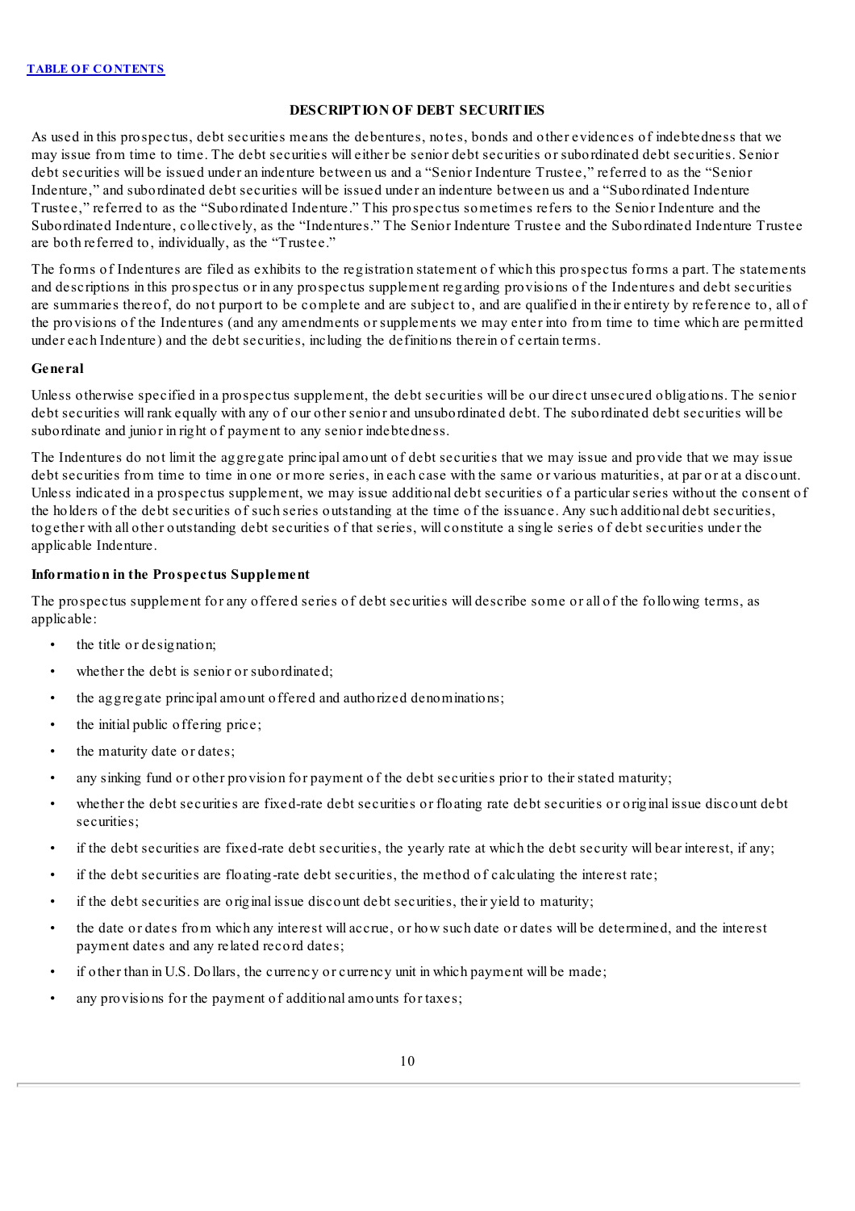## DESCRIPTION OF DEBT SECURITIES

As used in this prospectus, debt securities means the debentures, notes, bonds and other evidences of indebtedness that we may issue from time to time. The debt securities will either be senior debt securities or subordinated debt securities. Senior debt securities will be issued under an indenture between us and a "Senior Indenture Trustee," referred to as the "Senior Indenture," and subordinated debt securities will be issued under an indenture between us and a "Subordinated Indenture Trustee," referred to as the "Subordinated Indenture." This prospectus sometimes refers to the Senior Indenture and the Subordinated Indenture, collectively, as the "Indentures." The Senior Indenture Trustee and the Subordinated Indenture Trustee are both referred to, individually, as the "Trustee."

The forms of Indentures are filed as exhibits to the registration statement of which this prospectus forms a part. The statements and descriptions in this prospectus or in any prospectus supplement regarding provisions of the Indentures and debt securities are summaries thereof, do not purport to be complete and are subject to, and are qualified in their entirety by reference to, all of the provisions of the Indentures (and any amendments or supplements we may enter into from time to time which are permitted under each Indenture) and the debt securities, including the definitions therein of certain terms.

### General

Unless otherwise specified in a prospectus supplement, the debt securities will be our direct unsecured obligations. The senior debt securities will rank equally with any of our other senior and unsubordinated debt. The subordinated debt securities will be subordinate and junior in right of payment to any senior indebtedness.

The Indentures do not limit the aggregate principal amount of debt securities that we may issue and provide that we may issue debt securities from time to time in one or more series, in each case with the same or various maturities, at par or at a discount. Unless indicated in a prospectus supplement, we may issue additional debt securities of a particular series without the consent of the holders of the debt securities of such series outstanding at the time of the issuance. Any such additional debt securities, together with all other outstanding debt securities of that series, will constitute a single series of debt securities under the applicable Indenture.

### Information in the Prospectus Supplement

The prospectus supplement for any offered series of debt securities will describe some or all of the following terms, as applicable:

- the title or designation;
- whether the debt is senior or subordinated;
- the aggregate principal amount offered and authorized denominations;
- the initial public offering price;
- the maturity date or dates;
- any sinking fund or other provision for payment of the debt securities prior to their stated maturity;
- whether the debt securities are fixed-rate debt securities or floating rate debt securities or original issue discount debt securities;
- if the debt securities are fixed-rate debt securities, the yearly rate at which the debt security will bear interest, if any;
- if the debt securities are floating-rate debt securities, the method of calculating the interest rate;
- if the debt securities are original issue discount debt securities, their yield to maturity;
- the date or dates from which any interest will accrue, or how such date or dates will be determined, and the interest payment dates and any related record dates;
- if other than in U.S. Dollars, the currency or currency unit in which payment will be made;
- any provisions for the payment of additional amounts for taxes;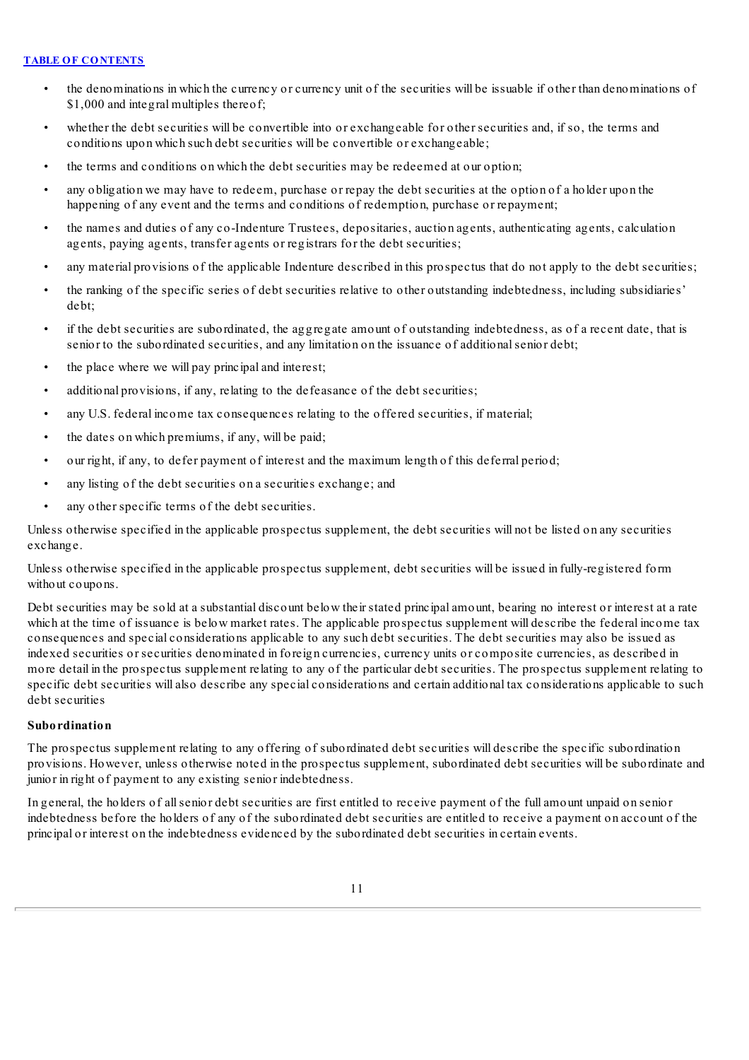- the denominations in which the currency or currency unit of the securities will be issuable if other than denominations of $1,000 and integral multiples thereof;
- whether the debt securities will be convertible into or exchangeable for other securities and, if so, the terms and conditions upon which such debt securities will be convertible or exchangeable;
- the terms and conditions on which the debt securities may be redeemed at our option;
- any obligation we may have to redeem, purchase or repay the debt securities at the option of a holder upon the happening of any event and the terms and conditions of redemption, purchase or repayment;
- the names and duties of any co-Indenture Trustees, depositaries, auction agents, authenticating agents, calculation agents, paying agents, transfer agents or registrars for the debt securities;
- any material provisions of the applicable Indenture described in this prospectus that do not apply to the debt securities;
- the ranking of the specific series of debt securities relative to other outstanding indebtedness, including subsidiaries' debt;
- if the debt securities are subordinated, the aggregate amount of outstanding indebtedness, as of a recent date, that is senior to the subordinated securities, and any limitation on the issuance of additional senior debt;
- the place where we will pay principal and interest;
- additional provisions, if any, relating to the defeasance of the debt securities;
- any U.S. federal income tax consequences relating to the offered securities, if material;
- the dates on which premiums, if any, will be paid;
- our right, if any, to defer payment of interest and the maximum length of this deferral period;
- any listing of the debt securities on a securities exchange; and
- any other specific terms of the debt securities.

Unless otherwise specified in the applicable prospectus supplement, the debt securities will not be listed on any securities exchange.

Unless otherwise specified in the applicable prospectus supplement, debt securities will be issued in fully-registered form without coupons.

Debt securities may be sold at a substantial discount below their stated principal amount, bearing no interest or interest at a rate which at the time of issuance is below market rates. The applicable prospectus supplement will describe the federal income tax consequences and special considerations applicable to any such debt securities. The debt securities may also be issued as indexed securities or securities denominated in foreign currencies, currency units or composite currencies, as described in more detail in the prospectus supplement relating to any of the particular debt securities. The prospectus supplement relating to specific debt securities will also describe any special considerations and certain additional tax considerations applicable to such debt securities

**Subordination**

The prospectus supplement relating to any offering of subordinated debt securities will describe the specific subordination provisions. However, unless otherwise noted in the prospectus supplement, subordinated debt securities will be subordinate and junior in right of payment to any existing senior indebtedness.

In general, the holders of all senior debt securities are first entitled to receive payment of the full amount unpaid on senior indebtedness before the holders of any of the subordinated debt securities are entitled to receive a payment on account of the principal or interest on the indebtedness evidenced by the subordinated debt securities in certain events.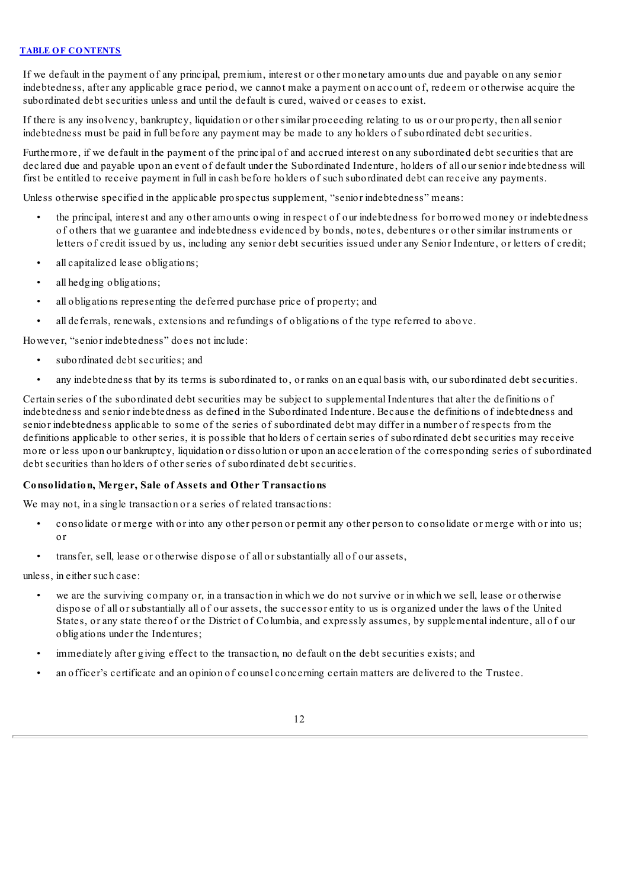If we default in the payment of any principal, premium, interest or other monetary amounts due and payable on any senior indebtedness, after any applicable grace period, we cannot make a payment on account of, redeem or otherwise acquire the subordinated debt securities unless and until the default is cured, waived or ceases to exist.

If there is any insolvency, bankruptcy, liquidation or other similar proceeding relating to us or our property, then all senior indebtedness must be paid in full before any payment may be made to any holders of subordinated debt securities.

Furthermore, if we default in the payment of the principal of and accrued interest on any subordinated debt securities that are declared due and payable upon an event of default under the Subordinated Indenture, holders of all our senior indebtedness will first be entitled to receive payment in full in cash before holders of such subordinated debt can receive any payments.

Unless otherwise specified in the applicable prospectus supplement, "senior indebtedness" means:

- the principal, interest and any other amounts owing in respect of our indebtedness for borrowed money or indebtedness of others that we guarantee and indebtedness evidenced by bonds, notes, debentures or other similar instruments or letters of credit issued by us, including any senior debt securities issued under any Senior Indenture, or letters of credit;
- all capitalized lease obligations;
- all hedging obligations;
- all obligations representing the deferred purchase price of property; and
- all deferrals, renewals, extensions and refundings of obligations of the type referred to above.

However, "senior indebtedness" does not include:

- subordinated debt securities; and
- any indebtedness that by its terms is subordinated to, or ranks on an equal basis with, our subordinated debt securities.

Certain series of the subordinated debt securities may be subject to supplemental Indentures that alter the definitions of indebtedness and senior indebtedness as defined in the Subordinated Indenture. Because the definitions of indebtedness and senior indebtedness applicable to some of the series of subordinated debt may differ in a number of respects from the definitions applicable to other series, it is possible that holders of certain series of subordinated debt securities may receive more or less upon our bankruptcy, liquidation or dissolution or upon an acceleration of the corresponding series of subordinated debt securities than holders of other series of subordinated debt securities.

**Consolidation, Merger, Sale of Assets and Other Transactions**

We may not, in a single transaction or a series of related transactions:

- consolidate or merge with or into any other person or permit any other person to consolidate or merge with or into us; or
- transfer, sell, lease or otherwise dispose of all or substantially all of our assets,

unless, in either such case:

- we are the surviving company or, in a transaction in which we do not survive or in which we sell, lease or otherwise dispose of all or substantially all of our assets, the successor entity to us is organized under the laws of the United States, or any state thereof or the District of Columbia, and expressly assumes, by supplemental indenture, all of our obligations under the Indentures;
- immediately after giving effect to the transaction, no default on the debt securities exists; and
- an officer's certificate and an opinion of counsel concerning certain matters are delivered to the Trustee.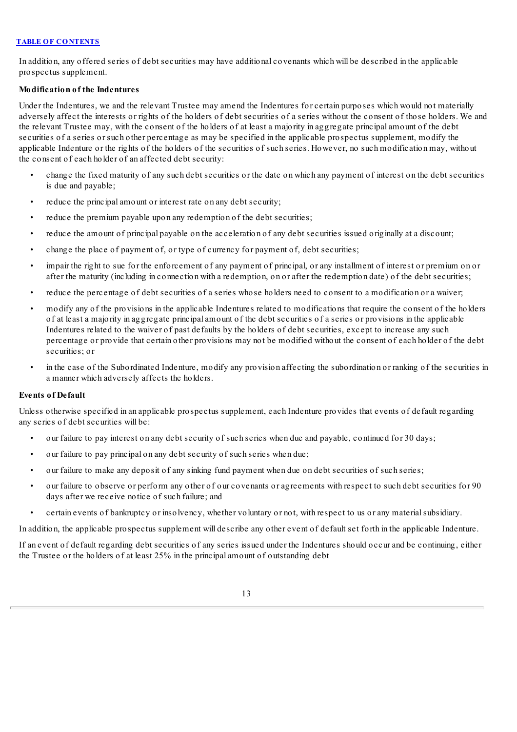In addition, any offered series of debt securities may have additional covenants which will be described in the applicable prospectus supplement.

**Modification of the Indentures**

Under the Indentures, we and the relevant Trustee may amend the Indentures for certain purposes which would not materially adversely affect the interests or rights of the holders of debt securities of a series without the consent of those holders. We and the relevant Trustee may, with the consent of the holders of at least a majority in aggregate principal amount of the debt securities of a series or such other percentage as may be specified in the applicable prospectus supplement, modify the applicable Indenture or the rights of the holders of the securities of such series. However, no such modification may, without the consent of each holder of an affected debt security:

- change the fixed maturity of any such debt securities or the date on which any payment of interest on the debt securities is due and payable;
- reduce the principal amount or interest rate on any debt security;
- reduce the premium payable upon any redemption of the debt securities;
- reduce the amount of principal payable on the acceleration of any debt securities issued originally at a discount;
- change the place of payment of, or type of currency for payment of, debt securities;
- impair the right to sue for the enforcement of any payment of principal, or any installment of interest or premium on or after the maturity (including in connection with a redemption, on or after the redemption date) of the debt securities;
- reduce the percentage of debt securities of a series whose holders need to consent to a modification or a waiver;
- modify any of the provisions in the applicable Indentures related to modifications that require the consent of the holders of at least a majority in aggregate principal amount of the debt securities of a series or provisions in the applicable Indentures related to the waiver of past defaults by the holders of debt securities, except to increase any such percentage or provide that certain other provisions may not be modified without the consent of each holder of the debt securities; or
- in the case of the Subordinated Indenture, modify any provision affecting the subordination or ranking of the securities in a manner which adversely affects the holders.

**Events of Default**

Unless otherwise specified in an applicable prospectus supplement, each Indenture provides that events of default regarding any series of debt securities will be:

- our failure to pay interest on any debt security of such series when due and payable, continued for 30 days;
- our failure to pay principal on any debt security of such series when due;
- our failure to make any deposit of any sinking fund payment when due on debt securities of such series;
- our failure to observe or perform any other of our covenants or agreements with respect to such debt securities for 90 days after we receive notice of such failure; and
- certain events of bankruptcy or insolvency, whether voluntary or not, with respect to us or any material subsidiary.

In addition, the applicable prospectus supplement will describe any other event of default set forth in the applicable Indenture.

If an event of default regarding debt securities of any series issued under the Indentures should occur and be continuing, either the Trustee or the holders of at least 25% in the principal amount of outstanding debt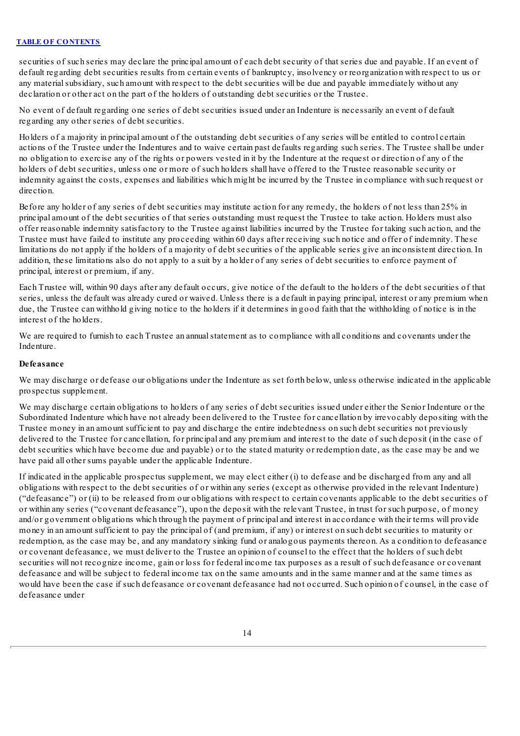securities of such series may declare the principal amount of each debt security of that series due and payable. If an event of default regarding debt securities results from certain events of bankruptcy, insolvency or reorganization with respect to us or any material subsidiary, such amount with respect to the debt securities will be due and payable immediately without any declaration or other act on the part of the holders of outstanding debt securities or the Trustee.

No event of default regarding one series of debt securities issued under an Indenture is necessarily an event of default regarding any other series of debt securities.

Holders of a majority in principal amount of the outstanding debt securities of any series will be entitled to control certain actions of the Trustee under the Indentures and to waive certain past defaults regarding such series. The Trustee shall be under no obligation to exercise any of the rights or powers vested in it by the Indenture at the request or direction of any of the holders of debt securities, unless one or more of such holders shall have offered to the Trustee reasonable security or indemnity against the costs, expenses and liabilities which might be incurred by the Trustee in compliance with such request or direction.

Before any holder of any series of debt securities may institute action for any remedy, the holders of not less than 25% in principal amount of the debt securities of that series outstanding must request the Trustee to take action. Holders must also offer reasonable indemnity satisfactory to the Trustee against liabilities incurred by the Trustee for taking such action, and the Trustee must have failed to institute any proceeding within 60 days after receiving such notice and offer of indemnity. These limitations do not apply if the holders of a majority of debt securities of the applicable series give an inconsistent direction. In addition, these limitations also do not apply to a suit by a holder of any series of debt securities to enforce payment of principal, interest or premium, if any.

Each Trustee will, within 90 days after any default occurs, give notice of the default to the holders of the debt securities of that series, unless the default was already cured or waived. Unless there is a default in paying principal, interest or any premium when due, the Trustee can withhold giving notice to the holders if it determines in good faith that the withholding of notice is in the interest of the holders.

We are required to furnish to each Trustee an annual statement as to compliance with all conditions and covenants under the Indenture.

**Defeasance**

We may discharge or defease our obligations under the Indenture as set forth below, unless otherwise indicated in the applicable prospectus supplement.

We may discharge certain obligations to holders of any series of debt securities issued under either the Senior Indenture or the Subordinated Indenture which have not already been delivered to the Trustee for cancellation by irrevocably depositing with the Trustee money in an amount sufficient to pay and discharge the entire indebtedness on such debt securities not previously delivered to the Trustee for cancellation, for principal and any premium and interest to the date of such deposit (in the case of debt securities which have become due and payable) or to the stated maturity or redemption date, as the case may be and we have paid all other sums payable under the applicable Indenture.

If indicated in the applicable prospectus supplement, we may elect either (i) to defease and be discharged from any and all obligations with respect to the debt securities of or within any series (except as otherwise provided in the relevant Indenture) ("defeasance") or (ii) to be released from our obligations with respect to certain covenants applicable to the debt securities of or within any series ("covenant defeasance"), upon the deposit with the relevant Trustee, in trust for such purpose, of money and/or government obligations which through the payment of principal and interest in accordance with their terms will provide money in an amount sufficient to pay the principal of (and premium, if any) or interest on such debt securities to maturity or redemption, as the case may be, and any mandatory sinking fund or analogous payments thereon. As a condition to defeasance or covenant defeasance, we must deliver to the Trustee an opinion of counsel to the effect that the holders of such debt securities will not recognize income, gain or loss for federal income tax purposes as a result of such defeasance or covenant defeasance and will be subject to federal income tax on the same amounts and in the same manner and at the same times as would have been the case if such defeasance or covenant defeasance had not occurred. Such opinion of counsel, in the case of defeasance under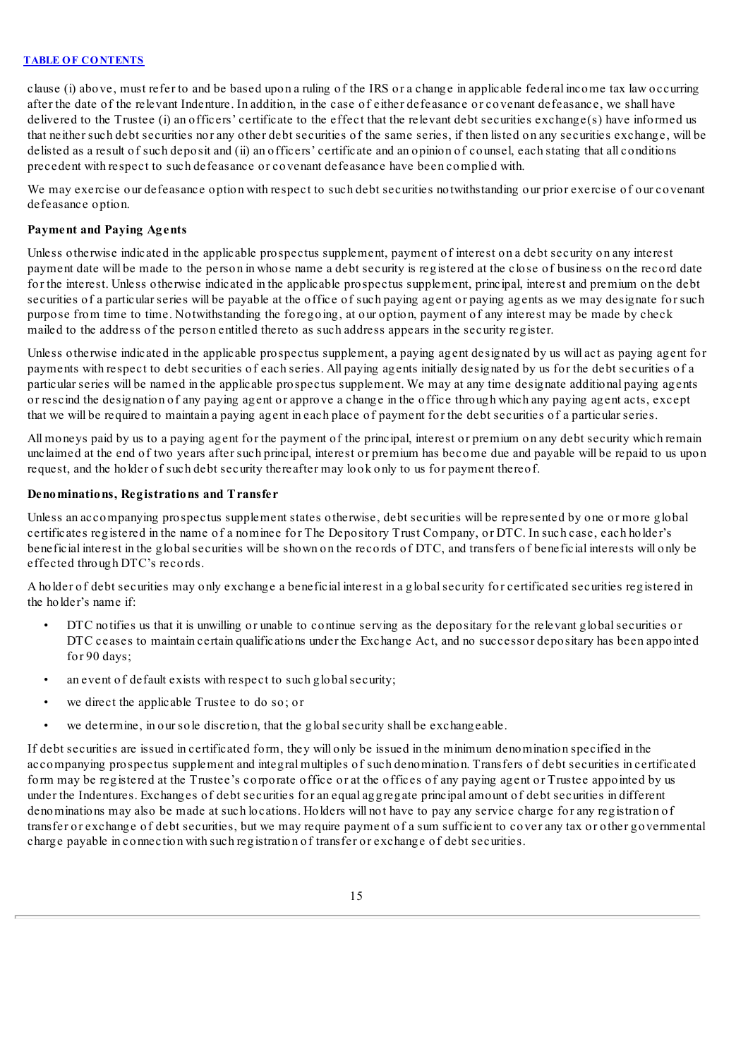clause (i) above, must refer to and be based upon a ruling of the IRS or a change in applicable federal income tax law occurring after the date of the relevant Indenture. In addition, in the case of either defeasance or covenant defeasance, we shall have delivered to the Trustee (i) an officers' certificate to the effect that the relevant debt securities exchange(s) have informed us that neither such debt securities nor any other debt securities of the same series, if then listed on any securities exchange, will be delisted as a result of such deposit and (ii) an officers' certificate and an opinion of counsel, each stating that all conditions precedent with respect to such defeasance or covenant defeasance have been complied with.

We may exercise our defeasance option with respect to such debt securities notwithstanding our prior exercise of our covenant defeasance option.

**Payment and Paying Agents**

Unless otherwise indicated in the applicable prospectus supplement, payment of interest on a debt security on any interest payment date will be made to the person in whose name a debt security is registered at the close of business on the record date for the interest. Unless otherwise indicated in the applicable prospectus supplement, principal, interest and premium on the debt securities of a particular series will be payable at the office of such paying agent or paying agents as we may designate for such purpose from time to time. Notwithstanding the foregoing, at our option, payment of any interest may be made by check mailed to the address of the person entitled thereto as such address appears in the security register.

Unless otherwise indicated in the applicable prospectus supplement, a paying agent designated by us will act as paying agent for payments with respect to debt securities of each series. All paying agents initially designated by us for the debt securities of a particular series will be named in the applicable prospectus supplement. We may at any time designate additional paying agents or rescind the designation of any paying agent or approve a change in the office through which any paying agent acts, except that we will be required to maintain a paying agent in each place of payment for the debt securities of a particular series.

All moneys paid by us to a paying agent for the payment of the principal, interest or premium on any debt security which remain unclaimed at the end of two years after such principal, interest or premium has become due and payable will be repaid to us upon request, and the holder of such debt security thereafter may look only to us for payment thereof.

**Denominations, Registrations and Transfer**

Unless an accompanying prospectus supplement states otherwise, debt securities will be represented by one or more global certificates registered in the name of a nominee for The Depository Trust Company, or DTC. In such case, each holder's beneficial interest in the global securities will be shown on the records of DTC, and transfers of beneficial interests will only be effected through DTC's records.

A holder of debt securities may only exchange a beneficial interest in a global security for certificated securities registered in the holder's name if:

- DTC notifies us that it is unwilling or unable to continue serving as the depositary for the relevant global securities or DTC ceases to maintain certain qualifications under the Exchange Act, and no successor depositary has been appointed for 90 days;
- an event of default exists with respect to such global security;
- we direct the applicable Trustee to do so; or
- we determine, in our sole discretion, that the global security shall be exchangeable.

If debt securities are issued in certificated form, they will only be issued in the minimum denomination specified in the accompanying prospectus supplement and integral multiples of such denomination. Transfers of debt securities in certificated form may be registered at the Trustee's corporate office or at the offices of any paying agent or Trustee appointed by us under the Indentures. Exchanges of debt securities for an equal aggregate principal amount of debt securities in different denominations may also be made at such locations. Holders will not have to pay any service charge for any registration of transfer or exchange of debt securities, but we may require payment of a sum sufficient to cover any tax or other governmental charge payable in connection with such registration of transfer or exchange of debt securities.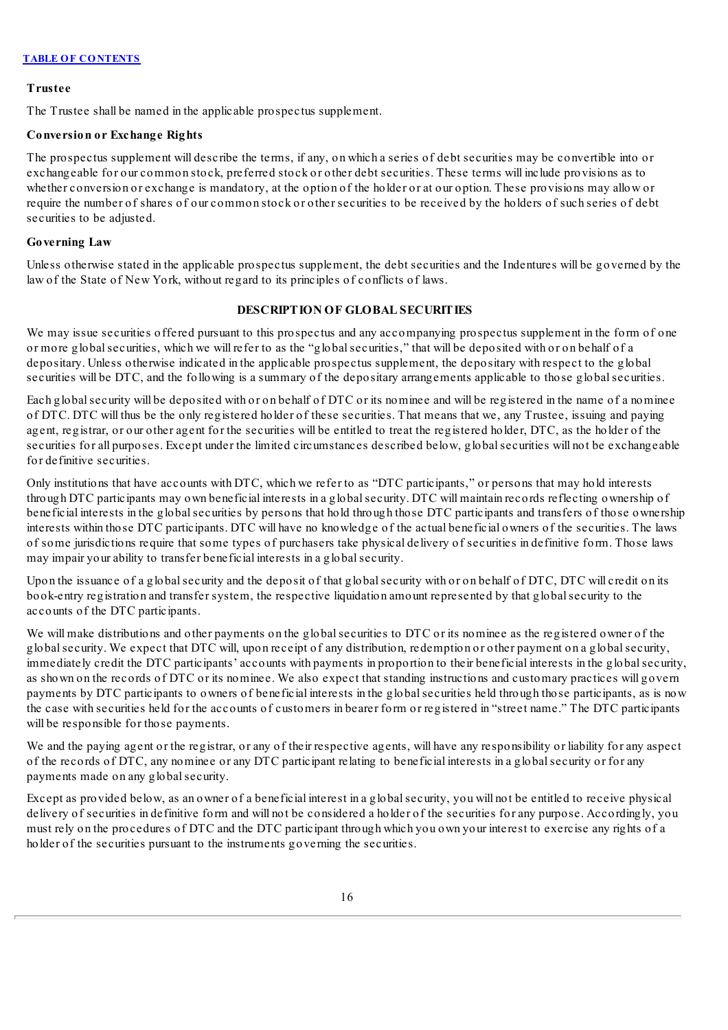**Trustee**

The Trustee shall be named in the applicable prospectus supplement.

**Conversion or Exchange Rights**

The prospectus supplement will describe the terms, if any, on which a series of debt securities may be convertible into or exchangeable for our common stock, preferred stock or other debt securities. These terms will include provisions as to whether conversion or exchange is mandatory, at the option of the holder or at our option. These provisions may allow or require the number of shares of our common stock or other securities to be received by the holders of such series of debt securities to be adjusted.

**Governing Law**

Unless otherwise stated in the applicable prospectus supplement, the debt securities and the Indentures will be governed by the law of the State of New York, without regard to its principles of conflicts of laws.

## DESCRIPTION OF GLOBAL SECURITIES

We may issue securities offered pursuant to this prospectus and any accompanying prospectus supplement in the form of one or more global securities, which we will refer to as the "global securities," that will be deposited with or on behalf of a depositary. Unless otherwise indicated in the applicable prospectus supplement, the depositary with respect to the global securities will be DTC, and the following is a summary of the depositary arrangements applicable to those global securities.

Each global security will be deposited with or on behalf of DTC or its nominee and will be registered in the name of a nominee of DTC. DTC will thus be the only registered holder of these securities. That means that we, any Trustee, issuing and paying agent, registrar, or our other agent for the securities will be entitled to treat the registered holder, DTC, as the holder of the securities for all purposes. Except under the limited circumstances described below, global securities will not be exchangeable for definitive securities.

Only institutions that have accounts with DTC, which we refer to as "DTC participants," or persons that may hold interests through DTC participants may own beneficial interests in a global security. DTC will maintain records reflecting ownership of beneficial interests in the global securities by persons that hold through those DTC participants and transfers of those ownership interests within those DTC participants. DTC will have no knowledge of the actual beneficial owners of the securities. The laws of some jurisdictions require that some types of purchasers take physical delivery of securities in definitive form. Those laws may impair your ability to transfer beneficial interests in a global security.

Upon the issuance of a global security and the deposit of that global security with or on behalf of DTC, DTC will credit on its book-entry registration and transfer system, the respective liquidation amount represented by that global security to the accounts of the DTC participants.

We will make distributions and other payments on the global securities to DTC or its nominee as the registered owner of the global security. We expect that DTC will, upon receipt of any distribution, redemption or other payment on a global security, immediately credit the DTC participants' accounts with payments in proportion to their beneficial interests in the global security, as shown on the records of DTC or its nominee. We also expect that standing instructions and customary practices will govern payments by DTC participants to owners of beneficial interests in the global securities held through those participants, as is now the case with securities held for the accounts of customers in bearer form or registered in "street name." The DTC participants will be responsible for those payments.

We and the paying agent or the registrar, or any of their respective agents, will have any responsibility or liability for any aspect of the records of DTC, any nominee or any DTC participant relating to beneficial interests in a global security or for any payments made on any global security.

Except as provided below, as an owner of a beneficial interest in a global security, you will not be entitled to receive physical delivery of securities in definitive form and will not be considered a holder of the securities for any purpose. Accordingly, you must rely on the procedures of DTC and the DTC participant through which you own your interest to exercise any rights of a holder of the securities pursuant to the instruments governing the securities.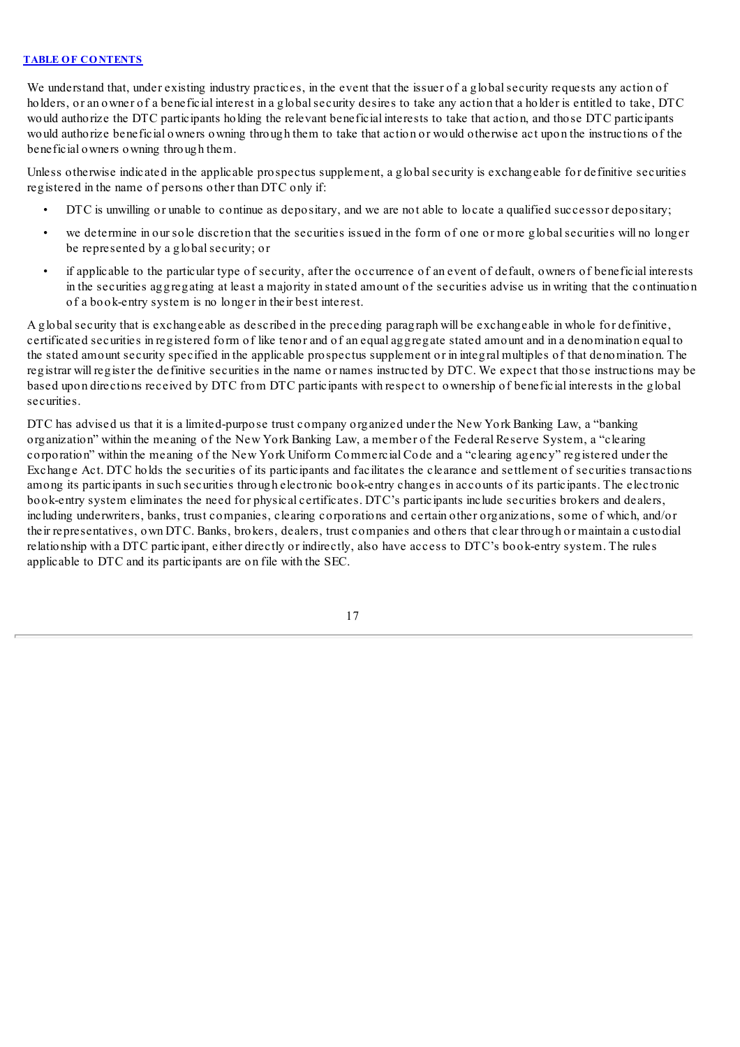We understand that, under existing industry practices, in the event that the issuer of a global security requests any action of holders, or an owner of a beneficial interest in a global security desires to take any action that a holder is entitled to take, DTC would authorize the DTC participants holding the relevant beneficial interests to take that action, and those DTC participants would authorize beneficial owners owning through them to take that action or would otherwise act upon the instructions of the beneficial owners owning through them.

Unless otherwise indicated in the applicable prospectus supplement, a global security is exchangeable for definitive securities registered in the name of persons other than DTC only if:

- DTC is unwilling or unable to continue as depositary, and we are not able to locate a qualified successor depositary;
- we determine in our sole discretion that the securities issued in the form of one or more global securities will no longer be represented by a global security; or
- if applicable to the particular type of security, after the occurrence of an event of default, owners of beneficial interests in the securities aggregating at least a majority in stated amount of the securities advise us in writing that the continuation of a book-entry system is no longer in their best interest.

A global security that is exchangeable as described in the preceding paragraph will be exchangeable in whole for definitive, certificated securities in registered form of like tenor and of an equal aggregate stated amount and in a denomination equal to the stated amount security specified in the applicable prospectus supplement or in integral multiples of that denomination. The registrar will register the definitive securities in the name or names instructed by DTC. We expect that those instructions may be based upon directions received by DTC from DTC participants with respect to ownership of beneficial interests in the global securities.

DTC has advised us that it is a limited-purpose trust company organized under the New York Banking Law, a "banking organization" within the meaning of the New York Banking Law, a member of the Federal Reserve System, a "clearing corporation" within the meaning of the New York Uniform Commercial Code and a "clearing agency" registered under the Exchange Act. DTC holds the securities of its participants and facilitates the clearance and settlement of securities transactions among its participants in such securities through electronic book-entry changes in accounts of its participants. The electronic book-entry system eliminates the need for physical certificates. DTC's participants include securities brokers and dealers, including underwriters, banks, trust companies, clearing corporations and certain other organizations, some of which, and/or their representatives, own DTC. Banks, brokers, dealers, trust companies and others that clear through or maintain a custodial relationship with a DTC participant, either directly or indirectly, also have access to DTC's book-entry system. The rules applicable to DTC and its participants are on file with the SEC.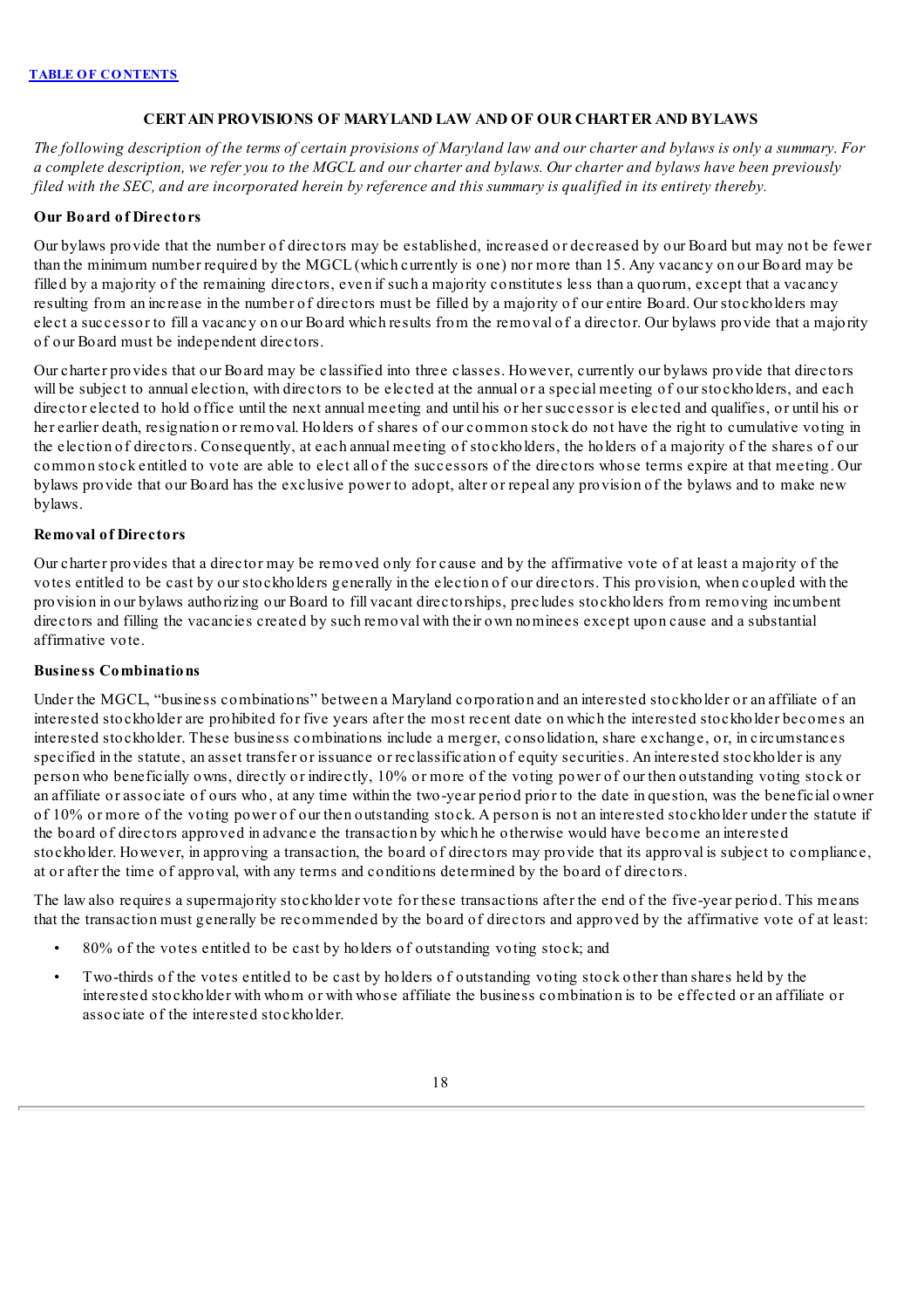## CERTAIN PROVISIONS OF MARYLAND LAW AND OF OUR CHARTER AND BYLAWS

*The following description of the terms of certain provisions of Maryland law and our charter and bylaws is only a summary. For a complete description, we refer you to the MGCL and our charter and bylaws. Our charter and bylaws have been previously filed with the SEC, and are incorporated herein by reference and this summary is qualified in its entirety thereby.*

### Our Board of Directors

Our bylaws provide that the number of directors may be established, increased or decreased by our Board but may not be fewer than the minimum number required by the MGCL (which currently is one) nor more than 15. Any vacancy on our Board may be filled by a majority of the remaining directors, even if such a majority constitutes less than a quorum, except that a vacancy resulting from an increase in the number of directors must be filled by a majority of our entire Board. Our stockholders may elect a successor to fill a vacancy on our Board which results from the removal of a director. Our bylaws provide that a majority of our Board must be independent directors.

Our charter provides that our Board may be classified into three classes. However, currently our bylaws provide that directors will be subject to annual election, with directors to be elected at the annual or a special meeting of our stockholders, and each director elected to hold office until the next annual meeting and until his or her successor is elected and qualifies, or until his or her earlier death, resignation or removal. Holders of shares of our common stock do not have the right to cumulative voting in the election of directors. Consequently, at each annual meeting of stockholders, the holders of a majority of the shares of our common stock entitled to vote are able to elect all of the successors of the directors whose terms expire at that meeting. Our bylaws provide that our Board has the exclusive power to adopt, alter or repeal any provision of the bylaws and to make new bylaws.

### Removal of Directors

Our charter provides that a director may be removed only for cause and by the affirmative vote of at least a majority of the votes entitled to be cast by our stockholders generally in the election of our directors. This provision, when coupled with the provision in our bylaws authorizing our Board to fill vacant directorships, precludes stockholders from removing incumbent directors and filling the vacancies created by such removal with their own nominees except upon cause and a substantial affirmative vote.

### Business Combinations

Under the MGCL, "business combinations" between a Maryland corporation and an interested stockholder or an affiliate of an interested stockholder are prohibited for five years after the most recent date on which the interested stockholder becomes an interested stockholder. These business combinations include a merger, consolidation, share exchange, or, in circumstances specified in the statute, an asset transfer or issuance or reclassification of equity securities. An interested stockholder is any person who beneficially owns, directly or indirectly, 10% or more of the voting power of our then outstanding voting stock or an affiliate or associate of ours who, at any time within the two-year period prior to the date in question, was the beneficial owner of 10% or more of the voting power of our then outstanding stock. A person is not an interested stockholder under the statute if the board of directors approved in advance the transaction by which he otherwise would have become an interested stockholder. However, in approving a transaction, the board of directors may provide that its approval is subject to compliance, at or after the time of approval, with any terms and conditions determined by the board of directors.

The law also requires a supermajority stockholder vote for these transactions after the end of the five-year period. This means that the transaction must generally be recommended by the board of directors and approved by the affirmative vote of at least:

- 80% of the votes entitled to be cast by holders of outstanding voting stock; and
- Two-thirds of the votes entitled to be cast by holders of outstanding voting stock other than shares held by the interested stockholder with whom or with whose affiliate the business combination is to be effected or an affiliate or associate of the interested stockholder.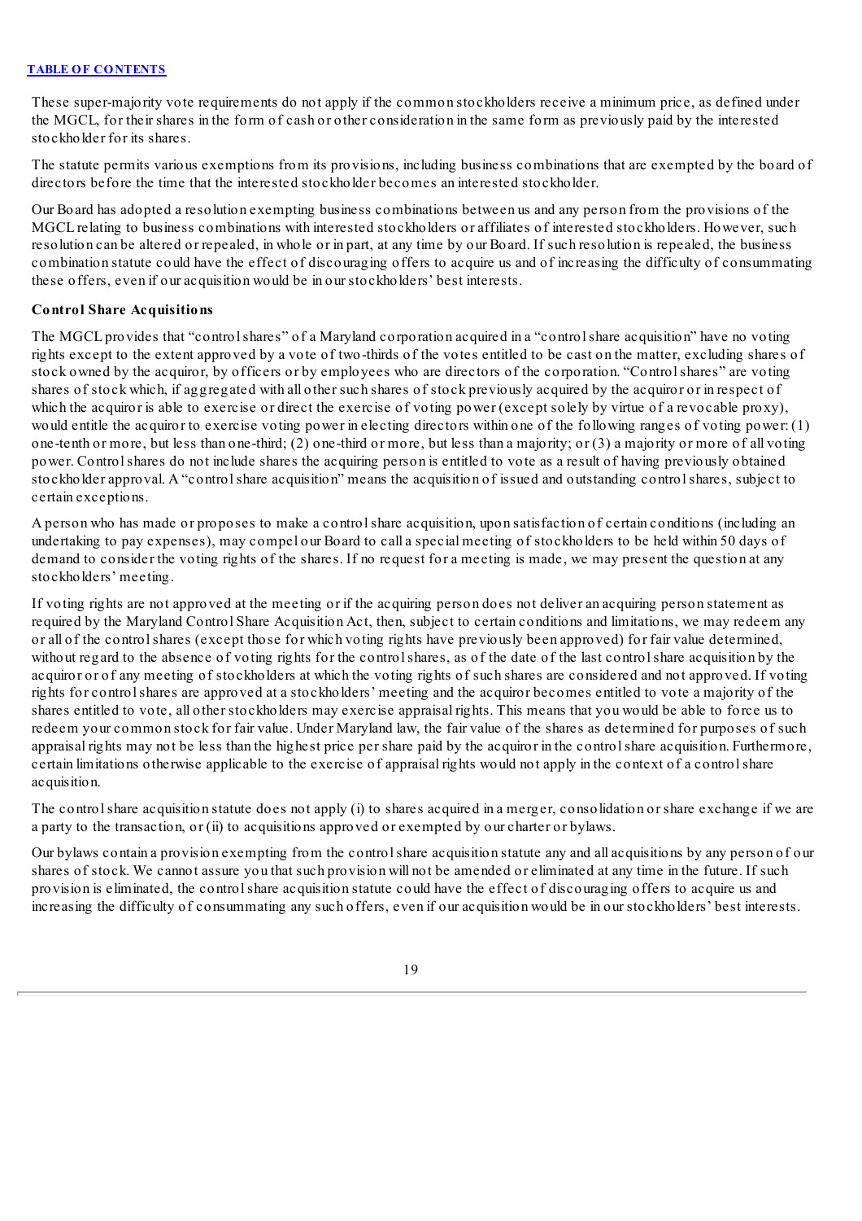These super-majority vote requirements do not apply if the common stockholders receive a minimum price, as defined under the MGCL, for their shares in the form of cash or other consideration in the same form as previously paid by the interested stockholder for its shares.

The statute permits various exemptions from its provisions, including business combinations that are exempted by the board of directors before the time that the interested stockholder becomes an interested stockholder.

Our Board has adopted a resolution exempting business combinations between us and any person from the provisions of the MGCL relating to business combinations with interested stockholders or affiliates of interested stockholders. However, such resolution can be altered or repealed, in whole or in part, at any time by our Board. If such resolution is repealed, the business combination statute could have the effect of discouraging offers to acquire us and of increasing the difficulty of consummating these offers, even if our acquisition would be in our stockholders' best interests.

**Control Share Acquisitions**

The MGCL provides that "control shares" of a Maryland corporation acquired in a "control share acquisition" have no voting rights except to the extent approved by a vote of two-thirds of the votes entitled to be cast on the matter, excluding shares of stock owned by the acquiror, by officers or by employees who are directors of the corporation. "Control shares" are voting shares of stock which, if aggregated with all other such shares of stock previously acquired by the acquiror or in respect of which the acquiror is able to exercise or direct the exercise of voting power (except solely by virtue of a revocable proxy), would entitle the acquiror to exercise voting power in electing directors within one of the following ranges of voting power: (1) one-tenth or more, but less than one-third; (2) one-third or more, but less than a majority; or (3) a majority or more of all voting power. Control shares do not include shares the acquiring person is entitled to vote as a result of having previously obtained stockholder approval. A "control share acquisition" means the acquisition of issued and outstanding control shares, subject to certain exceptions.

A person who has made or proposes to make a control share acquisition, upon satisfaction of certain conditions (including an undertaking to pay expenses), may compel our Board to call a special meeting of stockholders to be held within 50 days of demand to consider the voting rights of the shares. If no request for a meeting is made, we may present the question at any stockholders' meeting.

If voting rights are not approved at the meeting or if the acquiring person does not deliver an acquiring person statement as required by the Maryland Control Share Acquisition Act, then, subject to certain conditions and limitations, we may redeem any or all of the control shares (except those for which voting rights have previously been approved) for fair value determined, without regard to the absence of voting rights for the control shares, as of the date of the last control share acquisition by the acquiror or of any meeting of stockholders at which the voting rights of such shares are considered and not approved. If voting rights for control shares are approved at a stockholders' meeting and the acquiror becomes entitled to vote a majority of the shares entitled to vote, all other stockholders may exercise appraisal rights. This means that you would be able to force us to redeem your common stock for fair value. Under Maryland law, the fair value of the shares as determined for purposes of such appraisal rights may not be less than the highest price per share paid by the acquiror in the control share acquisition. Furthermore, certain limitations otherwise applicable to the exercise of appraisal rights would not apply in the context of a control share acquisition.

The control share acquisition statute does not apply (i) to shares acquired in a merger, consolidation or share exchange if we are a party to the transaction, or (ii) to acquisitions approved or exempted by our charter or bylaws.

Our bylaws contain a provision exempting from the control share acquisition statute any and all acquisitions by any person of our shares of stock. We cannot assure you that such provision will not be amended or eliminated at any time in the future. If such provision is eliminated, the control share acquisition statute could have the effect of discouraging offers to acquire us and increasing the difficulty of consummating any such offers, even if our acquisition would be in our stockholders' best interests.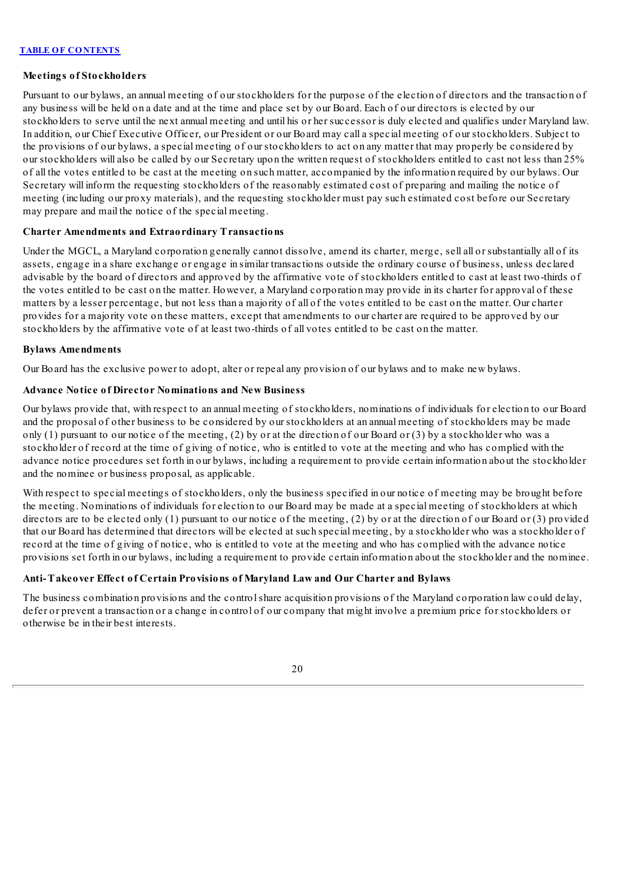**Meetings of Stockholders**

Pursuant to our bylaws, an annual meeting of our stockholders for the purpose of the election of directors and the transaction of any business will be held on a date and at the time and place set by our Board. Each of our directors is elected by our stockholders to serve until the next annual meeting and until his or her successor is duly elected and qualifies under Maryland law. In addition, our Chief Executive Officer, our President or our Board may call a special meeting of our stockholders. Subject to the provisions of our bylaws, a special meeting of our stockholders to act on any matter that may properly be considered by our stockholders will also be called by our Secretary upon the written request of stockholders entitled to cast not less than 25% of all the votes entitled to be cast at the meeting on such matter, accompanied by the information required by our bylaws. Our Secretary will inform the requesting stockholders of the reasonably estimated cost of preparing and mailing the notice of meeting (including our proxy materials), and the requesting stockholder must pay such estimated cost before our Secretary may prepare and mail the notice of the special meeting.

**Charter Amendments and Extraordinary Transactions**

Under the MGCL, a Maryland corporation generally cannot dissolve, amend its charter, merge, sell all or substantially all of its assets, engage in a share exchange or engage in similar transactions outside the ordinary course of business, unless declared advisable by the board of directors and approved by the affirmative vote of stockholders entitled to cast at least two-thirds of the votes entitled to be cast on the matter. However, a Maryland corporation may provide in its charter for approval of these matters by a lesser percentage, but not less than a majority of all of the votes entitled to be cast on the matter. Our charter provides for a majority vote on these matters, except that amendments to our charter are required to be approved by our stockholders by the affirmative vote of at least two-thirds of all votes entitled to be cast on the matter.

**Bylaws Amendments**

Our Board has the exclusive power to adopt, alter or repeal any provision of our bylaws and to make new bylaws.

**Advance Notice of Director Nominations and New Business**

Our bylaws provide that, with respect to an annual meeting of stockholders, nominations of individuals for election to our Board and the proposal of other business to be considered by our stockholders at an annual meeting of stockholders may be made only (1) pursuant to our notice of the meeting, (2) by or at the direction of our Board or (3) by a stockholder who was a stockholder of record at the time of giving of notice, who is entitled to vote at the meeting and who has complied with the advance notice procedures set forth in our bylaws, including a requirement to provide certain information about the stockholder and the nominee or business proposal, as applicable.

With respect to special meetings of stockholders, only the business specified in our notice of meeting may be brought before the meeting. Nominations of individuals for election to our Board may be made at a special meeting of stockholders at which directors are to be elected only (1) pursuant to our notice of the meeting, (2) by or at the direction of our Board or (3) provided that our Board has determined that directors will be elected at such special meeting, by a stockholder who was a stockholder of record at the time of giving of notice, who is entitled to vote at the meeting and who has complied with the advance notice provisions set forth in our bylaws, including a requirement to provide certain information about the stockholder and the nominee.

**Anti-Takeover Effect of Certain Provisions of Maryland Law and Our Charter and Bylaws**

The business combination provisions and the control share acquisition provisions of the Maryland corporation law could delay, defer or prevent a transaction or a change in control of our company that might involve a premium price for stockholders or otherwise be in their best interests.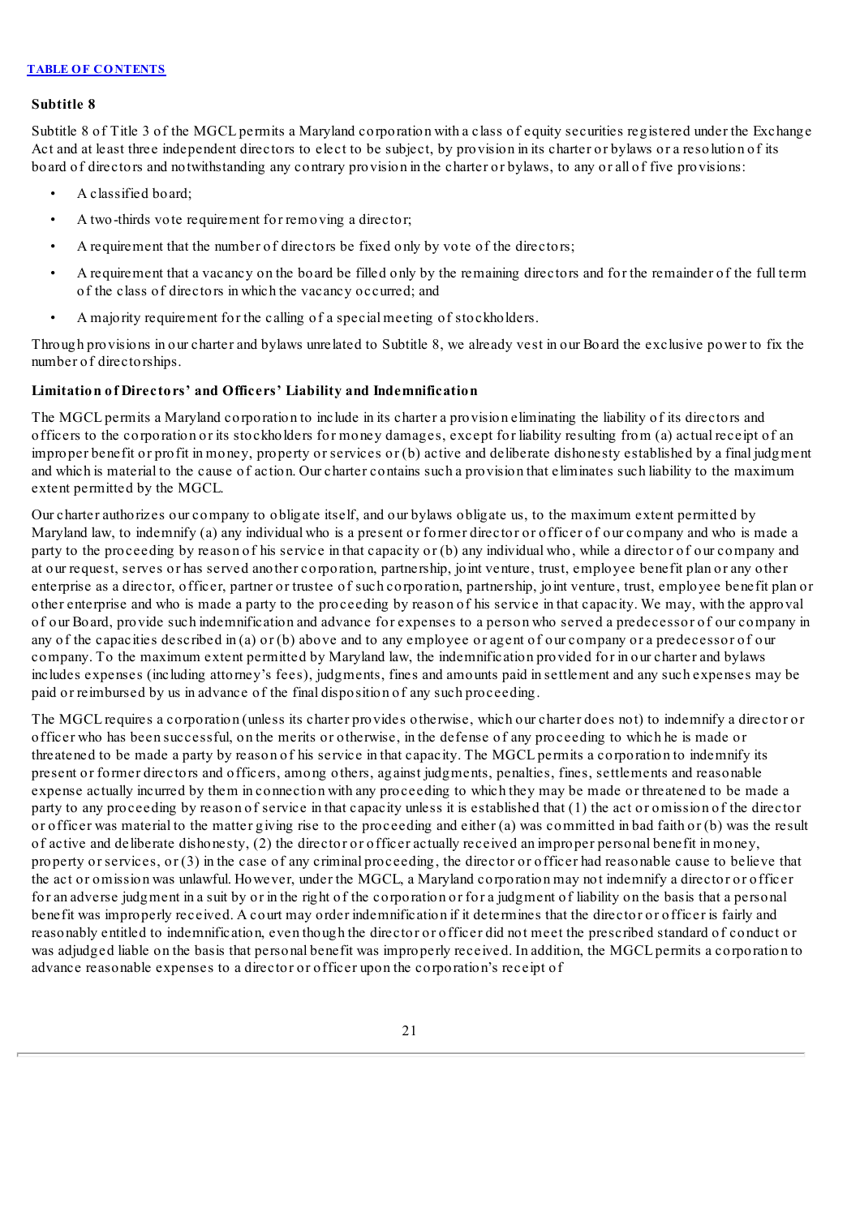**Subtitle 8**

Subtitle 8 of Title 3 of the MGCL permits a Maryland corporation with a class of equity securities registered under the Exchange Act and at least three independent directors to elect to be subject, by provision in its charter or bylaws or a resolution of its board of directors and notwithstanding any contrary provision in the charter or bylaws, to any or all of five provisions:

- A classified board;
- A two-thirds vote requirement for removing a director;
- A requirement that the number of directors be fixed only by vote of the directors;
- A requirement that a vacancy on the board be filled only by the remaining directors and for the remainder of the full term of the class of directors in which the vacancy occurred; and
- A majority requirement for the calling of a special meeting of stockholders.

Through provisions in our charter and bylaws unrelated to Subtitle 8, we already vest in our Board the exclusive power to fix the number of directorships.

**Limitation of Directors' and Officers' Liability and Indemnification**

The MGCL permits a Maryland corporation to include in its charter a provision eliminating the liability of its directors and officers to the corporation or its stockholders for money damages, except for liability resulting from (a) actual receipt of an improper benefit or profit in money, property or services or (b) active and deliberate dishonesty established by a final judgment and which is material to the cause of action. Our charter contains such a provision that eliminates such liability to the maximum extent permitted by the MGCL.

Our charter authorizes our company to obligate itself, and our bylaws obligate us, to the maximum extent permitted by Maryland law, to indemnify (a) any individual who is a present or former director or officer of our company and who is made a party to the proceeding by reason of his service in that capacity or (b) any individual who, while a director of our company and at our request, serves or has served another corporation, partnership, joint venture, trust, employee benefit plan or any other enterprise as a director, officer, partner or trustee of such corporation, partnership, joint venture, trust, employee benefit plan or other enterprise and who is made a party to the proceeding by reason of his service in that capacity. We may, with the approval of our Board, provide such indemnification and advance for expenses to a person who served a predecessor of our company in any of the capacities described in (a) or (b) above and to any employee or agent of our company or a predecessor of our company. To the maximum extent permitted by Maryland law, the indemnification provided for in our charter and bylaws includes expenses (including attorney's fees), judgments, fines and amounts paid in settlement and any such expenses may be paid or reimbursed by us in advance of the final disposition of any such proceeding.

The MGCL requires a corporation (unless its charter provides otherwise, which our charter does not) to indemnify a director or officer who has been successful, on the merits or otherwise, in the defense of any proceeding to which he is made or threatened to be made a party by reason of his service in that capacity. The MGCL permits a corporation to indemnify its present or former directors and officers, among others, against judgments, penalties, fines, settlements and reasonable expense actually incurred by them in connection with any proceeding to which they may be made or threatened to be made a party to any proceeding by reason of service in that capacity unless it is established that (1) the act or omission of the director or officer was material to the matter giving rise to the proceeding and either (a) was committed in bad faith or (b) was the result of active and deliberate dishonesty, (2) the director or officer actually received an improper personal benefit in money, property or services, or (3) in the case of any criminal proceeding, the director or officer had reasonable cause to believe that the act or omission was unlawful. However, under the MGCL, a Maryland corporation may not indemnify a director or officer for an adverse judgment in a suit by or in the right of the corporation or for a judgment of liability on the basis that a personal benefit was improperly received. A court may order indemnification if it determines that the director or officer is fairly and reasonably entitled to indemnification, even though the director or officer did not meet the prescribed standard of conduct or was adjudged liable on the basis that personal benefit was improperly received. In addition, the MGCL permits a corporation to advance reasonable expenses to a director or officer upon the corporation's receipt of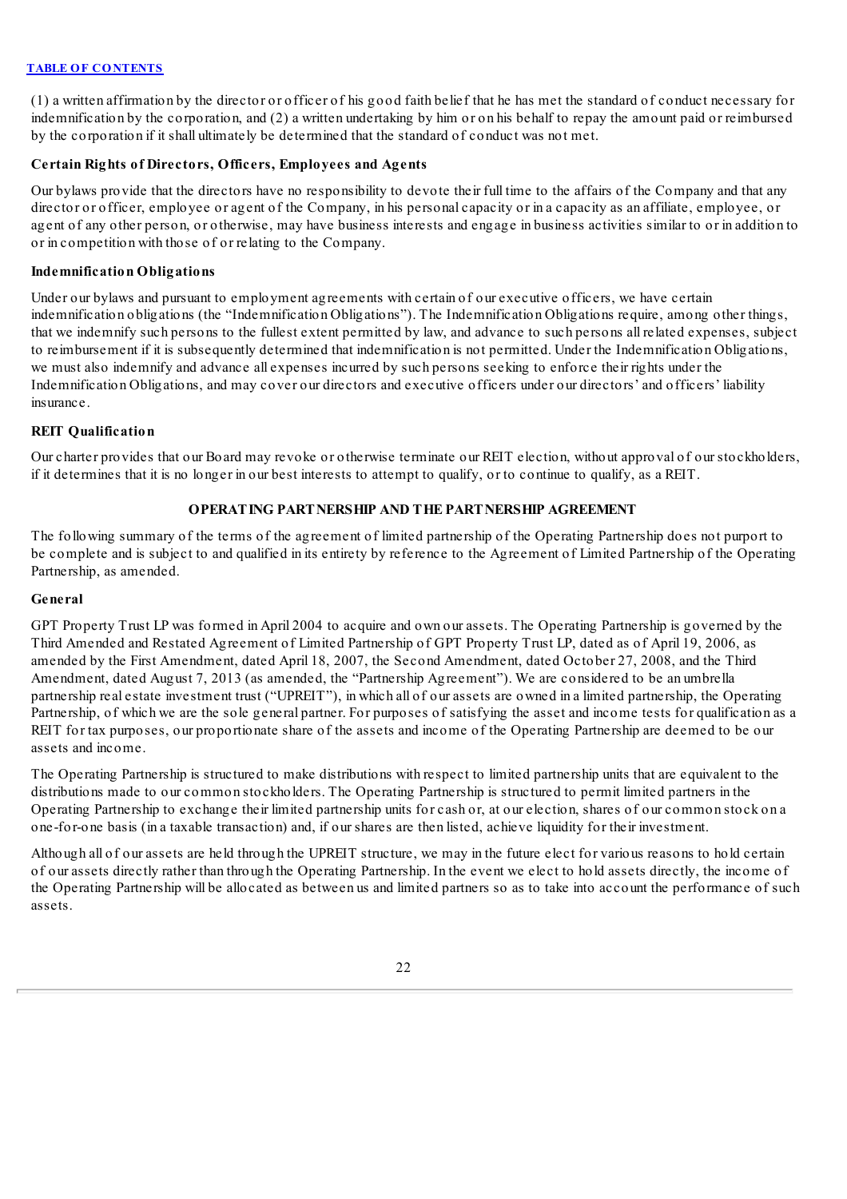(1) a written affirmation by the director or officer of his good faith belief that he has met the standard of conduct necessary for indemnification by the corporation, and (2) a written undertaking by him or on his behalf to repay the amount paid or reimbursed by the corporation if it shall ultimately be determined that the standard of conduct was not met.

**Certain Rights of Directors, Officers, Employees and Agents**

Our bylaws provide that the directors have no responsibility to devote their full time to the affairs of the Company and that any director or officer, employee or agent of the Company, in his personal capacity or in a capacity as an affiliate, employee, or agent of any other person, or otherwise, may have business interests and engage in business activities similar to or in addition to or in competition with those of or relating to the Company.

**Indemnification Obligations**

Under our bylaws and pursuant to employment agreements with certain of our executive officers, we have certain indemnification obligations (the "Indemnification Obligations"). The Indemnification Obligations require, among other things, that we indemnify such persons to the fullest extent permitted by law, and advance to such persons all related expenses, subject to reimbursement if it is subsequently determined that indemnification is not permitted. Under the Indemnification Obligations, we must also indemnify and advance all expenses incurred by such persons seeking to enforce their rights under the Indemnification Obligations, and may cover our directors and executive officers under our directors' and officers' liability insurance.

**REIT Qualification**

Our charter provides that our Board may revoke or otherwise terminate our REIT election, without approval of our stockholders, if it determines that it is no longer in our best interests to attempt to qualify, or to continue to qualify, as a REIT.

## OPERATING PARTNERSHIP AND THE PARTNERSHIP AGREEMENT

The following summary of the terms of the agreement of limited partnership of the Operating Partnership does not purport to be complete and is subject to and qualified in its entirety by reference to the Agreement of Limited Partnership of the Operating Partnership, as amended.

**General**

GPT Property Trust LP was formed in April 2004 to acquire and own our assets. The Operating Partnership is governed by the Third Amended and Restated Agreement of Limited Partnership of GPT Property Trust LP, dated as of April 19, 2006, as amended by the First Amendment, dated April 18, 2007, the Second Amendment, dated October 27, 2008, and the Third Amendment, dated August 7, 2013 (as amended, the "Partnership Agreement"). We are considered to be an umbrella partnership real estate investment trust ("UPREIT"), in which all of our assets are owned in a limited partnership, the Operating Partnership, of which we are the sole general partner. For purposes of satisfying the asset and income tests for qualification as a REIT for tax purposes, our proportionate share of the assets and income of the Operating Partnership are deemed to be our assets and income.

The Operating Partnership is structured to make distributions with respect to limited partnership units that are equivalent to the distributions made to our common stockholders. The Operating Partnership is structured to permit limited partners in the Operating Partnership to exchange their limited partnership units for cash or, at our election, shares of our common stock on a one-for-one basis (in a taxable transaction) and, if our shares are then listed, achieve liquidity for their investment.

Although all of our assets are held through the UPREIT structure, we may in the future elect for various reasons to hold certain of our assets directly rather than through the Operating Partnership. In the event we elect to hold assets directly, the income of the Operating Partnership will be allocated as between us and limited partners so as to take into account the performance of such assets.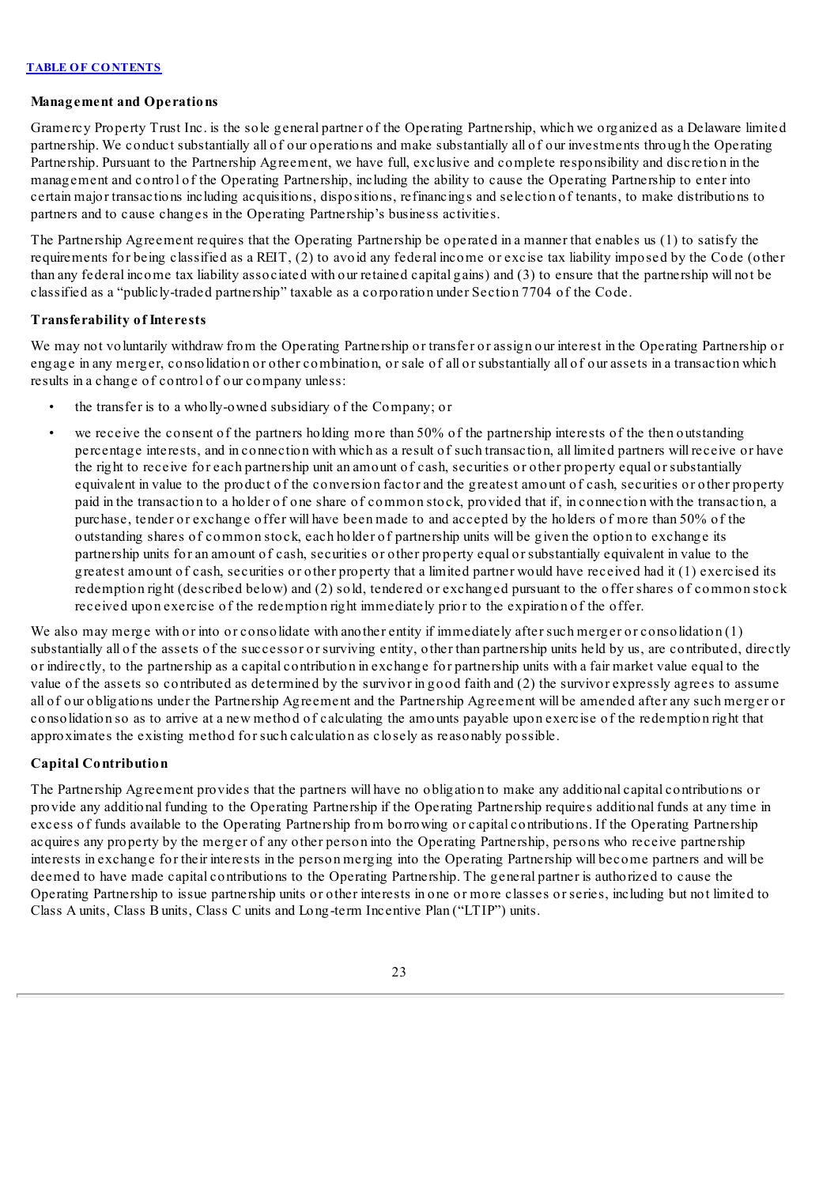### Management and Operations

Gramercy Property Trust Inc. is the sole general partner of the Operating Partnership, which we organized as a Delaware limited partnership. We conduct substantially all of our operations and make substantially all of our investments through the Operating Partnership. Pursuant to the Partnership Agreement, we have full, exclusive and complete responsibility and discretion in the management and control of the Operating Partnership, including the ability to cause the Operating Partnership to enter into certain major transactions including acquisitions, dispositions, refinancings and selection of tenants, to make distributions to partners and to cause changes in the Operating Partnership's business activities.

The Partnership Agreement requires that the Operating Partnership be operated in a manner that enables us (1) to satisfy the requirements for being classified as a REIT, (2) to avoid any federal income or excise tax liability imposed by the Code (other than any federal income tax liability associated with our retained capital gains) and (3) to ensure that the partnership will not be classified as a "publicly-traded partnership" taxable as a corporation under Section 7704 of the Code.

### Transferability of Interests

We may not voluntarily withdraw from the Operating Partnership or transfer or assign our interest in the Operating Partnership or engage in any merger, consolidation or other combination, or sale of all or substantially all of our assets in a transaction which results in a change of control of our company unless:

- the transfer is to a wholly-owned subsidiary of the Company; or
- we receive the consent of the partners holding more than 50% of the partnership interests of the then outstanding percentage interests, and in connection with which as a result of such transaction, all limited partners will receive or have the right to receive for each partnership unit an amount of cash, securities or other property equal or substantially equivalent in value to the product of the conversion factor and the greatest amount of cash, securities or other property paid in the transaction to a holder of one share of common stock, provided that if, in connection with the transaction, a purchase, tender or exchange offer will have been made to and accepted by the holders of more than 50% of the outstanding shares of common stock, each holder of partnership units will be given the option to exchange its partnership units for an amount of cash, securities or other property equal or substantially equivalent in value to the greatest amount of cash, securities or other property that a limited partner would have received had it (1) exercised its redemption right (described below) and (2) sold, tendered or exchanged pursuant to the offer shares of common stock received upon exercise of the redemption right immediately prior to the expiration of the offer.

We also may merge with or into or consolidate with another entity if immediately after such merger or consolidation (1) substantially all of the assets of the successor or surviving entity, other than partnership units held by us, are contributed, directly or indirectly, to the partnership as a capital contribution in exchange for partnership units with a fair market value equal to the value of the assets so contributed as determined by the survivor in good faith and (2) the survivor expressly agrees to assume all of our obligations under the Partnership Agreement and the Partnership Agreement will be amended after any such merger or consolidation so as to arrive at a new method of calculating the amounts payable upon exercise of the redemption right that approximates the existing method for such calculation as closely as reasonably possible.

### Capital Contribution

The Partnership Agreement provides that the partners will have no obligation to make any additional capital contributions or provide any additional funding to the Operating Partnership if the Operating Partnership requires additional funds at any time in excess of funds available to the Operating Partnership from borrowing or capital contributions. If the Operating Partnership acquires any property by the merger of any other person into the Operating Partnership, persons who receive partnership interests in exchange for their interests in the person merging into the Operating Partnership will become partners and will be deemed to have made capital contributions to the Operating Partnership. The general partner is authorized to cause the Operating Partnership to issue partnership units or other interests in one or more classes or series, including but not limited to Class A units, Class B units, Class C units and Long-term Incentive Plan ("LTIP") units.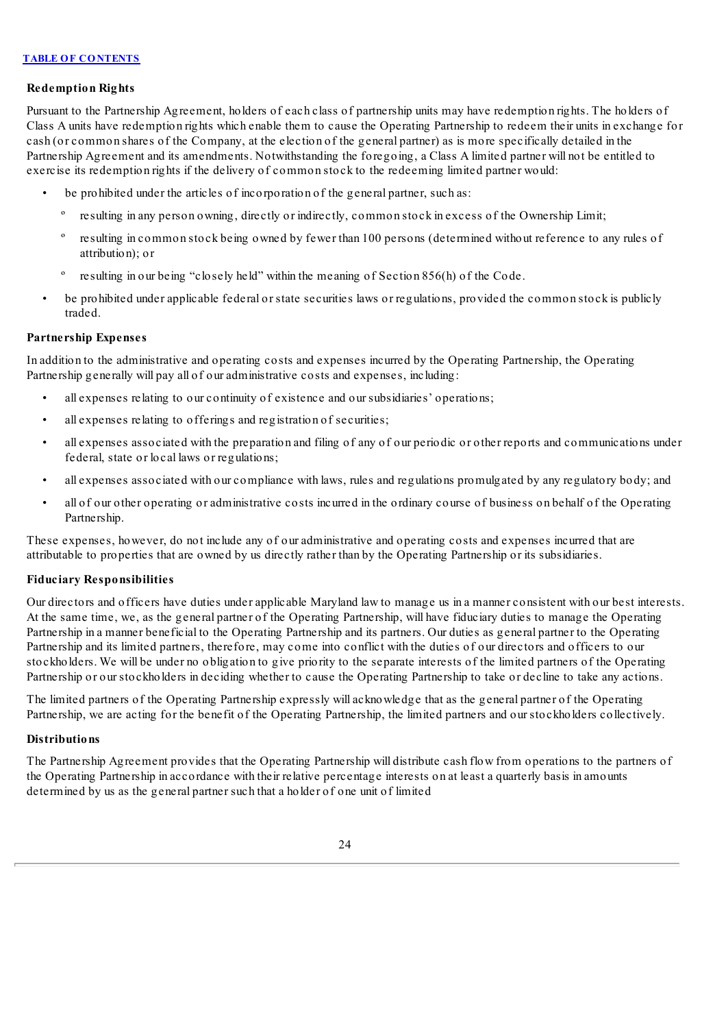**Redemption Rights**

Pursuant to the Partnership Agreement, holders of each class of partnership units may have redemption rights. The holders of Class A units have redemption rights which enable them to cause the Operating Partnership to redeem their units in exchange for cash (or common shares of the Company, at the election of the general partner) as is more specifically detailed in the Partnership Agreement and its amendments. Notwithstanding the foregoing, a Class A limited partner will not be entitled to exercise its redemption rights if the delivery of common stock to the redeeming limited partner would:

- be prohibited under the articles of incorporation of the general partner, such as:
  - resulting in any person owning, directly or indirectly, common stock in excess of the Ownership Limit;
  - resulting in common stock being owned by fewer than 100 persons (determined without reference to any rules of attribution); or
  - resulting in our being "closely held" within the meaning of Section 856(h) of the Code.
- be prohibited under applicable federal or state securities laws or regulations, provided the common stock is publicly traded.

**Partnership Expenses**

In addition to the administrative and operating costs and expenses incurred by the Operating Partnership, the Operating Partnership generally will pay all of our administrative costs and expenses, including:

- all expenses relating to our continuity of existence and our subsidiaries' operations;
- all expenses relating to offerings and registration of securities;
- all expenses associated with the preparation and filing of any of our periodic or other reports and communications under federal, state or local laws or regulations;
- all expenses associated with our compliance with laws, rules and regulations promulgated by any regulatory body; and
- all of our other operating or administrative costs incurred in the ordinary course of business on behalf of the Operating Partnership.

These expenses, however, do not include any of our administrative and operating costs and expenses incurred that are attributable to properties that are owned by us directly rather than by the Operating Partnership or its subsidiaries.

**Fiduciary Responsibilities**

Our directors and officers have duties under applicable Maryland law to manage us in a manner consistent with our best interests. At the same time, we, as the general partner of the Operating Partnership, will have fiduciary duties to manage the Operating Partnership in a manner beneficial to the Operating Partnership and its partners. Our duties as general partner to the Operating Partnership and its limited partners, therefore, may come into conflict with the duties of our directors and officers to our stockholders. We will be under no obligation to give priority to the separate interests of the limited partners of the Operating Partnership or our stockholders in deciding whether to cause the Operating Partnership to take or decline to take any actions.

The limited partners of the Operating Partnership expressly will acknowledge that as the general partner of the Operating Partnership, we are acting for the benefit of the Operating Partnership, the limited partners and our stockholders collectively.

**Distributions**

The Partnership Agreement provides that the Operating Partnership will distribute cash flow from operations to the partners of the Operating Partnership in accordance with their relative percentage interests on at least a quarterly basis in amounts determined by us as the general partner such that a holder of one unit of limited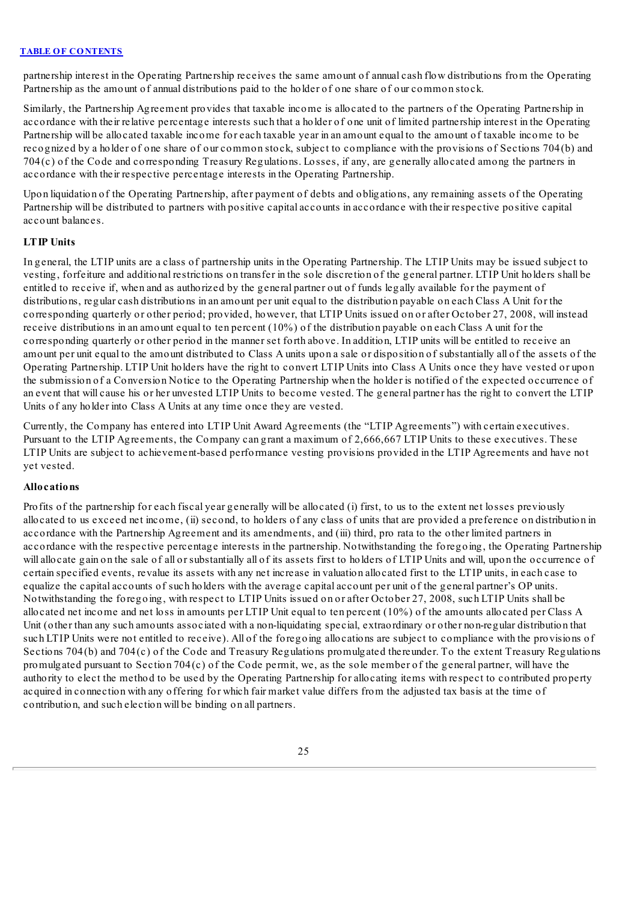partnership interest in the Operating Partnership receives the same amount of annual cash flow distributions from the Operating Partnership as the amount of annual distributions paid to the holder of one share of our common stock.

Similarly, the Partnership Agreement provides that taxable income is allocated to the partners of the Operating Partnership in accordance with their relative percentage interests such that a holder of one unit of limited partnership interest in the Operating Partnership will be allocated taxable income for each taxable year in an amount equal to the amount of taxable income to be recognized by a holder of one share of our common stock, subject to compliance with the provisions of Sections 704(b) and 704(c) of the Code and corresponding Treasury Regulations. Losses, if any, are generally allocated among the partners in accordance with their respective percentage interests in the Operating Partnership.

Upon liquidation of the Operating Partnership, after payment of debts and obligations, any remaining assets of the Operating Partnership will be distributed to partners with positive capital accounts in accordance with their respective positive capital account balances.

**LTIP Units**

In general, the LTIP units are a class of partnership units in the Operating Partnership. The LTIP Units may be issued subject to vesting, forfeiture and additional restrictions on transfer in the sole discretion of the general partner. LTIP Unit holders shall be entitled to receive if, when and as authorized by the general partner out of funds legally available for the payment of distributions, regular cash distributions in an amount per unit equal to the distribution payable on each Class A Unit for the corresponding quarterly or other period; provided, however, that LTIP Units issued on or after October 27, 2008, will instead receive distributions in an amount equal to ten percent (10%) of the distribution payable on each Class A unit for the corresponding quarterly or other period in the manner set forth above. In addition, LTIP units will be entitled to receive an amount per unit equal to the amount distributed to Class A units upon a sale or disposition of substantially all of the assets of the Operating Partnership. LTIP Unit holders have the right to convert LTIP Units into Class A Units once they have vested or upon the submission of a Conversion Notice to the Operating Partnership when the holder is notified of the expected occurrence of an event that will cause his or her unvested LTIP Units to become vested. The general partner has the right to convert the LTIP Units of any holder into Class A Units at any time once they are vested.

Currently, the Company has entered into LTIP Unit Award Agreements (the "LTIP Agreements") with certain executives. Pursuant to the LTIP Agreements, the Company can grant a maximum of 2,666,667 LTIP Units to these executives. These LTIP Units are subject to achievement-based performance vesting provisions provided in the LTIP Agreements and have not yet vested.

**Allocations**

Profits of the partnership for each fiscal year generally will be allocated (i) first, to us to the extent net losses previously allocated to us exceed net income, (ii) second, to holders of any class of units that are provided a preference on distribution in accordance with the Partnership Agreement and its amendments, and (iii) third, pro rata to the other limited partners in accordance with the respective percentage interests in the partnership. Notwithstanding the foregoing, the Operating Partnership will allocate gain on the sale of all or substantially all of its assets first to holders of LTIP Units and will, upon the occurrence of certain specified events, revalue its assets with any net increase in valuation allocated first to the LTIP units, in each case to equalize the capital accounts of such holders with the average capital account per unit of the general partner's OP units. Notwithstanding the foregoing, with respect to LTIP Units issued on or after October 27, 2008, such LTIP Units shall be allocated net income and net loss in amounts per LTIP Unit equal to ten percent (10%) of the amounts allocated per Class A Unit (other than any such amounts associated with a non-liquidating special, extraordinary or other non-regular distribution that such LTIP Units were not entitled to receive). All of the foregoing allocations are subject to compliance with the provisions of Sections 704(b) and 704(c) of the Code and Treasury Regulations promulgated thereunder. To the extent Treasury Regulations promulgated pursuant to Section 704(c) of the Code permit, we, as the sole member of the general partner, will have the authority to elect the method to be used by the Operating Partnership for allocating items with respect to contributed property acquired in connection with any offering for which fair market value differs from the adjusted tax basis at the time of contribution, and such election will be binding on all partners.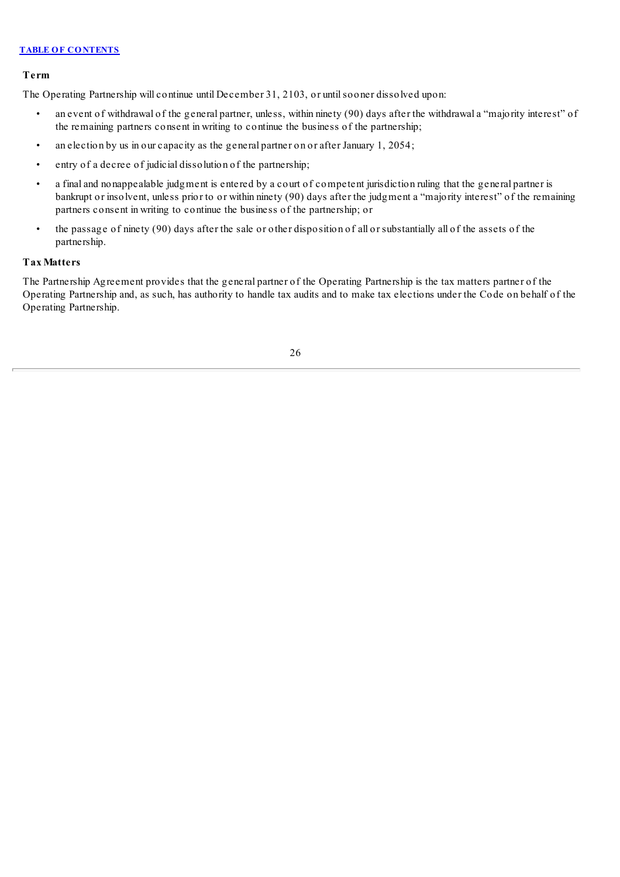### Term

The Operating Partnership will continue until December 31, 2103, or until sooner dissolved upon:

- an event of withdrawal of the general partner, unless, within ninety (90) days after the withdrawal a "majority interest" of the remaining partners consent in writing to continue the business of the partnership;
- an election by us in our capacity as the general partner on or after January 1, 2054;
- entry of a decree of judicial dissolution of the partnership;
- a final and nonappealable judgment is entered by a court of competent jurisdiction ruling that the general partner is bankrupt or insolvent, unless prior to or within ninety (90) days after the judgment a "majority interest" of the remaining partners consent in writing to continue the business of the partnership; or
- the passage of ninety (90) days after the sale or other disposition of all or substantially all of the assets of the partnership.

### Tax Matters

The Partnership Agreement provides that the general partner of the Operating Partnership is the tax matters partner of the Operating Partnership and, as such, has authority to handle tax audits and to make tax elections under the Code on behalf of the Operating Partnership.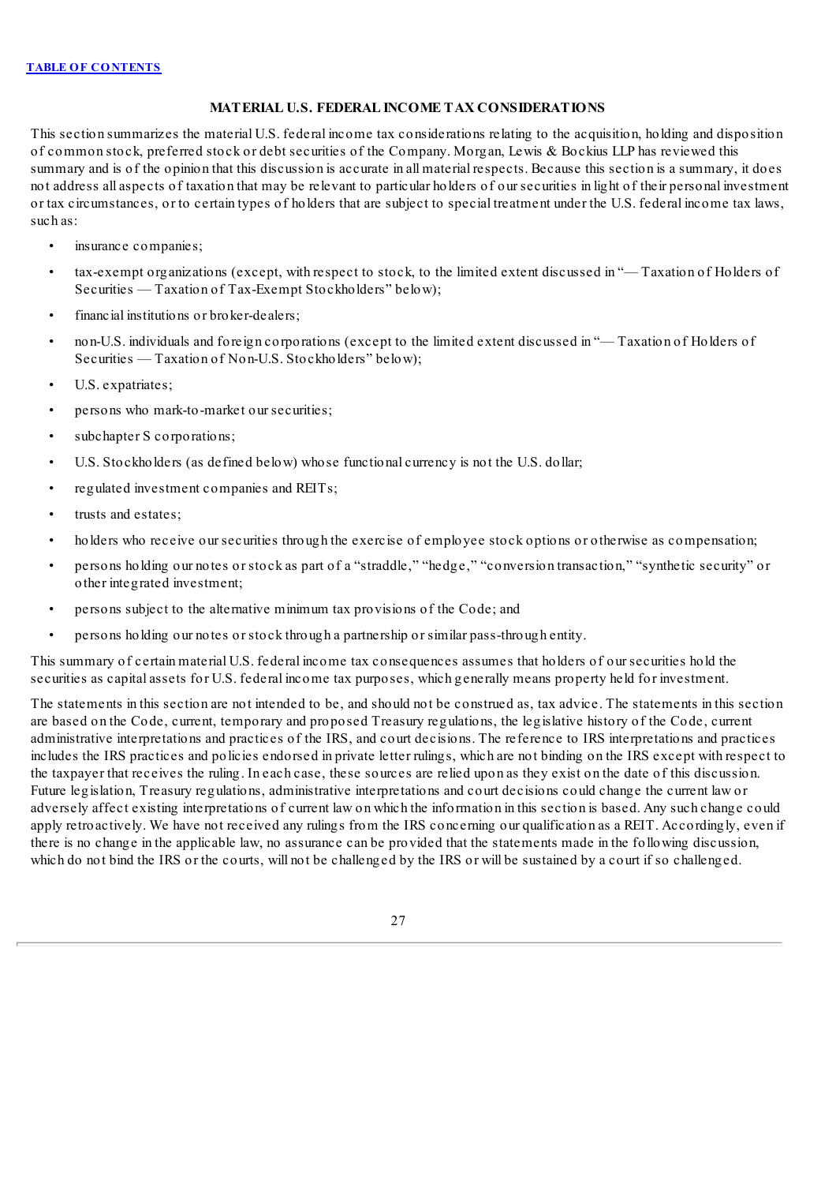## MATERIAL U.S. FEDERAL INCOME TAX CONSIDERATIONS

This section summarizes the material U.S. federal income tax considerations relating to the acquisition, holding and disposition of common stock, preferred stock or debt securities of the Company. Morgan, Lewis & Bockius LLP has reviewed this summary and is of the opinion that this discussion is accurate in all material respects. Because this section is a summary, it does not address all aspects of taxation that may be relevant to particular holders of our securities in light of their personal investment or tax circumstances, or to certain types of holders that are subject to special treatment under the U.S. federal income tax laws, such as:

- insurance companies;
- tax-exempt organizations (except, with respect to stock, to the limited extent discussed in "— Taxation of Holders of Securities — Taxation of Tax-Exempt Stockholders" below);
- financial institutions or broker-dealers;
- non-U.S. individuals and foreign corporations (except to the limited extent discussed in "— Taxation of Holders of Securities — Taxation of Non-U.S. Stockholders" below);
- U.S. expatriates;
- persons who mark-to-market our securities;
- subchapter S corporations;
- U.S. Stockholders (as defined below) whose functional currency is not the U.S. dollar;
- regulated investment companies and REITs;
- trusts and estates;
- holders who receive our securities through the exercise of employee stock options or otherwise as compensation;
- persons holding our notes or stock as part of a "straddle," "hedge," "conversion transaction," "synthetic security" or other integrated investment;
- persons subject to the alternative minimum tax provisions of the Code; and
- persons holding our notes or stock through a partnership or similar pass-through entity.

This summary of certain material U.S. federal income tax consequences assumes that holders of our securities hold the securities as capital assets for U.S. federal income tax purposes, which generally means property held for investment.

The statements in this section are not intended to be, and should not be construed as, tax advice. The statements in this section are based on the Code, current, temporary and proposed Treasury regulations, the legislative history of the Code, current administrative interpretations and practices of the IRS, and court decisions. The reference to IRS interpretations and practices includes the IRS practices and policies endorsed in private letter rulings, which are not binding on the IRS except with respect to the taxpayer that receives the ruling. In each case, these sources are relied upon as they exist on the date of this discussion. Future legislation, Treasury regulations, administrative interpretations and court decisions could change the current law or adversely affect existing interpretations of current law on which the information in this section is based. Any such change could apply retroactively. We have not received any rulings from the IRS concerning our qualification as a REIT. Accordingly, even if there is no change in the applicable law, no assurance can be provided that the statements made in the following discussion, which do not bind the IRS or the courts, will not be challenged by the IRS or will be sustained by a court if so challenged.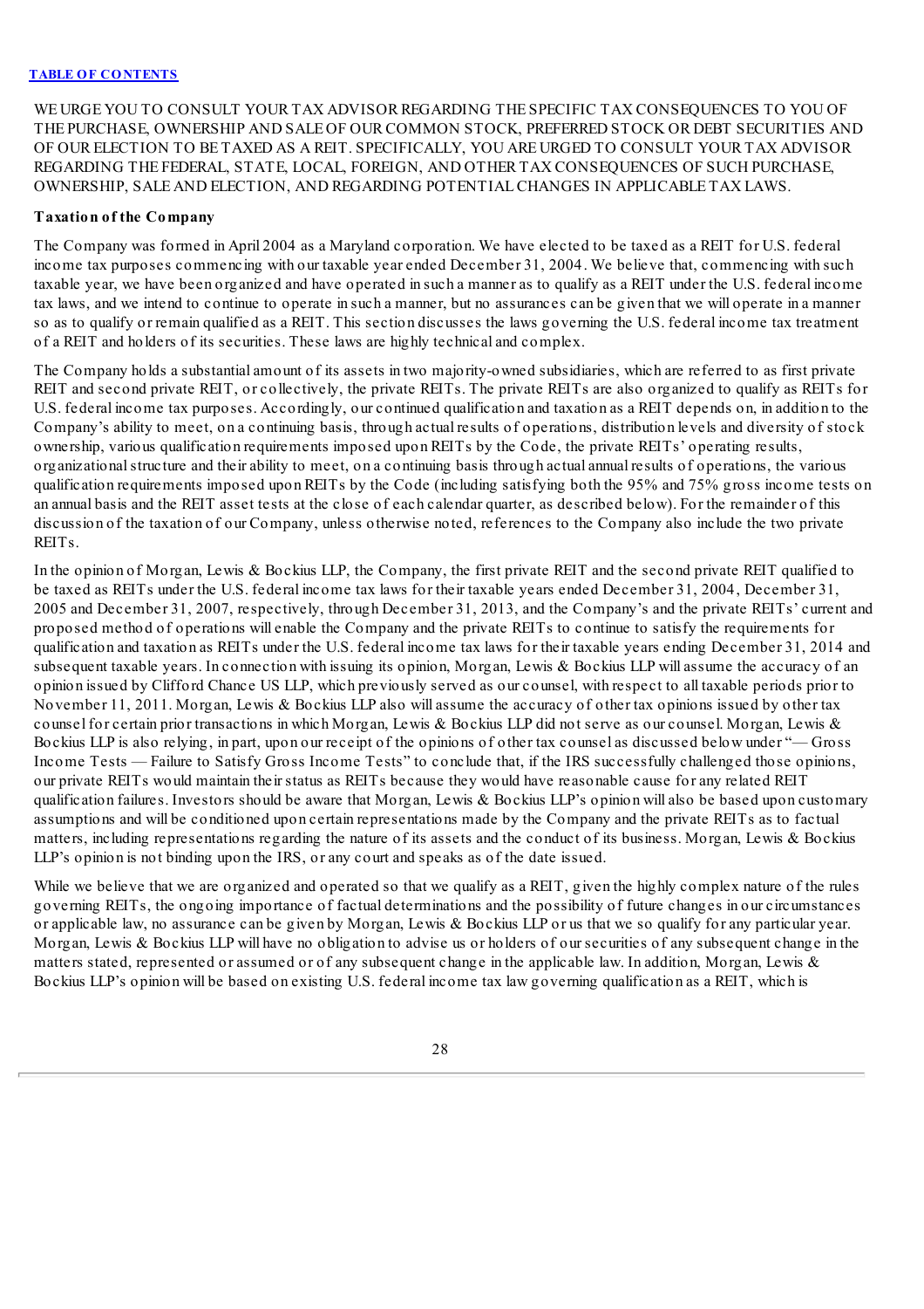WE URGE YOU TO CONSULT YOUR TAX ADVISOR REGARDING THE SPECIFIC TAX CONSEQUENCES TO YOU OF THE PURCHASE, OWNERSHIP AND SALE OF OUR COMMON STOCK, PREFERRED STOCK OR DEBT SECURITIES AND OF OUR ELECTION TO BE TAXED AS A REIT. SPECIFICALLY, YOU ARE URGED TO CONSULT YOUR TAX ADVISOR REGARDING THE FEDERAL, STATE, LOCAL, FOREIGN, AND OTHER TAX CONSEQUENCES OF SUCH PURCHASE, OWNERSHIP, SALE AND ELECTION, AND REGARDING POTENTIAL CHANGES IN APPLICABLE TAX LAWS.

**Taxation of the Company**

The Company was formed in April 2004 as a Maryland corporation. We have elected to be taxed as a REIT for U.S. federal income tax purposes commencing with our taxable year ended December 31, 2004. We believe that, commencing with such taxable year, we have been organized and have operated in such a manner as to qualify as a REIT under the U.S. federal income tax laws, and we intend to continue to operate in such a manner, but no assurances can be given that we will operate in a manner so as to qualify or remain qualified as a REIT. This section discusses the laws governing the U.S. federal income tax treatment of a REIT and holders of its securities. These laws are highly technical and complex.

The Company holds a substantial amount of its assets in two majority-owned subsidiaries, which are referred to as first private REIT and second private REIT, or collectively, the private REITs. The private REITs are also organized to qualify as REITs for U.S. federal income tax purposes. Accordingly, our continued qualification and taxation as a REIT depends on, in addition to the Company's ability to meet, on a continuing basis, through actual results of operations, distribution levels and diversity of stock ownership, various qualification requirements imposed upon REITs by the Code, the private REITs' operating results, organizational structure and their ability to meet, on a continuing basis through actual annual results of operations, the various qualification requirements imposed upon REITs by the Code (including satisfying both the 95% and 75% gross income tests on an annual basis and the REIT asset tests at the close of each calendar quarter, as described below). For the remainder of this discussion of the taxation of our Company, unless otherwise noted, references to the Company also include the two private REITs.

In the opinion of Morgan, Lewis & Bockius LLP, the Company, the first private REIT and the second private REIT qualified to be taxed as REITs under the U.S. federal income tax laws for their taxable years ended December 31, 2004, December 31, 2005 and December 31, 2007, respectively, through December 31, 2013, and the Company's and the private REITs' current and proposed method of operations will enable the Company and the private REITs to continue to satisfy the requirements for qualification and taxation as REITs under the U.S. federal income tax laws for their taxable years ending December 31, 2014 and subsequent taxable years. In connection with issuing its opinion, Morgan, Lewis & Bockius LLP will assume the accuracy of an opinion issued by Clifford Chance US LLP, which previously served as our counsel, with respect to all taxable periods prior to November 11, 2011. Morgan, Lewis & Bockius LLP also will assume the accuracy of other tax opinions issued by other tax counsel for certain prior transactions in which Morgan, Lewis & Bockius LLP did not serve as our counsel. Morgan, Lewis & Bockius LLP is also relying, in part, upon our receipt of the opinions of other tax counsel as discussed below under "— Gross Income Tests — Failure to Satisfy Gross Income Tests" to conclude that, if the IRS successfully challenged those opinions, our private REITs would maintain their status as REITs because they would have reasonable cause for any related REIT qualification failures. Investors should be aware that Morgan, Lewis & Bockius LLP's opinion will also be based upon customary assumptions and will be conditioned upon certain representations made by the Company and the private REITs as to factual matters, including representations regarding the nature of its assets and the conduct of its business. Morgan, Lewis & Bockius LLP's opinion is not binding upon the IRS, or any court and speaks as of the date issued.

While we believe that we are organized and operated so that we qualify as a REIT, given the highly complex nature of the rules governing REITs, the ongoing importance of factual determinations and the possibility of future changes in our circumstances or applicable law, no assurance can be given by Morgan, Lewis & Bockius LLP or us that we so qualify for any particular year. Morgan, Lewis & Bockius LLP will have no obligation to advise us or holders of our securities of any subsequent change in the matters stated, represented or assumed or of any subsequent change in the applicable law. In addition, Morgan, Lewis & Bockius LLP's opinion will be based on existing U.S. federal income tax law governing qualification as a REIT, which is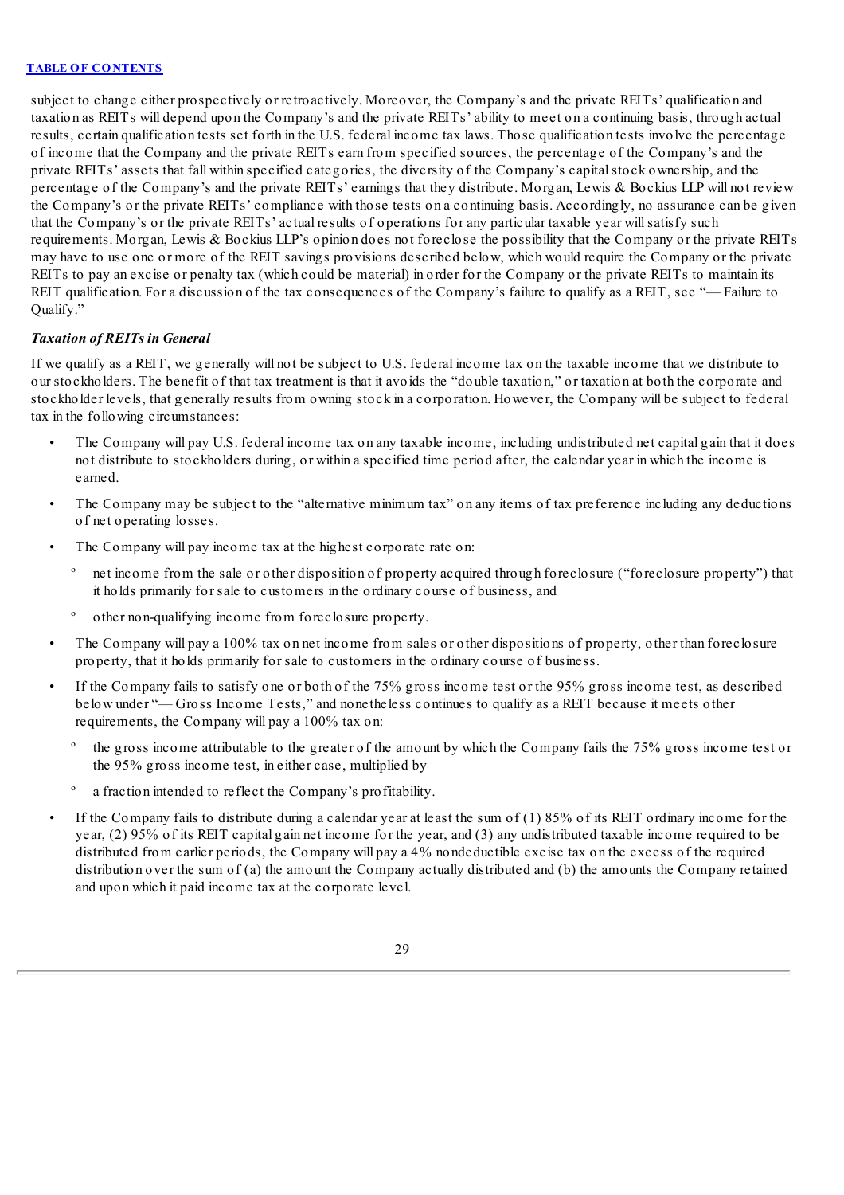subject to change either prospectively or retroactively. Moreover, the Company's and the private REITs' qualification and taxation as REITs will depend upon the Company's and the private REITs' ability to meet on a continuing basis, through actual results, certain qualification tests set forth in the U.S. federal income tax laws. Those qualification tests involve the percentage of income that the Company and the private REITs earn from specified sources, the percentage of the Company's and the private REITs' assets that fall within specified categories, the diversity of the Company's capital stock ownership, and the percentage of the Company's and the private REITs' earnings that they distribute. Morgan, Lewis & Bockius LLP will not review the Company's or the private REITs' compliance with those tests on a continuing basis. Accordingly, no assurance can be given that the Company's or the private REITs' actual results of operations for any particular taxable year will satisfy such requirements. Morgan, Lewis & Bockius LLP's opinion does not foreclose the possibility that the Company or the private REITs may have to use one or more of the REIT savings provisions described below, which would require the Company or the private REITs to pay an excise or penalty tax (which could be material) in order for the Company or the private REITs to maintain its REIT qualification. For a discussion of the tax consequences of the Company's failure to qualify as a REIT, see "— Failure to Qualify."

### *Taxation of REITs in General*

If we qualify as a REIT, we generally will not be subject to U.S. federal income tax on the taxable income that we distribute to our stockholders. The benefit of that tax treatment is that it avoids the "double taxation," or taxation at both the corporate and stockholder levels, that generally results from owning stock in a corporation. However, the Company will be subject to federal tax in the following circumstances:

- The Company will pay U.S. federal income tax on any taxable income, including undistributed net capital gain that it does not distribute to stockholders during, or within a specified time period after, the calendar year in which the income is earned.
- The Company may be subject to the "alternative minimum tax" on any items of tax preference including any deductions of net operating losses.
- The Company will pay income tax at the highest corporate rate on:
  - net income from the sale or other disposition of property acquired through foreclosure ("foreclosure property") that it holds primarily for sale to customers in the ordinary course of business, and
  - other non-qualifying income from foreclosure property.
- The Company will pay a 100% tax on net income from sales or other dispositions of property, other than foreclosure property, that it holds primarily for sale to customers in the ordinary course of business.
- If the Company fails to satisfy one or both of the 75% gross income test or the 95% gross income test, as described below under "— Gross Income Tests," and nonetheless continues to qualify as a REIT because it meets other requirements, the Company will pay a 100% tax on:
  - the gross income attributable to the greater of the amount by which the Company fails the 75% gross income test or the 95% gross income test, in either case, multiplied by
  - a fraction intended to reflect the Company's profitability.
- If the Company fails to distribute during a calendar year at least the sum of (1) 85% of its REIT ordinary income for the year, (2) 95% of its REIT capital gain net income for the year, and (3) any undistributed taxable income required to be distributed from earlier periods, the Company will pay a 4% nondeductible excise tax on the excess of the required distribution over the sum of (a) the amount the Company actually distributed and (b) the amounts the Company retained and upon which it paid income tax at the corporate level.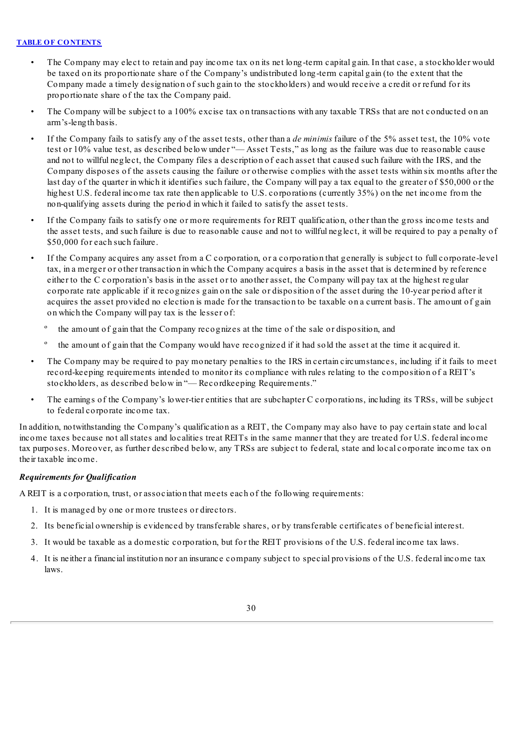- The Company may elect to retain and pay income tax on its net long-term capital gain. In that case, a stockholder would be taxed on its proportionate share of the Company's undistributed long-term capital gain (to the extent that the Company made a timely designation of such gain to the stockholders) and would receive a credit or refund for its proportionate share of the tax the Company paid.
- The Company will be subject to a 100% excise tax on transactions with any taxable TRSs that are not conducted on an arm's-length basis.
- If the Company fails to satisfy any of the asset tests, other than a *de minimis* failure of the 5% asset test, the 10% vote test or 10% value test, as described below under "— Asset Tests," as long as the failure was due to reasonable cause and not to willful neglect, the Company files a description of each asset that caused such failure with the IRS, and the Company disposes of the assets causing the failure or otherwise complies with the asset tests within six months after the last day of the quarter in which it identifies such failure, the Company will pay a tax equal to the greater of $50,000 or the highest U.S. federal income tax rate then applicable to U.S. corporations (currently 35%) on the net income from the non-qualifying assets during the period in which it failed to satisfy the asset tests.
- If the Company fails to satisfy one or more requirements for REIT qualification, other than the gross income tests and the asset tests, and such failure is due to reasonable cause and not to willful neglect, it will be required to pay a penalty of $50,000 for each such failure.
- If the Company acquires any asset from a C corporation, or a corporation that generally is subject to full corporate-level tax, in a merger or other transaction in which the Company acquires a basis in the asset that is determined by reference either to the C corporation's basis in the asset or to another asset, the Company will pay tax at the highest regular corporate rate applicable if it recognizes gain on the sale or disposition of the asset during the 10-year period after it acquires the asset provided no election is made for the transaction to be taxable on a current basis. The amount of gain on which the Company will pay tax is the lesser of:
  - the amount of gain that the Company recognizes at the time of the sale or disposition, and
  - the amount of gain that the Company would have recognized if it had sold the asset at the time it acquired it.
- The Company may be required to pay monetary penalties to the IRS in certain circumstances, including if it fails to meet record-keeping requirements intended to monitor its compliance with rules relating to the composition of a REIT's stockholders, as described below in "— Recordkeeping Requirements."
- The earnings of the Company's lower-tier entities that are subchapter C corporations, including its TRSs, will be subject to federal corporate income tax.

In addition, notwithstanding the Company's qualification as a REIT, the Company may also have to pay certain state and local income taxes because not all states and localities treat REITs in the same manner that they are treated for U.S. federal income tax purposes. Moreover, as further described below, any TRSs are subject to federal, state and local corporate income tax on their taxable income.

***Requirements for Qualification***

A REIT is a corporation, trust, or association that meets each of the following requirements:

1. It is managed by one or more trustees or directors.
2. Its beneficial ownership is evidenced by transferable shares, or by transferable certificates of beneficial interest.
3. It would be taxable as a domestic corporation, but for the REIT provisions of the U.S. federal income tax laws.
4. It is neither a financial institution nor an insurance company subject to special provisions of the U.S. federal income tax laws.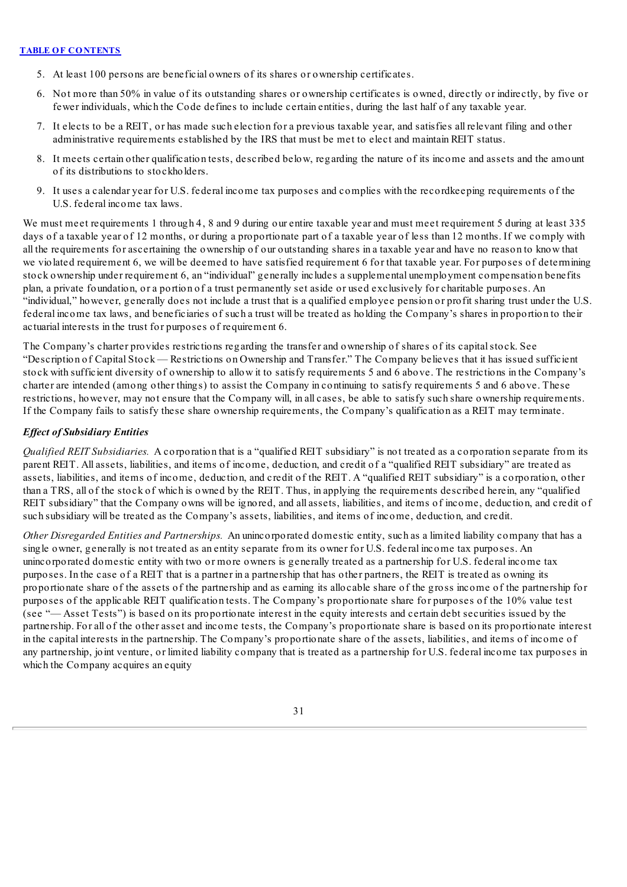5. At least 100 persons are beneficial owners of its shares or ownership certificates.
6. Not more than 50% in value of its outstanding shares or ownership certificates is owned, directly or indirectly, by five or fewer individuals, which the Code defines to include certain entities, during the last half of any taxable year.
7. It elects to be a REIT, or has made such election for a previous taxable year, and satisfies all relevant filing and other administrative requirements established by the IRS that must be met to elect and maintain REIT status.
8. It meets certain other qualification tests, described below, regarding the nature of its income and assets and the amount of its distributions to stockholders.
9. It uses a calendar year for U.S. federal income tax purposes and complies with the recordkeeping requirements of the U.S. federal income tax laws.

We must meet requirements 1 through 4, 8 and 9 during our entire taxable year and must meet requirement 5 during at least 335 days of a taxable year of 12 months, or during a proportionate part of a taxable year of less than 12 months. If we comply with all the requirements for ascertaining the ownership of our outstanding shares in a taxable year and have no reason to know that we violated requirement 6, we will be deemed to have satisfied requirement 6 for that taxable year. For purposes of determining stock ownership under requirement 6, an "individual" generally includes a supplemental unemployment compensation benefits plan, a private foundation, or a portion of a trust permanently set aside or used exclusively for charitable purposes. An "individual," however, generally does not include a trust that is a qualified employee pension or profit sharing trust under the U.S. federal income tax laws, and beneficiaries of such a trust will be treated as holding the Company's shares in proportion to their actuarial interests in the trust for purposes of requirement 6.

The Company's charter provides restrictions regarding the transfer and ownership of shares of its capital stock. See "Description of Capital Stock — Restrictions on Ownership and Transfer." The Company believes that it has issued sufficient stock with sufficient diversity of ownership to allow it to satisfy requirements 5 and 6 above. The restrictions in the Company's charter are intended (among other things) to assist the Company in continuing to satisfy requirements 5 and 6 above. These restrictions, however, may not ensure that the Company will, in all cases, be able to satisfy such share ownership requirements. If the Company fails to satisfy these share ownership requirements, the Company's qualification as a REIT may terminate.

### *Effect of Subsidiary Entities*

*Qualified REIT Subsidiaries.* A corporation that is a "qualified REIT subsidiary" is not treated as a corporation separate from its parent REIT. All assets, liabilities, and items of income, deduction, and credit of a "qualified REIT subsidiary" are treated as assets, liabilities, and items of income, deduction, and credit of the REIT. A "qualified REIT subsidiary" is a corporation, other than a TRS, all of the stock of which is owned by the REIT. Thus, in applying the requirements described herein, any "qualified REIT subsidiary" that the Company owns will be ignored, and all assets, liabilities, and items of income, deduction, and credit of such subsidiary will be treated as the Company's assets, liabilities, and items of income, deduction, and credit.

*Other Disregarded Entities and Partnerships.* An unincorporated domestic entity, such as a limited liability company that has a single owner, generally is not treated as an entity separate from its owner for U.S. federal income tax purposes. An unincorporated domestic entity with two or more owners is generally treated as a partnership for U.S. federal income tax purposes. In the case of a REIT that is a partner in a partnership that has other partners, the REIT is treated as owning its proportionate share of the assets of the partnership and as earning its allocable share of the gross income of the partnership for purposes of the applicable REIT qualification tests. The Company's proportionate share for purposes of the 10% value test (see "— Asset Tests") is based on its proportionate interest in the equity interests and certain debt securities issued by the partnership. For all of the other asset and income tests, the Company's proportionate share is based on its proportionate interest in the capital interests in the partnership. The Company's proportionate share of the assets, liabilities, and items of income of any partnership, joint venture, or limited liability company that is treated as a partnership for U.S. federal income tax purposes in which the Company acquires an equity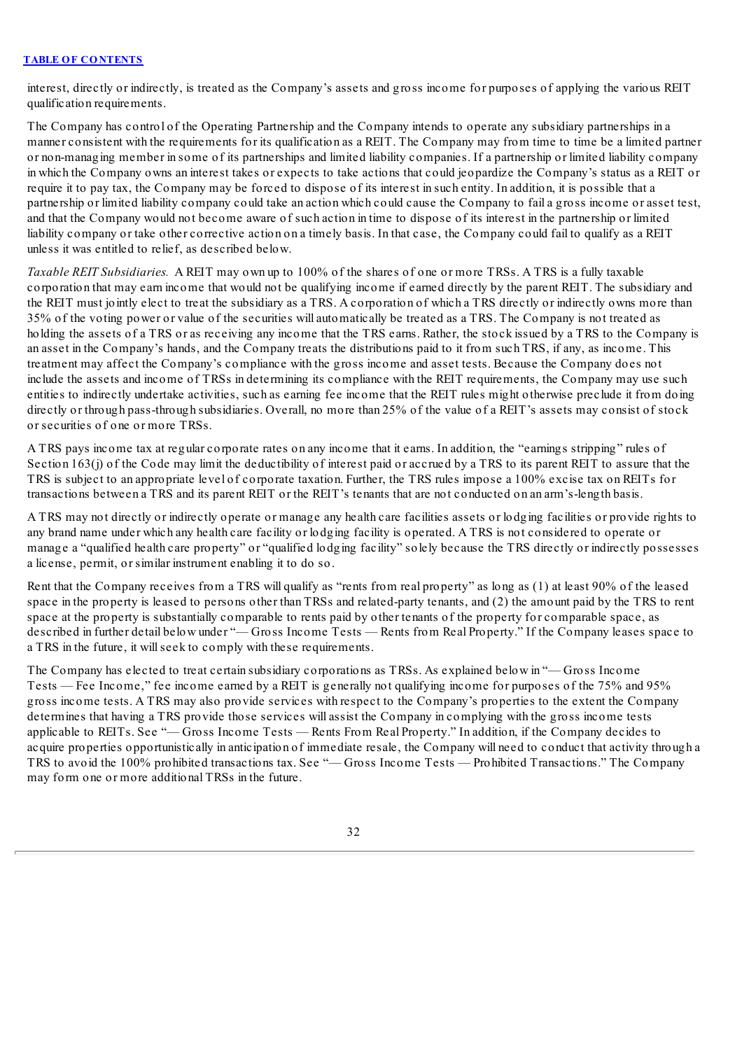interest, directly or indirectly, is treated as the Company's assets and gross income for purposes of applying the various REIT qualification requirements.

The Company has control of the Operating Partnership and the Company intends to operate any subsidiary partnerships in a manner consistent with the requirements for its qualification as a REIT. The Company may from time to time be a limited partner or non-managing member in some of its partnerships and limited liability companies. If a partnership or limited liability company in which the Company owns an interest takes or expects to take actions that could jeopardize the Company's status as a REIT or require it to pay tax, the Company may be forced to dispose of its interest in such entity. In addition, it is possible that a partnership or limited liability company could take an action which could cause the Company to fail a gross income or asset test, and that the Company would not become aware of such action in time to dispose of its interest in the partnership or limited liability company or take other corrective action on a timely basis. In that case, the Company could fail to qualify as a REIT unless it was entitled to relief, as described below.

*Taxable REIT Subsidiaries.* A REIT may own up to 100% of the shares of one or more TRSs. A TRS is a fully taxable corporation that may earn income that would not be qualifying income if earned directly by the parent REIT. The subsidiary and the REIT must jointly elect to treat the subsidiary as a TRS. A corporation of which a TRS directly or indirectly owns more than 35% of the voting power or value of the securities will automatically be treated as a TRS. The Company is not treated as holding the assets of a TRS or as receiving any income that the TRS earns. Rather, the stock issued by a TRS to the Company is an asset in the Company's hands, and the Company treats the distributions paid to it from such TRS, if any, as income. This treatment may affect the Company's compliance with the gross income and asset tests. Because the Company does not include the assets and income of TRSs in determining its compliance with the REIT requirements, the Company may use such entities to indirectly undertake activities, such as earning fee income that the REIT rules might otherwise preclude it from doing directly or through pass-through subsidiaries. Overall, no more than 25% of the value of a REIT's assets may consist of stock or securities of one or more TRSs.

A TRS pays income tax at regular corporate rates on any income that it earns. In addition, the "earnings stripping" rules of Section 163(j) of the Code may limit the deductibility of interest paid or accrued by a TRS to its parent REIT to assure that the TRS is subject to an appropriate level of corporate taxation. Further, the TRS rules impose a 100% excise tax on REITs for transactions between a TRS and its parent REIT or the REIT's tenants that are not conducted on an arm's-length basis.

A TRS may not directly or indirectly operate or manage any health care facilities assets or lodging facilities or provide rights to any brand name under which any health care facility or lodging facility is operated. A TRS is not considered to operate or manage a "qualified health care property" or "qualified lodging facility" solely because the TRS directly or indirectly possesses a license, permit, or similar instrument enabling it to do so.

Rent that the Company receives from a TRS will qualify as "rents from real property" as long as (1) at least 90% of the leased space in the property is leased to persons other than TRSs and related-party tenants, and (2) the amount paid by the TRS to rent space at the property is substantially comparable to rents paid by other tenants of the property for comparable space, as described in further detail below under "— Gross Income Tests — Rents from Real Property." If the Company leases space to a TRS in the future, it will seek to comply with these requirements.

The Company has elected to treat certain subsidiary corporations as TRSs. As explained below in "— Gross Income Tests — Fee Income," fee income earned by a REIT is generally not qualifying income for purposes of the 75% and 95% gross income tests. A TRS may also provide services with respect to the Company's properties to the extent the Company determines that having a TRS provide those services will assist the Company in complying with the gross income tests applicable to REITs. See "— Gross Income Tests — Rents From Real Property." In addition, if the Company decides to acquire properties opportunistically in anticipation of immediate resale, the Company will need to conduct that activity through a TRS to avoid the 100% prohibited transactions tax. See "— Gross Income Tests — Prohibited Transactions." The Company may form one or more additional TRSs in the future.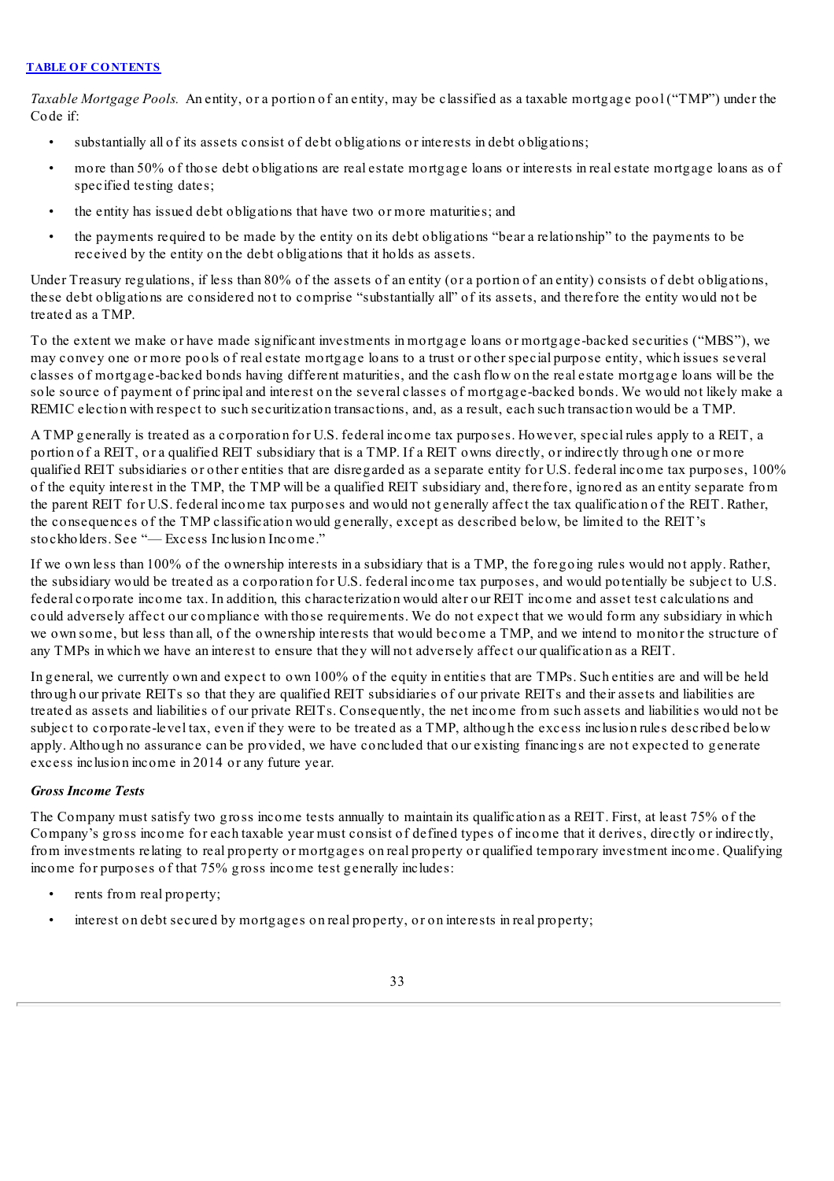*Taxable Mortgage Pools.* An entity, or a portion of an entity, may be classified as a taxable mortgage pool ("TMP") under the Code if:

- substantially all of its assets consist of debt obligations or interests in debt obligations;
- more than 50% of those debt obligations are real estate mortgage loans or interests in real estate mortgage loans as of specified testing dates;
- the entity has issued debt obligations that have two or more maturities; and
- the payments required to be made by the entity on its debt obligations "bear a relationship" to the payments to be received by the entity on the debt obligations that it holds as assets.

Under Treasury regulations, if less than 80% of the assets of an entity (or a portion of an entity) consists of debt obligations, these debt obligations are considered not to comprise "substantially all" of its assets, and therefore the entity would not be treated as a TMP.

To the extent we make or have made significant investments in mortgage loans or mortgage-backed securities ("MBS"), we may convey one or more pools of real estate mortgage loans to a trust or other special purpose entity, which issues several classes of mortgage-backed bonds having different maturities, and the cash flow on the real estate mortgage loans will be the sole source of payment of principal and interest on the several classes of mortgage-backed bonds. We would not likely make a REMIC election with respect to such securitization transactions, and, as a result, each such transaction would be a TMP.

A TMP generally is treated as a corporation for U.S. federal income tax purposes. However, special rules apply to a REIT, a portion of a REIT, or a qualified REIT subsidiary that is a TMP. If a REIT owns directly, or indirectly through one or more qualified REIT subsidiaries or other entities that are disregarded as a separate entity for U.S. federal income tax purposes, 100% of the equity interest in the TMP, the TMP will be a qualified REIT subsidiary and, therefore, ignored as an entity separate from the parent REIT for U.S. federal income tax purposes and would not generally affect the tax qualification of the REIT. Rather, the consequences of the TMP classification would generally, except as described below, be limited to the REIT's stockholders. See "— Excess Inclusion Income."

If we own less than 100% of the ownership interests in a subsidiary that is a TMP, the foregoing rules would not apply. Rather, the subsidiary would be treated as a corporation for U.S. federal income tax purposes, and would potentially be subject to U.S. federal corporate income tax. In addition, this characterization would alter our REIT income and asset test calculations and could adversely affect our compliance with those requirements. We do not expect that we would form any subsidiary in which we own some, but less than all, of the ownership interests that would become a TMP, and we intend to monitor the structure of any TMPs in which we have an interest to ensure that they will not adversely affect our qualification as a REIT.

In general, we currently own and expect to own 100% of the equity in entities that are TMPs. Such entities are and will be held through our private REITs so that they are qualified REIT subsidiaries of our private REITs and their assets and liabilities are treated as assets and liabilities of our private REITs. Consequently, the net income from such assets and liabilities would not be subject to corporate-level tax, even if they were to be treated as a TMP, although the excess inclusion rules described below apply. Although no assurance can be provided, we have concluded that our existing financings are not expected to generate excess inclusion income in 2014 or any future year.

### *Gross Income Tests*

The Company must satisfy two gross income tests annually to maintain its qualification as a REIT. First, at least 75% of the Company's gross income for each taxable year must consist of defined types of income that it derives, directly or indirectly, from investments relating to real property or mortgages on real property or qualified temporary investment income. Qualifying income for purposes of that 75% gross income test generally includes:

- rents from real property;
- interest on debt secured by mortgages on real property, or on interests in real property;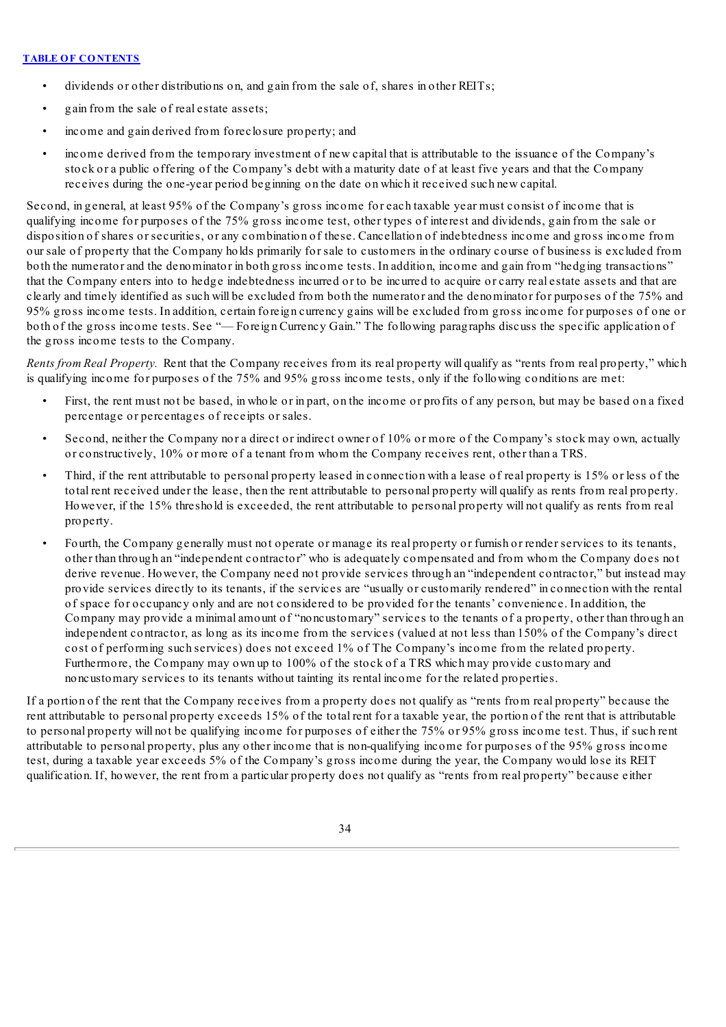- dividends or other distributions on, and gain from the sale of, shares in other REITs;
- gain from the sale of real estate assets;
- income and gain derived from foreclosure property; and
- income derived from the temporary investment of new capital that is attributable to the issuance of the Company's stock or a public offering of the Company's debt with a maturity date of at least five years and that the Company receives during the one-year period beginning on the date on which it received such new capital.

Second, in general, at least 95% of the Company's gross income for each taxable year must consist of income that is qualifying income for purposes of the 75% gross income test, other types of interest and dividends, gain from the sale or disposition of shares or securities, or any combination of these. Cancellation of indebtedness income and gross income from our sale of property that the Company holds primarily for sale to customers in the ordinary course of business is excluded from both the numerator and the denominator in both gross income tests. In addition, income and gain from "hedging transactions" that the Company enters into to hedge indebtedness incurred or to be incurred to acquire or carry real estate assets and that are clearly and timely identified as such will be excluded from both the numerator and the denominator for purposes of the 75% and 95% gross income tests. In addition, certain foreign currency gains will be excluded from gross income for purposes of one or both of the gross income tests. See "— Foreign Currency Gain." The following paragraphs discuss the specific application of the gross income tests to the Company.

*Rents from Real Property.* Rent that the Company receives from its real property will qualify as "rents from real property," which is qualifying income for purposes of the 75% and 95% gross income tests, only if the following conditions are met:

- First, the rent must not be based, in whole or in part, on the income or profits of any person, but may be based on a fixed percentage or percentages of receipts or sales.
- Second, neither the Company nor a direct or indirect owner of 10% or more of the Company's stock may own, actually or constructively, 10% or more of a tenant from whom the Company receives rent, other than a TRS.
- Third, if the rent attributable to personal property leased in connection with a lease of real property is 15% or less of the total rent received under the lease, then the rent attributable to personal property will qualify as rents from real property. However, if the 15% threshold is exceeded, the rent attributable to personal property will not qualify as rents from real property.
- Fourth, the Company generally must not operate or manage its real property or furnish or render services to its tenants, other than through an "independent contractor" who is adequately compensated and from whom the Company does not derive revenue. However, the Company need not provide services through an "independent contractor," but instead may provide services directly to its tenants, if the services are "usually or customarily rendered" in connection with the rental of space for occupancy only and are not considered to be provided for the tenants' convenience. In addition, the Company may provide a minimal amount of "noncustomary" services to the tenants of a property, other than through an independent contractor, as long as its income from the services (valued at not less than 150% of the Company's direct cost of performing such services) does not exceed 1% of The Company's income from the related property. Furthermore, the Company may own up to 100% of the stock of a TRS which may provide customary and noncustomary services to its tenants without tainting its rental income for the related properties.

If a portion of the rent that the Company receives from a property does not qualify as "rents from real property" because the rent attributable to personal property exceeds 15% of the total rent for a taxable year, the portion of the rent that is attributable to personal property will not be qualifying income for purposes of either the 75% or 95% gross income test. Thus, if such rent attributable to personal property, plus any other income that is non-qualifying income for purposes of the 95% gross income test, during a taxable year exceeds 5% of the Company's gross income during the year, the Company would lose its REIT qualification. If, however, the rent from a particular property does not qualify as "rents from real property" because either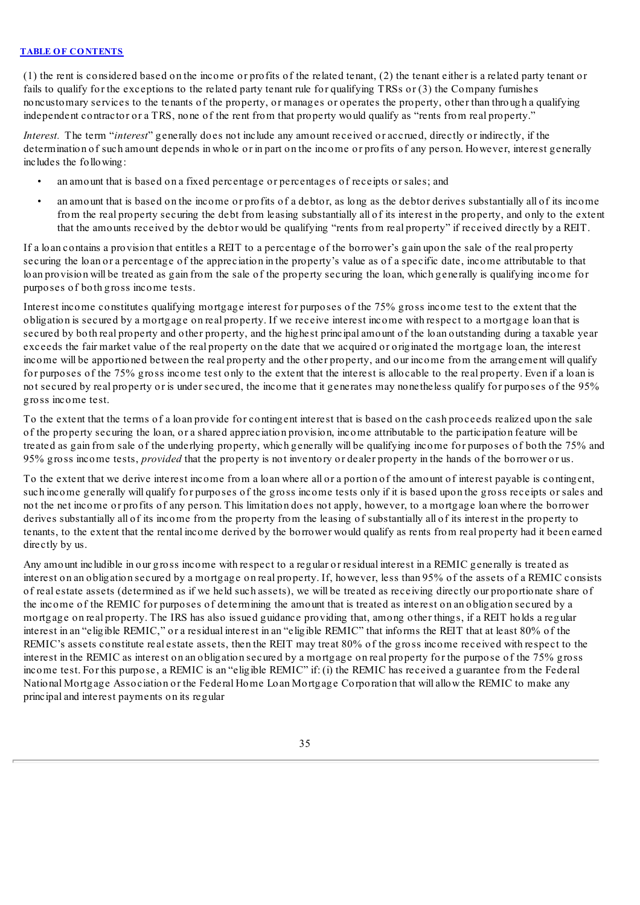(1) the rent is considered based on the income or profits of the related tenant, (2) the tenant either is a related party tenant or fails to qualify for the exceptions to the related party tenant rule for qualifying TRSs or (3) the Company furnishes noncustomary services to the tenants of the property, or manages or operates the property, other than through a qualifying independent contractor or a TRS, none of the rent from that property would qualify as "rents from real property."

*Interest.* The term "*interest*" generally does not include any amount received or accrued, directly or indirectly, if the determination of such amount depends in whole or in part on the income or profits of any person. However, interest generally includes the following:

- an amount that is based on a fixed percentage or percentages of receipts or sales; and
- an amount that is based on the income or profits of a debtor, as long as the debtor derives substantially all of its income from the real property securing the debt from leasing substantially all of its interest in the property, and only to the extent that the amounts received by the debtor would be qualifying "rents from real property" if received directly by a REIT.

If a loan contains a provision that entitles a REIT to a percentage of the borrower's gain upon the sale of the real property securing the loan or a percentage of the appreciation in the property's value as of a specific date, income attributable to that loan provision will be treated as gain from the sale of the property securing the loan, which generally is qualifying income for purposes of both gross income tests.

Interest income constitutes qualifying mortgage interest for purposes of the 75% gross income test to the extent that the obligation is secured by a mortgage on real property. If we receive interest income with respect to a mortgage loan that is secured by both real property and other property, and the highest principal amount of the loan outstanding during a taxable year exceeds the fair market value of the real property on the date that we acquired or originated the mortgage loan, the interest income will be apportioned between the real property and the other property, and our income from the arrangement will qualify for purposes of the 75% gross income test only to the extent that the interest is allocable to the real property. Even if a loan is not secured by real property or is under secured, the income that it generates may nonetheless qualify for purposes of the 95% gross income test.

To the extent that the terms of a loan provide for contingent interest that is based on the cash proceeds realized upon the sale of the property securing the loan, or a shared appreciation provision, income attributable to the participation feature will be treated as gain from sale of the underlying property, which generally will be qualifying income for purposes of both the 75% and 95% gross income tests, *provided* that the property is not inventory or dealer property in the hands of the borrower or us.

To the extent that we derive interest income from a loan where all or a portion of the amount of interest payable is contingent, such income generally will qualify for purposes of the gross income tests only if it is based upon the gross receipts or sales and not the net income or profits of any person. This limitation does not apply, however, to a mortgage loan where the borrower derives substantially all of its income from the property from the leasing of substantially all of its interest in the property to tenants, to the extent that the rental income derived by the borrower would qualify as rents from real property had it been earned directly by us.

Any amount includible in our gross income with respect to a regular or residual interest in a REMIC generally is treated as interest on an obligation secured by a mortgage on real property. If, however, less than 95% of the assets of a REMIC consists of real estate assets (determined as if we held such assets), we will be treated as receiving directly our proportionate share of the income of the REMIC for purposes of determining the amount that is treated as interest on an obligation secured by a mortgage on real property. The IRS has also issued guidance providing that, among other things, if a REIT holds a regular interest in an "eligible REMIC," or a residual interest in an "eligible REMIC" that informs the REIT that at least 80% of the REMIC's assets constitute real estate assets, then the REIT may treat 80% of the gross income received with respect to the interest in the REMIC as interest on an obligation secured by a mortgage on real property for the purpose of the 75% gross income test. For this purpose, a REMIC is an "eligible REMIC" if: (i) the REMIC has received a guarantee from the Federal National Mortgage Association or the Federal Home Loan Mortgage Corporation that will allow the REMIC to make any principal and interest payments on its regular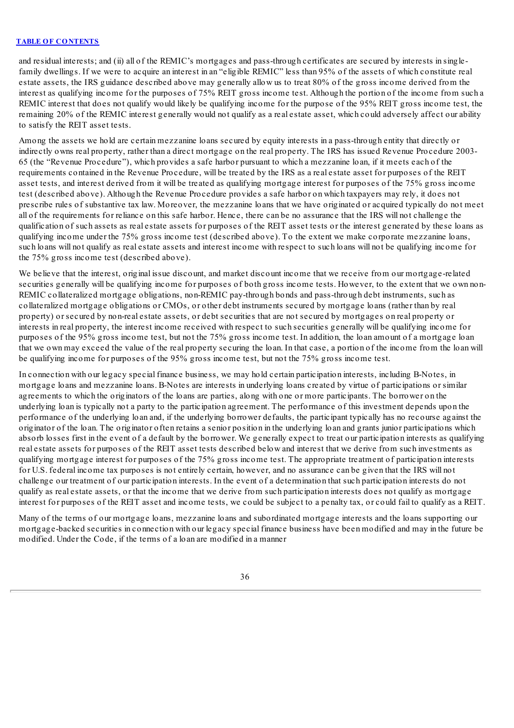and residual interests; and (ii) all of the REMIC's mortgages and pass-through certificates are secured by interests in single-family dwellings. If we were to acquire an interest in an "eligible REMIC" less than 95% of the assets of which constitute real estate assets, the IRS guidance described above may generally allow us to treat 80% of the gross income derived from the interest as qualifying income for the purposes of 75% REIT gross income test. Although the portion of the income from such a REMIC interest that does not qualify would likely be qualifying income for the purpose of the 95% REIT gross income test, the remaining 20% of the REMIC interest generally would not qualify as a real estate asset, which could adversely affect our ability to satisfy the REIT asset tests.

Among the assets we hold are certain mezzanine loans secured by equity interests in a pass-through entity that directly or indirectly owns real property, rather than a direct mortgage on the real property. The IRS has issued Revenue Procedure 2003-65 (the "Revenue Procedure"), which provides a safe harbor pursuant to which a mezzanine loan, if it meets each of the requirements contained in the Revenue Procedure, will be treated by the IRS as a real estate asset for purposes of the REIT asset tests, and interest derived from it will be treated as qualifying mortgage interest for purposes of the 75% gross income test (described above). Although the Revenue Procedure provides a safe harbor on which taxpayers may rely, it does not prescribe rules of substantive tax law. Moreover, the mezzanine loans that we have originated or acquired typically do not meet all of the requirements for reliance on this safe harbor. Hence, there can be no assurance that the IRS will not challenge the qualification of such assets as real estate assets for purposes of the REIT asset tests or the interest generated by these loans as qualifying income under the 75% gross income test (described above). To the extent we make corporate mezzanine loans, such loans will not qualify as real estate assets and interest income with respect to such loans will not be qualifying income for the 75% gross income test (described above).

We believe that the interest, original issue discount, and market discount income that we receive from our mortgage-related securities generally will be qualifying income for purposes of both gross income tests. However, to the extent that we own non-REMIC collateralized mortgage obligations, non-REMIC pay-through bonds and pass-through debt instruments, such as collateralized mortgage obligations or CMOs, or other debt instruments secured by mortgage loans (rather than by real property) or secured by non-real estate assets, or debt securities that are not secured by mortgages on real property or interests in real property, the interest income received with respect to such securities generally will be qualifying income for purposes of the 95% gross income test, but not the 75% gross income test. In addition, the loan amount of a mortgage loan that we own may exceed the value of the real property securing the loan. In that case, a portion of the income from the loan will be qualifying income for purposes of the 95% gross income test, but not the 75% gross income test.

In connection with our legacy special finance business, we may hold certain participation interests, including B-Notes, in mortgage loans and mezzanine loans. B-Notes are interests in underlying loans created by virtue of participations or similar agreements to which the originators of the loans are parties, along with one or more participants. The borrower on the underlying loan is typically not a party to the participation agreement. The performance of this investment depends upon the performance of the underlying loan and, if the underlying borrower defaults, the participant typically has no recourse against the originator of the loan. The originator often retains a senior position in the underlying loan and grants junior participations which absorb losses first in the event of a default by the borrower. We generally expect to treat our participation interests as qualifying real estate assets for purposes of the REIT asset tests described below and interest that we derive from such investments as qualifying mortgage interest for purposes of the 75% gross income test. The appropriate treatment of participation interests for U.S. federal income tax purposes is not entirely certain, however, and no assurance can be given that the IRS will not challenge our treatment of our participation interests. In the event of a determination that such participation interests do not qualify as real estate assets, or that the income that we derive from such participation interests does not qualify as mortgage interest for purposes of the REIT asset and income tests, we could be subject to a penalty tax, or could fail to qualify as a REIT.

Many of the terms of our mortgage loans, mezzanine loans and subordinated mortgage interests and the loans supporting our mortgage-backed securities in connection with our legacy special finance business have been modified and may in the future be modified. Under the Code, if the terms of a loan are modified in a manner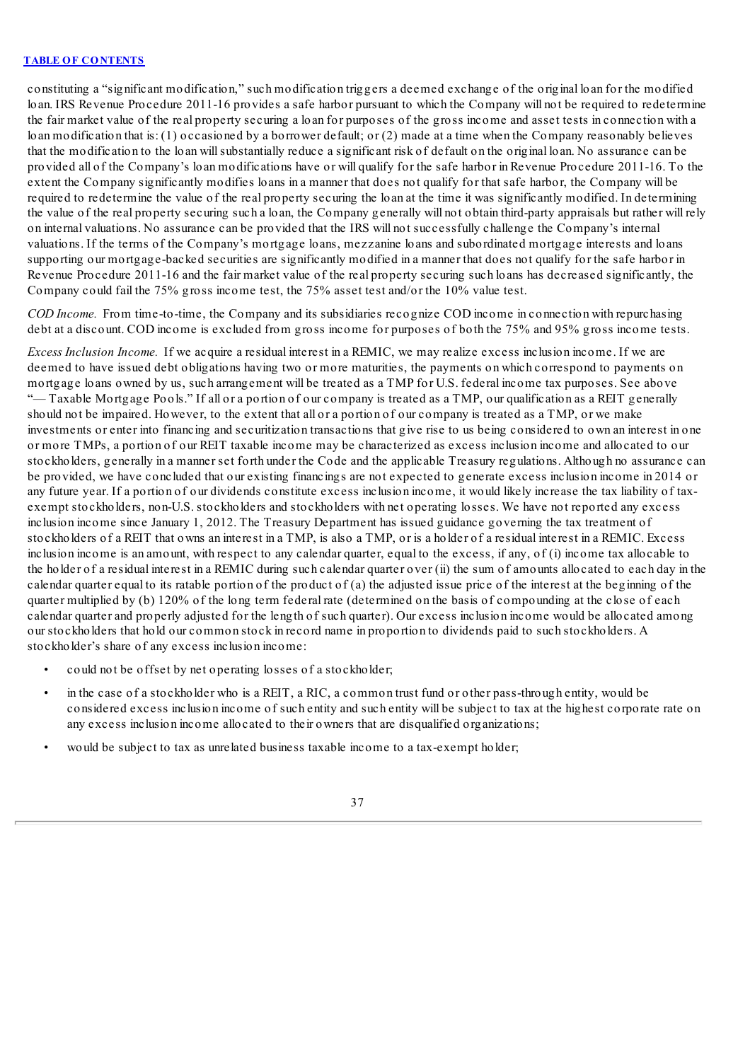constituting a "significant modification," such modification triggers a deemed exchange of the original loan for the modified loan. IRS Revenue Procedure 2011-16 provides a safe harbor pursuant to which the Company will not be required to redetermine the fair market value of the real property securing a loan for purposes of the gross income and asset tests in connection with a loan modification that is: (1) occasioned by a borrower default; or (2) made at a time when the Company reasonably believes that the modification to the loan will substantially reduce a significant risk of default on the original loan. No assurance can be provided all of the Company's loan modifications have or will qualify for the safe harbor in Revenue Procedure 2011-16. To the extent the Company significantly modifies loans in a manner that does not qualify for that safe harbor, the Company will be required to redetermine the value of the real property securing the loan at the time it was significantly modified. In determining the value of the real property securing such a loan, the Company generally will not obtain third-party appraisals but rather will rely on internal valuations. No assurance can be provided that the IRS will not successfully challenge the Company's internal valuations. If the terms of the Company's mortgage loans, mezzanine loans and subordinated mortgage interests and loans supporting our mortgage-backed securities are significantly modified in a manner that does not qualify for the safe harbor in Revenue Procedure 2011-16 and the fair market value of the real property securing such loans has decreased significantly, the Company could fail the 75% gross income test, the 75% asset test and/or the 10% value test.

*COD Income.* From time-to-time, the Company and its subsidiaries recognize COD income in connection with repurchasing debt at a discount. COD income is excluded from gross income for purposes of both the 75% and 95% gross income tests.

*Excess Inclusion Income.* If we acquire a residual interest in a REMIC, we may realize excess inclusion income. If we are deemed to have issued debt obligations having two or more maturities, the payments on which correspond to payments on mortgage loans owned by us, such arrangement will be treated as a TMP for U.S. federal income tax purposes. See above "— Taxable Mortgage Pools." If all or a portion of our company is treated as a TMP, our qualification as a REIT generally should not be impaired. However, to the extent that all or a portion of our company is treated as a TMP, or we make investments or enter into financing and securitization transactions that give rise to us being considered to own an interest in one or more TMPs, a portion of our REIT taxable income may be characterized as excess inclusion income and allocated to our stockholders, generally in a manner set forth under the Code and the applicable Treasury regulations. Although no assurance can be provided, we have concluded that our existing financings are not expected to generate excess inclusion income in 2014 or any future year. If a portion of our dividends constitute excess inclusion income, it would likely increase the tax liability of tax-exempt stockholders, non-U.S. stockholders and stockholders with net operating losses. We have not reported any excess inclusion income since January 1, 2012. The Treasury Department has issued guidance governing the tax treatment of stockholders of a REIT that owns an interest in a TMP, is also a TMP, or is a holder of a residual interest in a REMIC. Excess inclusion income is an amount, with respect to any calendar quarter, equal to the excess, if any, of (i) income tax allocable to the holder of a residual interest in a REMIC during such calendar quarter over (ii) the sum of amounts allocated to each day in the calendar quarter equal to its ratable portion of the product of (a) the adjusted issue price of the interest at the beginning of the quarter multiplied by (b) 120% of the long term federal rate (determined on the basis of compounding at the close of each calendar quarter and properly adjusted for the length of such quarter). Our excess inclusion income would be allocated among our stockholders that hold our common stock in record name in proportion to dividends paid to such stockholders. A stockholder's share of any excess inclusion income:

- could not be offset by net operating losses of a stockholder;
- in the case of a stockholder who is a REIT, a RIC, a common trust fund or other pass-through entity, would be considered excess inclusion income of such entity and such entity will be subject to tax at the highest corporate rate on any excess inclusion income allocated to their owners that are disqualified organizations;
- would be subject to tax as unrelated business taxable income to a tax-exempt holder;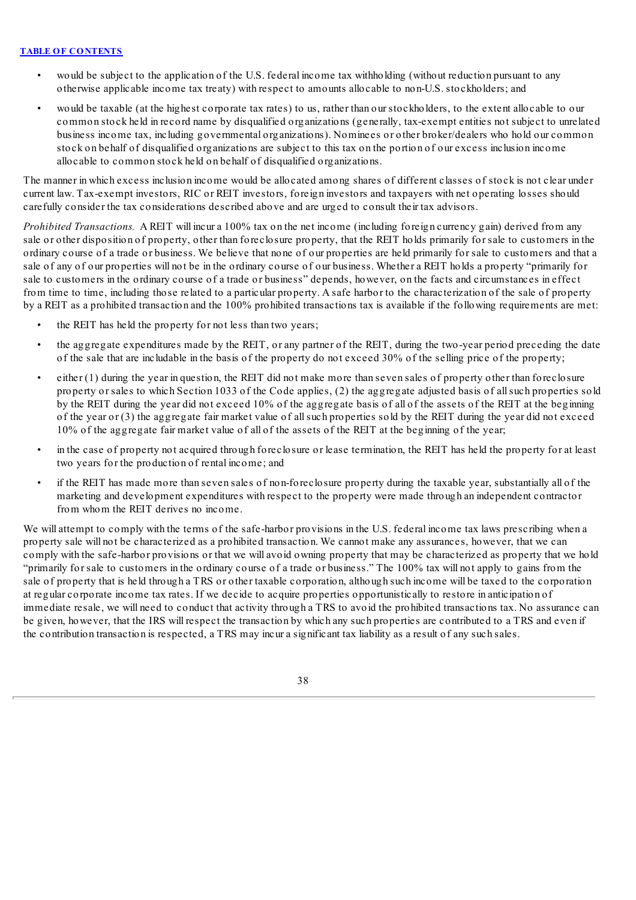- would be subject to the application of the U.S. federal income tax withholding (without reduction pursuant to any otherwise applicable income tax treaty) with respect to amounts allocable to non-U.S. stockholders; and
- would be taxable (at the highest corporate tax rates) to us, rather than our stockholders, to the extent allocable to our common stock held in record name by disqualified organizations (generally, tax-exempt entities not subject to unrelated business income tax, including governmental organizations). Nominees or other broker/dealers who hold our common stock on behalf of disqualified organizations are subject to this tax on the portion of our excess inclusion income allocable to common stock held on behalf of disqualified organizations.

The manner in which excess inclusion income would be allocated among shares of different classes of stock is not clear under current law. Tax-exempt investors, RIC or REIT investors, foreign investors and taxpayers with net operating losses should carefully consider the tax considerations described above and are urged to consult their tax advisors.

*Prohibited Transactions.* A REIT will incur a 100% tax on the net income (including foreign currency gain) derived from any sale or other disposition of property, other than foreclosure property, that the REIT holds primarily for sale to customers in the ordinary course of a trade or business. We believe that none of our properties are held primarily for sale to customers and that a sale of any of our properties will not be in the ordinary course of our business. Whether a REIT holds a property "primarily for sale to customers in the ordinary course of a trade or business" depends, however, on the facts and circumstances in effect from time to time, including those related to a particular property. A safe harbor to the characterization of the sale of property by a REIT as a prohibited transaction and the 100% prohibited transactions tax is available if the following requirements are met:

- the REIT has held the property for not less than two years;
- the aggregate expenditures made by the REIT, or any partner of the REIT, during the two-year period preceding the date of the sale that are includable in the basis of the property do not exceed 30% of the selling price of the property;
- either (1) during the year in question, the REIT did not make more than seven sales of property other than foreclosure property or sales to which Section 1033 of the Code applies, (2) the aggregate adjusted basis of all such properties sold by the REIT during the year did not exceed 10% of the aggregate basis of all of the assets of the REIT at the beginning of the year or (3) the aggregate fair market value of all such properties sold by the REIT during the year did not exceed 10% of the aggregate fair market value of all of the assets of the REIT at the beginning of the year;
- in the case of property not acquired through foreclosure or lease termination, the REIT has held the property for at least two years for the production of rental income; and
- if the REIT has made more than seven sales of non-foreclosure property during the taxable year, substantially all of the marketing and development expenditures with respect to the property were made through an independent contractor from whom the REIT derives no income.

We will attempt to comply with the terms of the safe-harbor provisions in the U.S. federal income tax laws prescribing when a property sale will not be characterized as a prohibited transaction. We cannot make any assurances, however, that we can comply with the safe-harbor provisions or that we will avoid owning property that may be characterized as property that we hold "primarily for sale to customers in the ordinary course of a trade or business." The 100% tax will not apply to gains from the sale of property that is held through a TRS or other taxable corporation, although such income will be taxed to the corporation at regular corporate income tax rates. If we decide to acquire properties opportunistically to restore in anticipation of immediate resale, we will need to conduct that activity through a TRS to avoid the prohibited transactions tax. No assurance can be given, however, that the IRS will respect the transaction by which any such properties are contributed to a TRS and even if the contribution transaction is respected, a TRS may incur a significant tax liability as a result of any such sales.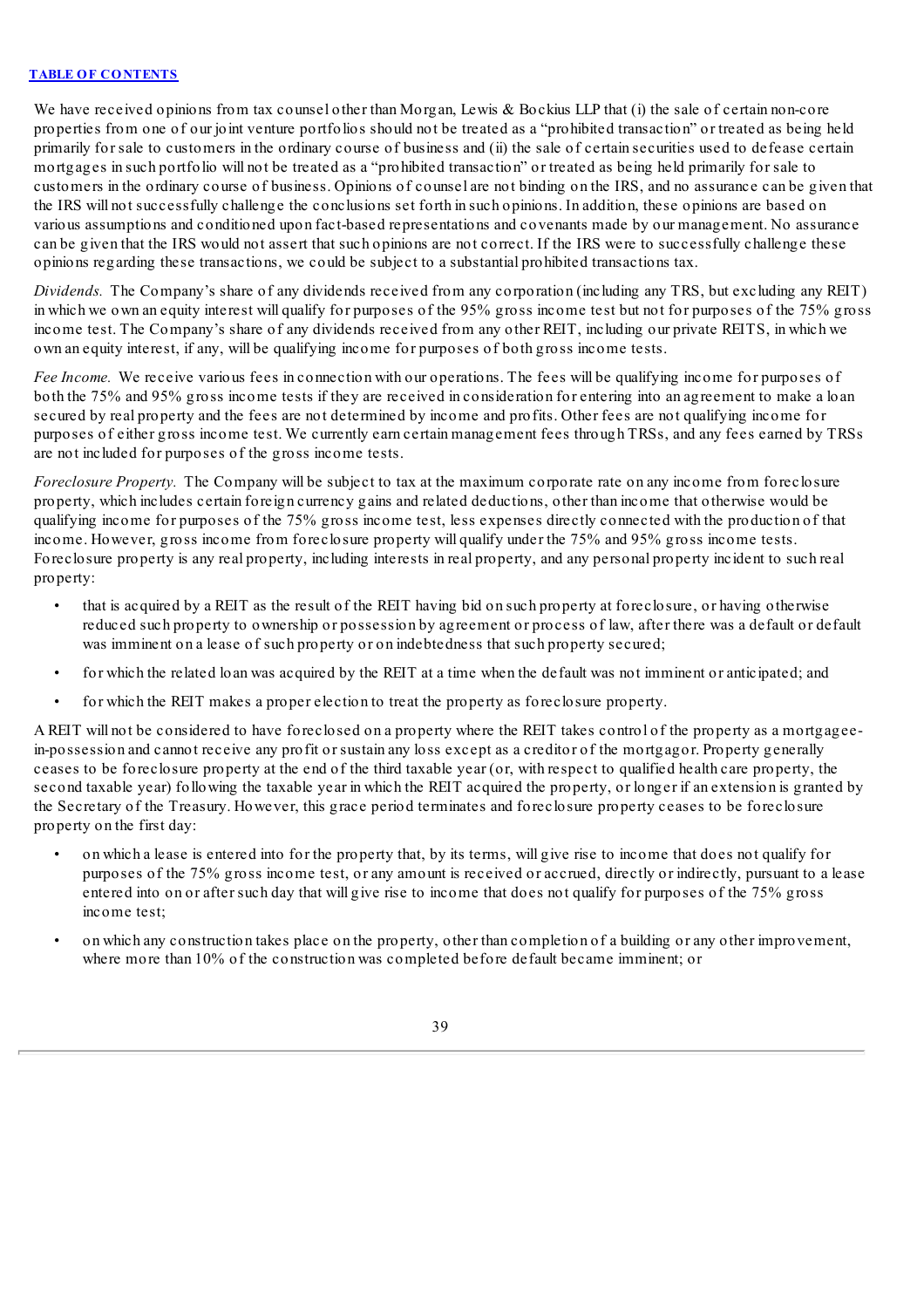We have received opinions from tax counsel other than Morgan, Lewis & Bockius LLP that (i) the sale of certain non-core properties from one of our joint venture portfolios should not be treated as a "prohibited transaction" or treated as being held primarily for sale to customers in the ordinary course of business and (ii) the sale of certain securities used to defease certain mortgages in such portfolio will not be treated as a "prohibited transaction" or treated as being held primarily for sale to customers in the ordinary course of business. Opinions of counsel are not binding on the IRS, and no assurance can be given that the IRS will not successfully challenge the conclusions set forth in such opinions. In addition, these opinions are based on various assumptions and conditioned upon fact-based representations and covenants made by our management. No assurance can be given that the IRS would not assert that such opinions are not correct. If the IRS were to successfully challenge these opinions regarding these transactions, we could be subject to a substantial prohibited transactions tax.

*Dividends.* The Company's share of any dividends received from any corporation (including any TRS, but excluding any REIT) in which we own an equity interest will qualify for purposes of the 95% gross income test but not for purposes of the 75% gross income test. The Company's share of any dividends received from any other REIT, including our private REITS, in which we own an equity interest, if any, will be qualifying income for purposes of both gross income tests.

*Fee Income.* We receive various fees in connection with our operations. The fees will be qualifying income for purposes of both the 75% and 95% gross income tests if they are received in consideration for entering into an agreement to make a loan secured by real property and the fees are not determined by income and profits. Other fees are not qualifying income for purposes of either gross income test. We currently earn certain management fees through TRSs, and any fees earned by TRSs are not included for purposes of the gross income tests.

*Foreclosure Property.* The Company will be subject to tax at the maximum corporate rate on any income from foreclosure property, which includes certain foreign currency gains and related deductions, other than income that otherwise would be qualifying income for purposes of the 75% gross income test, less expenses directly connected with the production of that income. However, gross income from foreclosure property will qualify under the 75% and 95% gross income tests. Foreclosure property is any real property, including interests in real property, and any personal property incident to such real property:

- that is acquired by a REIT as the result of the REIT having bid on such property at foreclosure, or having otherwise reduced such property to ownership or possession by agreement or process of law, after there was a default or default was imminent on a lease of such property or on indebtedness that such property secured;
- for which the related loan was acquired by the REIT at a time when the default was not imminent or anticipated; and
- for which the REIT makes a proper election to treat the property as foreclosure property.

A REIT will not be considered to have foreclosed on a property where the REIT takes control of the property as a mortgagee-in-possession and cannot receive any profit or sustain any loss except as a creditor of the mortgagor. Property generally ceases to be foreclosure property at the end of the third taxable year (or, with respect to qualified health care property, the second taxable year) following the taxable year in which the REIT acquired the property, or longer if an extension is granted by the Secretary of the Treasury. However, this grace period terminates and foreclosure property ceases to be foreclosure property on the first day:

- on which a lease is entered into for the property that, by its terms, will give rise to income that does not qualify for purposes of the 75% gross income test, or any amount is received or accrued, directly or indirectly, pursuant to a lease entered into on or after such day that will give rise to income that does not qualify for purposes of the 75% gross income test;
- on which any construction takes place on the property, other than completion of a building or any other improvement, where more than 10% of the construction was completed before default became imminent; or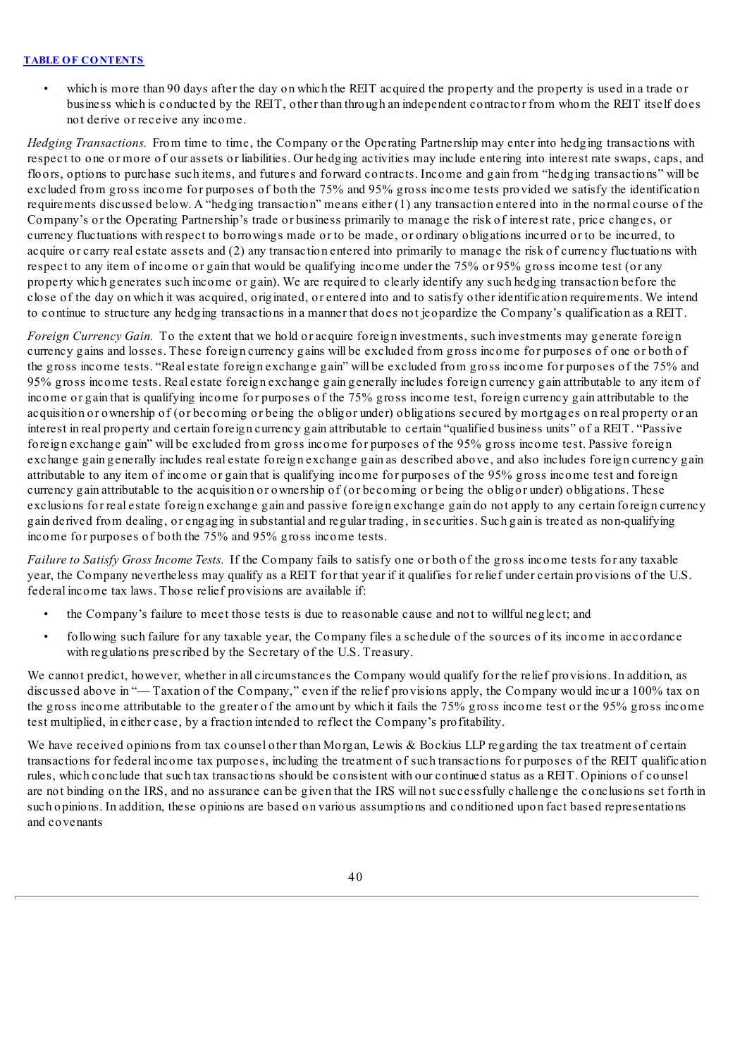- which is more than 90 days after the day on which the REIT acquired the property and the property is used in a trade or business which is conducted by the REIT, other than through an independent contractor from whom the REIT itself does not derive or receive any income.

*Hedging Transactions.* From time to time, the Company or the Operating Partnership may enter into hedging transactions with respect to one or more of our assets or liabilities. Our hedging activities may include entering into interest rate swaps, caps, and floors, options to purchase such items, and futures and forward contracts. Income and gain from "hedging transactions" will be excluded from gross income for purposes of both the 75% and 95% gross income tests provided we satisfy the identification requirements discussed below. A "hedging transaction" means either (1) any transaction entered into in the normal course of the Company's or the Operating Partnership's trade or business primarily to manage the risk of interest rate, price changes, or currency fluctuations with respect to borrowings made or to be made, or ordinary obligations incurred or to be incurred, to acquire or carry real estate assets and (2) any transaction entered into primarily to manage the risk of currency fluctuations with respect to any item of income or gain that would be qualifying income under the 75% or 95% gross income test (or any property which generates such income or gain). We are required to clearly identify any such hedging transaction before the close of the day on which it was acquired, originated, or entered into and to satisfy other identification requirements. We intend to continue to structure any hedging transactions in a manner that does not jeopardize the Company's qualification as a REIT.

*Foreign Currency Gain.* To the extent that we hold or acquire foreign investments, such investments may generate foreign currency gains and losses. These foreign currency gains will be excluded from gross income for purposes of one or both of the gross income tests. "Real estate foreign exchange gain" will be excluded from gross income for purposes of the 75% and 95% gross income tests. Real estate foreign exchange gain generally includes foreign currency gain attributable to any item of income or gain that is qualifying income for purposes of the 75% gross income test, foreign currency gain attributable to the acquisition or ownership of (or becoming or being the obligor under) obligations secured by mortgages on real property or an interest in real property and certain foreign currency gain attributable to certain "qualified business units" of a REIT. "Passive foreign exchange gain" will be excluded from gross income for purposes of the 95% gross income test. Passive foreign exchange gain generally includes real estate foreign exchange gain as described above, and also includes foreign currency gain attributable to any item of income or gain that is qualifying income for purposes of the 95% gross income test and foreign currency gain attributable to the acquisition or ownership of (or becoming or being the obligor under) obligations. These exclusions for real estate foreign exchange gain and passive foreign exchange gain do not apply to any certain foreign currency gain derived from dealing, or engaging in substantial and regular trading, in securities. Such gain is treated as non-qualifying income for purposes of both the 75% and 95% gross income tests.

*Failure to Satisfy Gross Income Tests.* If the Company fails to satisfy one or both of the gross income tests for any taxable year, the Company nevertheless may qualify as a REIT for that year if it qualifies for relief under certain provisions of the U.S. federal income tax laws. Those relief provisions are available if:

- the Company's failure to meet those tests is due to reasonable cause and not to willful neglect; and
- following such failure for any taxable year, the Company files a schedule of the sources of its income in accordance with regulations prescribed by the Secretary of the U.S. Treasury.

We cannot predict, however, whether in all circumstances the Company would qualify for the relief provisions. In addition, as discussed above in "— Taxation of the Company," even if the relief provisions apply, the Company would incur a 100% tax on the gross income attributable to the greater of the amount by which it fails the 75% gross income test or the 95% gross income test multiplied, in either case, by a fraction intended to reflect the Company's profitability.

We have received opinions from tax counsel other than Morgan, Lewis & Bockius LLP regarding the tax treatment of certain transactions for federal income tax purposes, including the treatment of such transactions for purposes of the REIT qualification rules, which conclude that such tax transactions should be consistent with our continued status as a REIT. Opinions of counsel are not binding on the IRS, and no assurance can be given that the IRS will not successfully challenge the conclusions set forth in such opinions. In addition, these opinions are based on various assumptions and conditioned upon fact based representations and covenants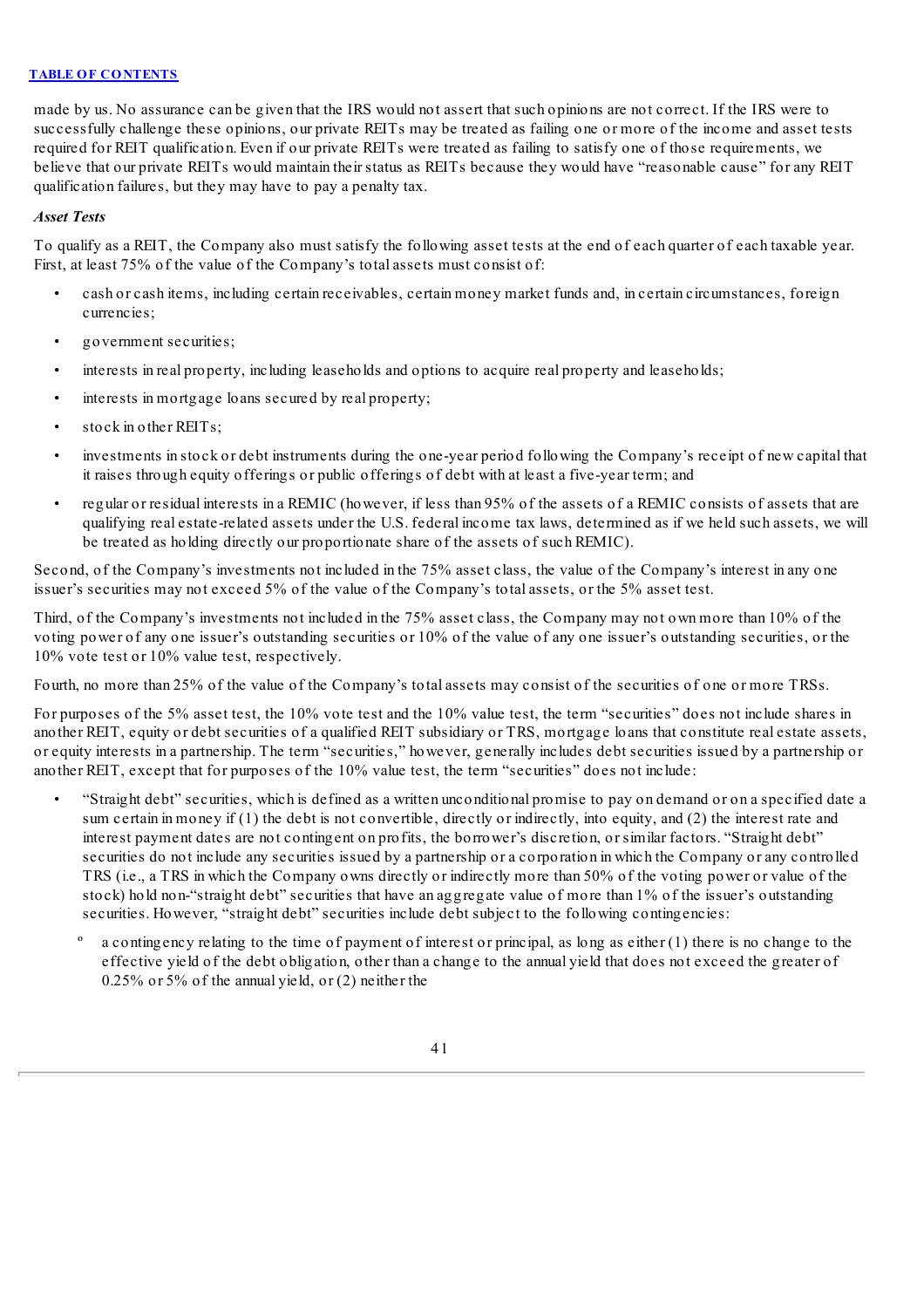made by us. No assurance can be given that the IRS would not assert that such opinions are not correct. If the IRS were to successfully challenge these opinions, our private REITs may be treated as failing one or more of the income and asset tests required for REIT qualification. Even if our private REITs were treated as failing to satisfy one of those requirements, we believe that our private REITs would maintain their status as REITs because they would have "reasonable cause" for any REIT qualification failures, but they may have to pay a penalty tax.

***Asset Tests***

To qualify as a REIT, the Company also must satisfy the following asset tests at the end of each quarter of each taxable year. First, at least 75% of the value of the Company's total assets must consist of:

- cash or cash items, including certain receivables, certain money market funds and, in certain circumstances, foreign currencies;
- government securities;
- interests in real property, including leaseholds and options to acquire real property and leaseholds;
- interests in mortgage loans secured by real property;
- stock in other REITs;
- investments in stock or debt instruments during the one-year period following the Company's receipt of new capital that it raises through equity offerings or public offerings of debt with at least a five-year term; and
- regular or residual interests in a REMIC (however, if less than 95% of the assets of a REMIC consists of assets that are qualifying real estate-related assets under the U.S. federal income tax laws, determined as if we held such assets, we will be treated as holding directly our proportionate share of the assets of such REMIC).

Second, of the Company's investments not included in the 75% asset class, the value of the Company's interest in any one issuer's securities may not exceed 5% of the value of the Company's total assets, or the 5% asset test.

Third, of the Company's investments not included in the 75% asset class, the Company may not own more than 10% of the voting power of any one issuer's outstanding securities or 10% of the value of any one issuer's outstanding securities, or the 10% vote test or 10% value test, respectively.

Fourth, no more than 25% of the value of the Company's total assets may consist of the securities of one or more TRSs.

For purposes of the 5% asset test, the 10% vote test and the 10% value test, the term "securities" does not include shares in another REIT, equity or debt securities of a qualified REIT subsidiary or TRS, mortgage loans that constitute real estate assets, or equity interests in a partnership. The term "securities," however, generally includes debt securities issued by a partnership or another REIT, except that for purposes of the 10% value test, the term "securities" does not include:

- "Straight debt" securities, which is defined as a written unconditional promise to pay on demand or on a specified date a sum certain in money if (1) the debt is not convertible, directly or indirectly, into equity, and (2) the interest rate and interest payment dates are not contingent on profits, the borrower's discretion, or similar factors. "Straight debt" securities do not include any securities issued by a partnership or a corporation in which the Company or any controlled TRS (i.e., a TRS in which the Company owns directly or indirectly more than 50% of the voting power or value of the stock) hold non-"straight debt" securities that have an aggregate value of more than 1% of the issuer's outstanding securities. However, "straight debt" securities include debt subject to the following contingencies:
  - a contingency relating to the time of payment of interest or principal, as long as either (1) there is no change to the effective yield of the debt obligation, other than a change to the annual yield that does not exceed the greater of 0.25% or 5% of the annual yield, or (2) neither the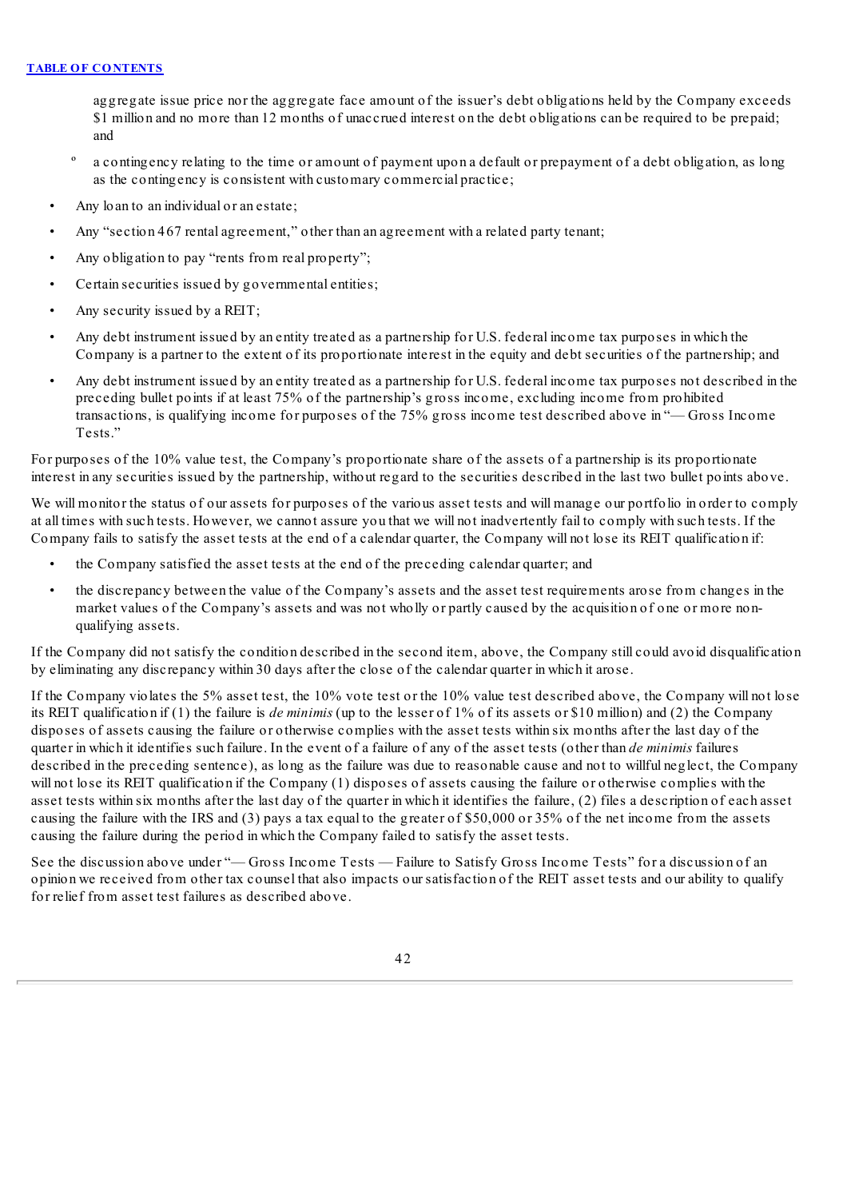aggregate issue price nor the aggregate face amount of the issuer's debt obligations held by the Company exceeds $1 million and no more than 12 months of unaccrued interest on the debt obligations can be required to be prepaid; and

- º a contingency relating to the time or amount of payment upon a default or prepayment of a debt obligation, as long as the contingency is consistent with customary commercial practice;

- Any loan to an individual or an estate;
- Any "section 467 rental agreement," other than an agreement with a related party tenant;
- Any obligation to pay "rents from real property";
- Certain securities issued by governmental entities;
- Any security issued by a REIT;
- Any debt instrument issued by an entity treated as a partnership for U.S. federal income tax purposes in which the Company is a partner to the extent of its proportionate interest in the equity and debt securities of the partnership; and
- Any debt instrument issued by an entity treated as a partnership for U.S. federal income tax purposes not described in the preceding bullet points if at least 75% of the partnership's gross income, excluding income from prohibited transactions, is qualifying income for purposes of the 75% gross income test described above in "— Gross Income Tests."

For purposes of the 10% value test, the Company's proportionate share of the assets of a partnership is its proportionate interest in any securities issued by the partnership, without regard to the securities described in the last two bullet points above.

We will monitor the status of our assets for purposes of the various asset tests and will manage our portfolio in order to comply at all times with such tests. However, we cannot assure you that we will not inadvertently fail to comply with such tests. If the Company fails to satisfy the asset tests at the end of a calendar quarter, the Company will not lose its REIT qualification if:

- the Company satisfied the asset tests at the end of the preceding calendar quarter; and
- the discrepancy between the value of the Company's assets and the asset test requirements arose from changes in the market values of the Company's assets and was not wholly or partly caused by the acquisition of one or more non-qualifying assets.

If the Company did not satisfy the condition described in the second item, above, the Company still could avoid disqualification by eliminating any discrepancy within 30 days after the close of the calendar quarter in which it arose.

If the Company violates the 5% asset test, the 10% vote test or the 10% value test described above, the Company will not lose its REIT qualification if (1) the failure is *de minimis* (up to the lesser of 1% of its assets or $10 million) and (2) the Company disposes of assets causing the failure or otherwise complies with the asset tests within six months after the last day of the quarter in which it identifies such failure. In the event of a failure of any of the asset tests (other than *de minimis* failures described in the preceding sentence), as long as the failure was due to reasonable cause and not to willful neglect, the Company will not lose its REIT qualification if the Company (1) disposes of assets causing the failure or otherwise complies with the asset tests within six months after the last day of the quarter in which it identifies the failure, (2) files a description of each asset causing the failure with the IRS and (3) pays a tax equal to the greater of $50,000 or 35% of the net income from the assets causing the failure during the period in which the Company failed to satisfy the asset tests.

See the discussion above under "— Gross Income Tests — Failure to Satisfy Gross Income Tests" for a discussion of an opinion we received from other tax counsel that also impacts our satisfaction of the REIT asset tests and our ability to qualify for relief from asset test failures as described above.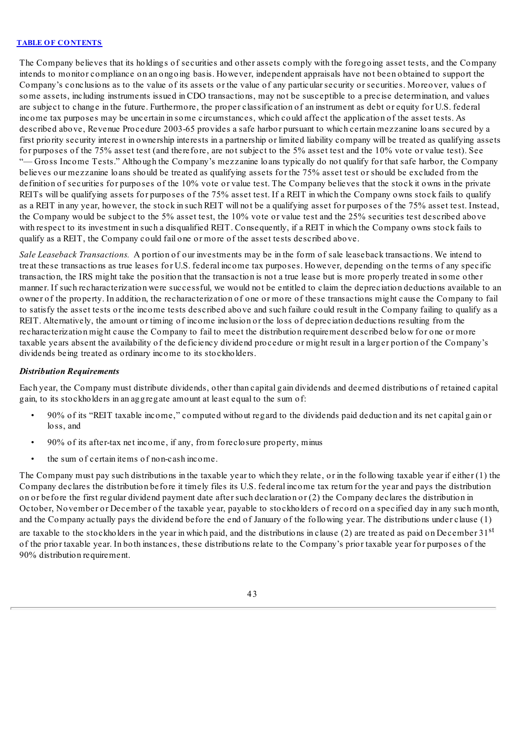The Company believes that its holdings of securities and other assets comply with the foregoing asset tests, and the Company intends to monitor compliance on an ongoing basis. However, independent appraisals have not been obtained to support the Company's conclusions as to the value of its assets or the value of any particular security or securities. Moreover, values of some assets, including instruments issued in CDO transactions, may not be susceptible to a precise determination, and values are subject to change in the future. Furthermore, the proper classification of an instrument as debt or equity for U.S. federal income tax purposes may be uncertain in some circumstances, which could affect the application of the asset tests. As described above, Revenue Procedure 2003-65 provides a safe harbor pursuant to which certain mezzanine loans secured by a first priority security interest in ownership interests in a partnership or limited liability company will be treated as qualifying assets for purposes of the 75% asset test (and therefore, are not subject to the 5% asset test and the 10% vote or value test). See "— Gross Income Tests." Although the Company's mezzanine loans typically do not qualify for that safe harbor, the Company believes our mezzanine loans should be treated as qualifying assets for the 75% asset test or should be excluded from the definition of securities for purposes of the 10% vote or value test. The Company believes that the stock it owns in the private REITs will be qualifying assets for purposes of the 75% asset test. If a REIT in which the Company owns stock fails to qualify as a REIT in any year, however, the stock in such REIT will not be a qualifying asset for purposes of the 75% asset test. Instead, the Company would be subject to the 5% asset test, the 10% vote or value test and the 25% securities test described above with respect to its investment in such a disqualified REIT. Consequently, if a REIT in which the Company owns stock fails to qualify as a REIT, the Company could fail one or more of the asset tests described above.

*Sale Leaseback Transactions.* A portion of our investments may be in the form of sale leaseback transactions. We intend to treat these transactions as true leases for U.S. federal income tax purposes. However, depending on the terms of any specific transaction, the IRS might take the position that the transaction is not a true lease but is more properly treated in some other manner. If such recharacterization were successful, we would not be entitled to claim the depreciation deductions available to an owner of the property. In addition, the recharacterization of one or more of these transactions might cause the Company to fail to satisfy the asset tests or the income tests described above and such failure could result in the Company failing to qualify as a REIT. Alternatively, the amount or timing of income inclusion or the loss of depreciation deductions resulting from the recharacterization might cause the Company to fail to meet the distribution requirement described below for one or more taxable years absent the availability of the deficiency dividend procedure or might result in a larger portion of the Company's dividends being treated as ordinary income to its stockholders.

***Distribution Requirements***

Each year, the Company must distribute dividends, other than capital gain dividends and deemed distributions of retained capital gain, to its stockholders in an aggregate amount at least equal to the sum of:

- 90% of its "REIT taxable income," computed without regard to the dividends paid deduction and its net capital gain or loss, and
- 90% of its after-tax net income, if any, from foreclosure property, minus
- the sum of certain items of non-cash income.

The Company must pay such distributions in the taxable year to which they relate, or in the following taxable year if either (1) the Company declares the distribution before it timely files its U.S. federal income tax return for the year and pays the distribution on or before the first regular dividend payment date after such declaration or (2) the Company declares the distribution in October, November or December of the taxable year, payable to stockholders of record on a specified day in any such month, and the Company actually pays the dividend before the end of January of the following year. The distributions under clause (1) are taxable to the stockholders in the year in which paid, and the distributions in clause (2) are treated as paid on December 31st of the prior taxable year. In both instances, these distributions relate to the Company's prior taxable year for purposes of the 90% distribution requirement.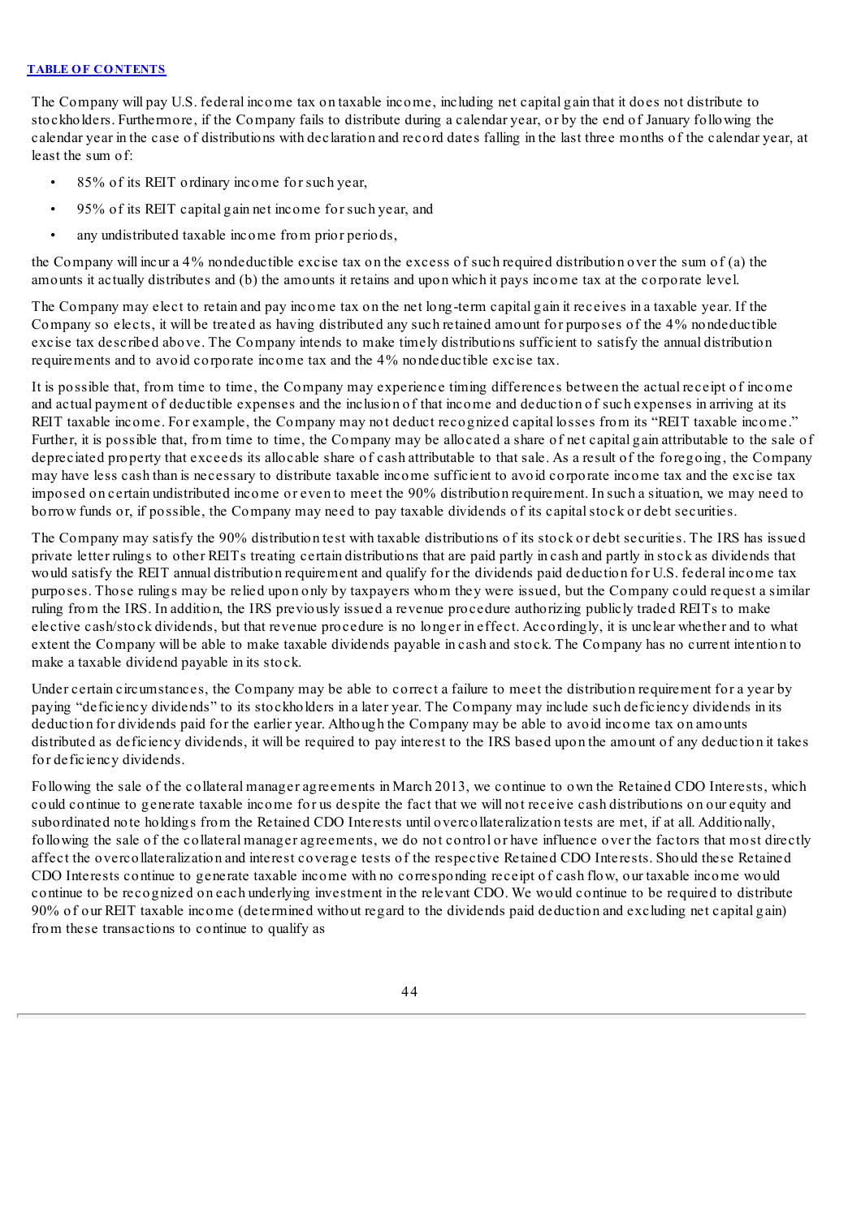The Company will pay U.S. federal income tax on taxable income, including net capital gain that it does not distribute to stockholders. Furthermore, if the Company fails to distribute during a calendar year, or by the end of January following the calendar year in the case of distributions with declaration and record dates falling in the last three months of the calendar year, at least the sum of:

- 85% of its REIT ordinary income for such year,
- 95% of its REIT capital gain net income for such year, and
- any undistributed taxable income from prior periods,

the Company will incur a 4% nondeductible excise tax on the excess of such required distribution over the sum of (a) the amounts it actually distributes and (b) the amounts it retains and upon which it pays income tax at the corporate level.

The Company may elect to retain and pay income tax on the net long-term capital gain it receives in a taxable year. If the Company so elects, it will be treated as having distributed any such retained amount for purposes of the 4% nondeductible excise tax described above. The Company intends to make timely distributions sufficient to satisfy the annual distribution requirements and to avoid corporate income tax and the 4% nondeductible excise tax.

It is possible that, from time to time, the Company may experience timing differences between the actual receipt of income and actual payment of deductible expenses and the inclusion of that income and deduction of such expenses in arriving at its REIT taxable income. For example, the Company may not deduct recognized capital losses from its "REIT taxable income." Further, it is possible that, from time to time, the Company may be allocated a share of net capital gain attributable to the sale of depreciated property that exceeds its allocable share of cash attributable to that sale. As a result of the foregoing, the Company may have less cash than is necessary to distribute taxable income sufficient to avoid corporate income tax and the excise tax imposed on certain undistributed income or even to meet the 90% distribution requirement. In such a situation, we may need to borrow funds or, if possible, the Company may need to pay taxable dividends of its capital stock or debt securities.

The Company may satisfy the 90% distribution test with taxable distributions of its stock or debt securities. The IRS has issued private letter rulings to other REITs treating certain distributions that are paid partly in cash and partly in stock as dividends that would satisfy the REIT annual distribution requirement and qualify for the dividends paid deduction for U.S. federal income tax purposes. Those rulings may be relied upon only by taxpayers whom they were issued, but the Company could request a similar ruling from the IRS. In addition, the IRS previously issued a revenue procedure authorizing publicly traded REITs to make elective cash/stock dividends, but that revenue procedure is no longer in effect. Accordingly, it is unclear whether and to what extent the Company will be able to make taxable dividends payable in cash and stock. The Company has no current intention to make a taxable dividend payable in its stock.

Under certain circumstances, the Company may be able to correct a failure to meet the distribution requirement for a year by paying "deficiency dividends" to its stockholders in a later year. The Company may include such deficiency dividends in its deduction for dividends paid for the earlier year. Although the Company may be able to avoid income tax on amounts distributed as deficiency dividends, it will be required to pay interest to the IRS based upon the amount of any deduction it takes for deficiency dividends.

Following the sale of the collateral manager agreements in March 2013, we continue to own the Retained CDO Interests, which could continue to generate taxable income for us despite the fact that we will not receive cash distributions on our equity and subordinated note holdings from the Retained CDO Interests until overcollateralization tests are met, if at all. Additionally, following the sale of the collateral manager agreements, we do not control or have influence over the factors that most directly affect the overcollateralization and interest coverage tests of the respective Retained CDO Interests. Should these Retained CDO Interests continue to generate taxable income with no corresponding receipt of cash flow, our taxable income would continue to be recognized on each underlying investment in the relevant CDO. We would continue to be required to distribute 90% of our REIT taxable income (determined without regard to the dividends paid deduction and excluding net capital gain) from these transactions to continue to qualify as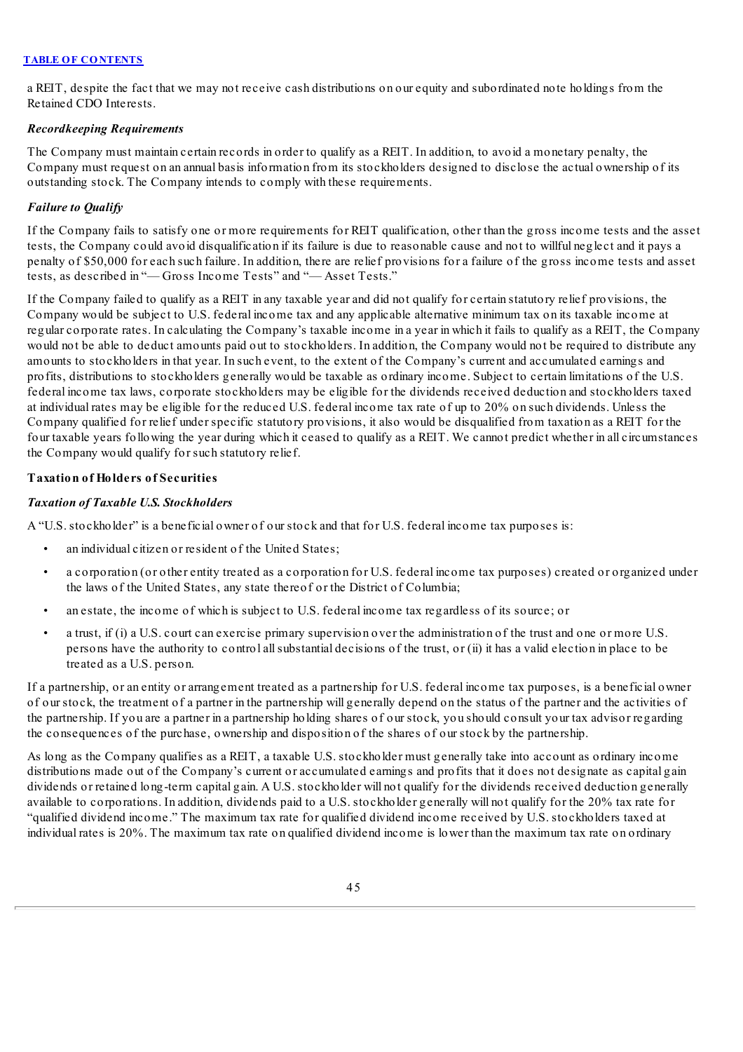a REIT, despite the fact that we may not receive cash distributions on our equity and subordinated note holdings from the Retained CDO Interests.

### *Recordkeeping Requirements*

The Company must maintain certain records in order to qualify as a REIT. In addition, to avoid a monetary penalty, the Company must request on an annual basis information from its stockholders designed to disclose the actual ownership of its outstanding stock. The Company intends to comply with these requirements.

### *Failure to Qualify*

If the Company fails to satisfy one or more requirements for REIT qualification, other than the gross income tests and the asset tests, the Company could avoid disqualification if its failure is due to reasonable cause and not to willful neglect and it pays a penalty of $50,000 for each such failure. In addition, there are relief provisions for a failure of the gross income tests and asset tests, as described in "— Gross Income Tests" and "— Asset Tests."

If the Company failed to qualify as a REIT in any taxable year and did not qualify for certain statutory relief provisions, the Company would be subject to U.S. federal income tax and any applicable alternative minimum tax on its taxable income at regular corporate rates. In calculating the Company's taxable income in a year in which it fails to qualify as a REIT, the Company would not be able to deduct amounts paid out to stockholders. In addition, the Company would not be required to distribute any amounts to stockholders in that year. In such event, to the extent of the Company's current and accumulated earnings and profits, distributions to stockholders generally would be taxable as ordinary income. Subject to certain limitations of the U.S. federal income tax laws, corporate stockholders may be eligible for the dividends received deduction and stockholders taxed at individual rates may be eligible for the reduced U.S. federal income tax rate of up to 20% on such dividends. Unless the Company qualified for relief under specific statutory provisions, it also would be disqualified from taxation as a REIT for the four taxable years following the year during which it ceased to qualify as a REIT. We cannot predict whether in all circumstances the Company would qualify for such statutory relief.

## **Taxation of Holders of Securities**

### *Taxation of Taxable U.S. Stockholders*

A "U.S. stockholder" is a beneficial owner of our stock and that for U.S. federal income tax purposes is:

- an individual citizen or resident of the United States;
- a corporation (or other entity treated as a corporation for U.S. federal income tax purposes) created or organized under the laws of the United States, any state thereof or the District of Columbia;
- an estate, the income of which is subject to U.S. federal income tax regardless of its source; or
- a trust, if (i) a U.S. court can exercise primary supervision over the administration of the trust and one or more U.S. persons have the authority to control all substantial decisions of the trust, or (ii) it has a valid election in place to be treated as a U.S. person.

If a partnership, or an entity or arrangement treated as a partnership for U.S. federal income tax purposes, is a beneficial owner of our stock, the treatment of a partner in the partnership will generally depend on the status of the partner and the activities of the partnership. If you are a partner in a partnership holding shares of our stock, you should consult your tax advisor regarding the consequences of the purchase, ownership and disposition of the shares of our stock by the partnership.

As long as the Company qualifies as a REIT, a taxable U.S. stockholder must generally take into account as ordinary income distributions made out of the Company's current or accumulated earnings and profits that it does not designate as capital gain dividends or retained long-term capital gain. A U.S. stockholder will not qualify for the dividends received deduction generally available to corporations. In addition, dividends paid to a U.S. stockholder generally will not qualify for the 20% tax rate for "qualified dividend income." The maximum tax rate for qualified dividend income received by U.S. stockholders taxed at individual rates is 20%. The maximum tax rate on qualified dividend income is lower than the maximum tax rate on ordinary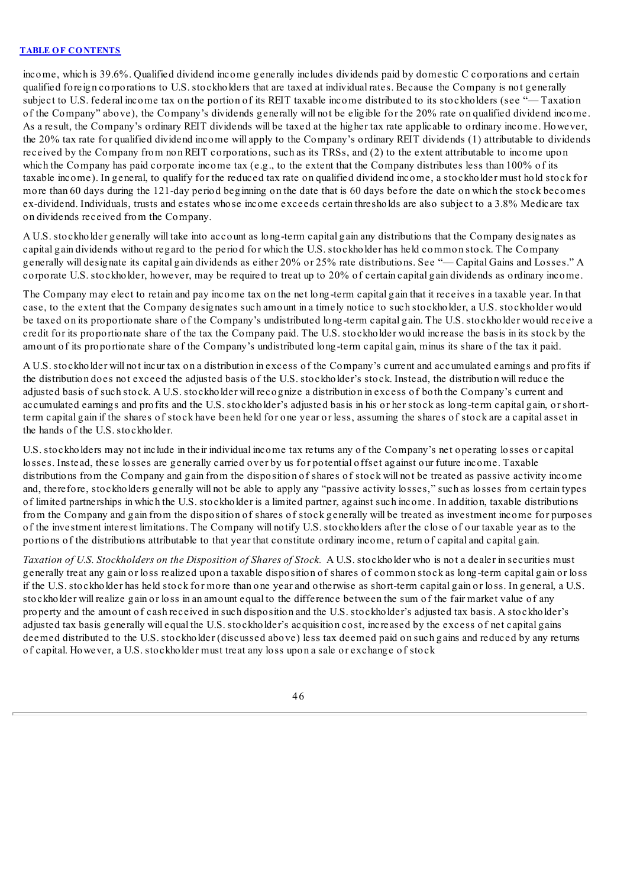income, which is 39.6%. Qualified dividend income generally includes dividends paid by domestic C corporations and certain qualified foreign corporations to U.S. stockholders that are taxed at individual rates. Because the Company is not generally subject to U.S. federal income tax on the portion of its REIT taxable income distributed to its stockholders (see "— Taxation of the Company" above), the Company's dividends generally will not be eligible for the 20% rate on qualified dividend income. As a result, the Company's ordinary REIT dividends will be taxed at the higher tax rate applicable to ordinary income. However, the 20% tax rate for qualified dividend income will apply to the Company's ordinary REIT dividends (1) attributable to dividends received by the Company from non REIT corporations, such as its TRSs, and (2) to the extent attributable to income upon which the Company has paid corporate income tax (e.g., to the extent that the Company distributes less than 100% of its taxable income). In general, to qualify for the reduced tax rate on qualified dividend income, a stockholder must hold stock for more than 60 days during the 121-day period beginning on the date that is 60 days before the date on which the stock becomes ex-dividend. Individuals, trusts and estates whose income exceeds certain thresholds are also subject to a 3.8% Medicare tax on dividends received from the Company.

A U.S. stockholder generally will take into account as long-term capital gain any distributions that the Company designates as capital gain dividends without regard to the period for which the U.S. stockholder has held common stock. The Company generally will designate its capital gain dividends as either 20% or 25% rate distributions. See "— Capital Gains and Losses." A corporate U.S. stockholder, however, may be required to treat up to 20% of certain capital gain dividends as ordinary income.

The Company may elect to retain and pay income tax on the net long-term capital gain that it receives in a taxable year. In that case, to the extent that the Company designates such amount in a timely notice to such stockholder, a U.S. stockholder would be taxed on its proportionate share of the Company's undistributed long-term capital gain. The U.S. stockholder would receive a credit for its proportionate share of the tax the Company paid. The U.S. stockholder would increase the basis in its stock by the amount of its proportionate share of the Company's undistributed long-term capital gain, minus its share of the tax it paid.

A U.S. stockholder will not incur tax on a distribution in excess of the Company's current and accumulated earnings and profits if the distribution does not exceed the adjusted basis of the U.S. stockholder's stock. Instead, the distribution will reduce the adjusted basis of such stock. A U.S. stockholder will recognize a distribution in excess of both the Company's current and accumulated earnings and profits and the U.S. stockholder's adjusted basis in his or her stock as long-term capital gain, or short-term capital gain if the shares of stock have been held for one year or less, assuming the shares of stock are a capital asset in the hands of the U.S. stockholder.

U.S. stockholders may not include in their individual income tax returns any of the Company's net operating losses or capital losses. Instead, these losses are generally carried over by us for potential offset against our future income. Taxable distributions from the Company and gain from the disposition of shares of stock will not be treated as passive activity income and, therefore, stockholders generally will not be able to apply any "passive activity losses," such as losses from certain types of limited partnerships in which the U.S. stockholder is a limited partner, against such income. In addition, taxable distributions from the Company and gain from the disposition of shares of stock generally will be treated as investment income for purposes of the investment interest limitations. The Company will notify U.S. stockholders after the close of our taxable year as to the portions of the distributions attributable to that year that constitute ordinary income, return of capital and capital gain.

*Taxation of U.S. Stockholders on the Disposition of Shares of Stock.* A U.S. stockholder who is not a dealer in securities must generally treat any gain or loss realized upon a taxable disposition of shares of common stock as long-term capital gain or loss if the U.S. stockholder has held stock for more than one year and otherwise as short-term capital gain or loss. In general, a U.S. stockholder will realize gain or loss in an amount equal to the difference between the sum of the fair market value of any property and the amount of cash received in such disposition and the U.S. stockholder's adjusted tax basis. A stockholder's adjusted tax basis generally will equal the U.S. stockholder's acquisition cost, increased by the excess of net capital gains deemed distributed to the U.S. stockholder (discussed above) less tax deemed paid on such gains and reduced by any returns of capital. However, a U.S. stockholder must treat any loss upon a sale or exchange of stock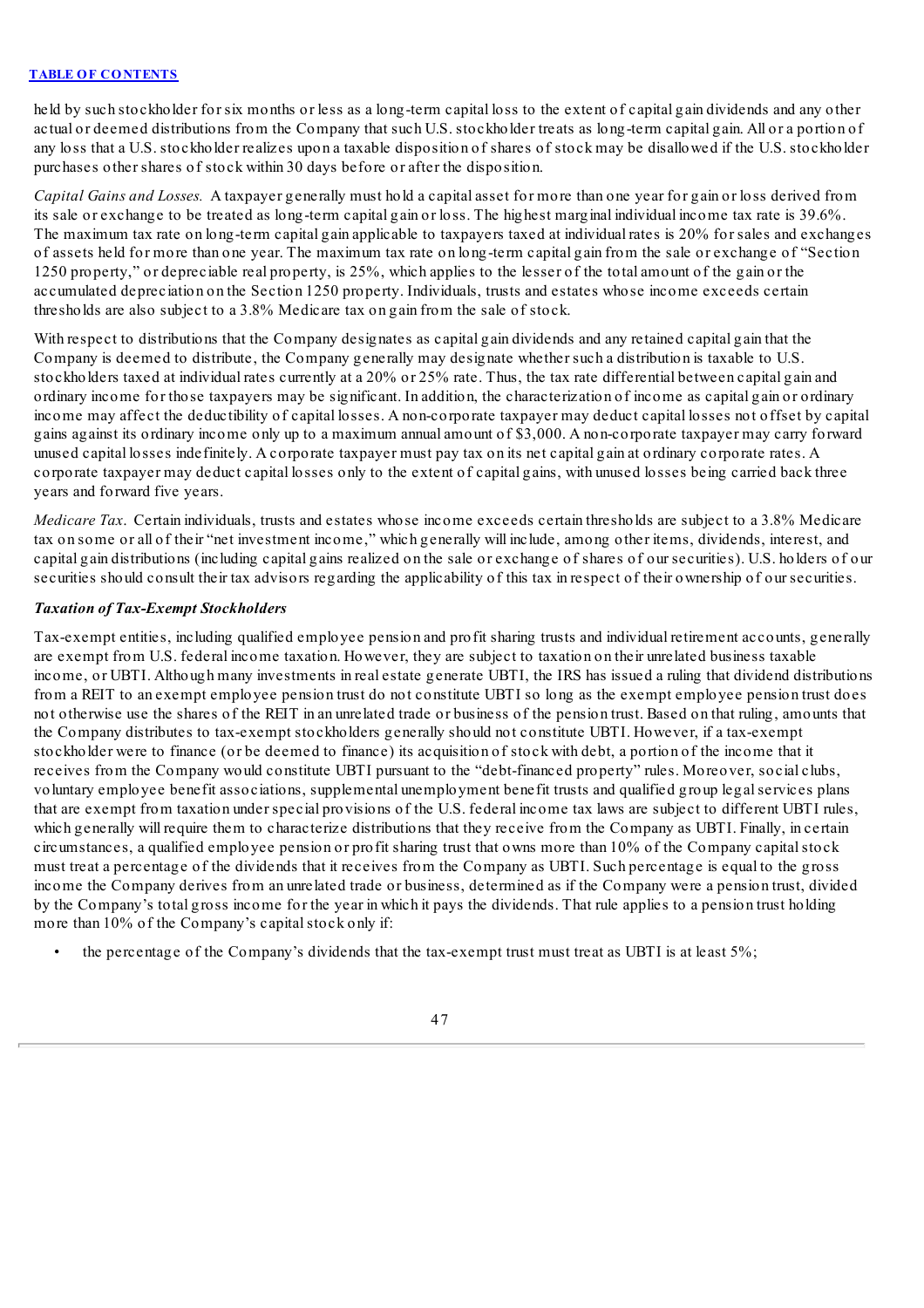held by such stockholder for six months or less as a long-term capital loss to the extent of capital gain dividends and any other actual or deemed distributions from the Company that such U.S. stockholder treats as long-term capital gain. All or a portion of any loss that a U.S. stockholder realizes upon a taxable disposition of shares of stock may be disallowed if the U.S. stockholder purchases other shares of stock within 30 days before or after the disposition.

*Capital Gains and Losses.* A taxpayer generally must hold a capital asset for more than one year for gain or loss derived from its sale or exchange to be treated as long-term capital gain or loss. The highest marginal individual income tax rate is 39.6%. The maximum tax rate on long-term capital gain applicable to taxpayers taxed at individual rates is 20% for sales and exchanges of assets held for more than one year. The maximum tax rate on long-term capital gain from the sale or exchange of "Section 1250 property," or depreciable real property, is 25%, which applies to the lesser of the total amount of the gain or the accumulated depreciation on the Section 1250 property. Individuals, trusts and estates whose income exceeds certain thresholds are also subject to a 3.8% Medicare tax on gain from the sale of stock.

With respect to distributions that the Company designates as capital gain dividends and any retained capital gain that the Company is deemed to distribute, the Company generally may designate whether such a distribution is taxable to U.S. stockholders taxed at individual rates currently at a 20% or 25% rate. Thus, the tax rate differential between capital gain and ordinary income for those taxpayers may be significant. In addition, the characterization of income as capital gain or ordinary income may affect the deductibility of capital losses. A non-corporate taxpayer may deduct capital losses not offset by capital gains against its ordinary income only up to a maximum annual amount of $3,000. A non-corporate taxpayer may carry forward unused capital losses indefinitely. A corporate taxpayer must pay tax on its net capital gain at ordinary corporate rates. A corporate taxpayer may deduct capital losses only to the extent of capital gains, with unused losses being carried back three years and forward five years.

*Medicare Tax.* Certain individuals, trusts and estates whose income exceeds certain thresholds are subject to a 3.8% Medicare tax on some or all of their "net investment income," which generally will include, among other items, dividends, interest, and capital gain distributions (including capital gains realized on the sale or exchange of shares of our securities). U.S. holders of our securities should consult their tax advisors regarding the applicability of this tax in respect of their ownership of our securities.

***Taxation of Tax-Exempt Stockholders***

Tax-exempt entities, including qualified employee pension and profit sharing trusts and individual retirement accounts, generally are exempt from U.S. federal income taxation. However, they are subject to taxation on their unrelated business taxable income, or UBTI. Although many investments in real estate generate UBTI, the IRS has issued a ruling that dividend distributions from a REIT to an exempt employee pension trust do not constitute UBTI so long as the exempt employee pension trust does not otherwise use the shares of the REIT in an unrelated trade or business of the pension trust. Based on that ruling, amounts that the Company distributes to tax-exempt stockholders generally should not constitute UBTI. However, if a tax-exempt stockholder were to finance (or be deemed to finance) its acquisition of stock with debt, a portion of the income that it receives from the Company would constitute UBTI pursuant to the "debt-financed property" rules. Moreover, social clubs, voluntary employee benefit associations, supplemental unemployment benefit trusts and qualified group legal services plans that are exempt from taxation under special provisions of the U.S. federal income tax laws are subject to different UBTI rules, which generally will require them to characterize distributions that they receive from the Company as UBTI. Finally, in certain circumstances, a qualified employee pension or profit sharing trust that owns more than 10% of the Company capital stock must treat a percentage of the dividends that it receives from the Company as UBTI. Such percentage is equal to the gross income the Company derives from an unrelated trade or business, determined as if the Company were a pension trust, divided by the Company's total gross income for the year in which it pays the dividends. That rule applies to a pension trust holding more than 10% of the Company's capital stock only if:

- the percentage of the Company's dividends that the tax-exempt trust must treat as UBTI is at least 5%;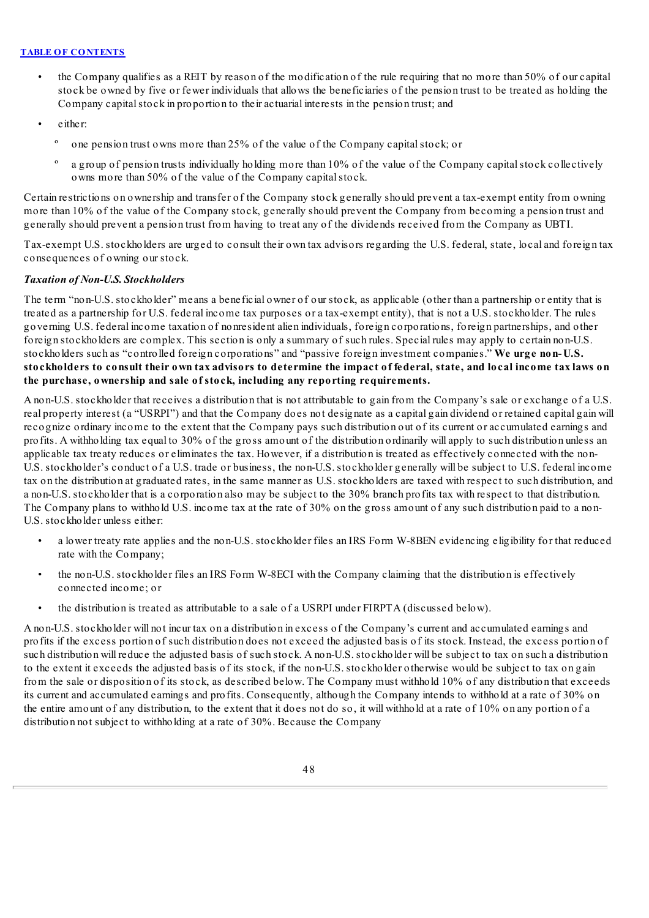- the Company qualifies as a REIT by reason of the modification of the rule requiring that no more than 50% of our capital stock be owned by five or fewer individuals that allows the beneficiaries of the pension trust to be treated as holding the Company capital stock in proportion to their actuarial interests in the pension trust; and
- either:
  - one pension trust owns more than 25% of the value of the Company capital stock; or
  - a group of pension trusts individually holding more than 10% of the value of the Company capital stock collectively owns more than 50% of the value of the Company capital stock.

Certain restrictions on ownership and transfer of the Company stock generally should prevent a tax-exempt entity from owning more than 10% of the value of the Company stock, generally should prevent the Company from becoming a pension trust and generally should prevent a pension trust from having to treat any of the dividends received from the Company as UBTI.

Tax-exempt U.S. stockholders are urged to consult their own tax advisors regarding the U.S. federal, state, local and foreign tax consequences of owning our stock.

***Taxation of Non-U.S. Stockholders***

The term "non-U.S. stockholder" means a beneficial owner of our stock, as applicable (other than a partnership or entity that is treated as a partnership for U.S. federal income tax purposes or a tax-exempt entity), that is not a U.S. stockholder. The rules governing U.S. federal income taxation of nonresident alien individuals, foreign corporations, foreign partnerships, and other foreign stockholders are complex. This section is only a summary of such rules. Special rules may apply to certain non-U.S. stockholders such as "controlled foreign corporations" and "passive foreign investment companies." **We urge non-U.S. stockholders to consult their own tax advisors to determine the impact of federal, state, and local income tax laws on the purchase, ownership and sale of stock, including any reporting requirements.**

A non-U.S. stockholder that receives a distribution that is not attributable to gain from the Company's sale or exchange of a U.S. real property interest (a "USRPI") and that the Company does not designate as a capital gain dividend or retained capital gain will recognize ordinary income to the extent that the Company pays such distribution out of its current or accumulated earnings and profits. A withholding tax equal to 30% of the gross amount of the distribution ordinarily will apply to such distribution unless an applicable tax treaty reduces or eliminates the tax. However, if a distribution is treated as effectively connected with the non-U.S. stockholder's conduct of a U.S. trade or business, the non-U.S. stockholder generally will be subject to U.S. federal income tax on the distribution at graduated rates, in the same manner as U.S. stockholders are taxed with respect to such distribution, and a non-U.S. stockholder that is a corporation also may be subject to the 30% branch profits tax with respect to that distribution. The Company plans to withhold U.S. income tax at the rate of 30% on the gross amount of any such distribution paid to a non-U.S. stockholder unless either:

- a lower treaty rate applies and the non-U.S. stockholder files an IRS Form W-8BEN evidencing eligibility for that reduced rate with the Company;
- the non-U.S. stockholder files an IRS Form W-8ECI with the Company claiming that the distribution is effectively connected income; or
- the distribution is treated as attributable to a sale of a USRPI under FIRPTA (discussed below).

A non-U.S. stockholder will not incur tax on a distribution in excess of the Company's current and accumulated earnings and profits if the excess portion of such distribution does not exceed the adjusted basis of its stock. Instead, the excess portion of such distribution will reduce the adjusted basis of such stock. A non-U.S. stockholder will be subject to tax on such a distribution to the extent it exceeds the adjusted basis of its stock, if the non-U.S. stockholder otherwise would be subject to tax on gain from the sale or disposition of its stock, as described below. The Company must withhold 10% of any distribution that exceeds its current and accumulated earnings and profits. Consequently, although the Company intends to withhold at a rate of 30% on the entire amount of any distribution, to the extent that it does not do so, it will withhold at a rate of 10% on any portion of a distribution not subject to withholding at a rate of 30%. Because the Company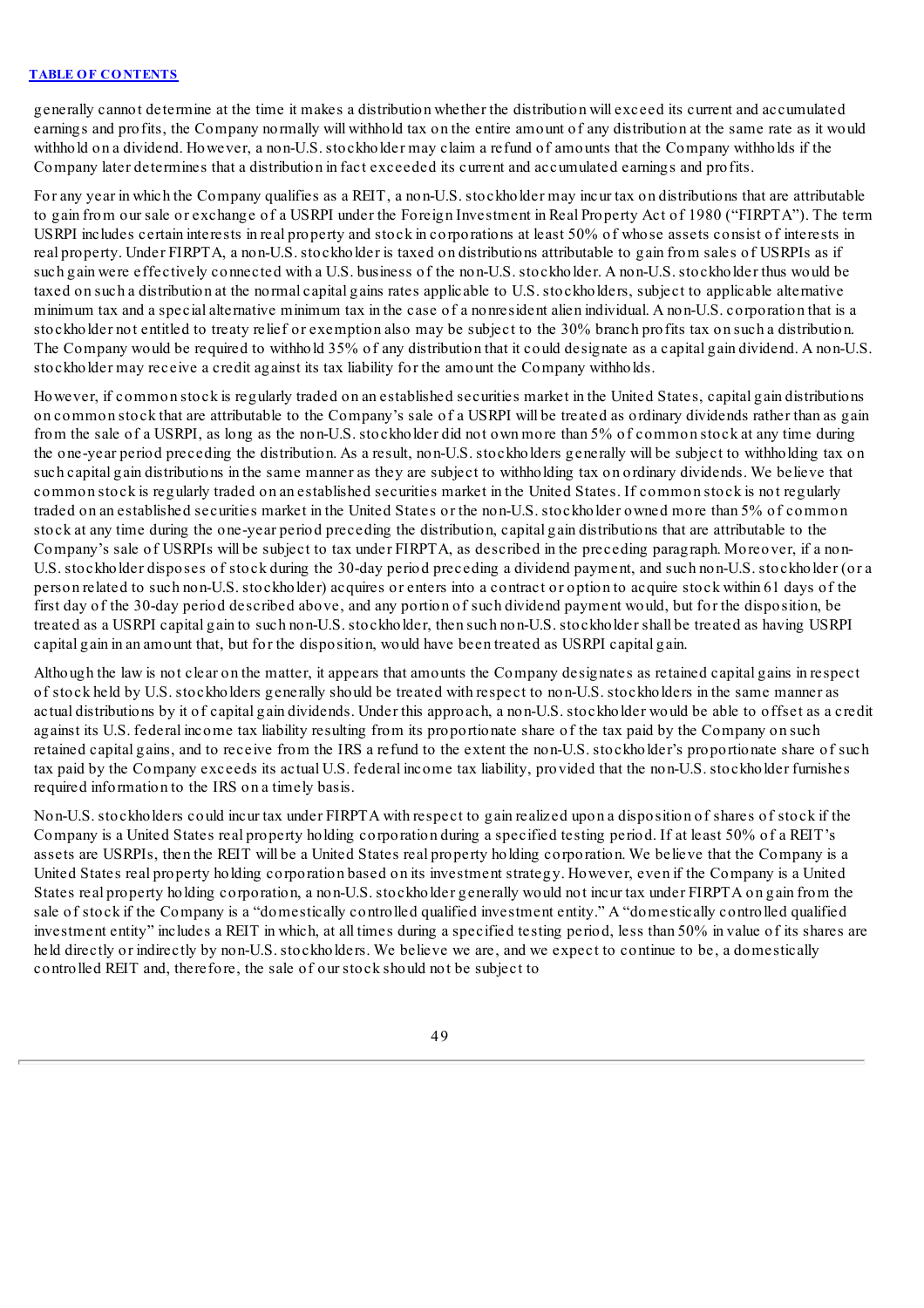generally cannot determine at the time it makes a distribution whether the distribution will exceed its current and accumulated earnings and profits, the Company normally will withhold tax on the entire amount of any distribution at the same rate as it would withhold on a dividend. However, a non-U.S. stockholder may claim a refund of amounts that the Company withholds if the Company later determines that a distribution in fact exceeded its current and accumulated earnings and profits.

For any year in which the Company qualifies as a REIT, a non-U.S. stockholder may incur tax on distributions that are attributable to gain from our sale or exchange of a USRPI under the Foreign Investment in Real Property Act of 1980 ("FIRPTA"). The term USRPI includes certain interests in real property and stock in corporations at least 50% of whose assets consist of interests in real property. Under FIRPTA, a non-U.S. stockholder is taxed on distributions attributable to gain from sales of USRPIs as if such gain were effectively connected with a U.S. business of the non-U.S. stockholder. A non-U.S. stockholder thus would be taxed on such a distribution at the normal capital gains rates applicable to U.S. stockholders, subject to applicable alternative minimum tax and a special alternative minimum tax in the case of a nonresident alien individual. A non-U.S. corporation that is a stockholder not entitled to treaty relief or exemption also may be subject to the 30% branch profits tax on such a distribution. The Company would be required to withhold 35% of any distribution that it could designate as a capital gain dividend. A non-U.S. stockholder may receive a credit against its tax liability for the amount the Company withholds.

However, if common stock is regularly traded on an established securities market in the United States, capital gain distributions on common stock that are attributable to the Company's sale of a USRPI will be treated as ordinary dividends rather than as gain from the sale of a USRPI, as long as the non-U.S. stockholder did not own more than 5% of common stock at any time during the one-year period preceding the distribution. As a result, non-U.S. stockholders generally will be subject to withholding tax on such capital gain distributions in the same manner as they are subject to withholding tax on ordinary dividends. We believe that common stock is regularly traded on an established securities market in the United States. If common stock is not regularly traded on an established securities market in the United States or the non-U.S. stockholder owned more than 5% of common stock at any time during the one-year period preceding the distribution, capital gain distributions that are attributable to the Company's sale of USRPIs will be subject to tax under FIRPTA, as described in the preceding paragraph. Moreover, if a non-U.S. stockholder disposes of stock during the 30-day period preceding a dividend payment, and such non-U.S. stockholder (or a person related to such non-U.S. stockholder) acquires or enters into a contract or option to acquire stock within 61 days of the first day of the 30-day period described above, and any portion of such dividend payment would, but for the disposition, be treated as a USRPI capital gain to such non-U.S. stockholder, then such non-U.S. stockholder shall be treated as having USRPI capital gain in an amount that, but for the disposition, would have been treated as USRPI capital gain.

Although the law is not clear on the matter, it appears that amounts the Company designates as retained capital gains in respect of stock held by U.S. stockholders generally should be treated with respect to non-U.S. stockholders in the same manner as actual distributions by it of capital gain dividends. Under this approach, a non-U.S. stockholder would be able to offset as a credit against its U.S. federal income tax liability resulting from its proportionate share of the tax paid by the Company on such retained capital gains, and to receive from the IRS a refund to the extent the non-U.S. stockholder's proportionate share of such tax paid by the Company exceeds its actual U.S. federal income tax liability, provided that the non-U.S. stockholder furnishes required information to the IRS on a timely basis.

Non-U.S. stockholders could incur tax under FIRPTA with respect to gain realized upon a disposition of shares of stock if the Company is a United States real property holding corporation during a specified testing period. If at least 50% of a REIT's assets are USRPIs, then the REIT will be a United States real property holding corporation. We believe that the Company is a United States real property holding corporation based on its investment strategy. However, even if the Company is a United States real property holding corporation, a non-U.S. stockholder generally would not incur tax under FIRPTA on gain from the sale of stock if the Company is a "domestically controlled qualified investment entity." A "domestically controlled qualified investment entity" includes a REIT in which, at all times during a specified testing period, less than 50% in value of its shares are held directly or indirectly by non-U.S. stockholders. We believe we are, and we expect to continue to be, a domestically controlled REIT and, therefore, the sale of our stock should not be subject to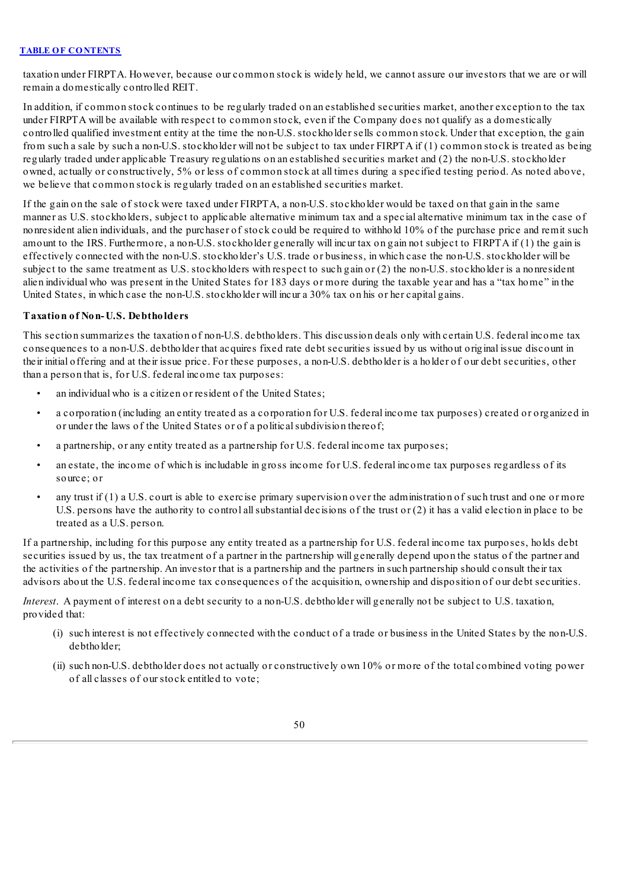taxation under FIRPTA. However, because our common stock is widely held, we cannot assure our investors that we are or will remain a domestically controlled REIT.

In addition, if common stock continues to be regularly traded on an established securities market, another exception to the tax under FIRPTA will be available with respect to common stock, even if the Company does not qualify as a domestically controlled qualified investment entity at the time the non-U.S. stockholder sells common stock. Under that exception, the gain from such a sale by such a non-U.S. stockholder will not be subject to tax under FIRPTA if (1) common stock is treated as being regularly traded under applicable Treasury regulations on an established securities market and (2) the non-U.S. stockholder owned, actually or constructively, 5% or less of common stock at all times during a specified testing period. As noted above, we believe that common stock is regularly traded on an established securities market.

If the gain on the sale of stock were taxed under FIRPTA, a non-U.S. stockholder would be taxed on that gain in the same manner as U.S. stockholders, subject to applicable alternative minimum tax and a special alternative minimum tax in the case of nonresident alien individuals, and the purchaser of stock could be required to withhold 10% of the purchase price and remit such amount to the IRS. Furthermore, a non-U.S. stockholder generally will incur tax on gain not subject to FIRPTA if (1) the gain is effectively connected with the non-U.S. stockholder's U.S. trade or business, in which case the non-U.S. stockholder will be subject to the same treatment as U.S. stockholders with respect to such gain or (2) the non-U.S. stockholder is a nonresident alien individual who was present in the United States for 183 days or more during the taxable year and has a "tax home" in the United States, in which case the non-U.S. stockholder will incur a 30% tax on his or her capital gains.

**Taxation of Non-U.S. Debtholders**

This section summarizes the taxation of non-U.S. debtholders. This discussion deals only with certain U.S. federal income tax consequences to a non-U.S. debtholder that acquires fixed rate debt securities issued by us without original issue discount in their initial offering and at their issue price. For these purposes, a non-U.S. debtholder is a holder of our debt securities, other than a person that is, for U.S. federal income tax purposes:

- an individual who is a citizen or resident of the United States;
- a corporation (including an entity treated as a corporation for U.S. federal income tax purposes) created or organized in or under the laws of the United States or of a political subdivision thereof;
- a partnership, or any entity treated as a partnership for U.S. federal income tax purposes;
- an estate, the income of which is includable in gross income for U.S. federal income tax purposes regardless of its source; or
- any trust if (1) a U.S. court is able to exercise primary supervision over the administration of such trust and one or more U.S. persons have the authority to control all substantial decisions of the trust or (2) it has a valid election in place to be treated as a U.S. person.

If a partnership, including for this purpose any entity treated as a partnership for U.S. federal income tax purposes, holds debt securities issued by us, the tax treatment of a partner in the partnership will generally depend upon the status of the partner and the activities of the partnership. An investor that is a partnership and the partners in such partnership should consult their tax advisors about the U.S. federal income tax consequences of the acquisition, ownership and disposition of our debt securities.

*Interest*. A payment of interest on a debt security to a non-U.S. debtholder will generally not be subject to U.S. taxation, provided that:

(i) such interest is not effectively connected with the conduct of a trade or business in the United States by the non-U.S. debtholder;

(ii) such non-U.S. debtholder does not actually or constructively own 10% or more of the total combined voting power of all classes of our stock entitled to vote;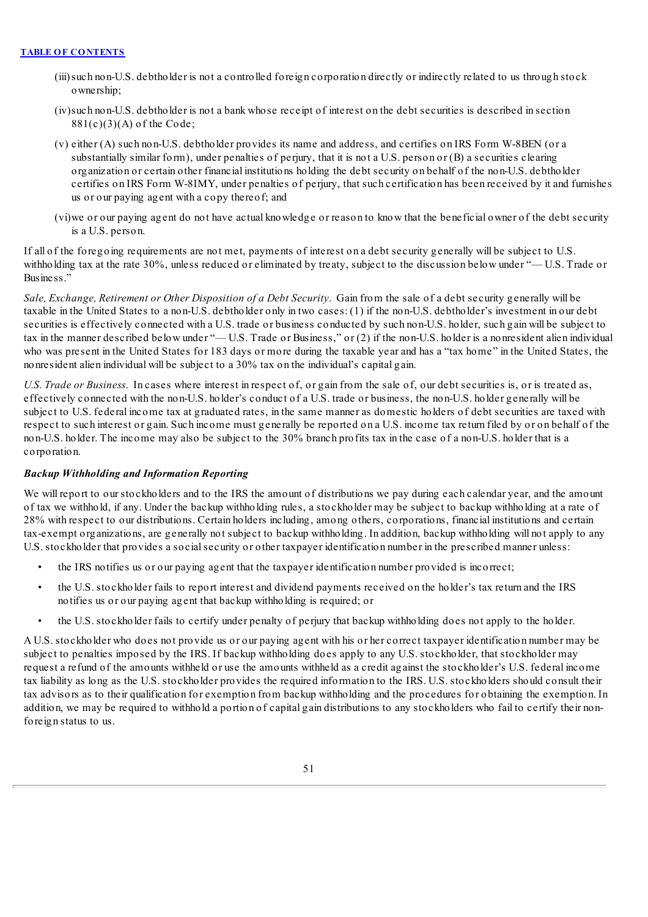(iii) such non-U.S. debtholder is not a controlled foreign corporation directly or indirectly related to us through stock ownership;

(iv) such non-U.S. debtholder is not a bank whose receipt of interest on the debt securities is described in section 881(c)(3)(A) of the Code;

(v) either (A) such non-U.S. debtholder provides its name and address, and certifies on IRS Form W-8BEN (or a substantially similar form), under penalties of perjury, that it is not a U.S. person or (B) a securities clearing organization or certain other financial institutions holding the debt security on behalf of the non-U.S. debtholder certifies on IRS Form W-8IMY, under penalties of perjury, that such certification has been received by it and furnishes us or our paying agent with a copy thereof; and

(vi) we or our paying agent do not have actual knowledge or reason to know that the beneficial owner of the debt security is a U.S. person.

If all of the foregoing requirements are not met, payments of interest on a debt security generally will be subject to U.S. withholding tax at the rate 30%, unless reduced or eliminated by treaty, subject to the discussion below under "— U.S. Trade or Business."

*Sale, Exchange, Retirement or Other Disposition of a Debt Security*. Gain from the sale of a debt security generally will be taxable in the United States to a non-U.S. debtholder only in two cases: (1) if the non-U.S. debtholder's investment in our debt securities is effectively connected with a U.S. trade or business conducted by such non-U.S. holder, such gain will be subject to tax in the manner described below under "— U.S. Trade or Business," or (2) if the non-U.S. holder is a nonresident alien individual who was present in the United States for 183 days or more during the taxable year and has a "tax home" in the United States, the nonresident alien individual will be subject to a 30% tax on the individual's capital gain.

*U.S. Trade or Business*. In cases where interest in respect of, or gain from the sale of, our debt securities is, or is treated as, effectively connected with the non-U.S. holder's conduct of a U.S. trade or business, the non-U.S. holder generally will be subject to U.S. federal income tax at graduated rates, in the same manner as domestic holders of debt securities are taxed with respect to such interest or gain. Such income must generally be reported on a U.S. income tax return filed by or on behalf of the non-U.S. holder. The income may also be subject to the 30% branch profits tax in the case of a non-U.S. holder that is a corporation.

***Backup Withholding and Information Reporting***

We will report to our stockholders and to the IRS the amount of distributions we pay during each calendar year, and the amount of tax we withhold, if any. Under the backup withholding rules, a stockholder may be subject to backup withholding at a rate of 28% with respect to our distributions. Certain holders including, among others, corporations, financial institutions and certain tax-exempt organizations, are generally not subject to backup withholding. In addition, backup withholding will not apply to any U.S. stockholder that provides a social security or other taxpayer identification number in the prescribed manner unless:

- the IRS notifies us or our paying agent that the taxpayer identification number provided is incorrect;
- the U.S. stockholder fails to report interest and dividend payments received on the holder's tax return and the IRS notifies us or our paying agent that backup withholding is required; or
- the U.S. stockholder fails to certify under penalty of perjury that backup withholding does not apply to the holder.

A U.S. stockholder who does not provide us or our paying agent with his or her correct taxpayer identification number may be subject to penalties imposed by the IRS. If backup withholding does apply to any U.S. stockholder, that stockholder may request a refund of the amounts withheld or use the amounts withheld as a credit against the stockholder's U.S. federal income tax liability as long as the U.S. stockholder provides the required information to the IRS. U.S. stockholders should consult their tax advisors as to their qualification for exemption from backup withholding and the procedures for obtaining the exemption. In addition, we may be required to withhold a portion of capital gain distributions to any stockholders who fail to certify their non-foreign status to us.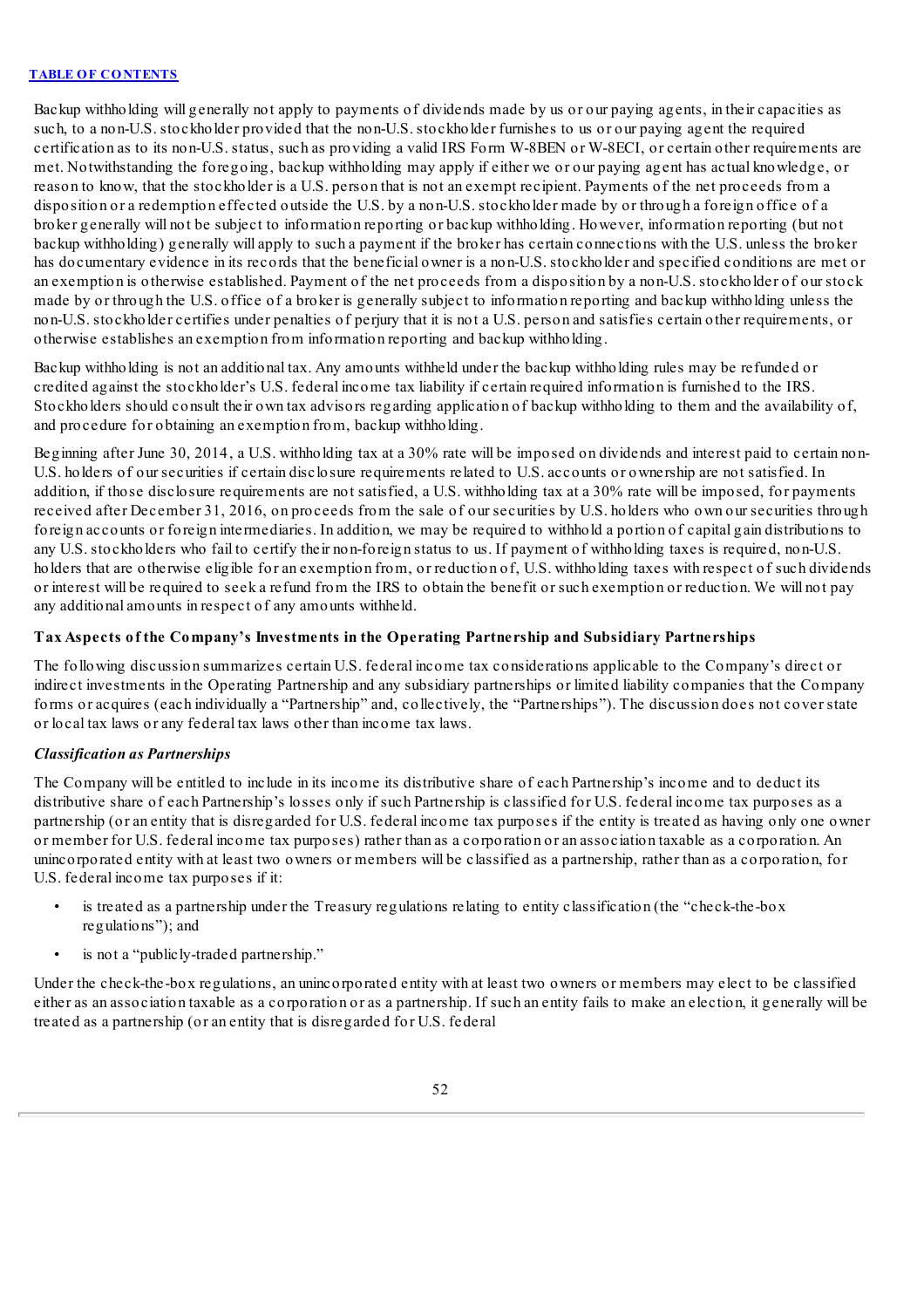Backup withholding will generally not apply to payments of dividends made by us or our paying agents, in their capacities as such, to a non-U.S. stockholder provided that the non-U.S. stockholder furnishes to us or our paying agent the required certification as to its non-U.S. status, such as providing a valid IRS Form W-8BEN or W-8ECI, or certain other requirements are met. Notwithstanding the foregoing, backup withholding may apply if either we or our paying agent has actual knowledge, or reason to know, that the stockholder is a U.S. person that is not an exempt recipient. Payments of the net proceeds from a disposition or a redemption effected outside the U.S. by a non-U.S. stockholder made by or through a foreign office of a broker generally will not be subject to information reporting or backup withholding. However, information reporting (but not backup withholding) generally will apply to such a payment if the broker has certain connections with the U.S. unless the broker has documentary evidence in its records that the beneficial owner is a non-U.S. stockholder and specified conditions are met or an exemption is otherwise established. Payment of the net proceeds from a disposition by a non-U.S. stockholder of our stock made by or through the U.S. office of a broker is generally subject to information reporting and backup withholding unless the non-U.S. stockholder certifies under penalties of perjury that it is not a U.S. person and satisfies certain other requirements, or otherwise establishes an exemption from information reporting and backup withholding.

Backup withholding is not an additional tax. Any amounts withheld under the backup withholding rules may be refunded or credited against the stockholder's U.S. federal income tax liability if certain required information is furnished to the IRS. Stockholders should consult their own tax advisors regarding application of backup withholding to them and the availability of, and procedure for obtaining an exemption from, backup withholding.

Beginning after June 30, 2014, a U.S. withholding tax at a 30% rate will be imposed on dividends and interest paid to certain non-U.S. holders of our securities if certain disclosure requirements related to U.S. accounts or ownership are not satisfied. In addition, if those disclosure requirements are not satisfied, a U.S. withholding tax at a 30% rate will be imposed, for payments received after December 31, 2016, on proceeds from the sale of our securities by U.S. holders who own our securities through foreign accounts or foreign intermediaries. In addition, we may be required to withhold a portion of capital gain distributions to any U.S. stockholders who fail to certify their non-foreign status to us. If payment of withholding taxes is required, non-U.S. holders that are otherwise eligible for an exemption from, or reduction of, U.S. withholding taxes with respect of such dividends or interest will be required to seek a refund from the IRS to obtain the benefit or such exemption or reduction. We will not pay any additional amounts in respect of any amounts withheld.

## Tax Aspects of the Company's Investments in the Operating Partnership and Subsidiary Partnerships

The following discussion summarizes certain U.S. federal income tax considerations applicable to the Company's direct or indirect investments in the Operating Partnership and any subsidiary partnerships or limited liability companies that the Company forms or acquires (each individually a "Partnership" and, collectively, the "Partnerships"). The discussion does not cover state or local tax laws or any federal tax laws other than income tax laws.

### *Classification as Partnerships*

The Company will be entitled to include in its income its distributive share of each Partnership's income and to deduct its distributive share of each Partnership's losses only if such Partnership is classified for U.S. federal income tax purposes as a partnership (or an entity that is disregarded for U.S. federal income tax purposes if the entity is treated as having only one owner or member for U.S. federal income tax purposes) rather than as a corporation or an association taxable as a corporation. An unincorporated entity with at least two owners or members will be classified as a partnership, rather than as a corporation, for U.S. federal income tax purposes if it:

- is treated as a partnership under the Treasury regulations relating to entity classification (the "check-the-box regulations"); and
- is not a "publicly-traded partnership."

Under the check-the-box regulations, an unincorporated entity with at least two owners or members may elect to be classified either as an association taxable as a corporation or as a partnership. If such an entity fails to make an election, it generally will be treated as a partnership (or an entity that is disregarded for U.S. federal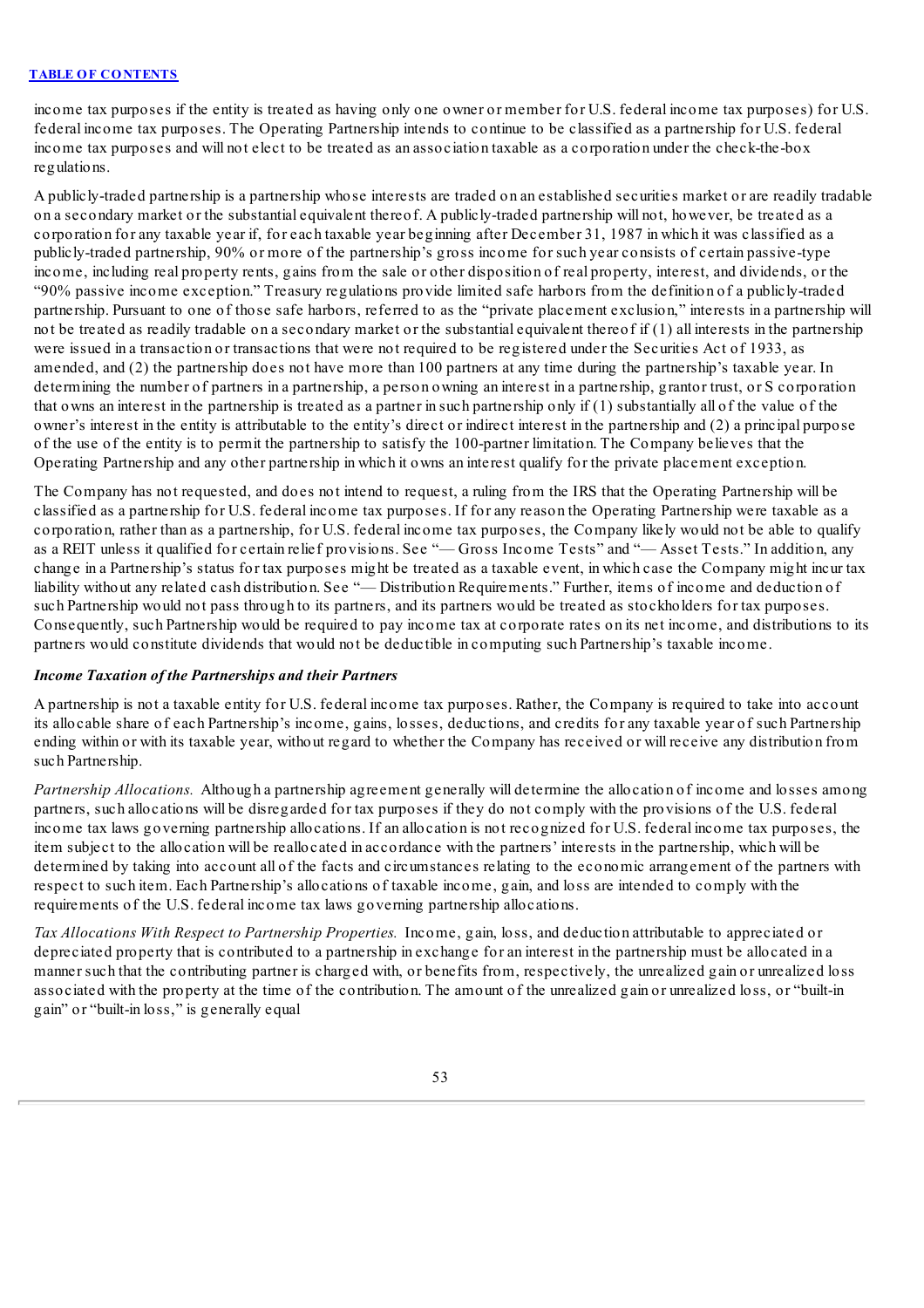income tax purposes if the entity is treated as having only one owner or member for U.S. federal income tax purposes) for U.S. federal income tax purposes. The Operating Partnership intends to continue to be classified as a partnership for U.S. federal income tax purposes and will not elect to be treated as an association taxable as a corporation under the check-the-box regulations.

A publicly-traded partnership is a partnership whose interests are traded on an established securities market or are readily tradable on a secondary market or the substantial equivalent thereof. A publicly-traded partnership will not, however, be treated as a corporation for any taxable year if, for each taxable year beginning after December 31, 1987 in which it was classified as a publicly-traded partnership, 90% or more of the partnership's gross income for such year consists of certain passive-type income, including real property rents, gains from the sale or other disposition of real property, interest, and dividends, or the "90% passive income exception." Treasury regulations provide limited safe harbors from the definition of a publicly-traded partnership. Pursuant to one of those safe harbors, referred to as the "private placement exclusion," interests in a partnership will not be treated as readily tradable on a secondary market or the substantial equivalent thereof if (1) all interests in the partnership were issued in a transaction or transactions that were not required to be registered under the Securities Act of 1933, as amended, and (2) the partnership does not have more than 100 partners at any time during the partnership's taxable year. In determining the number of partners in a partnership, a person owning an interest in a partnership, grantor trust, or S corporation that owns an interest in the partnership is treated as a partner in such partnership only if (1) substantially all of the value of the owner's interest in the entity is attributable to the entity's direct or indirect interest in the partnership and (2) a principal purpose of the use of the entity is to permit the partnership to satisfy the 100-partner limitation. The Company believes that the Operating Partnership and any other partnership in which it owns an interest qualify for the private placement exception.

The Company has not requested, and does not intend to request, a ruling from the IRS that the Operating Partnership will be classified as a partnership for U.S. federal income tax purposes. If for any reason the Operating Partnership were taxable as a corporation, rather than as a partnership, for U.S. federal income tax purposes, the Company likely would not be able to qualify as a REIT unless it qualified for certain relief provisions. See "— Gross Income Tests" and "— Asset Tests." In addition, any change in a Partnership's status for tax purposes might be treated as a taxable event, in which case the Company might incur tax liability without any related cash distribution. See "— Distribution Requirements." Further, items of income and deduction of such Partnership would not pass through to its partners, and its partners would be treated as stockholders for tax purposes. Consequently, such Partnership would be required to pay income tax at corporate rates on its net income, and distributions to its partners would constitute dividends that would not be deductible in computing such Partnership's taxable income.

***Income Taxation of the Partnerships and their Partners***

A partnership is not a taxable entity for U.S. federal income tax purposes. Rather, the Company is required to take into account its allocable share of each Partnership's income, gains, losses, deductions, and credits for any taxable year of such Partnership ending within or with its taxable year, without regard to whether the Company has received or will receive any distribution from such Partnership.

*Partnership Allocations.* Although a partnership agreement generally will determine the allocation of income and losses among partners, such allocations will be disregarded for tax purposes if they do not comply with the provisions of the U.S. federal income tax laws governing partnership allocations. If an allocation is not recognized for U.S. federal income tax purposes, the item subject to the allocation will be reallocated in accordance with the partners' interests in the partnership, which will be determined by taking into account all of the facts and circumstances relating to the economic arrangement of the partners with respect to such item. Each Partnership's allocations of taxable income, gain, and loss are intended to comply with the requirements of the U.S. federal income tax laws governing partnership allocations.

*Tax Allocations With Respect to Partnership Properties.* Income, gain, loss, and deduction attributable to appreciated or depreciated property that is contributed to a partnership in exchange for an interest in the partnership must be allocated in a manner such that the contributing partner is charged with, or benefits from, respectively, the unrealized gain or unrealized loss associated with the property at the time of the contribution. The amount of the unrealized gain or unrealized loss, or "built-in gain" or "built-in loss," is generally equal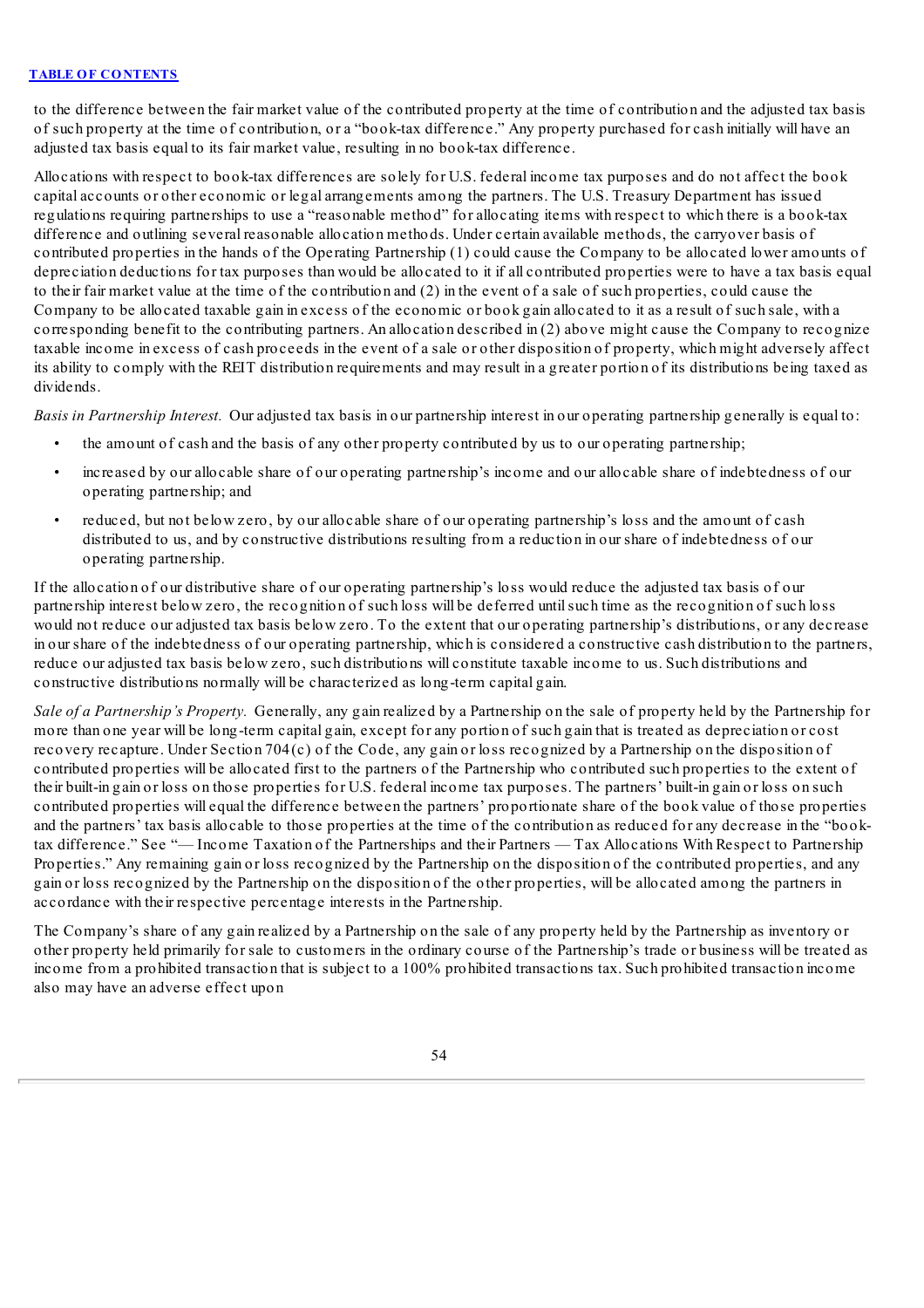to the difference between the fair market value of the contributed property at the time of contribution and the adjusted tax basis of such property at the time of contribution, or a "book-tax difference." Any property purchased for cash initially will have an adjusted tax basis equal to its fair market value, resulting in no book-tax difference.

Allocations with respect to book-tax differences are solely for U.S. federal income tax purposes and do not affect the book capital accounts or other economic or legal arrangements among the partners. The U.S. Treasury Department has issued regulations requiring partnerships to use a "reasonable method" for allocating items with respect to which there is a book-tax difference and outlining several reasonable allocation methods. Under certain available methods, the carryover basis of contributed properties in the hands of the Operating Partnership (1) could cause the Company to be allocated lower amounts of depreciation deductions for tax purposes than would be allocated to it if all contributed properties were to have a tax basis equal to their fair market value at the time of the contribution and (2) in the event of a sale of such properties, could cause the Company to be allocated taxable gain in excess of the economic or book gain allocated to it as a result of such sale, with a corresponding benefit to the contributing partners. An allocation described in (2) above might cause the Company to recognize taxable income in excess of cash proceeds in the event of a sale or other disposition of property, which might adversely affect its ability to comply with the REIT distribution requirements and may result in a greater portion of its distributions being taxed as dividends.

*Basis in Partnership Interest.* Our adjusted tax basis in our partnership interest in our operating partnership generally is equal to:

- the amount of cash and the basis of any other property contributed by us to our operating partnership;
- increased by our allocable share of our operating partnership's income and our allocable share of indebtedness of our operating partnership; and
- reduced, but not below zero, by our allocable share of our operating partnership's loss and the amount of cash distributed to us, and by constructive distributions resulting from a reduction in our share of indebtedness of our operating partnership.

If the allocation of our distributive share of our operating partnership's loss would reduce the adjusted tax basis of our partnership interest below zero, the recognition of such loss will be deferred until such time as the recognition of such loss would not reduce our adjusted tax basis below zero. To the extent that our operating partnership's distributions, or any decrease in our share of the indebtedness of our operating partnership, which is considered a constructive cash distribution to the partners, reduce our adjusted tax basis below zero, such distributions will constitute taxable income to us. Such distributions and constructive distributions normally will be characterized as long-term capital gain.

*Sale of a Partnership's Property.* Generally, any gain realized by a Partnership on the sale of property held by the Partnership for more than one year will be long-term capital gain, except for any portion of such gain that is treated as depreciation or cost recovery recapture. Under Section 704(c) of the Code, any gain or loss recognized by a Partnership on the disposition of contributed properties will be allocated first to the partners of the Partnership who contributed such properties to the extent of their built-in gain or loss on those properties for U.S. federal income tax purposes. The partners' built-in gain or loss on such contributed properties will equal the difference between the partners' proportionate share of the book value of those properties and the partners' tax basis allocable to those properties at the time of the contribution as reduced for any decrease in the "book-tax difference." See "— Income Taxation of the Partnerships and their Partners — Tax Allocations With Respect to Partnership Properties." Any remaining gain or loss recognized by the Partnership on the disposition of the contributed properties, and any gain or loss recognized by the Partnership on the disposition of the other properties, will be allocated among the partners in accordance with their respective percentage interests in the Partnership.

The Company's share of any gain realized by a Partnership on the sale of any property held by the Partnership as inventory or other property held primarily for sale to customers in the ordinary course of the Partnership's trade or business will be treated as income from a prohibited transaction that is subject to a 100% prohibited transactions tax. Such prohibited transaction income also may have an adverse effect upon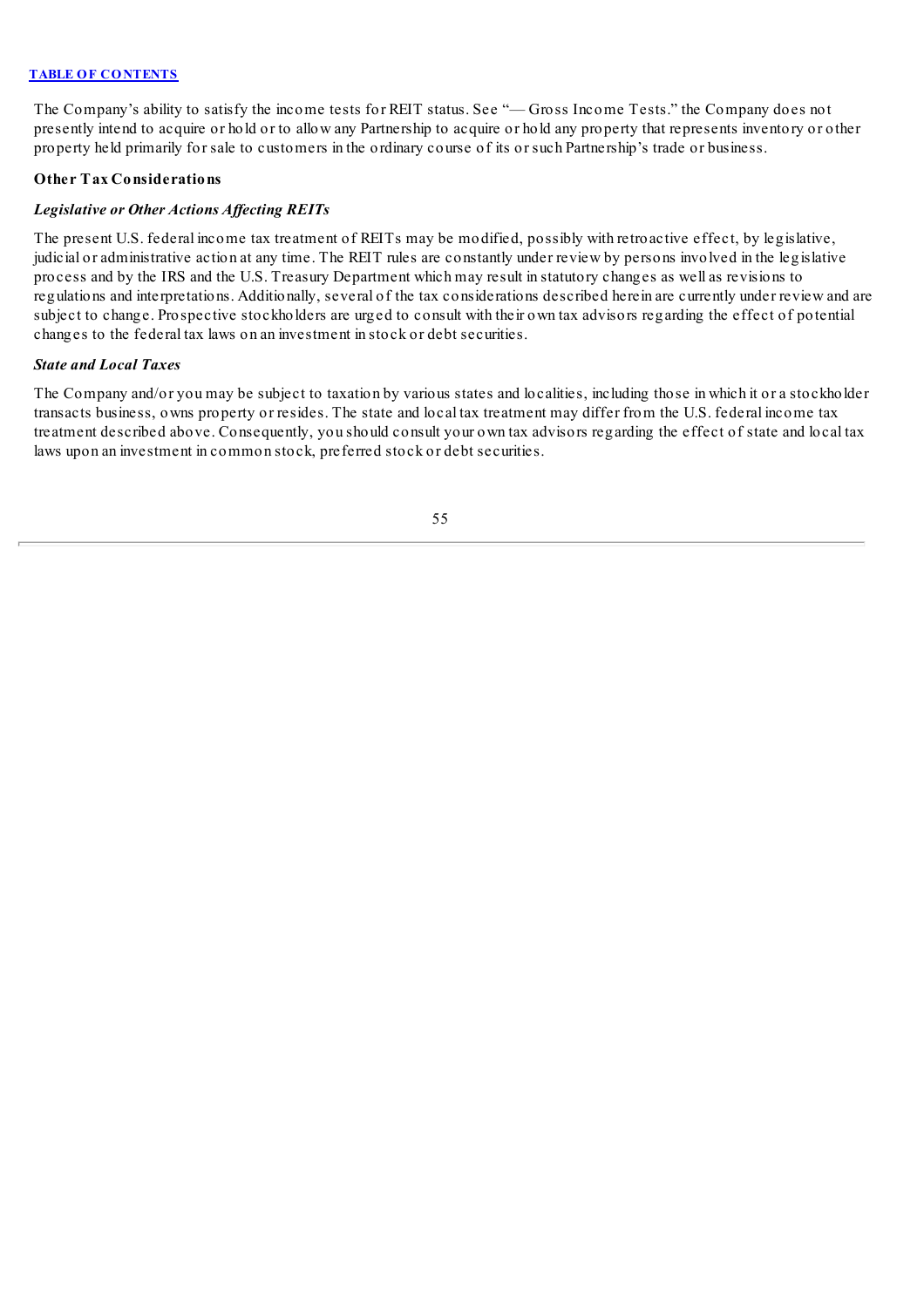The Company's ability to satisfy the income tests for REIT status. See "— Gross Income Tests." the Company does not presently intend to acquire or hold or to allow any Partnership to acquire or hold any property that represents inventory or other property held primarily for sale to customers in the ordinary course of its or such Partnership's trade or business.

### Other Tax Considerations

#### *Legislative or Other Actions Affecting REITs*

The present U.S. federal income tax treatment of REITs may be modified, possibly with retroactive effect, by legislative, judicial or administrative action at any time. The REIT rules are constantly under review by persons involved in the legislative process and by the IRS and the U.S. Treasury Department which may result in statutory changes as well as revisions to regulations and interpretations. Additionally, several of the tax considerations described herein are currently under review and are subject to change. Prospective stockholders are urged to consult with their own tax advisors regarding the effect of potential changes to the federal tax laws on an investment in stock or debt securities.

#### *State and Local Taxes*

The Company and/or you may be subject to taxation by various states and localities, including those in which it or a stockholder transacts business, owns property or resides. The state and local tax treatment may differ from the U.S. federal income tax treatment described above. Consequently, you should consult your own tax advisors regarding the effect of state and local tax laws upon an investment in common stock, preferred stock or debt securities.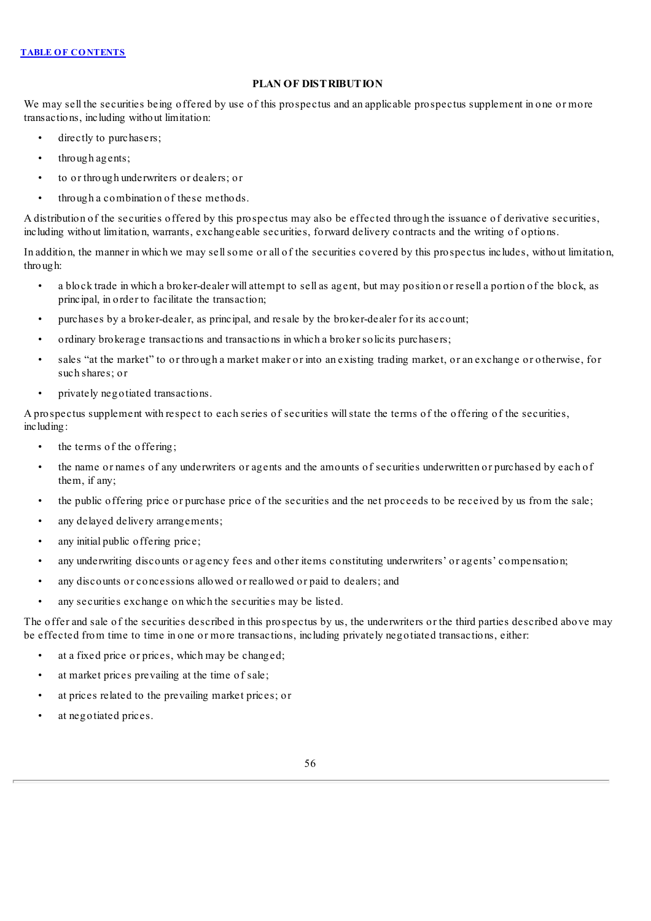## PLAN OF DISTRIBUTION

We may sell the securities being offered by use of this prospectus and an applicable prospectus supplement in one or more transactions, including without limitation:

- directly to purchasers;
- through agents;
- to or through underwriters or dealers; or
- through a combination of these methods.

A distribution of the securities offered by this prospectus may also be effected through the issuance of derivative securities, including without limitation, warrants, exchangeable securities, forward delivery contracts and the writing of options.

In addition, the manner in which we may sell some or all of the securities covered by this prospectus includes, without limitation, through:

- a block trade in which a broker-dealer will attempt to sell as agent, but may position or resell a portion of the block, as principal, in order to facilitate the transaction;
- purchases by a broker-dealer, as principal, and resale by the broker-dealer for its account;
- ordinary brokerage transactions and transactions in which a broker solicits purchasers;
- sales "at the market" to or through a market maker or into an existing trading market, or an exchange or otherwise, for such shares; or
- privately negotiated transactions.

A prospectus supplement with respect to each series of securities will state the terms of the offering of the securities, including:

- the terms of the offering;
- the name or names of any underwriters or agents and the amounts of securities underwritten or purchased by each of them, if any;
- the public offering price or purchase price of the securities and the net proceeds to be received by us from the sale;
- any delayed delivery arrangements;
- any initial public offering price;
- any underwriting discounts or agency fees and other items constituting underwriters' or agents' compensation;
- any discounts or concessions allowed or reallowed or paid to dealers; and
- any securities exchange on which the securities may be listed.

The offer and sale of the securities described in this prospectus by us, the underwriters or the third parties described above may be effected from time to time in one or more transactions, including privately negotiated transactions, either:

- at a fixed price or prices, which may be changed;
- at market prices prevailing at the time of sale;
- at prices related to the prevailing market prices; or
- at negotiated prices.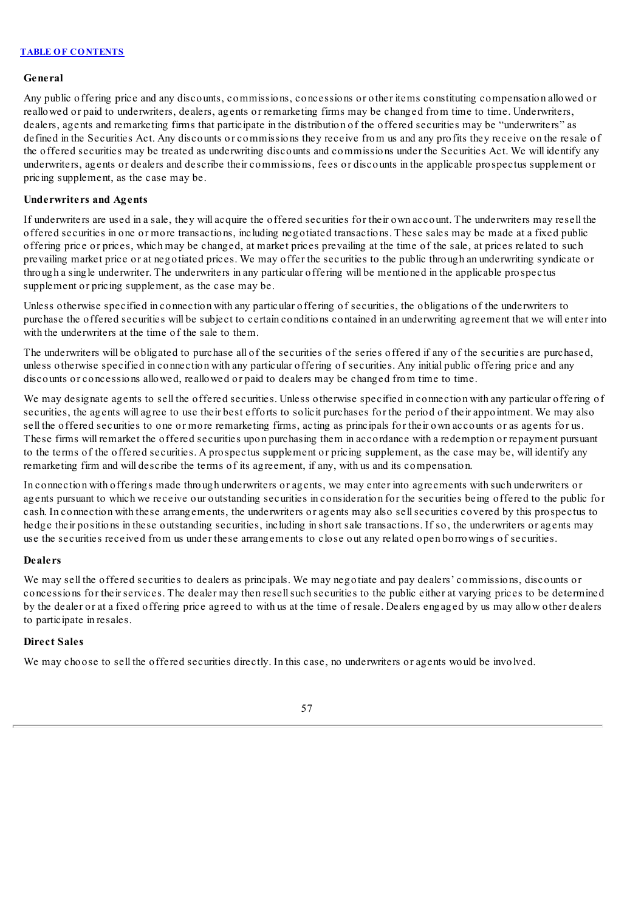**General**

Any public offering price and any discounts, commissions, concessions or other items constituting compensation allowed or reallowed or paid to underwriters, dealers, agents or remarketing firms may be changed from time to time. Underwriters, dealers, agents and remarketing firms that participate in the distribution of the offered securities may be "underwriters" as defined in the Securities Act. Any discounts or commissions they receive from us and any profits they receive on the resale of the offered securities may be treated as underwriting discounts and commissions under the Securities Act. We will identify any underwriters, agents or dealers and describe their commissions, fees or discounts in the applicable prospectus supplement or pricing supplement, as the case may be.

**Underwriters and Agents**

If underwriters are used in a sale, they will acquire the offered securities for their own account. The underwriters may resell the offered securities in one or more transactions, including negotiated transactions. These sales may be made at a fixed public offering price or prices, which may be changed, at market prices prevailing at the time of the sale, at prices related to such prevailing market price or at negotiated prices. We may offer the securities to the public through an underwriting syndicate or through a single underwriter. The underwriters in any particular offering will be mentioned in the applicable prospectus supplement or pricing supplement, as the case may be.

Unless otherwise specified in connection with any particular offering of securities, the obligations of the underwriters to purchase the offered securities will be subject to certain conditions contained in an underwriting agreement that we will enter into with the underwriters at the time of the sale to them.

The underwriters will be obligated to purchase all of the securities of the series offered if any of the securities are purchased, unless otherwise specified in connection with any particular offering of securities. Any initial public offering price and any discounts or concessions allowed, reallowed or paid to dealers may be changed from time to time.

We may designate agents to sell the offered securities. Unless otherwise specified in connection with any particular offering of securities, the agents will agree to use their best efforts to solicit purchases for the period of their appointment. We may also sell the offered securities to one or more remarketing firms, acting as principals for their own accounts or as agents for us. These firms will remarket the offered securities upon purchasing them in accordance with a redemption or repayment pursuant to the terms of the offered securities. A prospectus supplement or pricing supplement, as the case may be, will identify any remarketing firm and will describe the terms of its agreement, if any, with us and its compensation.

In connection with offerings made through underwriters or agents, we may enter into agreements with such underwriters or agents pursuant to which we receive our outstanding securities in consideration for the securities being offered to the public for cash. In connection with these arrangements, the underwriters or agents may also sell securities covered by this prospectus to hedge their positions in these outstanding securities, including in short sale transactions. If so, the underwriters or agents may use the securities received from us under these arrangements to close out any related open borrowings of securities.

**Dealers**

We may sell the offered securities to dealers as principals. We may negotiate and pay dealers' commissions, discounts or concessions for their services. The dealer may then resell such securities to the public either at varying prices to be determined by the dealer or at a fixed offering price agreed to with us at the time of resale. Dealers engaged by us may allow other dealers to participate in resales.

**Direct Sales**

We may choose to sell the offered securities directly. In this case, no underwriters or agents would be involved.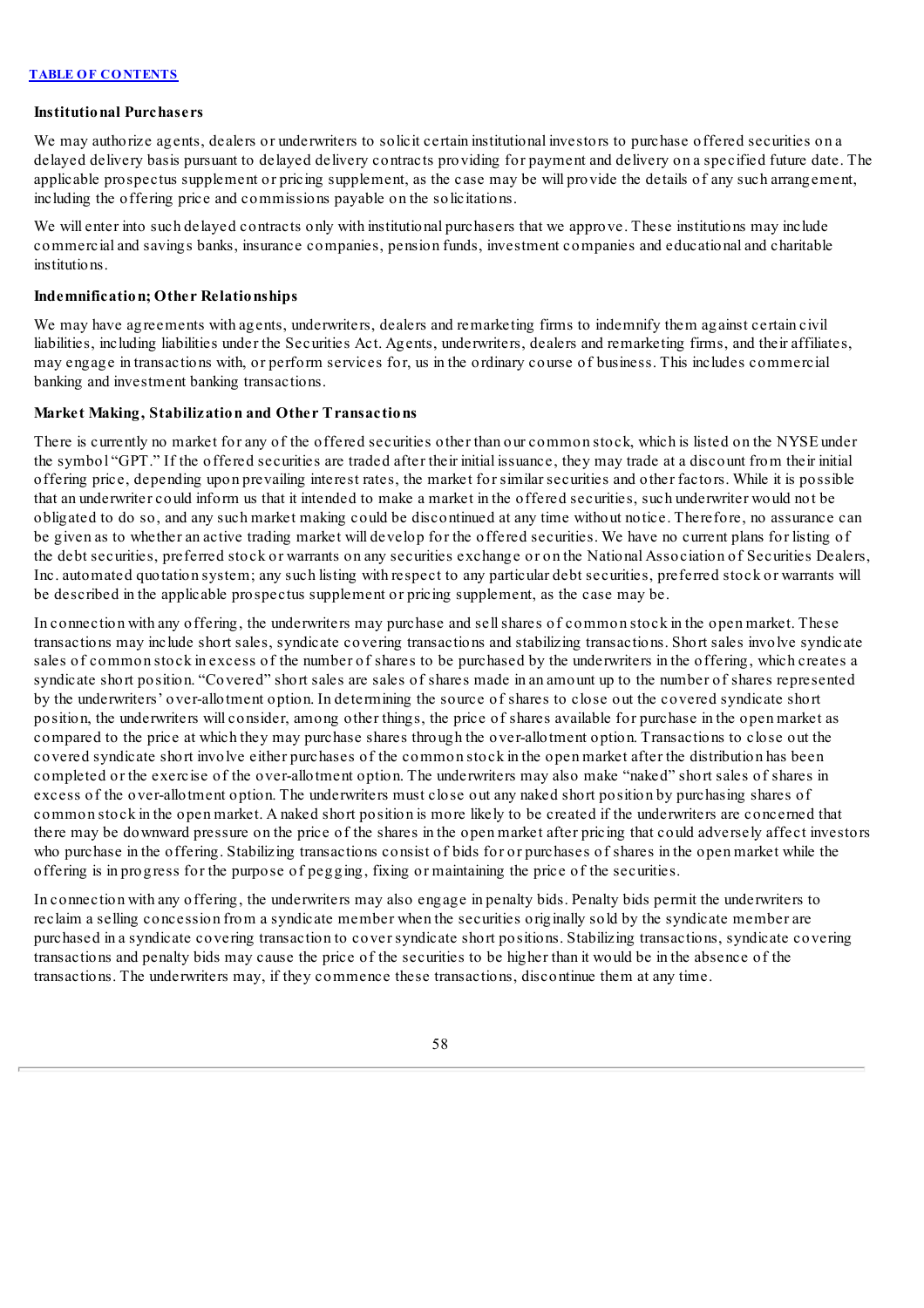**Institutional Purchasers**

We may authorize agents, dealers or underwriters to solicit certain institutional investors to purchase offered securities on a delayed delivery basis pursuant to delayed delivery contracts providing for payment and delivery on a specified future date. The applicable prospectus supplement or pricing supplement, as the case may be will provide the details of any such arrangement, including the offering price and commissions payable on the solicitations.

We will enter into such delayed contracts only with institutional purchasers that we approve. These institutions may include commercial and savings banks, insurance companies, pension funds, investment companies and educational and charitable institutions.

**Indemnification; Other Relationships**

We may have agreements with agents, underwriters, dealers and remarketing firms to indemnify them against certain civil liabilities, including liabilities under the Securities Act. Agents, underwriters, dealers and remarketing firms, and their affiliates, may engage in transactions with, or perform services for, us in the ordinary course of business. This includes commercial banking and investment banking transactions.

**Market Making, Stabilization and Other Transactions**

There is currently no market for any of the offered securities other than our common stock, which is listed on the NYSE under the symbol "GPT." If the offered securities are traded after their initial issuance, they may trade at a discount from their initial offering price, depending upon prevailing interest rates, the market for similar securities and other factors. While it is possible that an underwriter could inform us that it intended to make a market in the offered securities, such underwriter would not be obligated to do so, and any such market making could be discontinued at any time without notice. Therefore, no assurance can be given as to whether an active trading market will develop for the offered securities. We have no current plans for listing of the debt securities, preferred stock or warrants on any securities exchange or on the National Association of Securities Dealers, Inc. automated quotation system; any such listing with respect to any particular debt securities, preferred stock or warrants will be described in the applicable prospectus supplement or pricing supplement, as the case may be.

In connection with any offering, the underwriters may purchase and sell shares of common stock in the open market. These transactions may include short sales, syndicate covering transactions and stabilizing transactions. Short sales involve syndicate sales of common stock in excess of the number of shares to be purchased by the underwriters in the offering, which creates a syndicate short position. "Covered" short sales are sales of shares made in an amount up to the number of shares represented by the underwriters' over-allotment option. In determining the source of shares to close out the covered syndicate short position, the underwriters will consider, among other things, the price of shares available for purchase in the open market as compared to the price at which they may purchase shares through the over-allotment option. Transactions to close out the covered syndicate short involve either purchases of the common stock in the open market after the distribution has been completed or the exercise of the over-allotment option. The underwriters may also make "naked" short sales of shares in excess of the over-allotment option. The underwriters must close out any naked short position by purchasing shares of common stock in the open market. A naked short position is more likely to be created if the underwriters are concerned that there may be downward pressure on the price of the shares in the open market after pricing that could adversely affect investors who purchase in the offering. Stabilizing transactions consist of bids for or purchases of shares in the open market while the offering is in progress for the purpose of pegging, fixing or maintaining the price of the securities.

In connection with any offering, the underwriters may also engage in penalty bids. Penalty bids permit the underwriters to reclaim a selling concession from a syndicate member when the securities originally sold by the syndicate member are purchased in a syndicate covering transaction to cover syndicate short positions. Stabilizing transactions, syndicate covering transactions and penalty bids may cause the price of the securities to be higher than it would be in the absence of the transactions. The underwriters may, if they commence these transactions, discontinue them at any time.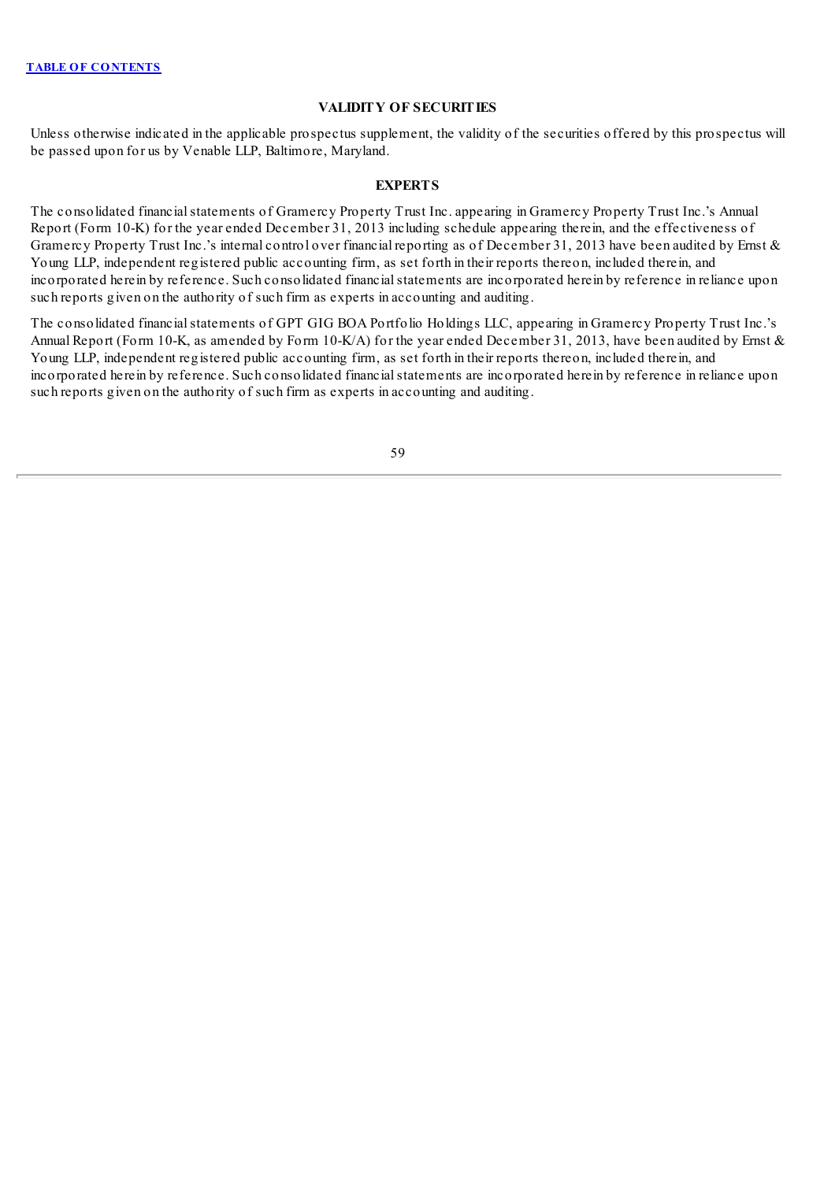## VALIDITY OF SECURITIES

Unless otherwise indicated in the applicable prospectus supplement, the validity of the securities offered by this prospectus will be passed upon for us by Venable LLP, Baltimore, Maryland.

## EXPERTS

The consolidated financial statements of Gramercy Property Trust Inc. appearing in Gramercy Property Trust Inc.'s Annual Report (Form 10-K) for the year ended December 31, 2013 including schedule appearing therein, and the effectiveness of Gramercy Property Trust Inc.'s internal control over financial reporting as of December 31, 2013 have been audited by Ernst & Young LLP, independent registered public accounting firm, as set forth in their reports thereon, included therein, and incorporated herein by reference. Such consolidated financial statements are incorporated herein by reference in reliance upon such reports given on the authority of such firm as experts in accounting and auditing.

The consolidated financial statements of GPT GIG BOA Portfolio Holdings LLC, appearing in Gramercy Property Trust Inc.'s Annual Report (Form 10-K, as amended by Form 10-K/A) for the year ended December 31, 2013, have been audited by Ernst & Young LLP, independent registered public accounting firm, as set forth in their reports thereon, included therein, and incorporated herein by reference. Such consolidated financial statements are incorporated herein by reference in reliance upon such reports given on the authority of such firm as experts in accounting and auditing.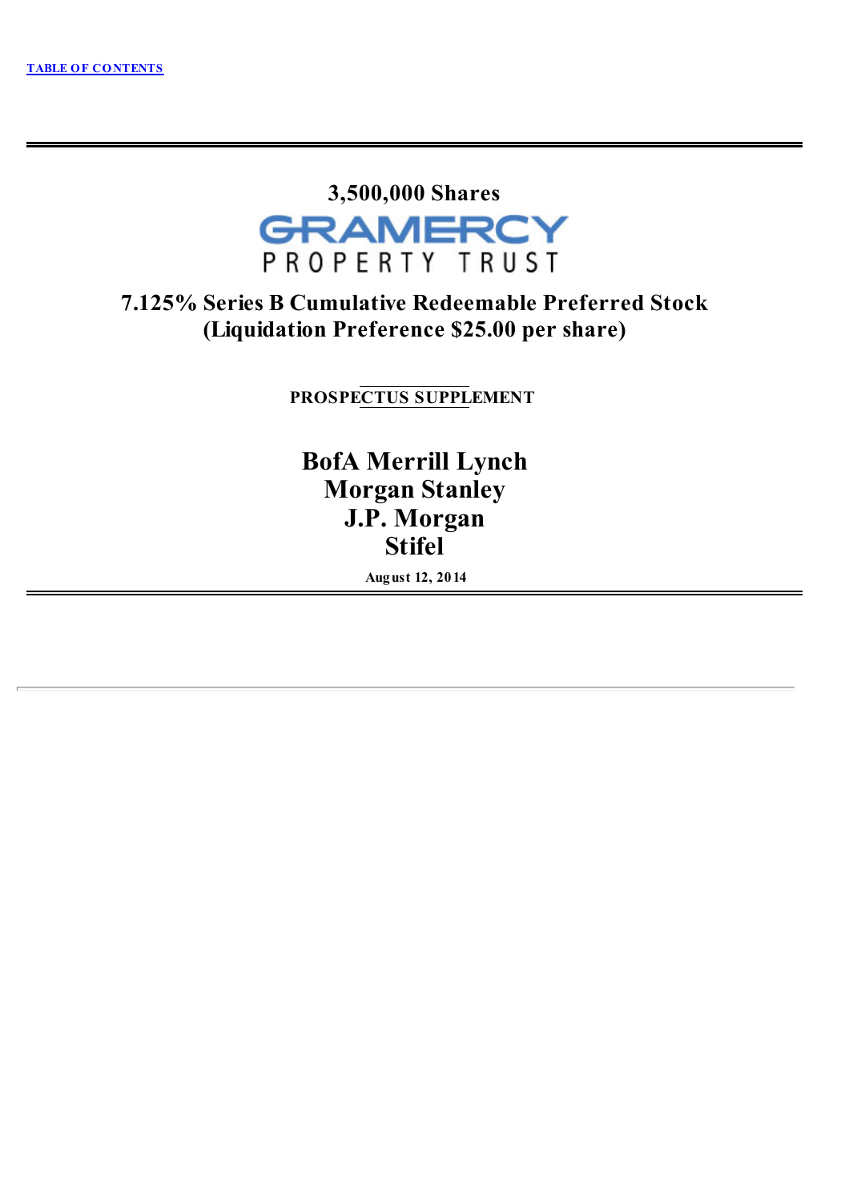TABLE OF CONTENTS

# 3,500,000 Shares

GRAMERCY PROPERTY TRUST

## 7.125% Series B Cumulative Redeemable Preferred Stock (Liquidation Preference $25.00 per share)

**PROSPECTUS SUPPLEMENT**

**BofA Merrill Lynch**
**Morgan Stanley**
**J.P. Morgan**
**Stifel**

**August 12, 2014**